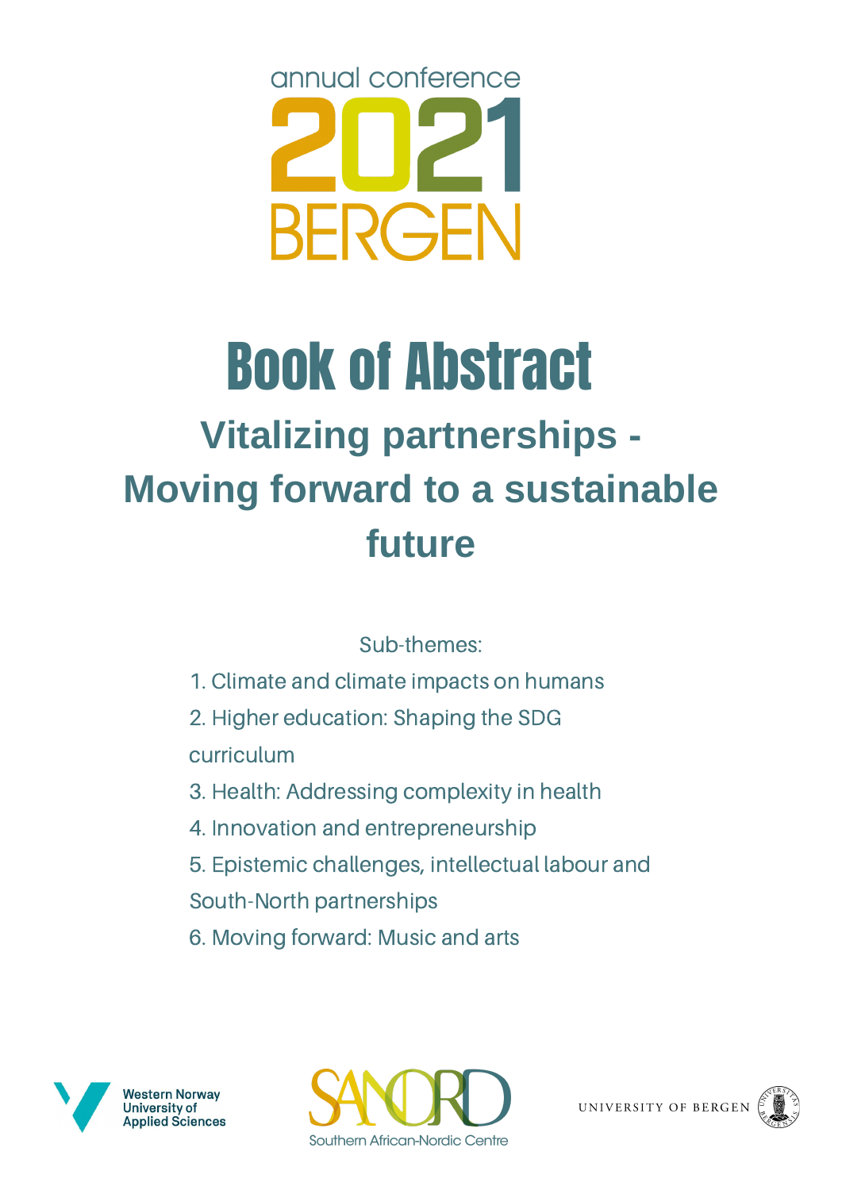annual conference

2021

BERGEN

# Book of Abstract

## Vitalizing partnerships - Moving forward to a sustainable future

Sub-themes:

1. Climate and climate impacts on humans
2. Higher education: Shaping the SDG curriculum
3. Health: Addressing complexity in health
4. Innovation and entrepreneurship
5. Epistemic challenges, intellectual labour and South-North partnerships
6. Moving forward: Music and arts

Western Norway University of Applied Sciences

SANORD Southern African-Nordic Centre

UNIVERSITY OF BERGEN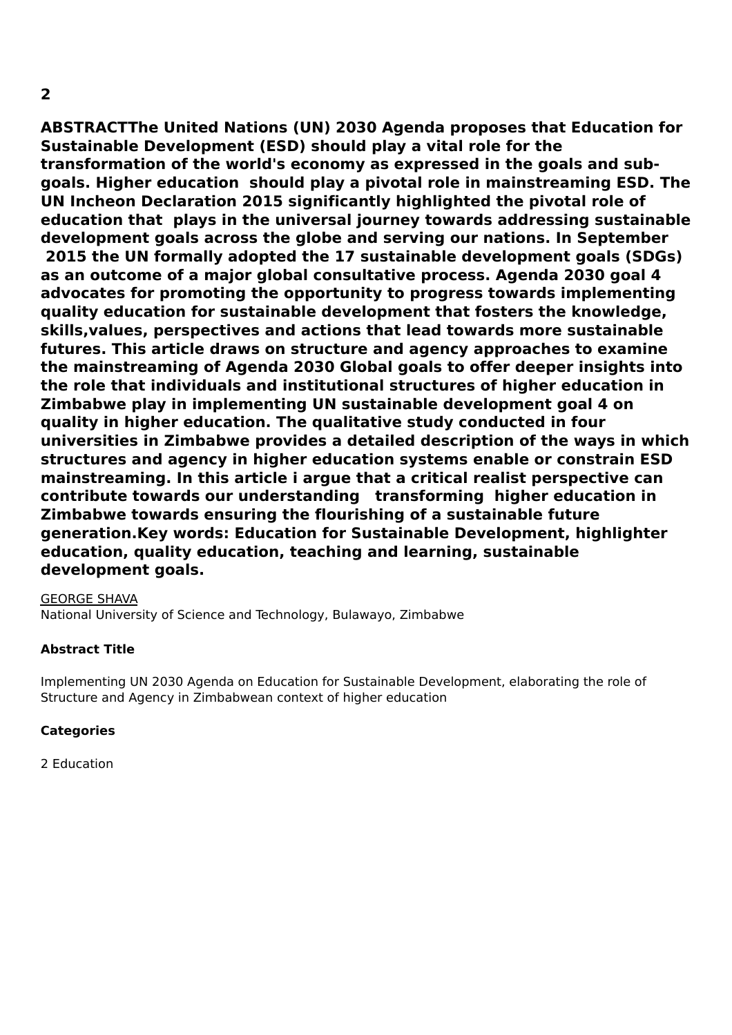**ABSTRACTThe United Nations (UN) 2030 Agenda proposes that Education for Sustainable Development (ESD) should play a vital role for the transformation of the world's economy as expressed in the goals and sub-goals. Higher education should play a pivotal role in mainstreaming ESD. The UN Incheon Declaration 2015 significantly highlighted the pivotal role of education that plays in the universal journey towards addressing sustainable development goals across the globe and serving our nations. In September 2015 the UN formally adopted the 17 sustainable development goals (SDGs) as an outcome of a major global consultative process. Agenda 2030 goal 4 advocates for promoting the opportunity to progress towards implementing quality education for sustainable development that fosters the knowledge, skills,values, perspectives and actions that lead towards more sustainable futures. This article draws on structure and agency approaches to examine the mainstreaming of Agenda 2030 Global goals to offer deeper insights into the role that individuals and institutional structures of higher education in Zimbabwe play in implementing UN sustainable development goal 4 on quality in higher education. The qualitative study conducted in four universities in Zimbabwe provides a detailed description of the ways in which structures and agency in higher education systems enable or constrain ESD mainstreaming. In this article i argue that a critical realist perspective can contribute towards our understanding transforming higher education in Zimbabwe towards ensuring the flourishing of a sustainable future generation.Key words: Education for Sustainable Development, highlighter education, quality education, teaching and learning, sustainable development goals.**

GEORGE SHAVA
National University of Science and Technology, Bulawayo, Zimbabwe

**Abstract Title**

Implementing UN 2030 Agenda on Education for Sustainable Development, elaborating the role of Structure and Agency in Zimbabwean context of higher education

**Categories**

2 Education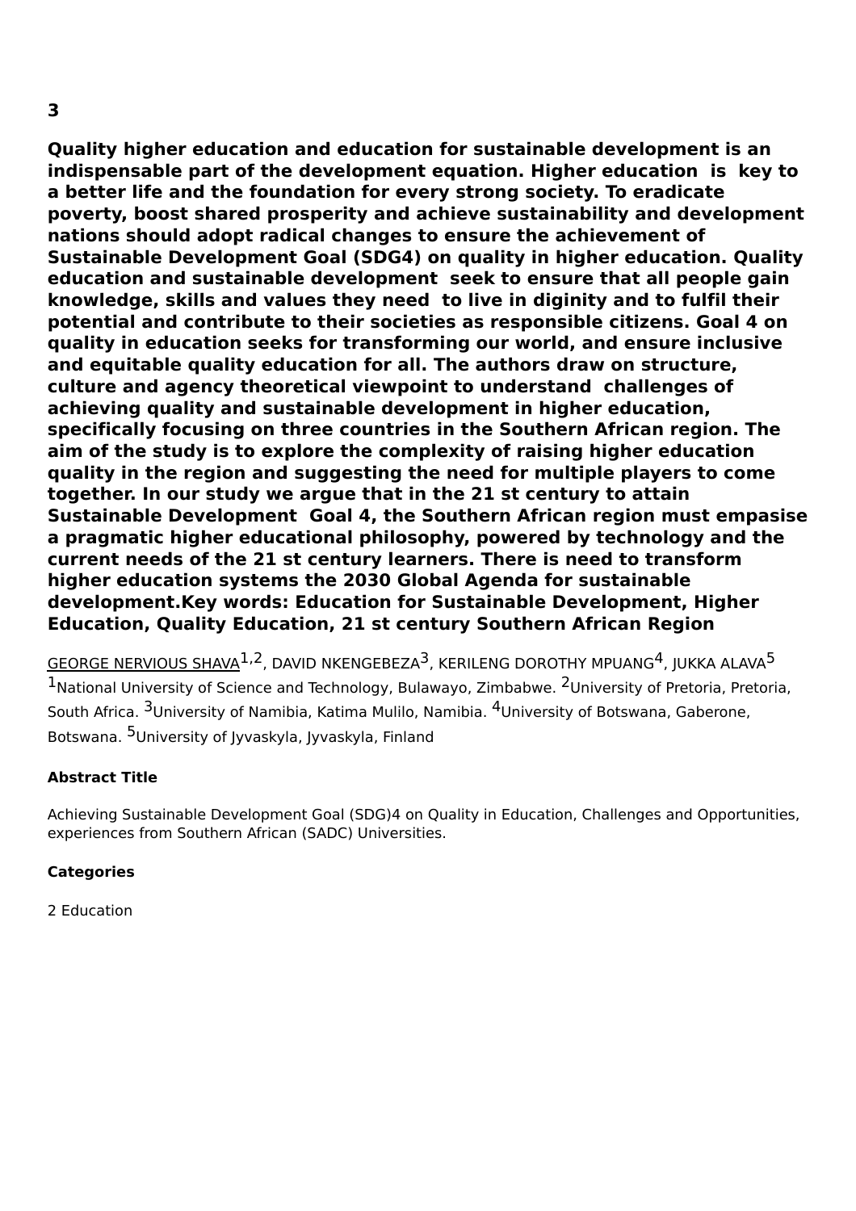**3**

**Quality higher education and education for sustainable development is an indispensable part of the development equation. Higher education is key to a better life and the foundation for every strong society. To eradicate poverty, boost shared prosperity and achieve sustainability and development nations should adopt radical changes to ensure the achievement of Sustainable Development Goal (SDG4) on quality in higher education. Quality education and sustainable development seek to ensure that all people gain knowledge, skills and values they need to live in diginity and to fulfil their potential and contribute to their societies as responsible citizens. Goal 4 on quality in education seeks for transforming our world, and ensure inclusive and equitable quality education for all. The authors draw on structure, culture and agency theoretical viewpoint to understand challenges of achieving quality and sustainable development in higher education, specifically focusing on three countries in the Southern African region. The aim of the study is to explore the complexity of raising higher education quality in the region and suggesting the need for multiple players to come together. In our study we argue that in the 21 st century to attain Sustainable Development Goal 4, the Southern African region must empasise a pragmatic higher educational philosophy, powered by technology and the current needs of the 21 st century learners. There is need to transform higher education systems the 2030 Global Agenda for sustainable development.Key words: Education for Sustainable Development, Higher Education, Quality Education, 21 st century Southern African Region**

GEORGE NERVIOUS SHAVA[1,2], DAVID NKENGEBEZA[3], KERILENG DOROTHY MPUANG[4], JUKKA ALAVA[5]
[1]National University of Science and Technology, Bulawayo, Zimbabwe. [2]University of Pretoria, Pretoria, South Africa. [3]University of Namibia, Katima Mulilo, Namibia. [4]University of Botswana, Gaberone, Botswana. [5]University of Jyvaskyla, Jyvaskyla, Finland

**Abstract Title**

Achieving Sustainable Development Goal (SDG)4 on Quality in Education, Challenges and Opportunities, experiences from Southern African (SADC) Universities.

**Categories**

2 Education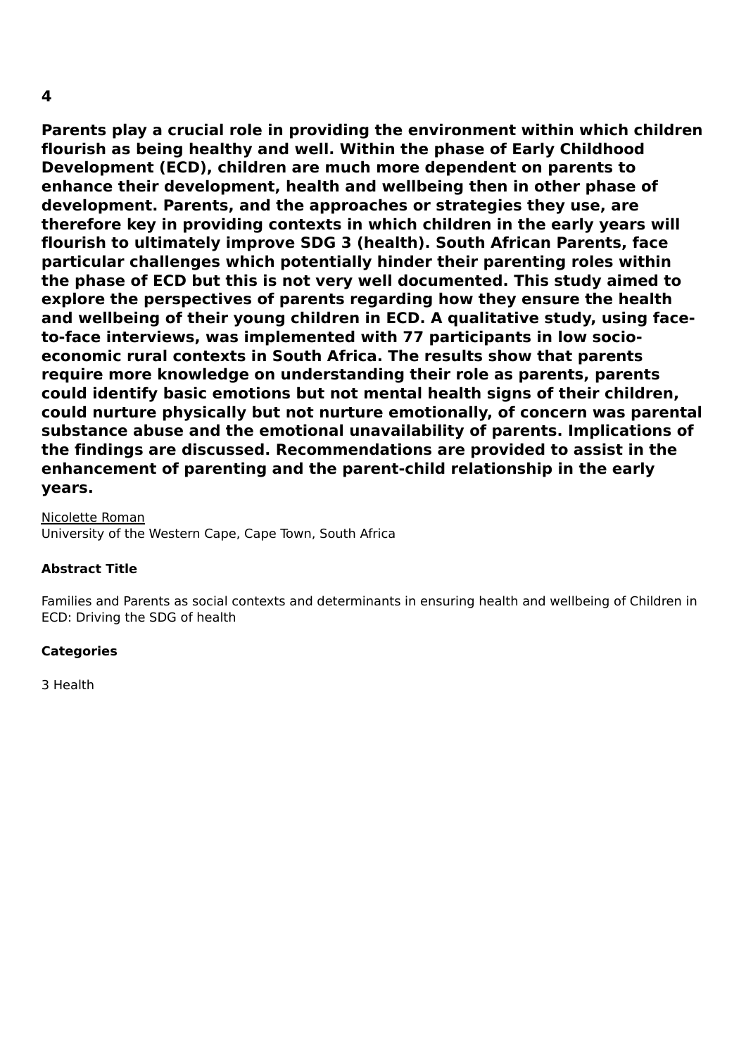**4**

**Parents play a crucial role in providing the environment within which children flourish as being healthy and well. Within the phase of Early Childhood Development (ECD), children are much more dependent on parents to enhance their development, health and wellbeing then in other phase of development. Parents, and the approaches or strategies they use, are therefore key in providing contexts in which children in the early years will flourish to ultimately improve SDG 3 (health). South African Parents, face particular challenges which potentially hinder their parenting roles within the phase of ECD but this is not very well documented. This study aimed to explore the perspectives of parents regarding how they ensure the health and wellbeing of their young children in ECD. A qualitative study, using face-to-face interviews, was implemented with 77 participants in low socio-economic rural contexts in South Africa. The results show that parents require more knowledge on understanding their role as parents, parents could identify basic emotions but not mental health signs of their children, could nurture physically but not nurture emotionally, of concern was parental substance abuse and the emotional unavailability of parents. Implications of the findings are discussed. Recommendations are provided to assist in the enhancement of parenting and the parent-child relationship in the early years.**

Nicolette Roman
University of the Western Cape, Cape Town, South Africa

**Abstract Title**

Families and Parents as social contexts and determinants in ensuring health and wellbeing of Children in ECD: Driving the SDG of health

**Categories**

3 Health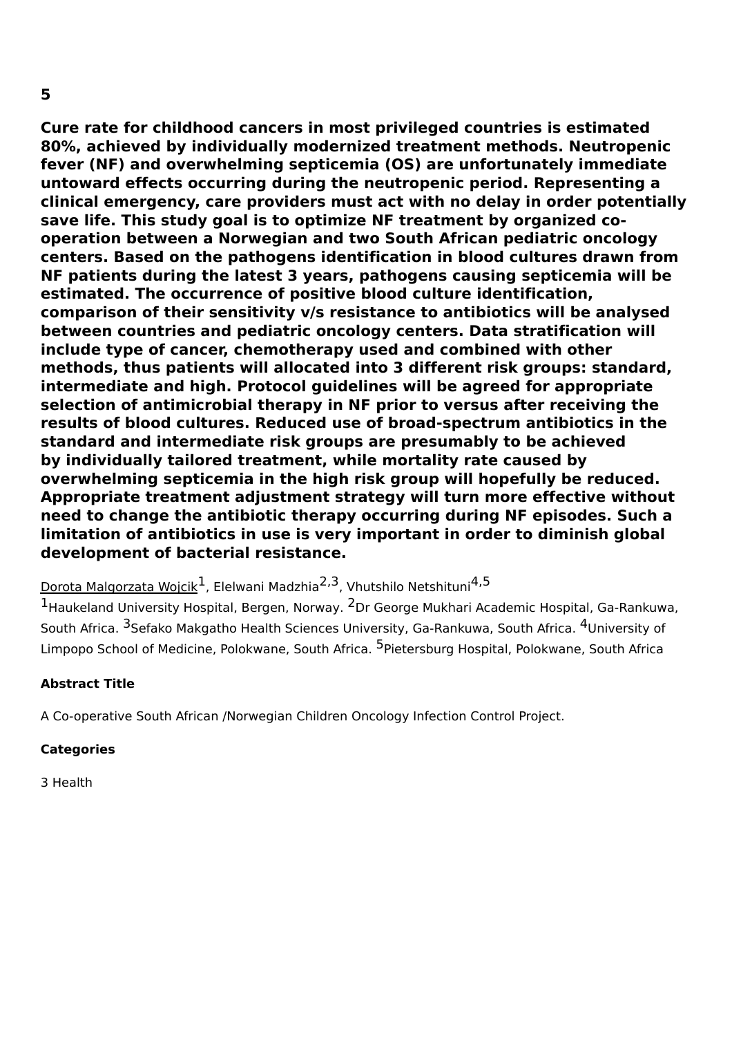**5**

**Cure rate for childhood cancers in most privileged countries is estimated 80%, achieved by individually modernized treatment methods. Neutropenic fever (NF) and overwhelming septicemia (OS) are unfortunately immediate untoward effects occurring during the neutropenic period. Representing a clinical emergency, care providers must act with no delay in order potentially save life. This study goal is to optimize NF treatment by organized co-operation between a Norwegian and two South African pediatric oncology centers. Based on the pathogens identification in blood cultures drawn from NF patients during the latest 3 years, pathogens causing septicemia will be estimated. The occurrence of positive blood culture identification, comparison of their sensitivity v/s resistance to antibiotics will be analysed between countries and pediatric oncology centers. Data stratification will include type of cancer, chemotherapy used and combined with other methods, thus patients will allocated into 3 different risk groups: standard, intermediate and high. Protocol guidelines will be agreed for appropriate selection of antimicrobial therapy in NF prior to versus after receiving the results of blood cultures. Reduced use of broad-spectrum antibiotics in the standard and intermediate risk groups are presumably to be achieved by individually tailored treatment, while mortality rate caused by overwhelming septicemia in the high risk group will hopefully be reduced. Appropriate treatment adjustment strategy will turn more effective without need to change the antibiotic therapy occurring during NF episodes. Such a limitation of antibiotics in use is very important in order to diminish global development of bacterial resistance.**

Dorota Malgorzata Wojcik[1], Elelwani Madzhia[2,3], Vhutshilo Netshituni[4,5]

[1]Haukeland University Hospital, Bergen, Norway. [2]Dr George Mukhari Academic Hospital, Ga-Rankuwa, South Africa. [3]Sefako Makgatho Health Sciences University, Ga-Rankuwa, South Africa. [4]University of Limpopo School of Medicine, Polokwane, South Africa. [5]Pietersburg Hospital, Polokwane, South Africa

**Abstract Title**

A Co-operative South African /Norwegian Children Oncology Infection Control Project.

**Categories**

3 Health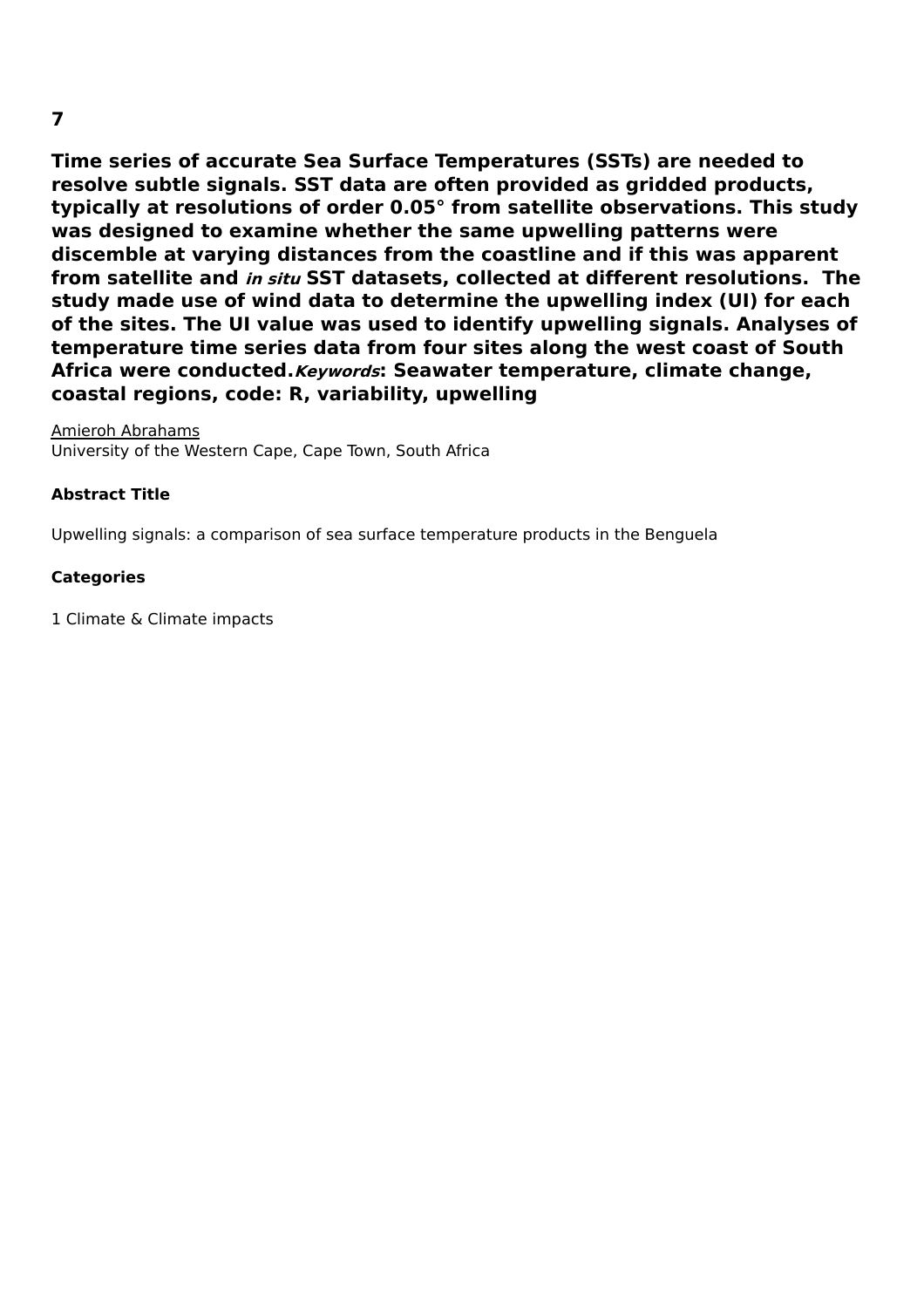**7**

**Time series of accurate Sea Surface Temperatures (SSTs) are needed to resolve subtle signals. SST data are often provided as gridded products, typically at resolutions of order 0.05° from satellite observations. This study was designed to examine whether the same upwelling patterns were discemble at varying distances from the coastline and if this was apparent from satellite and *in situ* SST datasets, collected at different resolutions. The study made use of wind data to determine the upwelling index (UI) for each of the sites. The UI value was used to identify upwelling signals. Analyses of temperature time series data from four sites along the west coast of South Africa were conducted.*Keywords*: Seawater temperature, climate change, coastal regions, code: R, variability, upwelling**

Amieroh Abrahams
University of the Western Cape, Cape Town, South Africa

**Abstract Title**

Upwelling signals: a comparison of sea surface temperature products in the Benguela

**Categories**

1 Climate & Climate impacts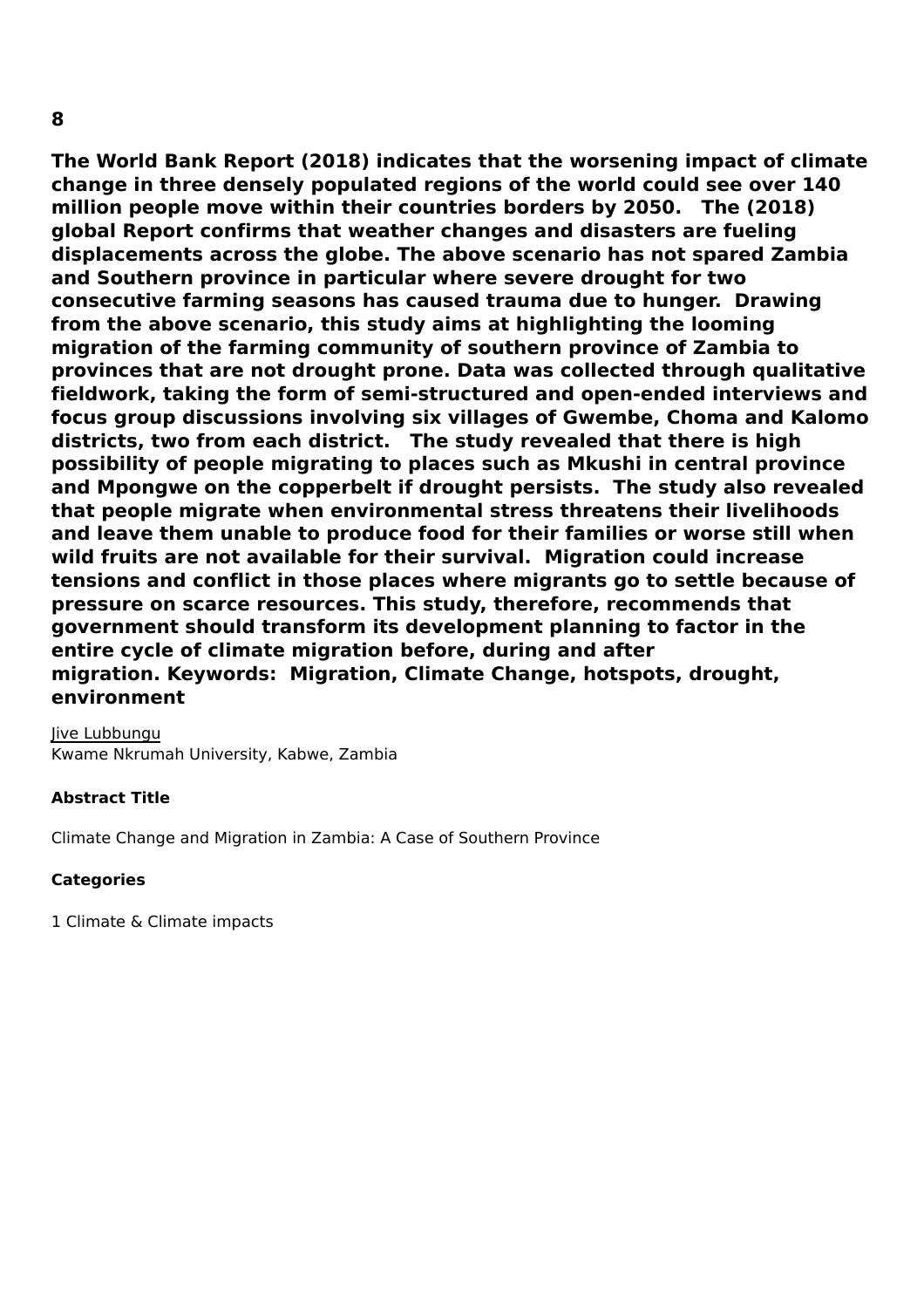**8**

**The World Bank Report (2018) indicates that the worsening impact of climate change in three densely populated regions of the world could see over 140 million people move within their countries borders by 2050. The (2018) global Report confirms that weather changes and disasters are fueling displacements across the globe. The above scenario has not spared Zambia and Southern province in particular where severe drought for two consecutive farming seasons has caused trauma due to hunger. Drawing from the above scenario, this study aims at highlighting the looming migration of the farming community of southern province of Zambia to provinces that are not drought prone. Data was collected through qualitative fieldwork, taking the form of semi-structured and open-ended interviews and focus group discussions involving six villages of Gwembe, Choma and Kalomo districts, two from each district. The study revealed that there is high possibility of people migrating to places such as Mkushi in central province and Mpongwe on the copperbelt if drought persists. The study also revealed that people migrate when environmental stress threatens their livelihoods and leave them unable to produce food for their families or worse still when wild fruits are not available for their survival. Migration could increase tensions and conflict in those places where migrants go to settle because of pressure on scarce resources. This study, therefore, recommends that government should transform its development planning to factor in the entire cycle of climate migration before, during and after migration. Keywords: Migration, Climate Change, hotspots, drought, environment**

Jive Lubbungu
Kwame Nkrumah University, Kabwe, Zambia

**Abstract Title**

Climate Change and Migration in Zambia: A Case of Southern Province

**Categories**

1 Climate & Climate impacts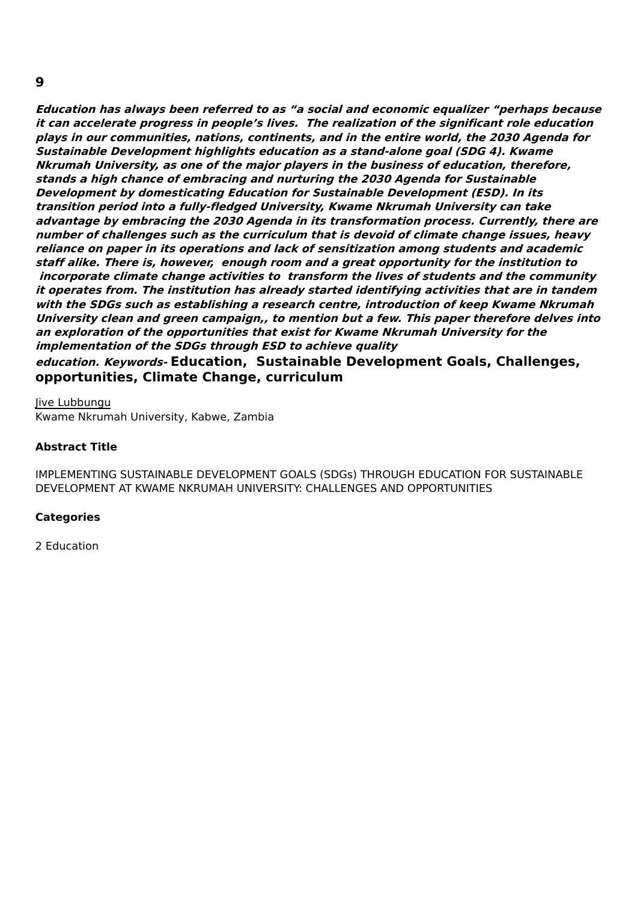**9**

***Education has always been referred to as "a social and economic equalizer "perhaps because it can accelerate progress in people's lives. The realization of the significant role education plays in our communities, nations, continents, and in the entire world, the 2030 Agenda for Sustainable Development highlights education as a stand-alone goal (SDG 4). Kwame Nkrumah University, as one of the major players in the business of education, therefore, stands a high chance of embracing and nurturing the 2030 Agenda for Sustainable Development by domesticating Education for Sustainable Development (ESD). In its transition period into a fully-fledged University, Kwame Nkrumah University can take advantage by embracing the 2030 Agenda in its transformation process. Currently, there are number of challenges such as the curriculum that is devoid of climate change issues, heavy reliance on paper in its operations and lack of sensitization among students and academic staff alike. There is, however, enough room and a great opportunity for the institution to incorporate climate change activities to transform the lives of students and the community it operates from. The institution has already started identifying activities that are in tandem with the SDGs such as establishing a research centre, introduction of keep Kwame Nkrumah University clean and green campaign,, to mention but a few. This paper therefore delves into an exploration of the opportunities that exist for Kwame Nkrumah University for the implementation of the SDGs through ESD to achieve quality education. Keywords-*** **Education, Sustainable Development Goals, Challenges, opportunities, Climate Change, curriculum**

Jive Lubbungu
Kwame Nkrumah University, Kabwe, Zambia

**Abstract Title**

IMPLEMENTING SUSTAINABLE DEVELOPMENT GOALS (SDGs) THROUGH EDUCATION FOR SUSTAINABLE DEVELOPMENT AT KWAME NKRUMAH UNIVERSITY: CHALLENGES AND OPPORTUNITIES

**Categories**

2 Education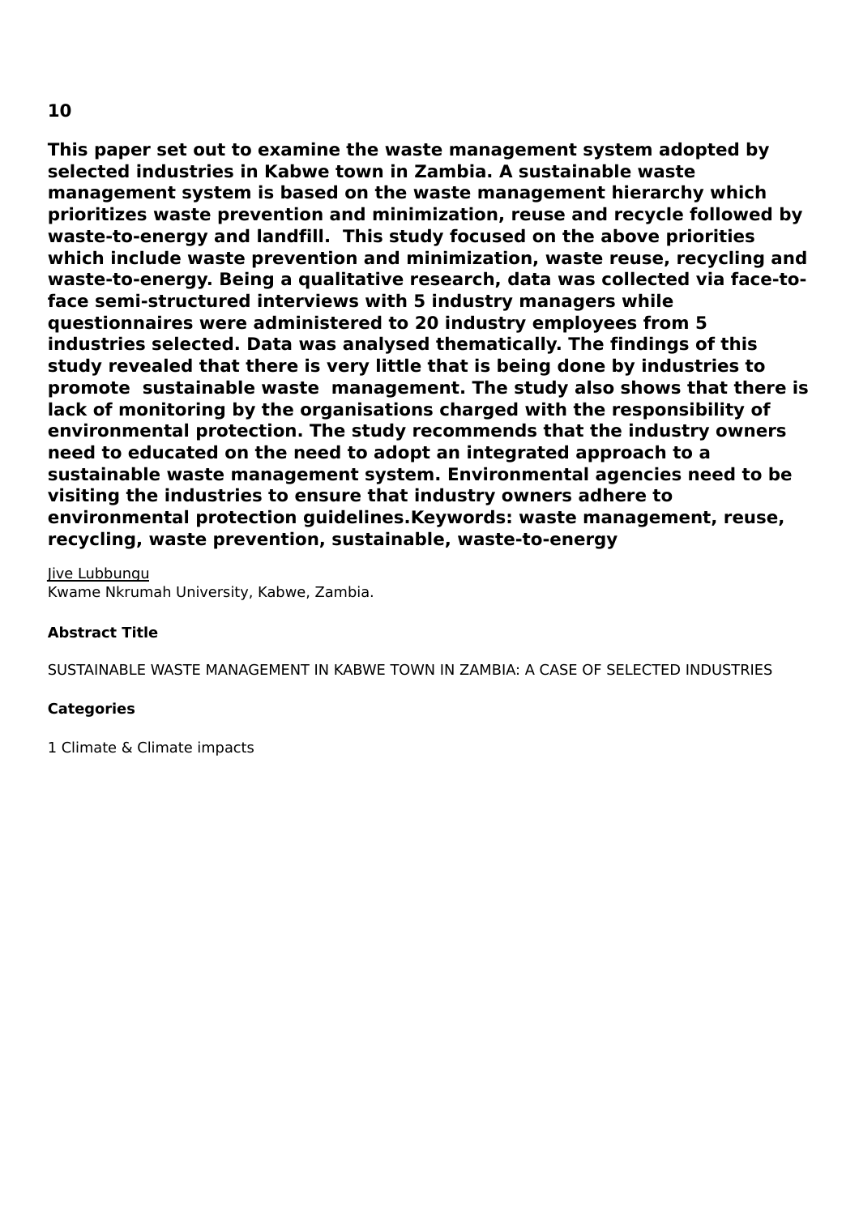**10**

**This paper set out to examine the waste management system adopted by selected industries in Kabwe town in Zambia. A sustainable waste management system is based on the waste management hierarchy which prioritizes waste prevention and minimization, reuse and recycle followed by waste-to-energy and landfill.  This study focused on the above priorities which include waste prevention and minimization, waste reuse, recycling and waste-to-energy. Being a qualitative research, data was collected via face-to-face semi-structured interviews with 5 industry managers while questionnaires were administered to 20 industry employees from 5 industries selected. Data was analysed thematically. The findings of this study revealed that there is very little that is being done by industries to promote  sustainable waste  management. The study also shows that there is lack of monitoring by the organisations charged with the responsibility of environmental protection. The study recommends that the industry owners need to educated on the need to adopt an integrated approach to a sustainable waste management system. Environmental agencies need to be visiting the industries to ensure that industry owners adhere to environmental protection guidelines.Keywords: waste management, reuse, recycling, waste prevention, sustainable, waste-to-energy**

<u>Jive Lubbungu</u>
Kwame Nkrumah University, Kabwe, Zambia.

**Abstract Title**

SUSTAINABLE WASTE MANAGEMENT IN KABWE TOWN IN ZAMBIA: A CASE OF SELECTED INDUSTRIES

**Categories**

1 Climate & Climate impacts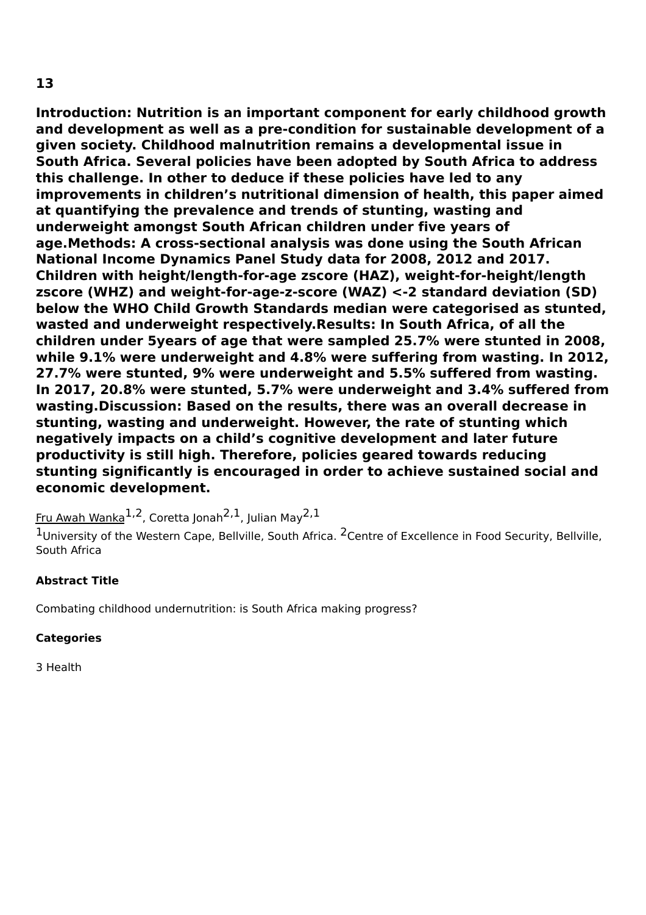**13**

**Introduction: Nutrition is an important component for early childhood growth and development as well as a pre-condition for sustainable development of a given society. Childhood malnutrition remains a developmental issue in South Africa. Several policies have been adopted by South Africa to address this challenge. In other to deduce if these policies have led to any improvements in children's nutritional dimension of health, this paper aimed at quantifying the prevalence and trends of stunting, wasting and underweight amongst South African children under five years of age.Methods: A cross-sectional analysis was done using the South African National Income Dynamics Panel Study data for 2008, 2012 and 2017. Children with height/length-for-age zscore (HAZ), weight-for-height/length zscore (WHZ) and weight-for-age-z-score (WAZ) <-2 standard deviation (SD) below the WHO Child Growth Standards median were categorised as stunted, wasted and underweight respectively.Results: In South Africa, of all the children under 5years of age that were sampled 25.7% were stunted in 2008, while 9.1% were underweight and 4.8% were suffering from wasting. In 2012, 27.7% were stunted, 9% were underweight and 5.5% suffered from wasting. In 2017, 20.8% were stunted, 5.7% were underweight and 3.4% suffered from wasting.Discussion: Based on the results, there was an overall decrease in stunting, wasting and underweight. However, the rate of stunting which negatively impacts on a child's cognitive development and later future productivity is still high. Therefore, policies geared towards reducing stunting significantly is encouraged in order to achieve sustained social and economic development.**

Fru Awah Wanka[1,2], Coretta Jonah[2,1], Julian May[2,1]

[1]University of the Western Cape, Bellville, South Africa. [2]Centre of Excellence in Food Security, Bellville, South Africa

**Abstract Title**

Combating childhood undernutrition: is South Africa making progress?

**Categories**

3 Health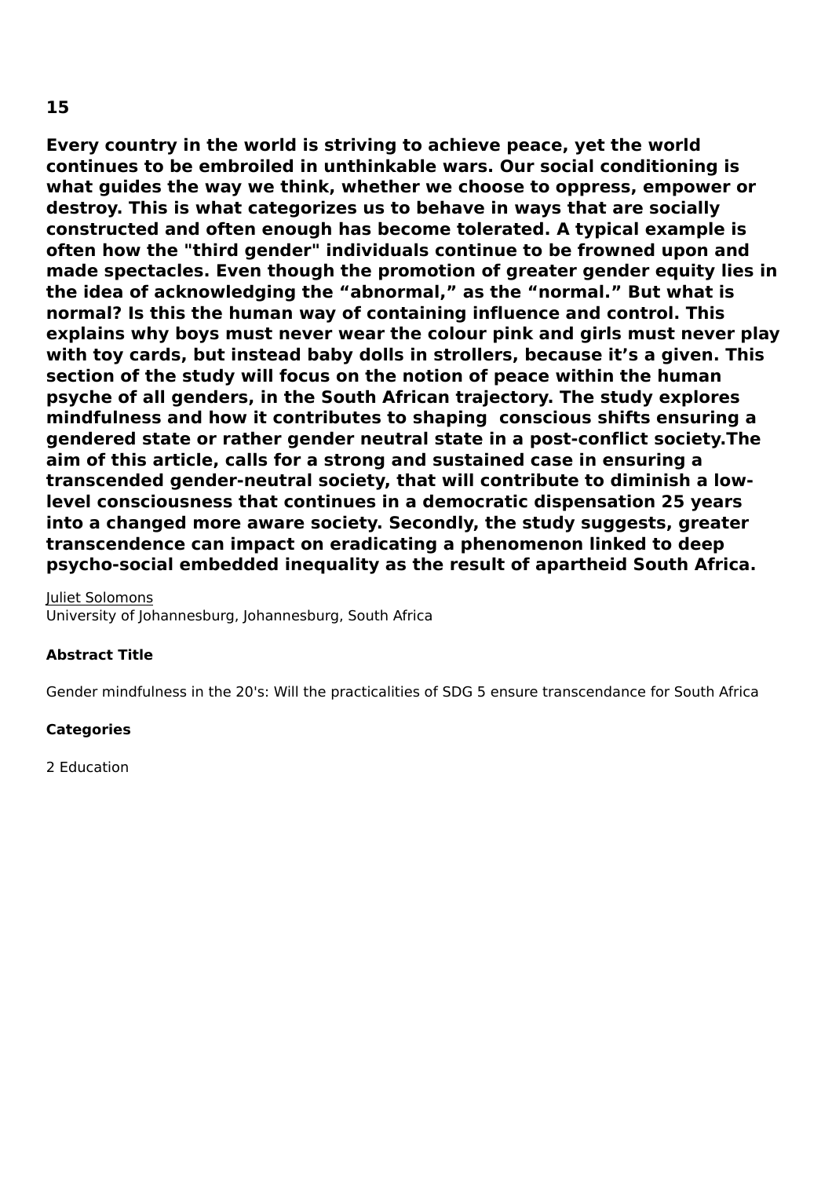**15**

**Every country in the world is striving to achieve peace, yet the world continues to be embroiled in unthinkable wars. Our social conditioning is what guides the way we think, whether we choose to oppress, empower or destroy. This is what categorizes us to behave in ways that are socially constructed and often enough has become tolerated. A typical example is often how the "third gender" individuals continue to be frowned upon and made spectacles. Even though the promotion of greater gender equity lies in the idea of acknowledging the “abnormal,” as the “normal.” But what is normal? Is this the human way of containing influence and control. This explains why boys must never wear the colour pink and girls must never play with toy cards, but instead baby dolls in strollers, because it’s a given. This section of the study will focus on the notion of peace within the human psyche of all genders, in the South African trajectory. The study explores mindfulness and how it contributes to shaping conscious shifts ensuring a gendered state or rather gender neutral state in a post-conflict society.The aim of this article, calls for a strong and sustained case in ensuring a transcended gender-neutral society, that will contribute to diminish a low-level consciousness that continues in a democratic dispensation 25 years into a changed more aware society. Secondly, the study suggests, greater transcendence can impact on eradicating a phenomenon linked to deep psycho-social embedded inequality as the result of apartheid South Africa.**

Juliet Solomons
University of Johannesburg, Johannesburg, South Africa

**Abstract Title**

Gender mindfulness in the 20's: Will the practicalities of SDG 5 ensure transcendance for South Africa

**Categories**

2 Education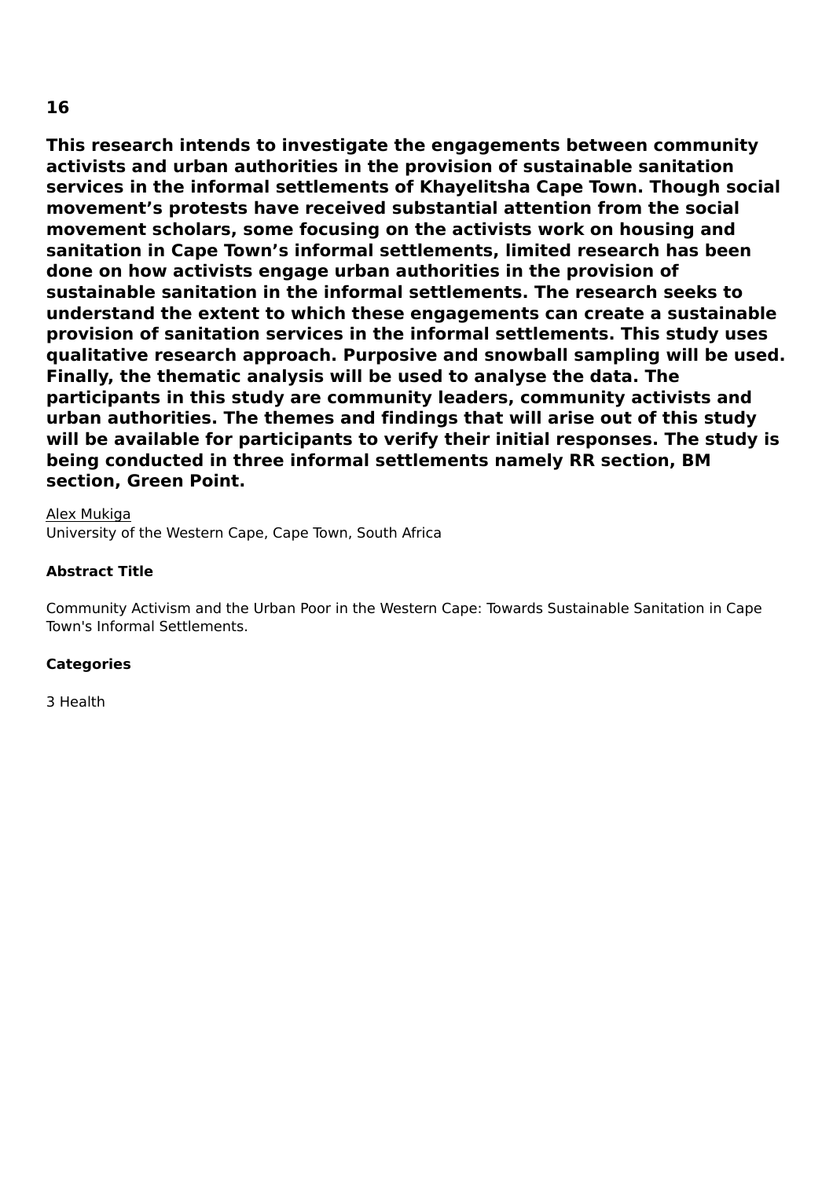**16**

**This research intends to investigate the engagements between community activists and urban authorities in the provision of sustainable sanitation services in the informal settlements of Khayelitsha Cape Town. Though social movement's protests have received substantial attention from the social movement scholars, some focusing on the activists work on housing and sanitation in Cape Town's informal settlements, limited research has been done on how activists engage urban authorities in the provision of sustainable sanitation in the informal settlements. The research seeks to understand the extent to which these engagements can create a sustainable provision of sanitation services in the informal settlements. This study uses qualitative research approach. Purposive and snowball sampling will be used. Finally, the thematic analysis will be used to analyse the data. The participants in this study are community leaders, community activists and urban authorities. The themes and findings that will arise out of this study will be available for participants to verify their initial responses. The study is being conducted in three informal settlements namely RR section, BM section, Green Point.**

Alex Mukiga
University of the Western Cape, Cape Town, South Africa

**Abstract Title**

Community Activism and the Urban Poor in the Western Cape: Towards Sustainable Sanitation in Cape Town's Informal Settlements.

**Categories**

3 Health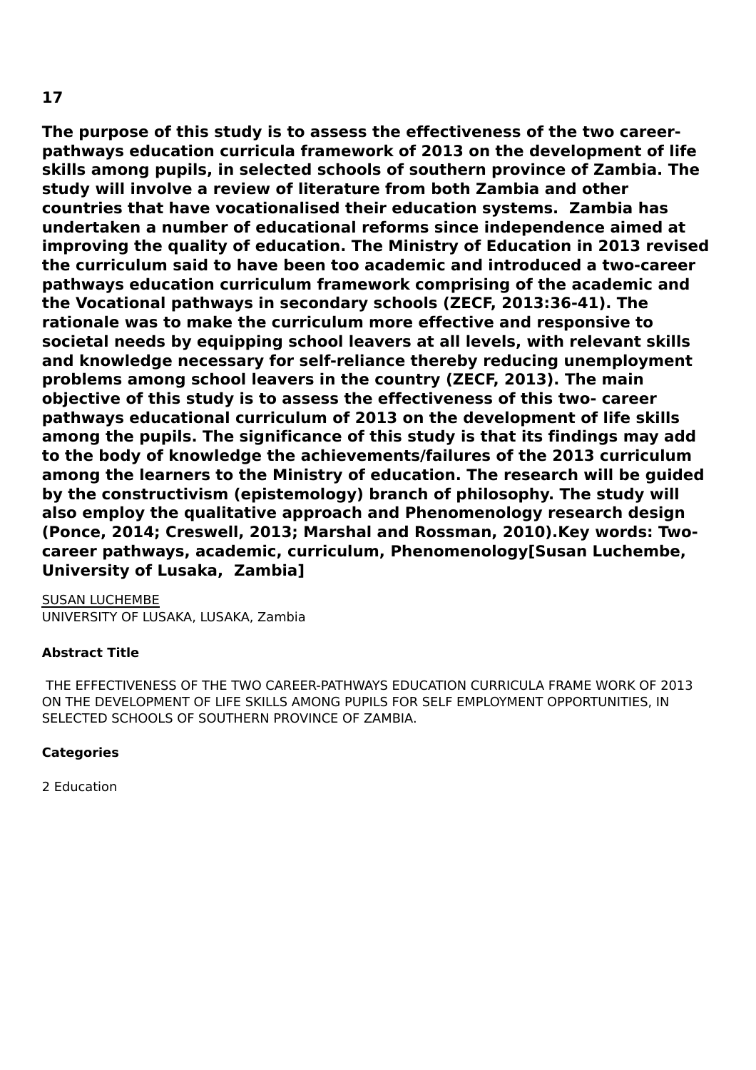**17**

**The purpose of this study is to assess the effectiveness of the two career-pathways education curricula framework of 2013 on the development of life skills among pupils, in selected schools of southern province of Zambia. The study will involve a review of literature from both Zambia and other countries that have vocationalised their education systems.  Zambia has undertaken a number of educational reforms since independence aimed at improving the quality of education. The Ministry of Education in 2013 revised the curriculum said to have been too academic and introduced a two-career pathways education curriculum framework comprising of the academic and the Vocational pathways in secondary schools (ZECF, 2013:36-41). The rationale was to make the curriculum more effective and responsive to societal needs by equipping school leavers at all levels, with relevant skills and knowledge necessary for self-reliance thereby reducing unemployment problems among school leavers in the country (ZECF, 2013). The main objective of this study is to assess the effectiveness of this two- career pathways educational curriculum of 2013 on the development of life skills among the pupils. The significance of this study is that its findings may add to the body of knowledge the achievements/failures of the 2013 curriculum among the learners to the Ministry of education. The research will be guided by the constructivism (epistemology) branch of philosophy. The study will also employ the qualitative approach and Phenomenology research design (Ponce, 2014; Creswell, 2013; Marshal and Rossman, 2010).Key words: Two-career pathways, academic, curriculum, Phenomenology[Susan Luchembe, University of Lusaka,  Zambia]**

SUSAN LUCHEMBE
UNIVERSITY OF LUSAKA, LUSAKA, Zambia

**Abstract Title**

THE EFFECTIVENESS OF THE TWO CAREER-PATHWAYS EDUCATION CURRICULA FRAME WORK OF 2013 ON THE DEVELOPMENT OF LIFE SKILLS AMONG PUPILS FOR SELF EMPLOYMENT OPPORTUNITIES, IN SELECTED SCHOOLS OF SOUTHERN PROVINCE OF ZAMBIA.

**Categories**

2 Education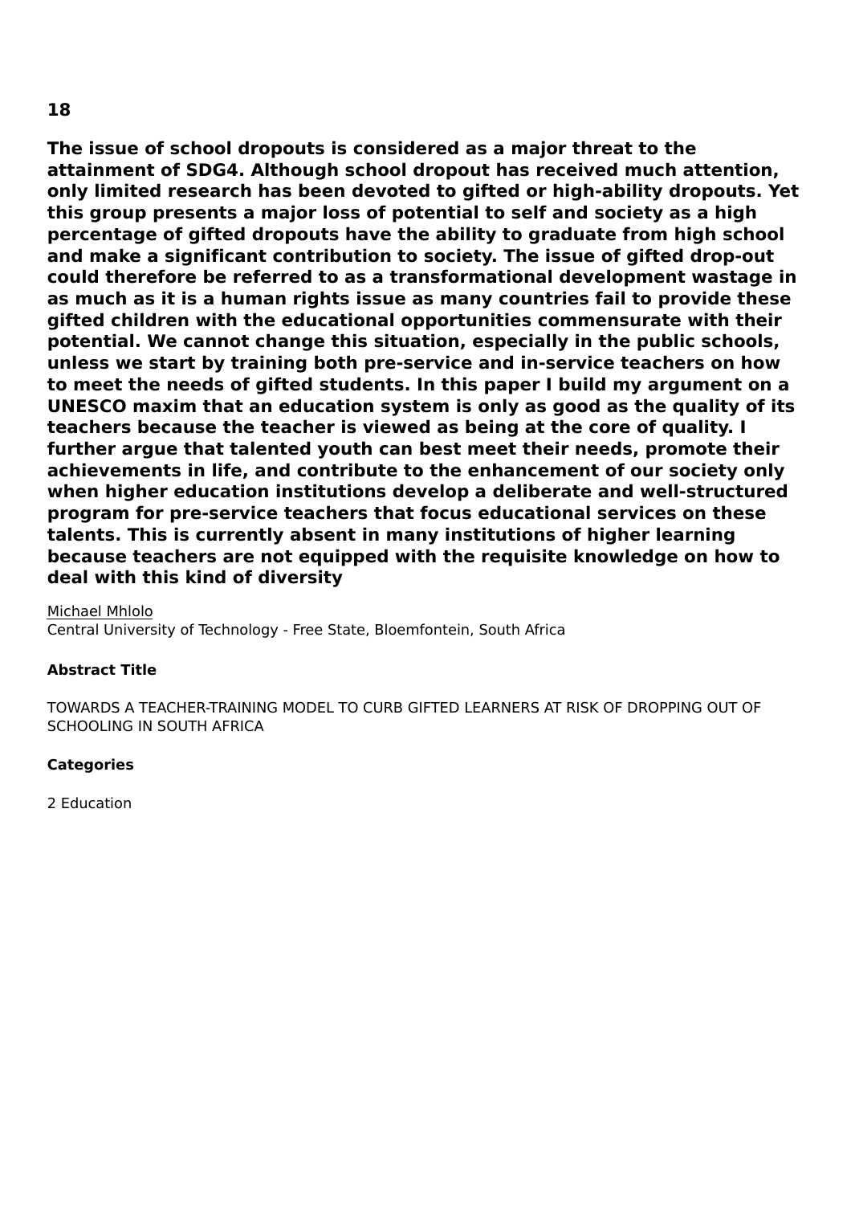**18**

**The issue of school dropouts is considered as a major threat to the attainment of SDG4. Although school dropout has received much attention, only limited research has been devoted to gifted or high-ability dropouts. Yet this group presents a major loss of potential to self and society as a high percentage of gifted dropouts have the ability to graduate from high school and make a significant contribution to society. The issue of gifted drop-out could therefore be referred to as a transformational development wastage in as much as it is a human rights issue as many countries fail to provide these gifted children with the educational opportunities commensurate with their potential. We cannot change this situation, especially in the public schools, unless we start by training both pre-service and in-service teachers on how to meet the needs of gifted students. In this paper I build my argument on a UNESCO maxim that an education system is only as good as the quality of its teachers because the teacher is viewed as being at the core of quality. I further argue that talented youth can best meet their needs, promote their achievements in life, and contribute to the enhancement of our society only when higher education institutions develop a deliberate and well-structured program for pre-service teachers that focus educational services on these talents. This is currently absent in many institutions of higher learning because teachers are not equipped with the requisite knowledge on how to deal with this kind of diversity**

Michael Mhlolo
Central University of Technology - Free State, Bloemfontein, South Africa

**Abstract Title**

TOWARDS A TEACHER-TRAINING MODEL TO CURB GIFTED LEARNERS AT RISK OF DROPPING OUT OF SCHOOLING IN SOUTH AFRICA

**Categories**

2 Education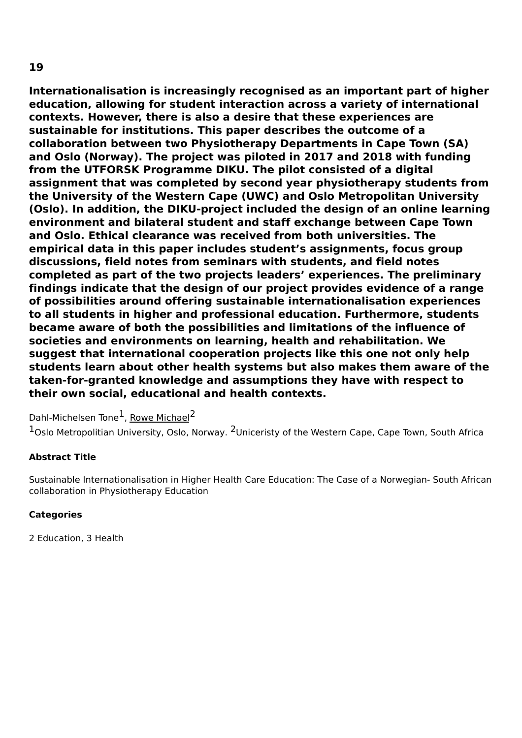**19**

**Internationalisation is increasingly recognised as an important part of higher education, allowing for student interaction across a variety of international contexts. However, there is also a desire that these experiences are sustainable for institutions. This paper describes the outcome of a collaboration between two Physiotherapy Departments in Cape Town (SA) and Oslo (Norway). The project was piloted in 2017 and 2018 with funding from the UTFORSK Programme DIKU. The pilot consisted of a digital assignment that was completed by second year physiotherapy students from the University of the Western Cape (UWC) and Oslo Metropolitan University (Oslo). In addition, the DIKU-project included the design of an online learning environment and bilateral student and staff exchange between Cape Town and Oslo. Ethical clearance was received from both universities. The empirical data in this paper includes student's assignments, focus group discussions, field notes from seminars with students, and field notes completed as part of the two projects leaders' experiences. The preliminary findings indicate that the design of our project provides evidence of a range of possibilities around offering sustainable internationalisation experiences to all students in higher and professional education. Furthermore, students became aware of both the possibilities and limitations of the influence of societies and environments on learning, health and rehabilitation. We suggest that international cooperation projects like this one not only help students learn about other health systems but also makes them aware of the taken-for-granted knowledge and assumptions they have with respect to their own social, educational and health contexts.**

Dahl-Michelsen Tone[1], Rowe Michael[2]

[1]Oslo Metropolitian University, Oslo, Norway. [2]Uniceristy of the Western Cape, Cape Town, South Africa

**Abstract Title**

Sustainable Internationalisation in Higher Health Care Education: The Case of a Norwegian- South African collaboration in Physiotherapy Education

**Categories**

2 Education, 3 Health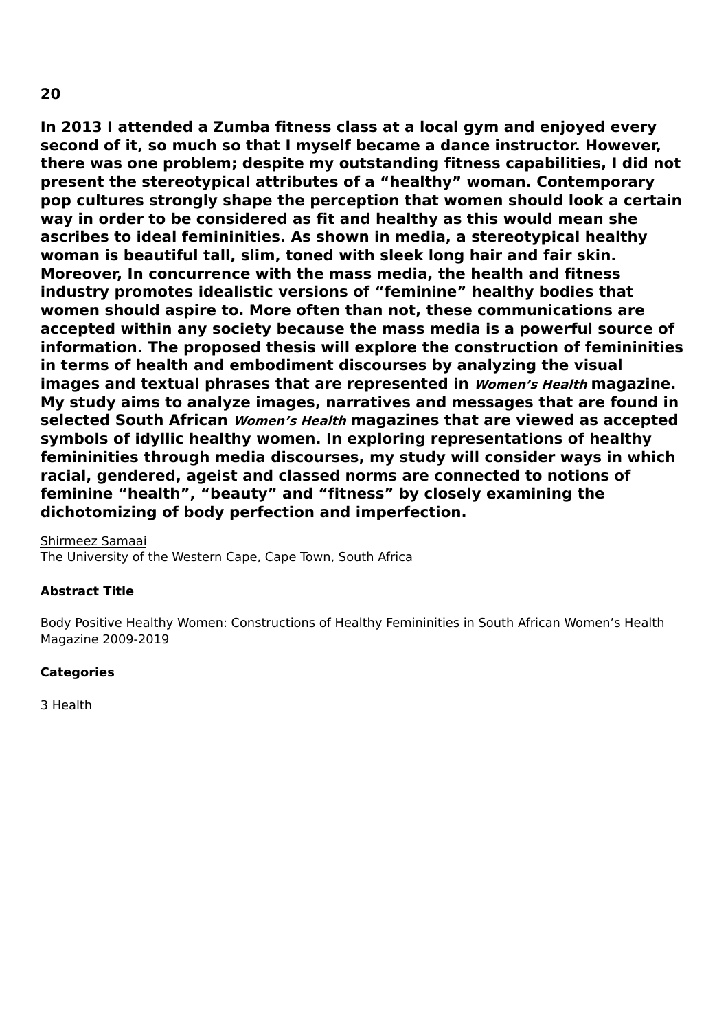**20**

**In 2013 I attended a Zumba fitness class at a local gym and enjoyed every second of it, so much so that I myself became a dance instructor. However, there was one problem; despite my outstanding fitness capabilities, I did not present the stereotypical attributes of a "healthy" woman. Contemporary pop cultures strongly shape the perception that women should look a certain way in order to be considered as fit and healthy as this would mean she ascribes to ideal femininities. As shown in media, a stereotypical healthy woman is beautiful tall, slim, toned with sleek long hair and fair skin. Moreover, In concurrence with the mass media, the health and fitness industry promotes idealistic versions of "feminine" healthy bodies that women should aspire to. More often than not, these communications are accepted within any society because the mass media is a powerful source of information. The proposed thesis will explore the construction of femininities in terms of health and embodiment discourses by analyzing the visual images and textual phrases that are represented in *Women's Health* magazine. My study aims to analyze images, narratives and messages that are found in selected South African *Women's Health* magazines that are viewed as accepted symbols of idyllic healthy women. In exploring representations of healthy femininities through media discourses, my study will consider ways in which racial, gendered, ageist and classed norms are connected to notions of feminine "health", "beauty" and "fitness" by closely examining the dichotomizing of body perfection and imperfection.**

<u>Shirmeez Samaai</u>
The University of the Western Cape, Cape Town, South Africa

**Abstract Title**

Body Positive Healthy Women: Constructions of Healthy Femininities in South African Women's Health Magazine 2009-2019

**Categories**

3 Health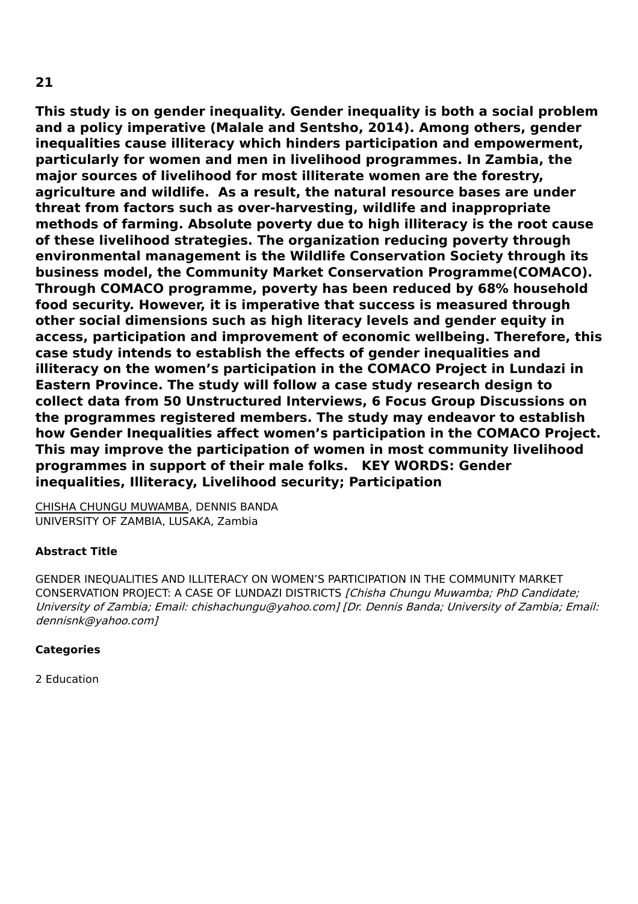**21**

**This study is on gender inequality. Gender inequality is both a social problem and a policy imperative (Malale and Sentsho, 2014). Among others, gender inequalities cause illiteracy which hinders participation and empowerment, particularly for women and men in livelihood programmes. In Zambia, the major sources of livelihood for most illiterate women are the forestry, agriculture and wildlife. As a result, the natural resource bases are under threat from factors such as over-harvesting, wildlife and inappropriate methods of farming. Absolute poverty due to high illiteracy is the root cause of these livelihood strategies. The organization reducing poverty through environmental management is the Wildlife Conservation Society through its business model, the Community Market Conservation Programme(COMACO). Through COMACO programme, poverty has been reduced by 68% household food security. However, it is imperative that success is measured through other social dimensions such as high literacy levels and gender equity in access, participation and improvement of economic wellbeing. Therefore, this case study intends to establish the effects of gender inequalities and illiteracy on the women's participation in the COMACO Project in Lundazi in Eastern Province. The study will follow a case study research design to collect data from 50 Unstructured Interviews, 6 Focus Group Discussions on the programmes registered members. The study may endeavor to establish how Gender Inequalities affect women's participation in the COMACO Project. This may improve the participation of women in most community livelihood programmes in support of their male folks. KEY WORDS: Gender inequalities, Illiteracy, Livelihood security; Participation**

CHISHA CHUNGU MUWAMBA, DENNIS BANDA
UNIVERSITY OF ZAMBIA, LUSAKA, Zambia

**Abstract Title**

GENDER INEQUALITIES AND ILLITERACY ON WOMEN'S PARTICIPATION IN THE COMMUNITY MARKET CONSERVATION PROJECT: A CASE OF LUNDAZI DISTRICTS *[Chisha Chungu Muwamba; PhD Candidate; University of Zambia; Email: chishachungu@yahoo.com] [Dr. Dennis Banda; University of Zambia; Email: dennisnk@yahoo.com]*

**Categories**

2 Education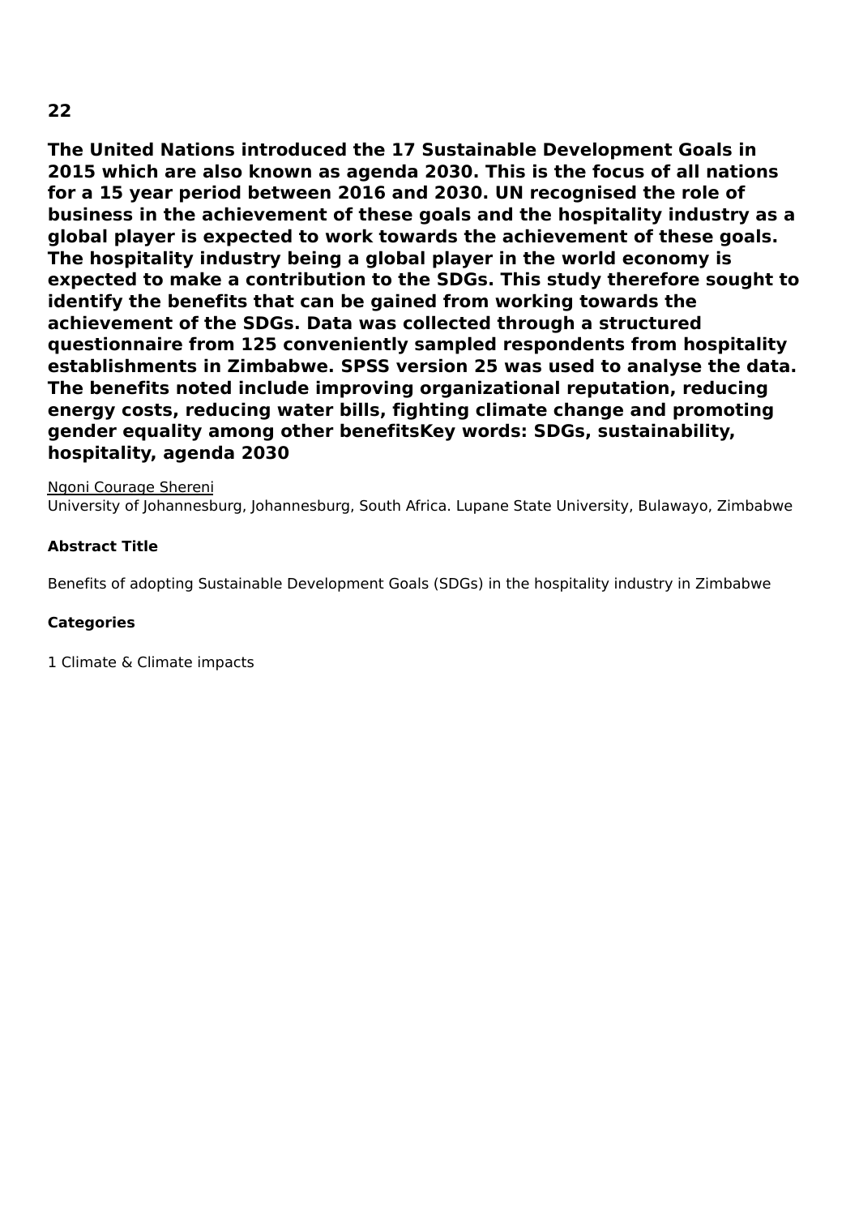**22**

**The United Nations introduced the 17 Sustainable Development Goals in 2015 which are also known as agenda 2030. This is the focus of all nations for a 15 year period between 2016 and 2030. UN recognised the role of business in the achievement of these goals and the hospitality industry as a global player is expected to work towards the achievement of these goals. The hospitality industry being a global player in the world economy is expected to make a contribution to the SDGs. This study therefore sought to identify the benefits that can be gained from working towards the achievement of the SDGs. Data was collected through a structured questionnaire from 125 conveniently sampled respondents from hospitality establishments in Zimbabwe. SPSS version 25 was used to analyse the data. The benefits noted include improving organizational reputation, reducing energy costs, reducing water bills, fighting climate change and promoting gender equality among other benefitsKey words: SDGs, sustainability, hospitality, agenda 2030**

Ngoni Courage Shereni

University of Johannesburg, Johannesburg, South Africa. Lupane State University, Bulawayo, Zimbabwe

**Abstract Title**

Benefits of adopting Sustainable Development Goals (SDGs) in the hospitality industry in Zimbabwe

**Categories**

1 Climate & Climate impacts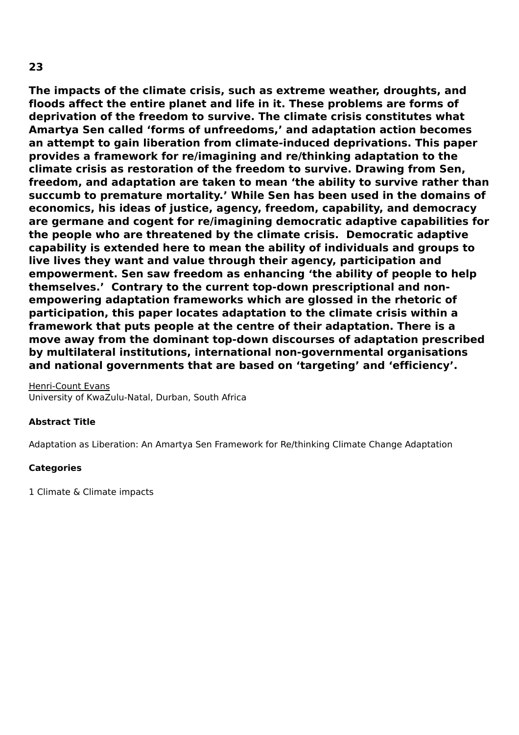**23**

**The impacts of the climate crisis, such as extreme weather, droughts, and floods affect the entire planet and life in it. These problems are forms of deprivation of the freedom to survive. The climate crisis constitutes what Amartya Sen called 'forms of unfreedoms,' and adaptation action becomes an attempt to gain liberation from climate-induced deprivations. This paper provides a framework for re/imagining and re/thinking adaptation to the climate crisis as restoration of the freedom to survive. Drawing from Sen, freedom, and adaptation are taken to mean 'the ability to survive rather than succumb to premature mortality.' While Sen has been used in the domains of economics, his ideas of justice, agency, freedom, capability, and democracy are germane and cogent for re/imagining democratic adaptive capabilities for the people who are threatened by the climate crisis. Democratic adaptive capability is extended here to mean the ability of individuals and groups to live lives they want and value through their agency, participation and empowerment. Sen saw freedom as enhancing 'the ability of people to help themselves.' Contrary to the current top-down prescriptional and non-empowering adaptation frameworks which are glossed in the rhetoric of participation, this paper locates adaptation to the climate crisis within a framework that puts people at the centre of their adaptation. There is a move away from the dominant top-down discourses of adaptation prescribed by multilateral institutions, international non-governmental organisations and national governments that are based on 'targeting' and 'efficiency'.**

Henri-Count Evans
University of KwaZulu-Natal, Durban, South Africa

**Abstract Title**

Adaptation as Liberation: An Amartya Sen Framework for Re/thinking Climate Change Adaptation

**Categories**

1 Climate & Climate impacts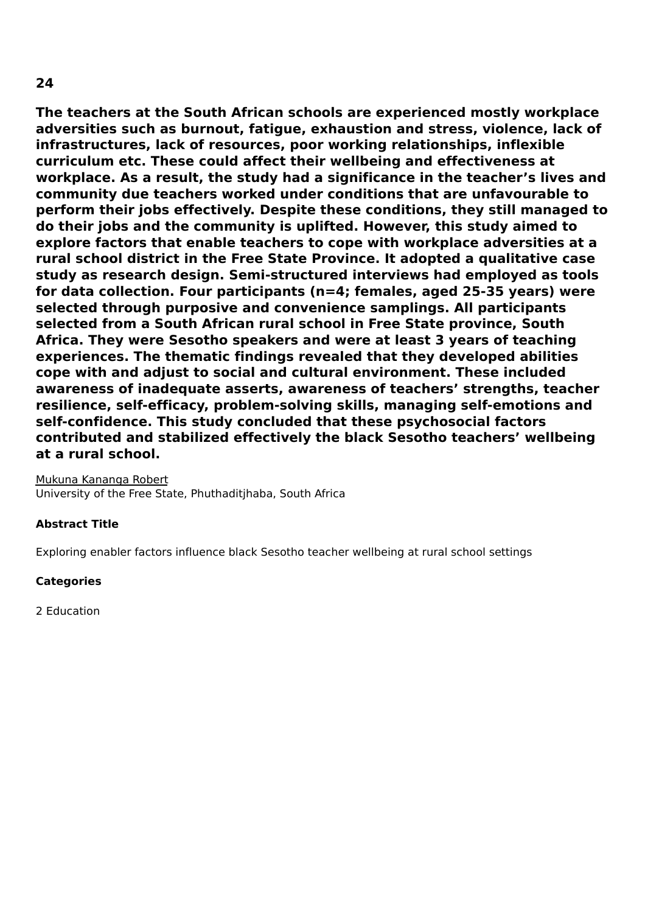**24**

**The teachers at the South African schools are experienced mostly workplace adversities such as burnout, fatigue, exhaustion and stress, violence, lack of infrastructures, lack of resources, poor working relationships, inflexible curriculum etc. These could affect their wellbeing and effectiveness at workplace. As a result, the study had a significance in the teacher's lives and community due teachers worked under conditions that are unfavourable to perform their jobs effectively. Despite these conditions, they still managed to do their jobs and the community is uplifted. However, this study aimed to explore factors that enable teachers to cope with workplace adversities at a rural school district in the Free State Province. It adopted a qualitative case study as research design. Semi-structured interviews had employed as tools for data collection. Four participants (n=4; females, aged 25-35 years) were selected through purposive and convenience samplings. All participants selected from a South African rural school in Free State province, South Africa. They were Sesotho speakers and were at least 3 years of teaching experiences. The thematic findings revealed that they developed abilities cope with and adjust to social and cultural environment. These included awareness of inadequate asserts, awareness of teachers' strengths, teacher resilience, self-efficacy, problem-solving skills, managing self-emotions and self-confidence. This study concluded that these psychosocial factors contributed and stabilized effectively the black Sesotho teachers' wellbeing at a rural school.**

Mukuna Kananga Robert
University of the Free State, Phuthaditjhaba, South Africa

**Abstract Title**

Exploring enabler factors influence black Sesotho teacher wellbeing at rural school settings

**Categories**

2 Education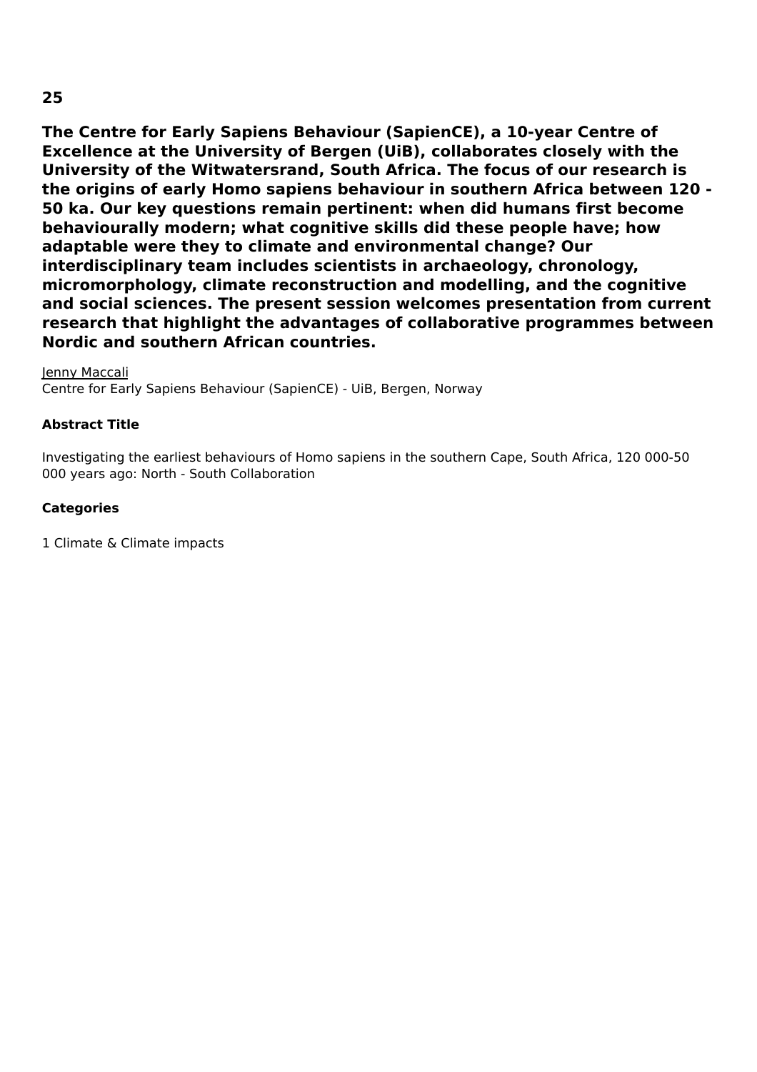**25**

**The Centre for Early Sapiens Behaviour (SapienCE), a 10-year Centre of Excellence at the University of Bergen (UiB), collaborates closely with the University of the Witwatersrand, South Africa. The focus of our research is the origins of early Homo sapiens behaviour in southern Africa between 120 - 50 ka. Our key questions remain pertinent: when did humans first become behaviourally modern; what cognitive skills did these people have; how adaptable were they to climate and environmental change? Our interdisciplinary team includes scientists in archaeology, chronology, micromorphology, climate reconstruction and modelling, and the cognitive and social sciences. The present session welcomes presentation from current research that highlight the advantages of collaborative programmes between Nordic and southern African countries.**

Jenny Maccali
Centre for Early Sapiens Behaviour (SapienCE) - UiB, Bergen, Norway

**Abstract Title**

Investigating the earliest behaviours of Homo sapiens in the southern Cape, South Africa, 120 000-50 000 years ago: North - South Collaboration

**Categories**

1 Climate & Climate impacts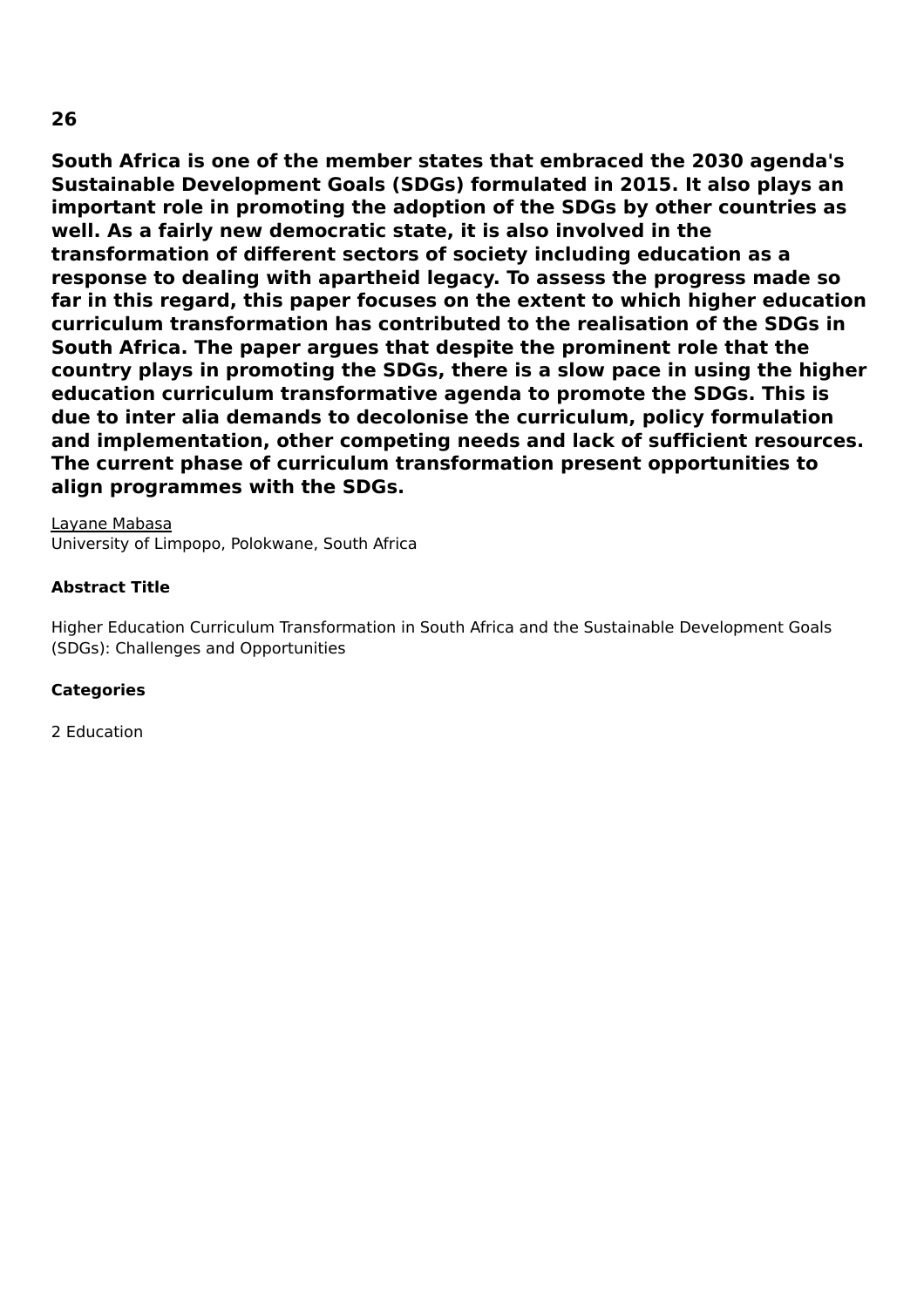**26**

**South Africa is one of the member states that embraced the 2030 agenda's Sustainable Development Goals (SDGs) formulated in 2015. It also plays an important role in promoting the adoption of the SDGs by other countries as well. As a fairly new democratic state, it is also involved in the transformation of different sectors of society including education as a response to dealing with apartheid legacy. To assess the progress made so far in this regard, this paper focuses on the extent to which higher education curriculum transformation has contributed to the realisation of the SDGs in South Africa. The paper argues that despite the prominent role that the country plays in promoting the SDGs, there is a slow pace in using the higher education curriculum transformative agenda to promote the SDGs. This is due to inter alia demands to decolonise the curriculum, policy formulation and implementation, other competing needs and lack of sufficient resources. The current phase of curriculum transformation present opportunities to align programmes with the SDGs.**

Layane Mabasa
University of Limpopo, Polokwane, South Africa

**Abstract Title**

Higher Education Curriculum Transformation in South Africa and the Sustainable Development Goals (SDGs): Challenges and Opportunities

**Categories**

2 Education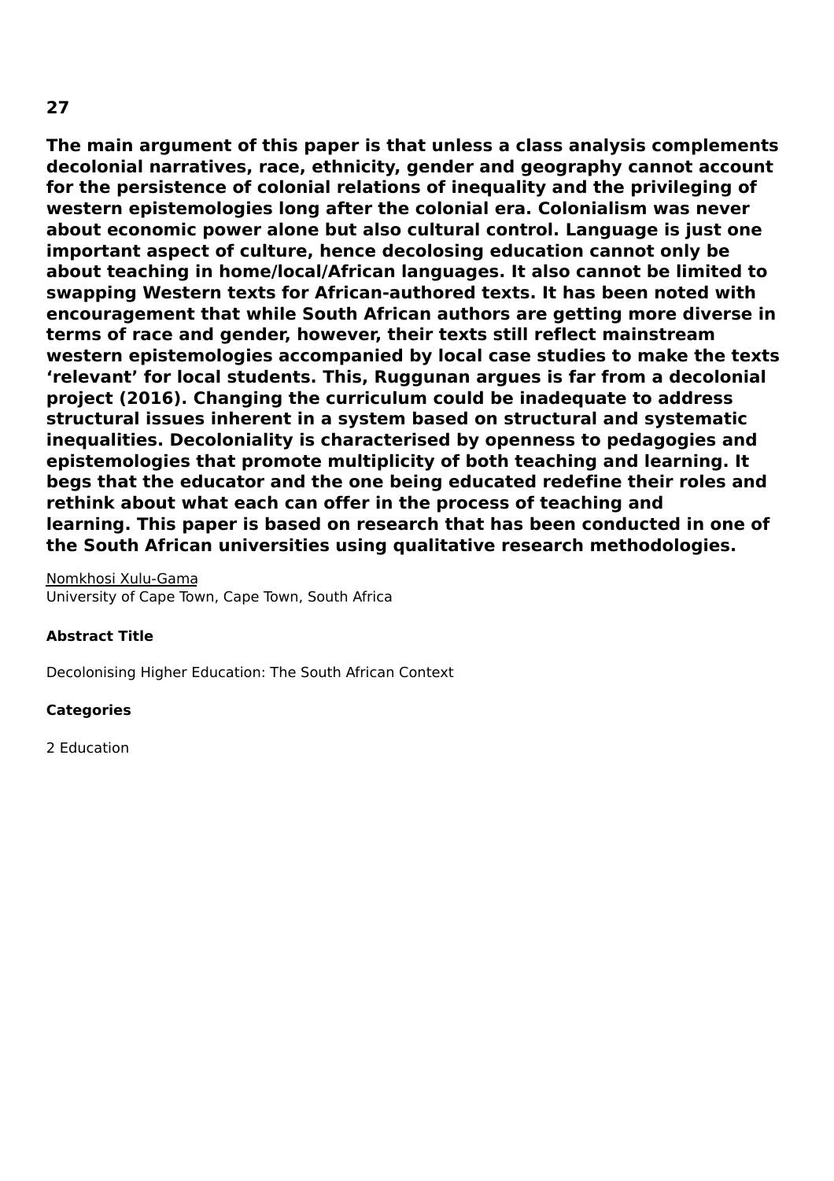**27**

**The main argument of this paper is that unless a class analysis complements decolonial narratives, race, ethnicity, gender and geography cannot account for the persistence of colonial relations of inequality and the privileging of western epistemologies long after the colonial era. Colonialism was never about economic power alone but also cultural control. Language is just one important aspect of culture, hence decolosing education cannot only be about teaching in home/local/African languages. It also cannot be limited to swapping Western texts for African-authored texts. It has been noted with encouragement that while South African authors are getting more diverse in terms of race and gender, however, their texts still reflect mainstream western epistemologies accompanied by local case studies to make the texts 'relevant' for local students. This, Ruggunan argues is far from a decolonial project (2016). Changing the curriculum could be inadequate to address structural issues inherent in a system based on structural and systematic inequalities. Decoloniality is characterised by openness to pedagogies and epistemologies that promote multiplicity of both teaching and learning. It begs that the educator and the one being educated redefine their roles and rethink about what each can offer in the process of teaching and learning. This paper is based on research that has been conducted in one of the South African universities using qualitative research methodologies.**

Nomkhosi Xulu-Gama
University of Cape Town, Cape Town, South Africa

**Abstract Title**

Decolonising Higher Education: The South African Context

**Categories**

2 Education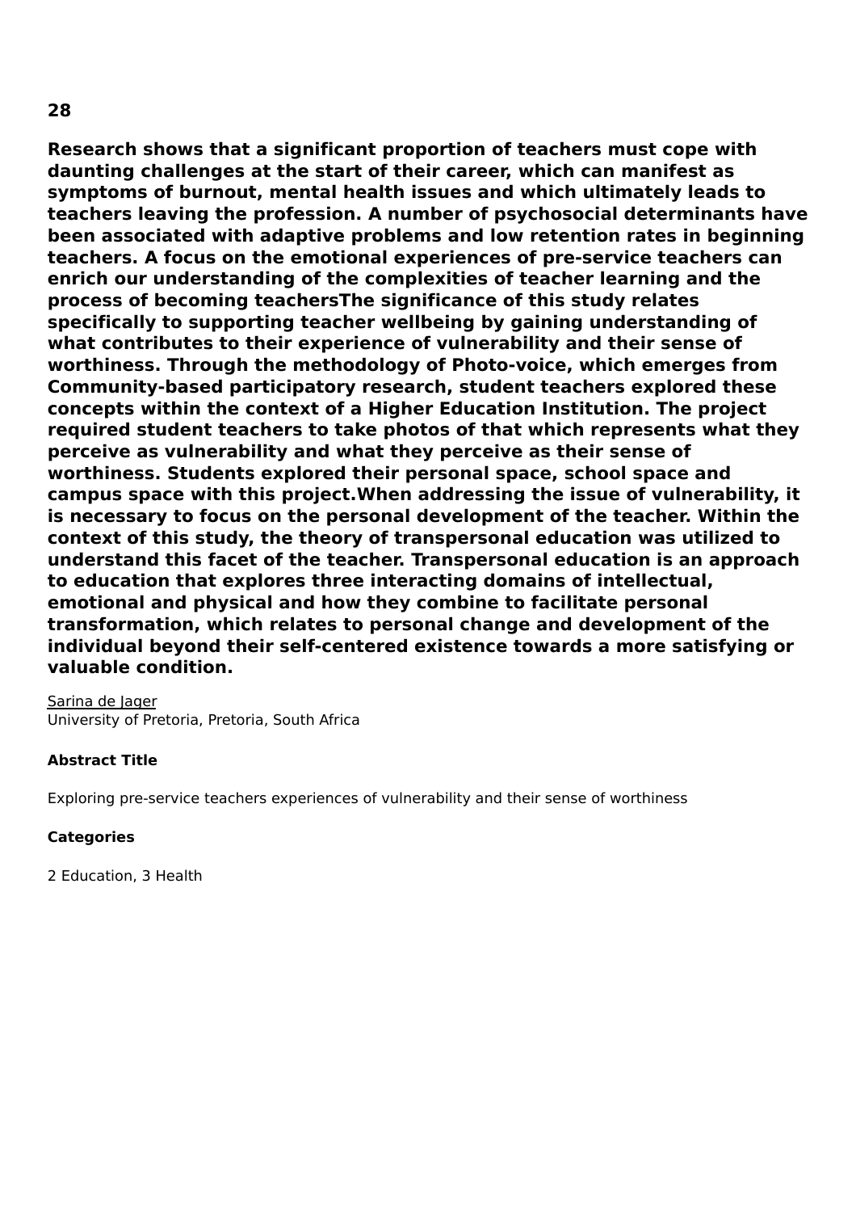**28**

**Research shows that a significant proportion of teachers must cope with daunting challenges at the start of their career, which can manifest as symptoms of burnout, mental health issues and which ultimately leads to teachers leaving the profession. A number of psychosocial determinants have been associated with adaptive problems and low retention rates in beginning teachers. A focus on the emotional experiences of pre-service teachers can enrich our understanding of the complexities of teacher learning and the process of becoming teachersThe significance of this study relates specifically to supporting teacher wellbeing by gaining understanding of what contributes to their experience of vulnerability and their sense of worthiness. Through the methodology of Photo-voice, which emerges from Community-based participatory research, student teachers explored these concepts within the context of a Higher Education Institution. The project required student teachers to take photos of that which represents what they perceive as vulnerability and what they perceive as their sense of worthiness. Students explored their personal space, school space and campus space with this project.When addressing the issue of vulnerability, it is necessary to focus on the personal development of the teacher. Within the context of this study, the theory of transpersonal education was utilized to understand this facet of the teacher. Transpersonal education is an approach to education that explores three interacting domains of intellectual, emotional and physical and how they combine to facilitate personal transformation, which relates to personal change and development of the individual beyond their self-centered existence towards a more satisfying or valuable condition.**

<u>Sarina de Jager</u>
University of Pretoria, Pretoria, South Africa

**Abstract Title**

Exploring pre-service teachers experiences of vulnerability and their sense of worthiness

**Categories**

2 Education, 3 Health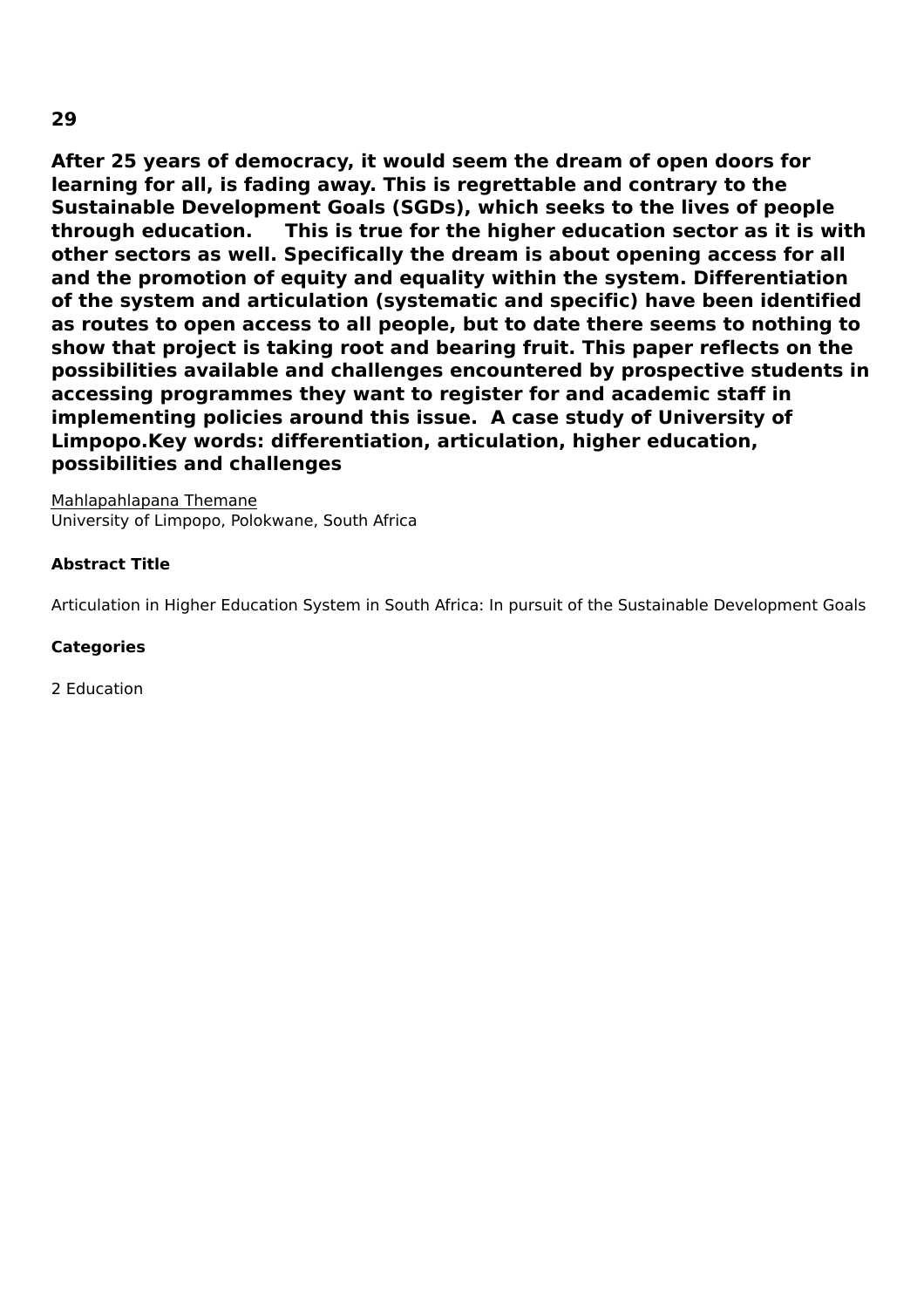**29**

**After 25 years of democracy, it would seem the dream of open doors for learning for all, is fading away. This is regrettable and contrary to the Sustainable Development Goals (SGDs), which seeks to the lives of people through education. This is true for the higher education sector as it is with other sectors as well. Specifically the dream is about opening access for all and the promotion of equity and equality within the system. Differentiation of the system and articulation (systematic and specific) have been identified as routes to open access to all people, but to date there seems to nothing to show that project is taking root and bearing fruit. This paper reflects on the possibilities available and challenges encountered by prospective students in accessing programmes they want to register for and academic staff in implementing policies around this issue. A case study of University of Limpopo.Key words: differentiation, articulation, higher education, possibilities and challenges**

Mahlapahlapana Themane
University of Limpopo, Polokwane, South Africa

**Abstract Title**

Articulation in Higher Education System in South Africa: In pursuit of the Sustainable Development Goals

**Categories**

2 Education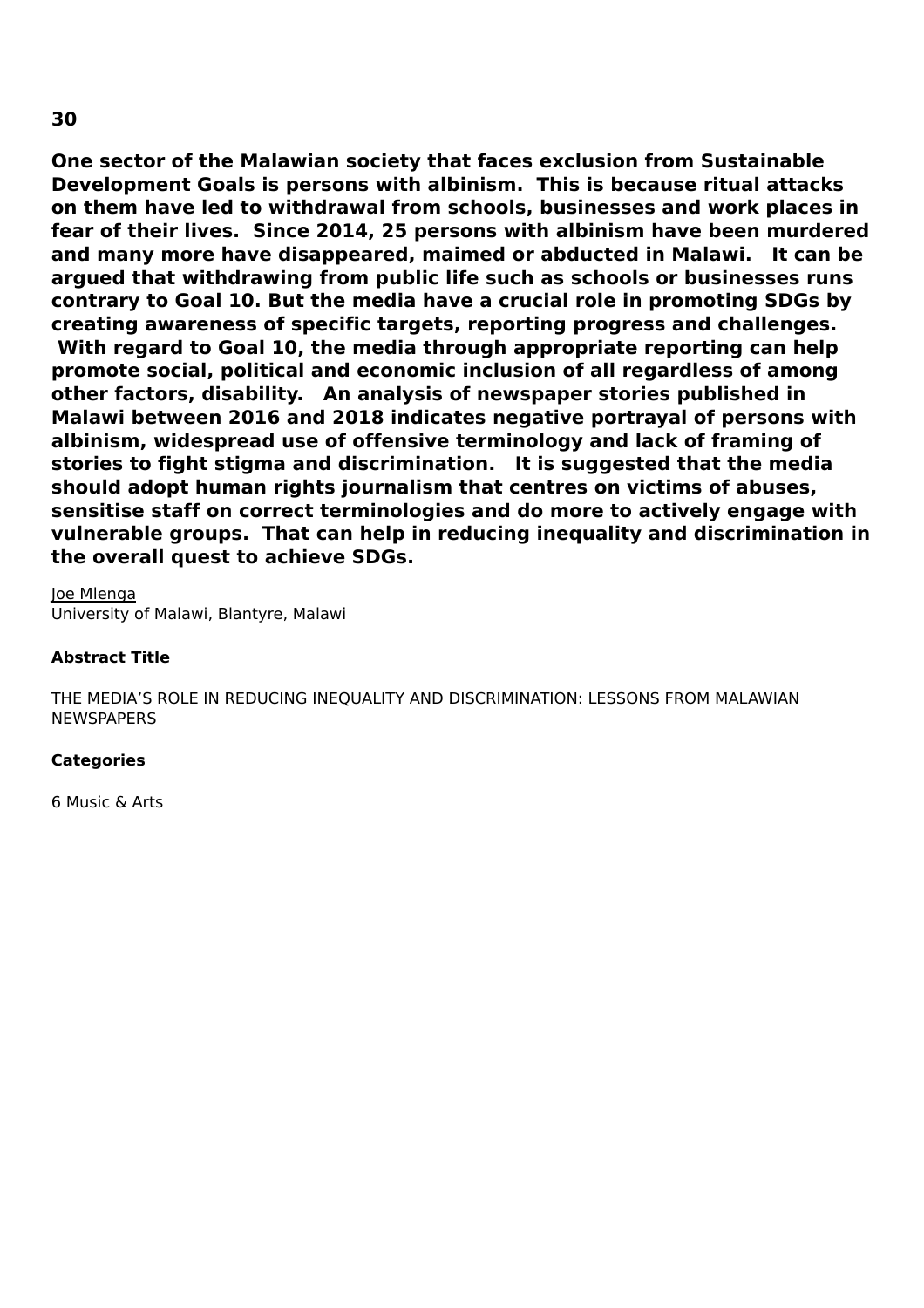**30**

**One sector of the Malawian society that faces exclusion from Sustainable Development Goals is persons with albinism.  This is because ritual attacks on them have led to withdrawal from schools, businesses and work places in fear of their lives.  Since 2014, 25 persons with albinism have been murdered and many more have disappeared, maimed or abducted in Malawi.   It can be argued that withdrawing from public life such as schools or businesses runs contrary to Goal 10. But the media have a crucial role in promoting SDGs by creating awareness of specific targets, reporting progress and challenges.  With regard to Goal 10, the media through appropriate reporting can help promote social, political and economic inclusion of all regardless of among other factors, disability.   An analysis of newspaper stories published in Malawi between 2016 and 2018 indicates negative portrayal of persons with albinism, widespread use of offensive terminology and lack of framing of stories to fight stigma and discrimination.   It is suggested that the media should adopt human rights journalism that centres on victims of abuses, sensitise staff on correct terminologies and do more to actively engage with vulnerable groups.  That can help in reducing inequality and discrimination in the overall quest to achieve SDGs.**

Joe Mlenga
University of Malawi, Blantyre, Malawi

**Abstract Title**

THE MEDIA'S ROLE IN REDUCING INEQUALITY AND DISCRIMINATION: LESSONS FROM MALAWIAN NEWSPAPERS

**Categories**

6 Music & Arts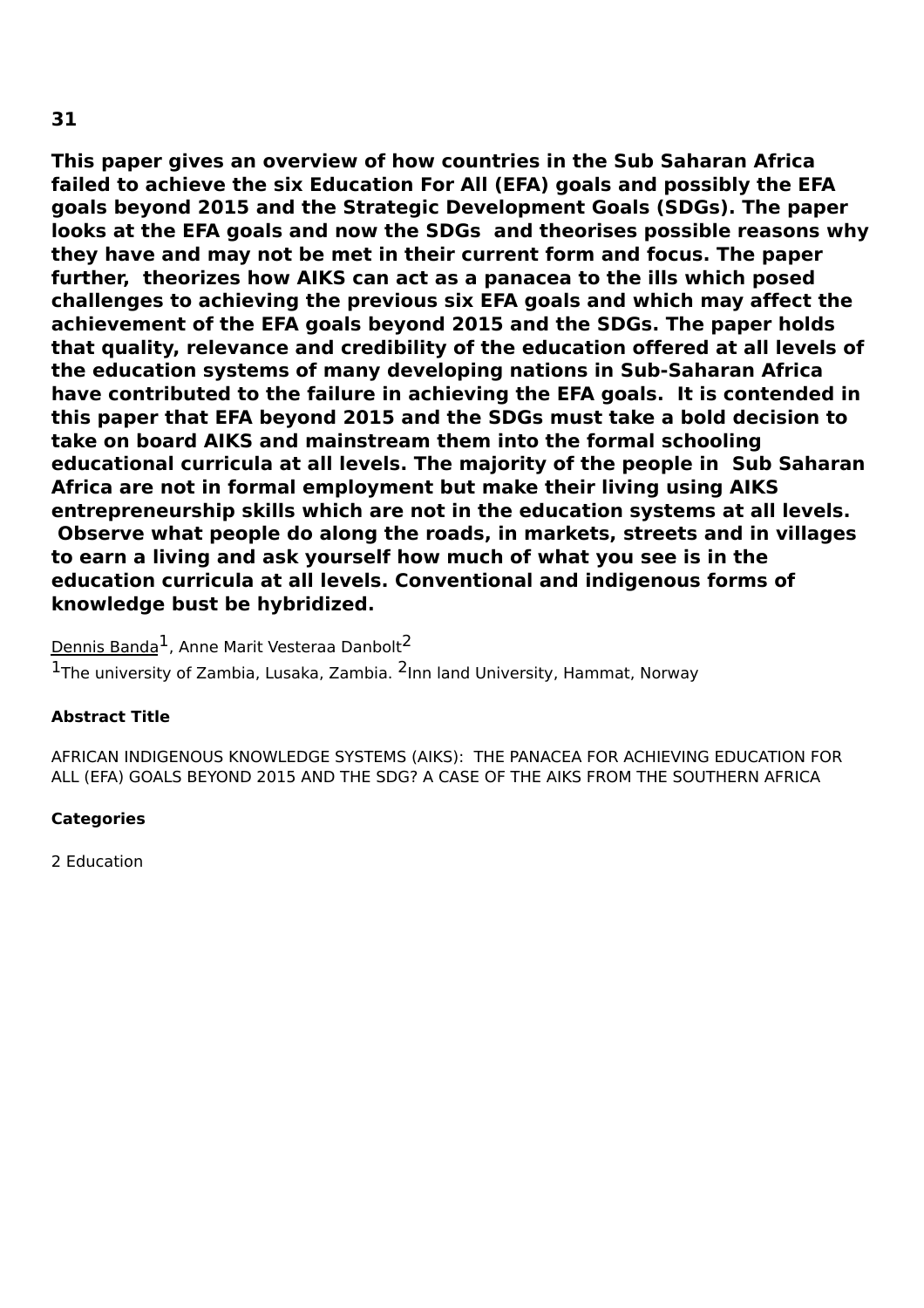**31**

**This paper gives an overview of how countries in the Sub Saharan Africa failed to achieve the six Education For All (EFA) goals and possibly the EFA goals beyond 2015 and the Strategic Development Goals (SDGs). The paper looks at the EFA goals and now the SDGs  and theorises possible reasons why they have and may not be met in their current form and focus. The paper further,  theorizes how AIKS can act as a panacea to the ills which posed challenges to achieving the previous six EFA goals and which may affect the achievement of the EFA goals beyond 2015 and the SDGs. The paper holds that quality, relevance and credibility of the education offered at all levels of the education systems of many developing nations in Sub-Saharan Africa have contributed to the failure in achieving the EFA goals.  It is contended in this paper that EFA beyond 2015 and the SDGs must take a bold decision to take on board AIKS and mainstream them into the formal schooling educational curricula at all levels. The majority of the people in  Sub Saharan Africa are not in formal employment but make their living using AIKS entrepreneurship skills which are not in the education systems at all levels. Observe what people do along the roads, in markets, streets and in villages to earn a living and ask yourself how much of what you see is in the education curricula at all levels. Conventional and indigenous forms of knowledge bust be hybridized.**

Dennis Banda[1], Anne Marit Vesteraa Danbolt[2]

[1]The university of Zambia, Lusaka, Zambia. [2]Inn land University, Hammat, Norway

**Abstract Title**

AFRICAN INDIGENOUS KNOWLEDGE SYSTEMS (AIKS):  THE PANACEA FOR ACHIEVING EDUCATION FOR ALL (EFA) GOALS BEYOND 2015 AND THE SDG? A CASE OF THE AIKS FROM THE SOUTHERN AFRICA

**Categories**

2 Education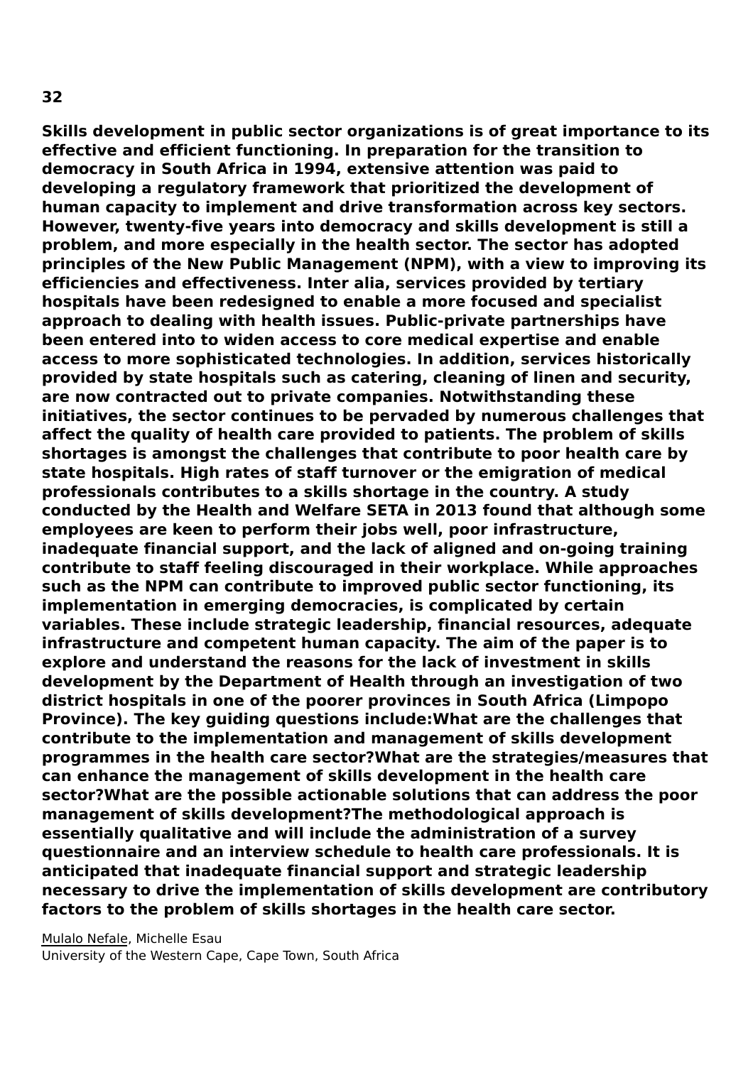**32**

**Skills development in public sector organizations is of great importance to its effective and efficient functioning. In preparation for the transition to democracy in South Africa in 1994, extensive attention was paid to developing a regulatory framework that prioritized the development of human capacity to implement and drive transformation across key sectors. However, twenty-five years into democracy and skills development is still a problem, and more especially in the health sector. The sector has adopted principles of the New Public Management (NPM), with a view to improving its efficiencies and effectiveness. Inter alia, services provided by tertiary hospitals have been redesigned to enable a more focused and specialist approach to dealing with health issues. Public-private partnerships have been entered into to widen access to core medical expertise and enable access to more sophisticated technologies. In addition, services historically provided by state hospitals such as catering, cleaning of linen and security, are now contracted out to private companies. Notwithstanding these initiatives, the sector continues to be pervaded by numerous challenges that affect the quality of health care provided to patients. The problem of skills shortages is amongst the challenges that contribute to poor health care by state hospitals. High rates of staff turnover or the emigration of medical professionals contributes to a skills shortage in the country. A study conducted by the Health and Welfare SETA in 2013 found that although some employees are keen to perform their jobs well, poor infrastructure, inadequate financial support, and the lack of aligned and on-going training contribute to staff feeling discouraged in their workplace. While approaches such as the NPM can contribute to improved public sector functioning, its implementation in emerging democracies, is complicated by certain variables. These include strategic leadership, financial resources, adequate infrastructure and competent human capacity. The aim of the paper is to explore and understand the reasons for the lack of investment in skills development by the Department of Health through an investigation of two district hospitals in one of the poorer provinces in South Africa (Limpopo Province). The key guiding questions include:What are the challenges that contribute to the implementation and management of skills development programmes in the health care sector?What are the strategies/measures that can enhance the management of skills development in the health care sector?What are the possible actionable solutions that can address the poor management of skills development?The methodological approach is essentially qualitative and will include the administration of a survey questionnaire and an interview schedule to health care professionals. It is anticipated that inadequate financial support and strategic leadership necessary to drive the implementation of skills development are contributory factors to the problem of skills shortages in the health care sector.**

Mulalo Nefale, Michelle Esau
University of the Western Cape, Cape Town, South Africa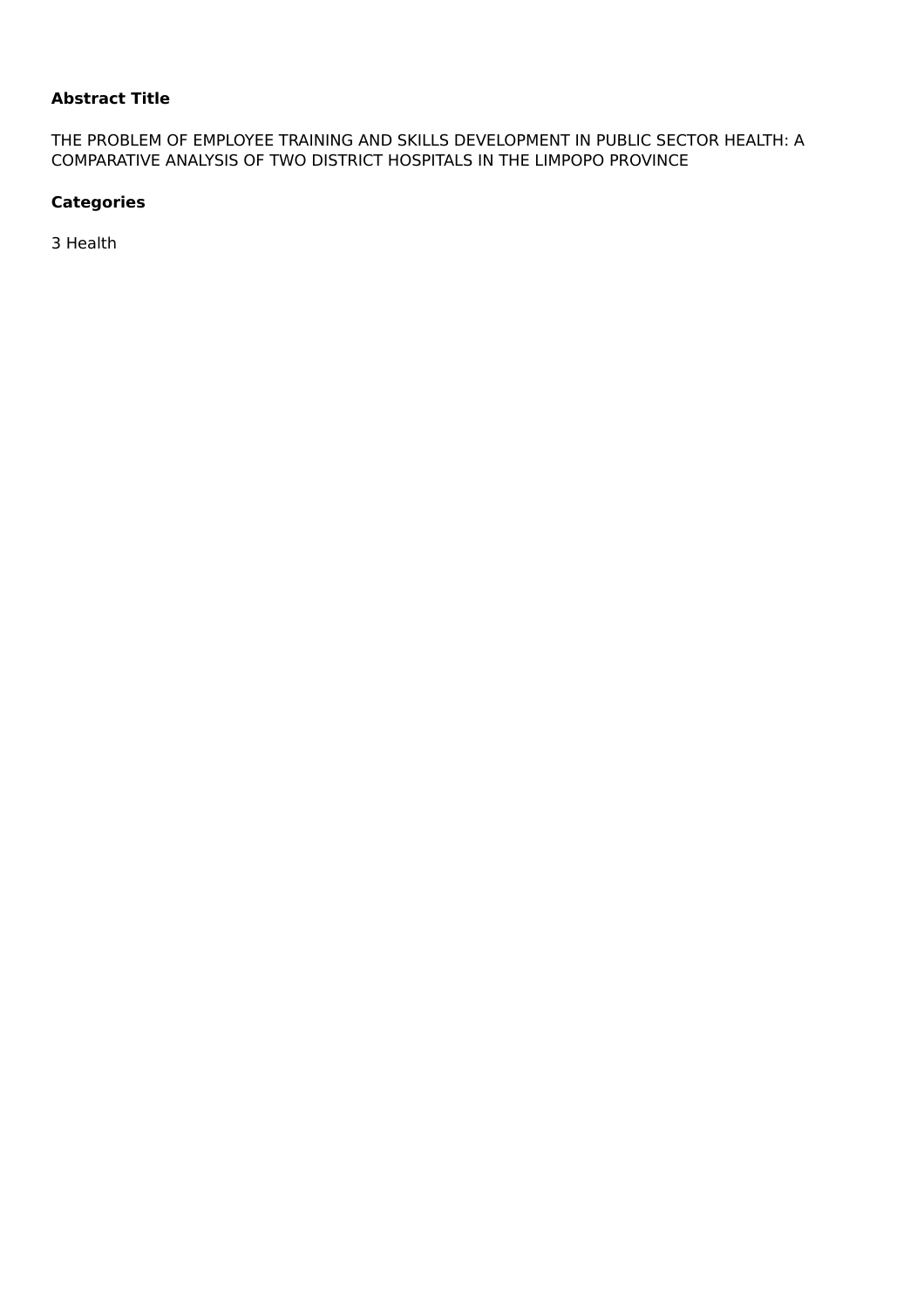**Abstract Title**

THE PROBLEM OF EMPLOYEE TRAINING AND SKILLS DEVELOPMENT IN PUBLIC SECTOR HEALTH: A COMPARATIVE ANALYSIS OF TWO DISTRICT HOSPITALS IN THE LIMPOPO PROVINCE

**Categories**

3 Health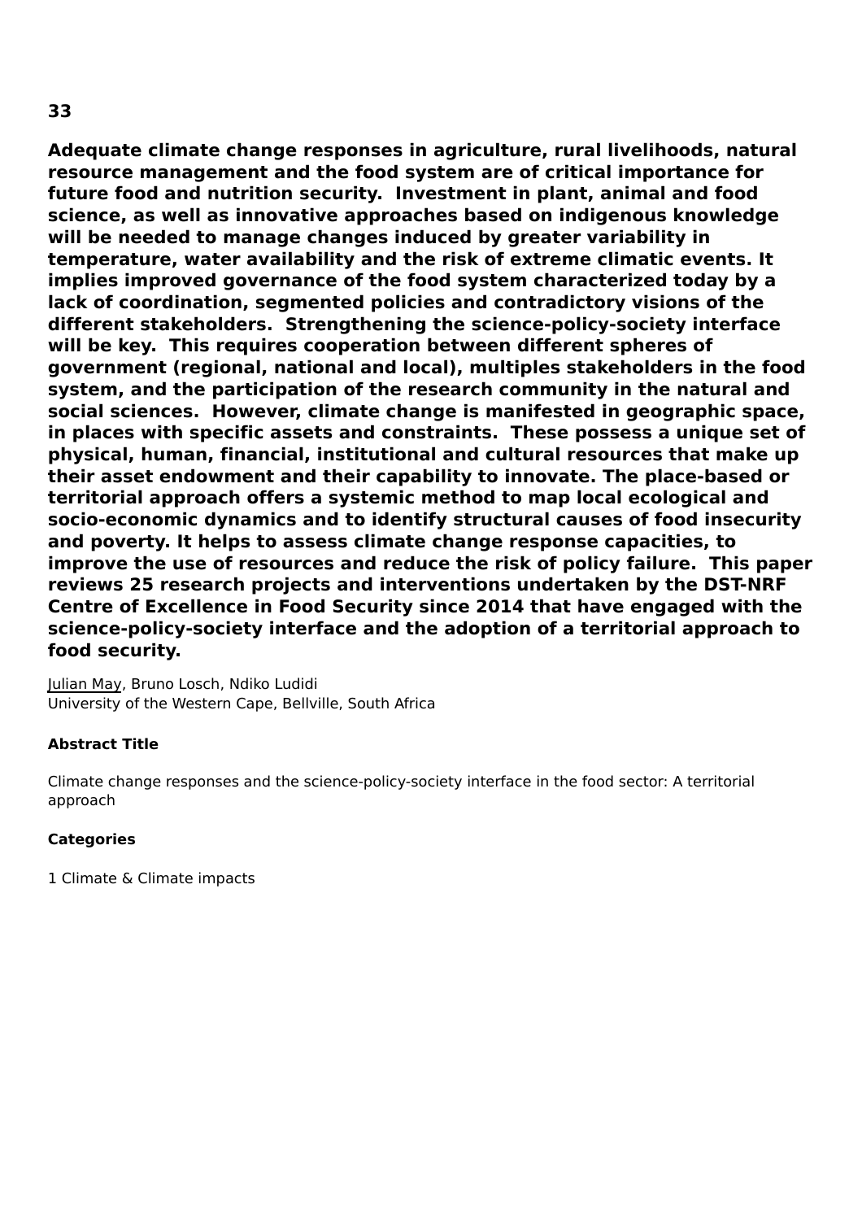**33**

**Adequate climate change responses in agriculture, rural livelihoods, natural resource management and the food system are of critical importance for future food and nutrition security. Investment in plant, animal and food science, as well as innovative approaches based on indigenous knowledge will be needed to manage changes induced by greater variability in temperature, water availability and the risk of extreme climatic events. It implies improved governance of the food system characterized today by a lack of coordination, segmented policies and contradictory visions of the different stakeholders. Strengthening the science-policy-society interface will be key. This requires cooperation between different spheres of government (regional, national and local), multiples stakeholders in the food system, and the participation of the research community in the natural and social sciences. However, climate change is manifested in geographic space, in places with specific assets and constraints. These possess a unique set of physical, human, financial, institutional and cultural resources that make up their asset endowment and their capability to innovate. The place-based or territorial approach offers a systemic method to map local ecological and socio-economic dynamics and to identify structural causes of food insecurity and poverty. It helps to assess climate change response capacities, to improve the use of resources and reduce the risk of policy failure. This paper reviews 25 research projects and interventions undertaken by the DST-NRF Centre of Excellence in Food Security since 2014 that have engaged with the science-policy-society interface and the adoption of a territorial approach to food security.**

<u>Julian May</u>, Bruno Losch, Ndiko Ludidi
University of the Western Cape, Bellville, South Africa

**Abstract Title**

Climate change responses and the science-policy-society interface in the food sector: A territorial approach

**Categories**

1 Climate & Climate impacts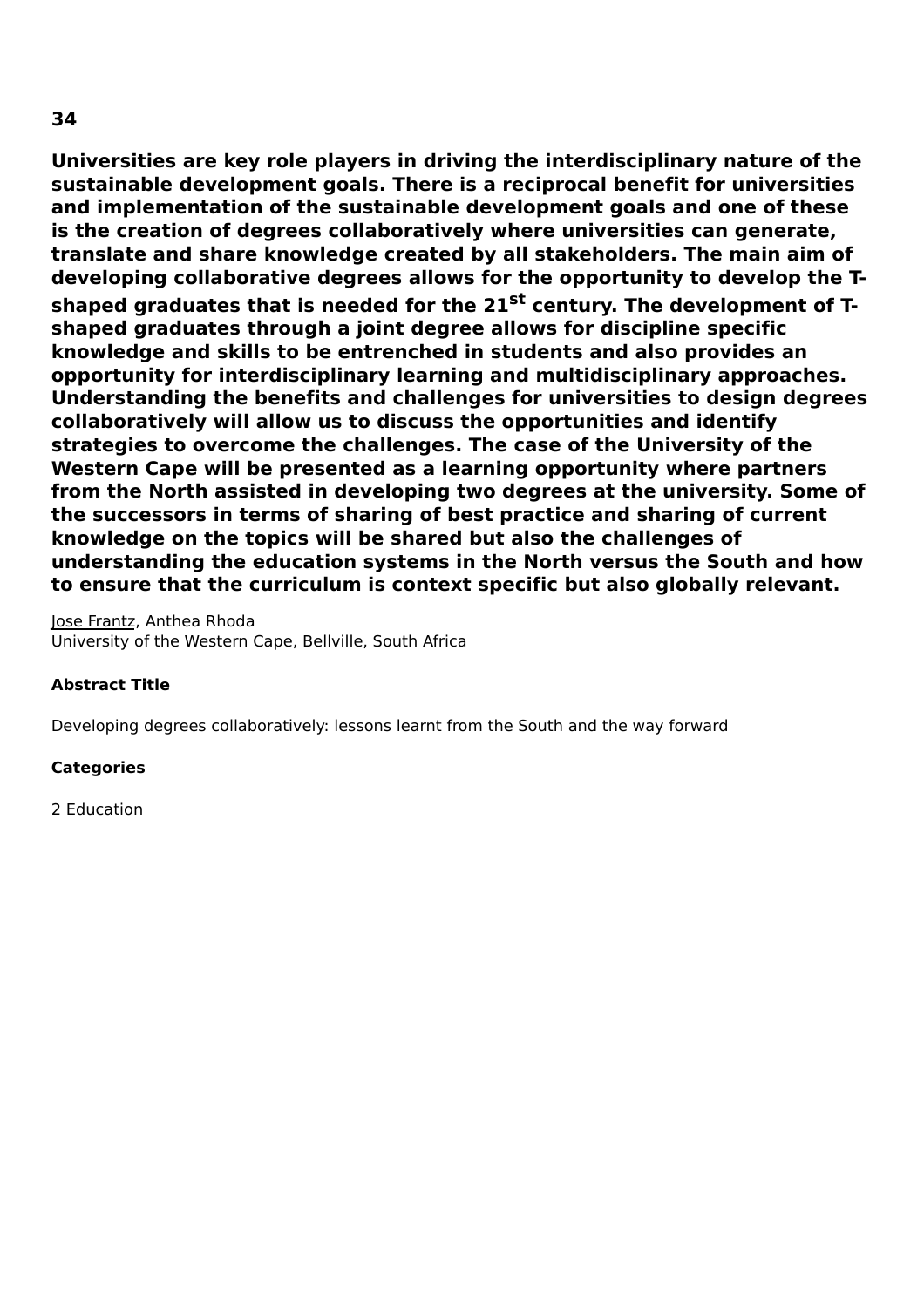**34**

**Universities are key role players in driving the interdisciplinary nature of the sustainable development goals. There is a reciprocal benefit for universities and implementation of the sustainable development goals and one of these is the creation of degrees collaboratively where universities can generate, translate and share knowledge created by all stakeholders. The main aim of developing collaborative degrees allows for the opportunity to develop the T-shaped graduates that is needed for the 21st century. The development of T-shaped graduates through a joint degree allows for discipline specific knowledge and skills to be entrenched in students and also provides an opportunity for interdisciplinary learning and multidisciplinary approaches. Understanding the benefits and challenges for universities to design degrees collaboratively will allow us to discuss the opportunities and identify strategies to overcome the challenges. The case of the University of the Western Cape will be presented as a learning opportunity where partners from the North assisted in developing two degrees at the university. Some of the successors in terms of sharing of best practice and sharing of current knowledge on the topics will be shared but also the challenges of understanding the education systems in the North versus the South and how to ensure that the curriculum is context specific but also globally relevant.**

Jose Frantz, Anthea Rhoda
University of the Western Cape, Bellville, South Africa

**Abstract Title**

Developing degrees collaboratively: lessons learnt from the South and the way forward

**Categories**

2 Education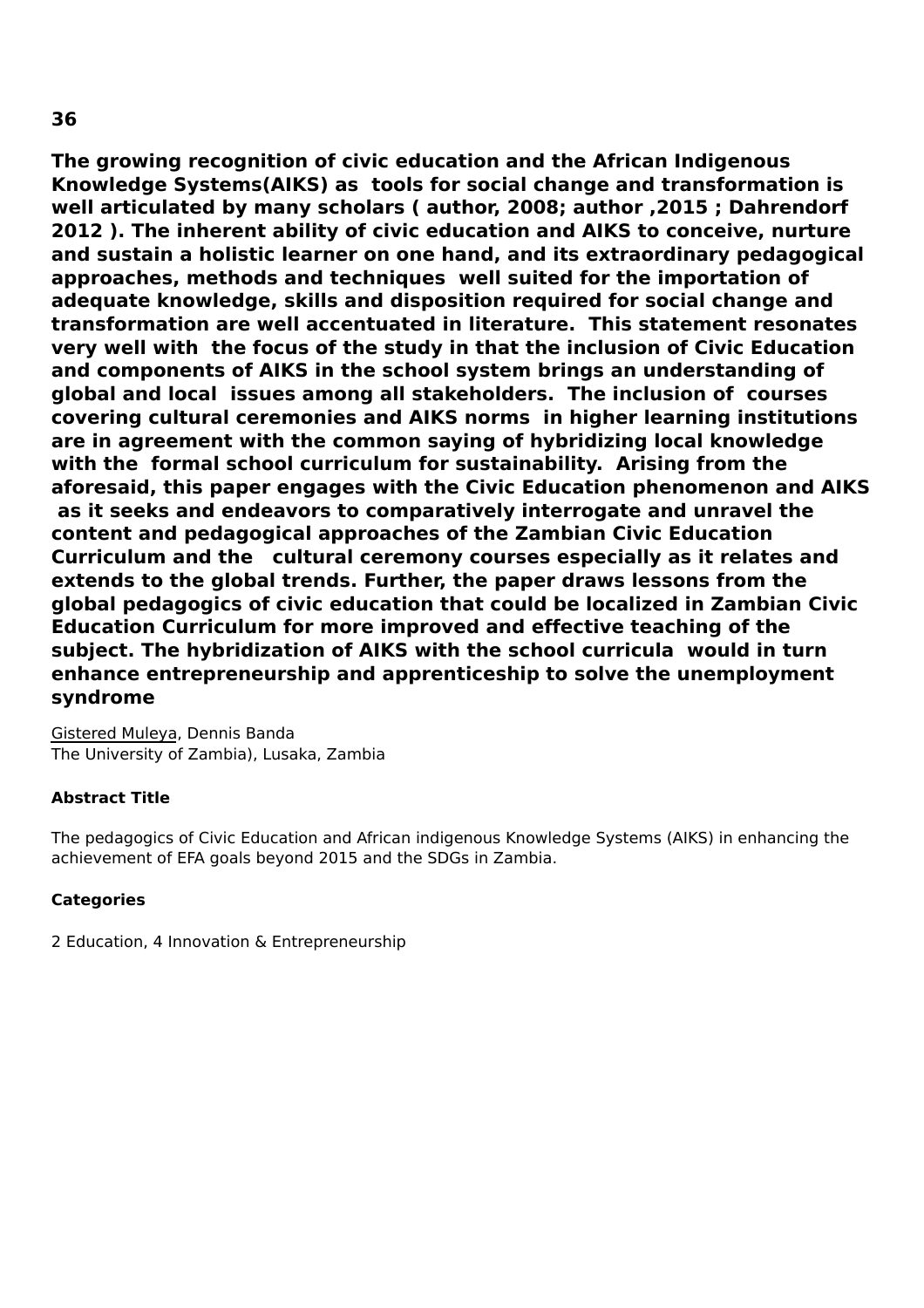**36**

**The growing recognition of civic education and the African Indigenous Knowledge Systems(AIKS) as tools for social change and transformation is well articulated by many scholars ( author, 2008; author ,2015 ; Dahrendorf 2012 ). The inherent ability of civic education and AIKS to conceive, nurture and sustain a holistic learner on one hand, and its extraordinary pedagogical approaches, methods and techniques well suited for the importation of adequate knowledge, skills and disposition required for social change and transformation are well accentuated in literature. This statement resonates very well with the focus of the study in that the inclusion of Civic Education and components of AIKS in the school system brings an understanding of global and local issues among all stakeholders. The inclusion of courses covering cultural ceremonies and AIKS norms in higher learning institutions are in agreement with the common saying of hybridizing local knowledge with the formal school curriculum for sustainability. Arising from the aforesaid, this paper engages with the Civic Education phenomenon and AIKS as it seeks and endeavors to comparatively interrogate and unravel the content and pedagogical approaches of the Zambian Civic Education Curriculum and the cultural ceremony courses especially as it relates and extends to the global trends. Further, the paper draws lessons from the global pedagogics of civic education that could be localized in Zambian Civic Education Curriculum for more improved and effective teaching of the subject. The hybridization of AIKS with the school curricula would in turn enhance entrepreneurship and apprenticeship to solve the unemployment syndrome**

Gistered Muleya, Dennis Banda
The University of Zambia), Lusaka, Zambia

**Abstract Title**

The pedagogics of Civic Education and African indigenous Knowledge Systems (AIKS) in enhancing the achievement of EFA goals beyond 2015 and the SDGs in Zambia.

**Categories**

2 Education, 4 Innovation & Entrepreneurship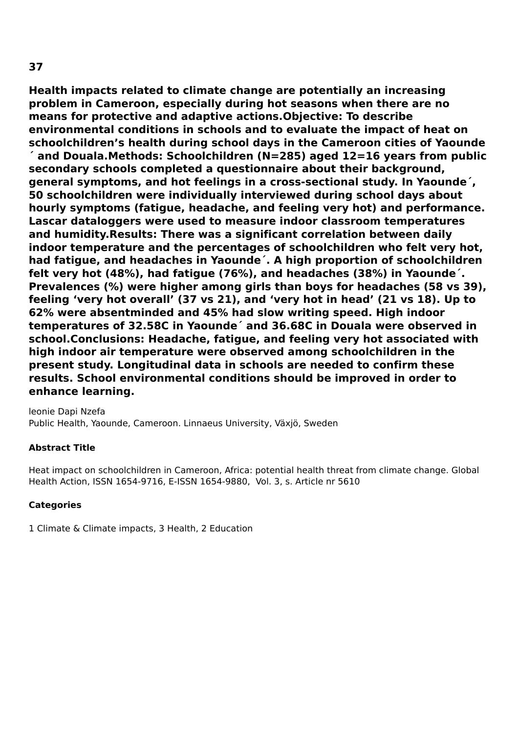**37**

**Health impacts related to climate change are potentially an increasing problem in Cameroon, especially during hot seasons when there are no means for protective and adaptive actions.Objective: To describe environmental conditions in schools and to evaluate the impact of heat on schoolchildren's health during school days in the Cameroon cities of Yaounde ´ and Douala.Methods: Schoolchildren (N=285) aged 12=16 years from public secondary schools completed a questionnaire about their background, general symptoms, and hot feelings in a cross-sectional study. In Yaounde´, 50 schoolchildren were individually interviewed during school days about hourly symptoms (fatigue, headache, and feeling very hot) and performance. Lascar dataloggers were used to measure indoor classroom temperatures and humidity.Results: There was a significant correlation between daily indoor temperature and the percentages of schoolchildren who felt very hot, had fatigue, and headaches in Yaounde´. A high proportion of schoolchildren felt very hot (48%), had fatigue (76%), and headaches (38%) in Yaounde´. Prevalences (%) were higher among girls than boys for headaches (58 vs 39), feeling 'very hot overall' (37 vs 21), and 'very hot in head' (21 vs 18). Up to 62% were absentminded and 45% had slow writing speed. High indoor temperatures of 32.58C in Yaounde´ and 36.68C in Douala were observed in school.Conclusions: Headache, fatigue, and feeling very hot associated with high indoor air temperature were observed among schoolchildren in the present study. Longitudinal data in schools are needed to confirm these results. School environmental conditions should be improved in order to enhance learning.**

leonie Dapi Nzefa
Public Health, Yaounde, Cameroon. Linnaeus University, Växjö, Sweden

**Abstract Title**

Heat impact on schoolchildren in Cameroon, Africa: potential health threat from climate change. Global Health Action, ISSN 1654-9716, E-ISSN 1654-9880, Vol. 3, s. Article nr 5610

**Categories**

1 Climate & Climate impacts, 3 Health, 2 Education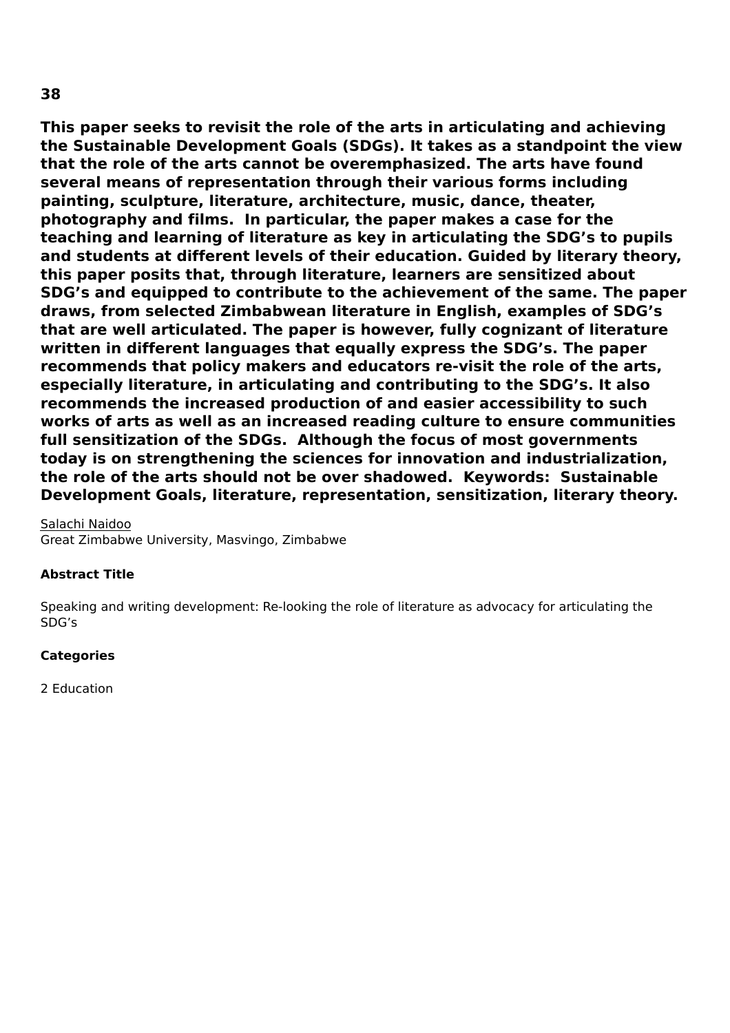**38**

**This paper seeks to revisit the role of the arts in articulating and achieving the Sustainable Development Goals (SDGs). It takes as a standpoint the view that the role of the arts cannot be overemphasized. The arts have found several means of representation through their various forms including painting, sculpture, literature, architecture, music, dance, theater, photography and films. In particular, the paper makes a case for the teaching and learning of literature as key in articulating the SDG's to pupils and students at different levels of their education. Guided by literary theory, this paper posits that, through literature, learners are sensitized about SDG's and equipped to contribute to the achievement of the same. The paper draws, from selected Zimbabwean literature in English, examples of SDG's that are well articulated. The paper is however, fully cognizant of literature written in different languages that equally express the SDG's. The paper recommends that policy makers and educators re-visit the role of the arts, especially literature, in articulating and contributing to the SDG's. It also recommends the increased production of and easier accessibility to such works of arts as well as an increased reading culture to ensure communities full sensitization of the SDGs. Although the focus of most governments today is on strengthening the sciences for innovation and industrialization, the role of the arts should not be over shadowed. Keywords: Sustainable Development Goals, literature, representation, sensitization, literary theory.**

Salachi Naidoo
Great Zimbabwe University, Masvingo, Zimbabwe

**Abstract Title**

Speaking and writing development: Re-looking the role of literature as advocacy for articulating the SDG's

**Categories**

2 Education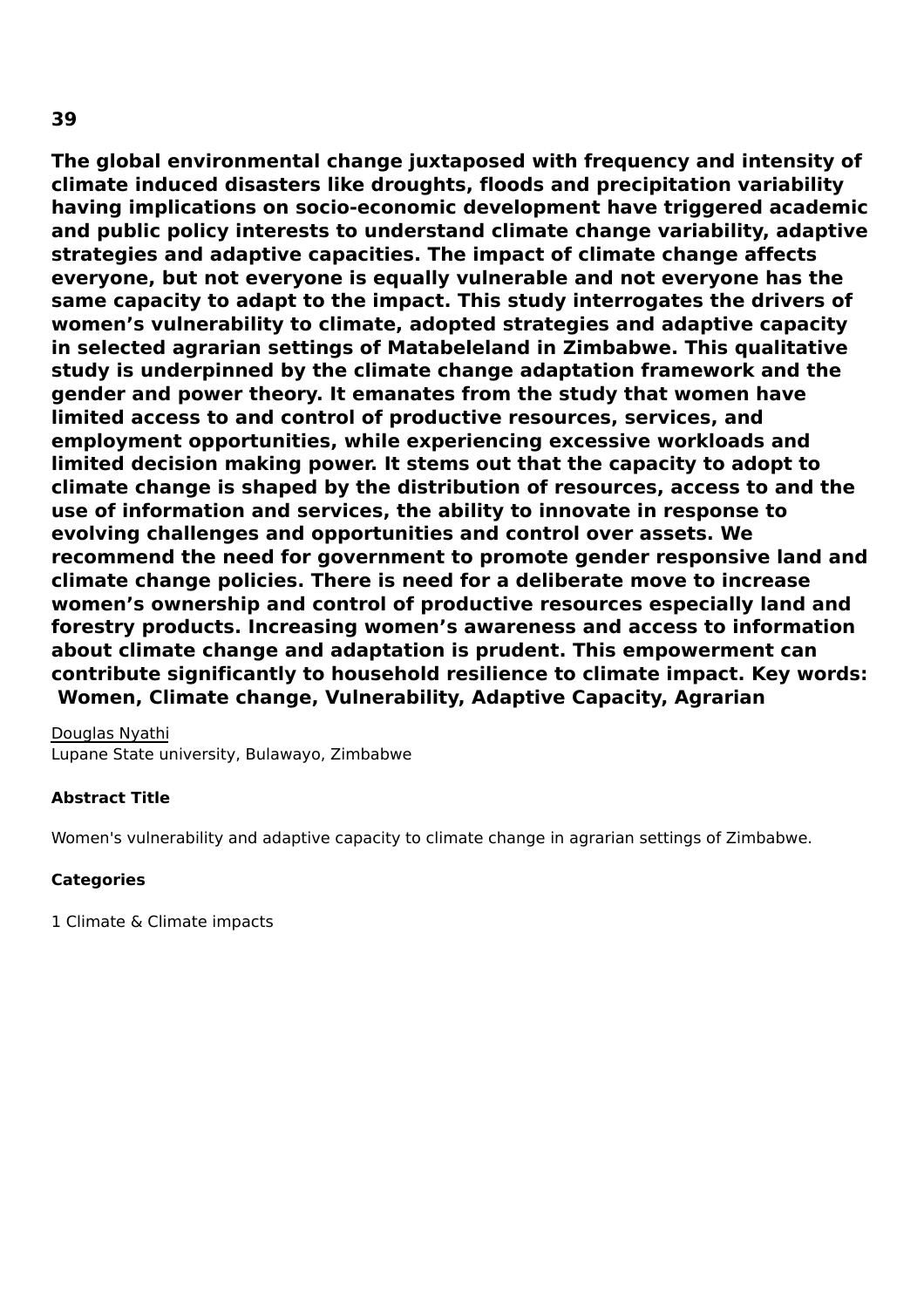**39**

**The global environmental change juxtaposed with frequency and intensity of climate induced disasters like droughts, floods and precipitation variability having implications on socio-economic development have triggered academic and public policy interests to understand climate change variability, adaptive strategies and adaptive capacities. The impact of climate change affects everyone, but not everyone is equally vulnerable and not everyone has the same capacity to adapt to the impact. This study interrogates the drivers of women's vulnerability to climate, adopted strategies and adaptive capacity in selected agrarian settings of Matabeleland in Zimbabwe. This qualitative study is underpinned by the climate change adaptation framework and the gender and power theory. It emanates from the study that women have limited access to and control of productive resources, services, and employment opportunities, while experiencing excessive workloads and limited decision making power. It stems out that the capacity to adopt to climate change is shaped by the distribution of resources, access to and the use of information and services, the ability to innovate in response to evolving challenges and opportunities and control over assets. We recommend the need for government to promote gender responsive land and climate change policies. There is need for a deliberate move to increase women's ownership and control of productive resources especially land and forestry products. Increasing women's awareness and access to information about climate change and adaptation is prudent. This empowerment can contribute significantly to household resilience to climate impact. Key words: Women, Climate change, Vulnerability, Adaptive Capacity, Agrarian**

Douglas Nyathi
Lupane State university, Bulawayo, Zimbabwe

**Abstract Title**

Women's vulnerability and adaptive capacity to climate change in agrarian settings of Zimbabwe.

**Categories**

1 Climate & Climate impacts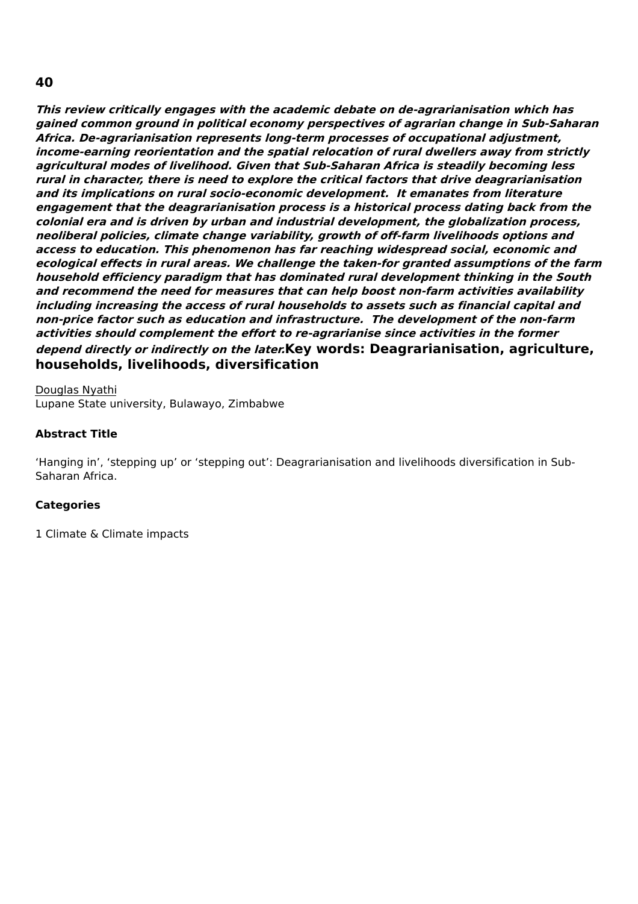## 40

***This review critically engages with the academic debate on de-agrarianisation which has gained common ground in political economy perspectives of agrarian change in Sub-Saharan Africa. De-agrarianisation represents long-term processes of occupational adjustment, income-earning reorientation and the spatial relocation of rural dwellers away from strictly agricultural modes of livelihood. Given that Sub-Saharan Africa is steadily becoming less rural in character, there is need to explore the critical factors that drive deagrarianisation and its implications on rural socio-economic development. It emanates from literature engagement that the deagrarianisation process is a historical process dating back from the colonial era and is driven by urban and industrial development, the globalization process, neoliberal policies, climate change variability, growth of off-farm livelihoods options and access to education. This phenomenon has far reaching widespread social, economic and ecological effects in rural areas. We challenge the taken-for granted assumptions of the farm household efficiency paradigm that has dominated rural development thinking in the South and recommend the need for measures that can help boost non-farm activities availability including increasing the access of rural households to assets such as financial capital and non-price factor such as education and infrastructure. The development of the non-farm activities should complement the effort to re-agrarianise since activities in the former depend directly or indirectly on the later.*****Key words: Deagrarianisation, agriculture, households, livelihoods, diversification**

Douglas Nyathi
Lupane State university, Bulawayo, Zimbabwe

**Abstract Title**

'Hanging in', 'stepping up' or 'stepping out': Deagrarianisation and livelihoods diversification in Sub-Saharan Africa.

**Categories**

1 Climate & Climate impacts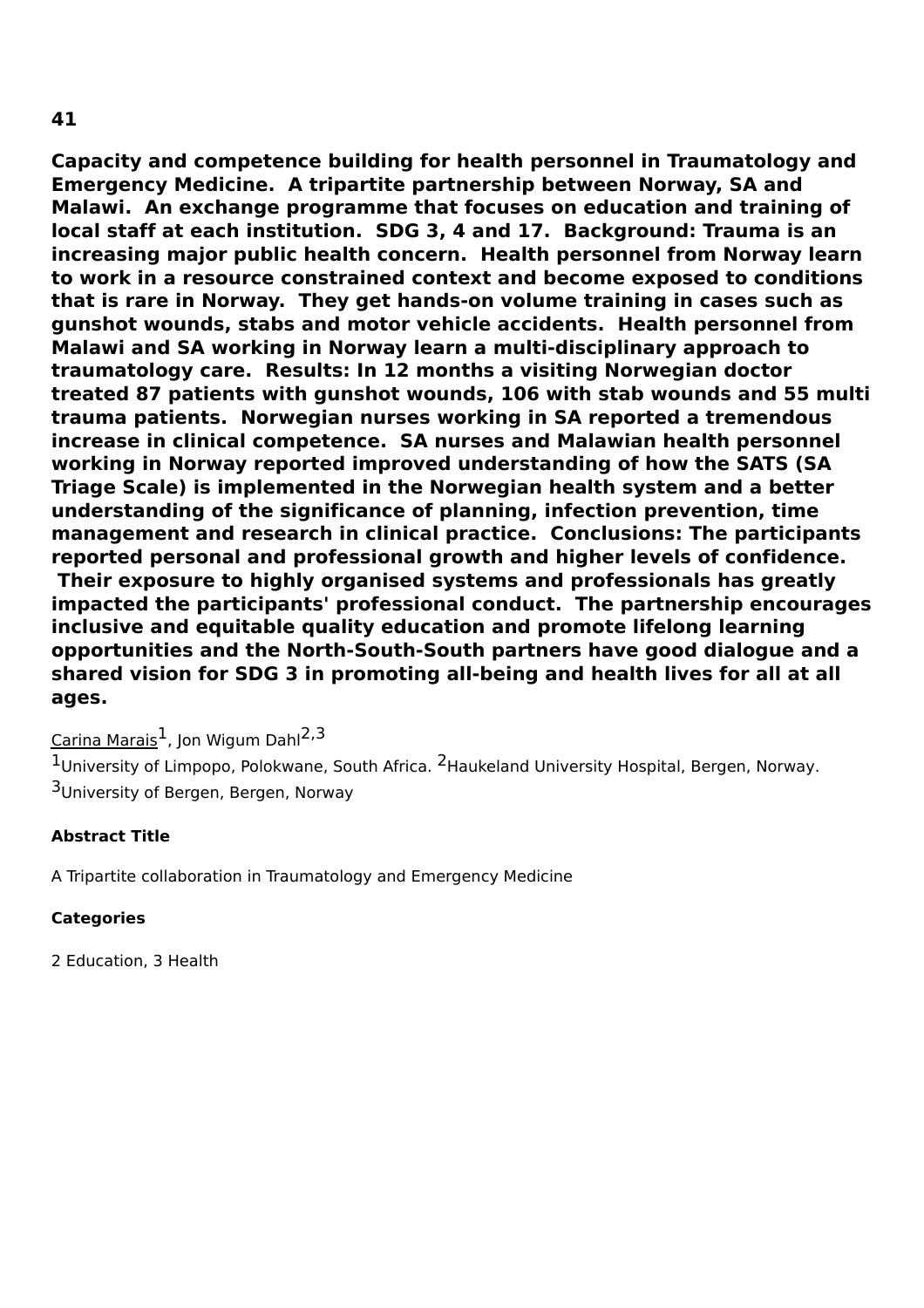**41**

**Capacity and competence building for health personnel in Traumatology and Emergency Medicine.  A tripartite partnership between Norway, SA and Malawi.  An exchange programme that focuses on education and training of local staff at each institution.  SDG 3, 4 and 17.  Background: Trauma is an increasing major public health concern.  Health personnel from Norway learn to work in a resource constrained context and become exposed to conditions that is rare in Norway.  They get hands-on volume training in cases such as gunshot wounds, stabs and motor vehicle accidents.  Health personnel from Malawi and SA working in Norway learn a multi-disciplinary approach to traumatology care.  Results: In 12 months a visiting Norwegian doctor treated 87 patients with gunshot wounds, 106 with stab wounds and 55 multi trauma patients.  Norwegian nurses working in SA reported a tremendous increase in clinical competence.  SA nurses and Malawian health personnel working in Norway reported improved understanding of how the SATS (SA Triage Scale) is implemented in the Norwegian health system and a better understanding of the significance of planning, infection prevention, time management and research in clinical practice.  Conclusions: The participants reported personal and professional growth and higher levels of confidence.  Their exposure to highly organised systems and professionals has greatly impacted the participants' professional conduct.  The partnership encourages inclusive and equitable quality education and promote lifelong learning opportunities and the North-South-South partners have good dialogue and a shared vision for SDG 3 in promoting all-being and health lives for all at all ages.**

Carina Marais[1], Jon Wigum Dahl[2,3]

[1]University of Limpopo, Polokwane, South Africa. [2]Haukeland University Hospital, Bergen, Norway. [3]University of Bergen, Bergen, Norway

**Abstract Title**

A Tripartite collaboration in Traumatology and Emergency Medicine

**Categories**

2 Education, 3 Health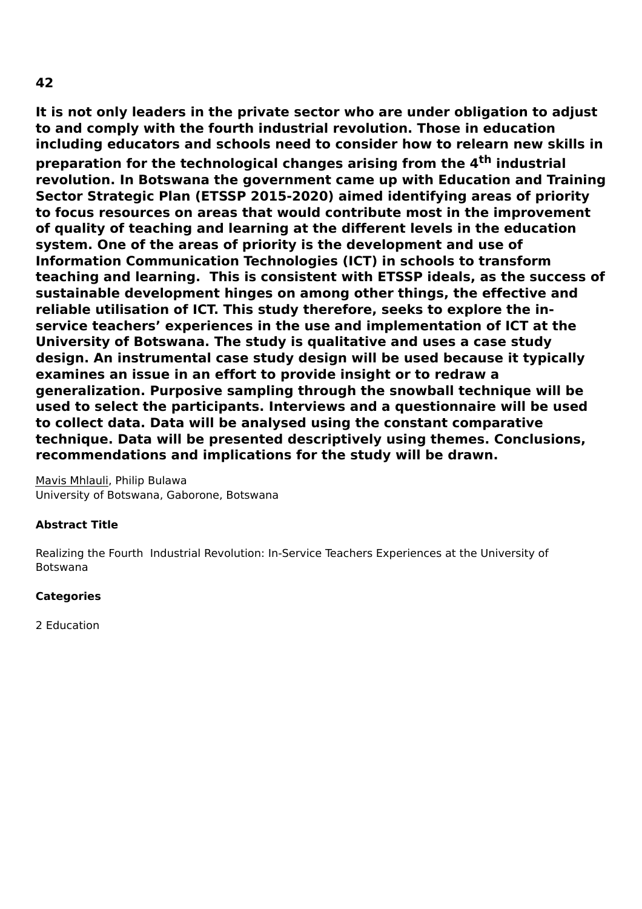## 42

**It is not only leaders in the private sector who are under obligation to adjust to and comply with the fourth industrial revolution. Those in education including educators and schools need to consider how to relearn new skills in preparation for the technological changes arising from the 4$^{th}$ industrial revolution. In Botswana the government came up with Education and Training Sector Strategic Plan (ETSSP 2015-2020) aimed identifying areas of priority to focus resources on areas that would contribute most in the improvement of quality of teaching and learning at the different levels in the education system. One of the areas of priority is the development and use of Information Communication Technologies (ICT) in schools to transform teaching and learning. This is consistent with ETSSP ideals, as the success of sustainable development hinges on among other things, the effective and reliable utilisation of ICT. This study therefore, seeks to explore the in-service teachers' experiences in the use and implementation of ICT at the University of Botswana. The study is qualitative and uses a case study design. An instrumental case study design will be used because it typically examines an issue in an effort to provide insight or to redraw a generalization. Purposive sampling through the snowball technique will be used to select the participants. Interviews and a questionnaire will be used to collect data. Data will be analysed using the constant comparative technique. Data will be presented descriptively using themes. Conclusions, recommendations and implications for the study will be drawn.**

Mavis Mhlauli, Philip Bulawa
University of Botswana, Gaborone, Botswana

### Abstract Title

Realizing the Fourth Industrial Revolution: In-Service Teachers Experiences at the University of Botswana

### Categories

2 Education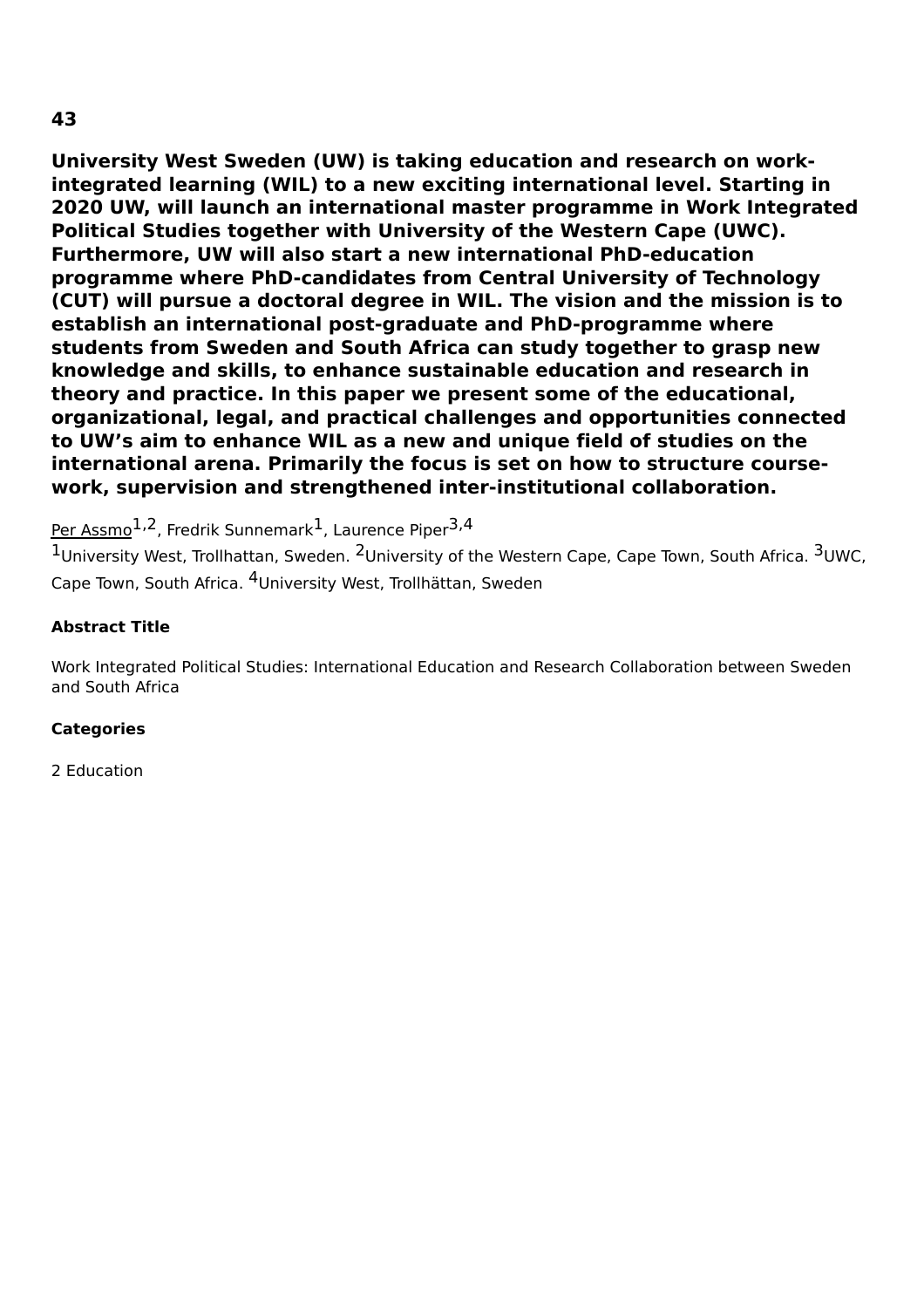**43**

**University West Sweden (UW) is taking education and research on work-integrated learning (WIL) to a new exciting international level. Starting in 2020 UW, will launch an international master programme in Work Integrated Political Studies together with University of the Western Cape (UWC). Furthermore, UW will also start a new international PhD-education programme where PhD-candidates from Central University of Technology (CUT) will pursue a doctoral degree in WIL. The vision and the mission is to establish an international post-graduate and PhD-programme where students from Sweden and South Africa can study together to grasp new knowledge and skills, to enhance sustainable education and research in theory and practice. In this paper we present some of the educational, organizational, legal, and practical challenges and opportunities connected to UW's aim to enhance WIL as a new and unique field of studies on the international arena. Primarily the focus is set on how to structure course-work, supervision and strengthened inter-institutional collaboration.**

<u>Per Assmo</u>[1,2], Fredrik Sunnemark[1], Laurence Piper[3,4]

[1]University West, Trollhattan, Sweden. [2]University of the Western Cape, Cape Town, South Africa. [3]UWC, Cape Town, South Africa. [4]University West, Trollhättan, Sweden

**Abstract Title**

Work Integrated Political Studies: International Education and Research Collaboration between Sweden and South Africa

**Categories**

2 Education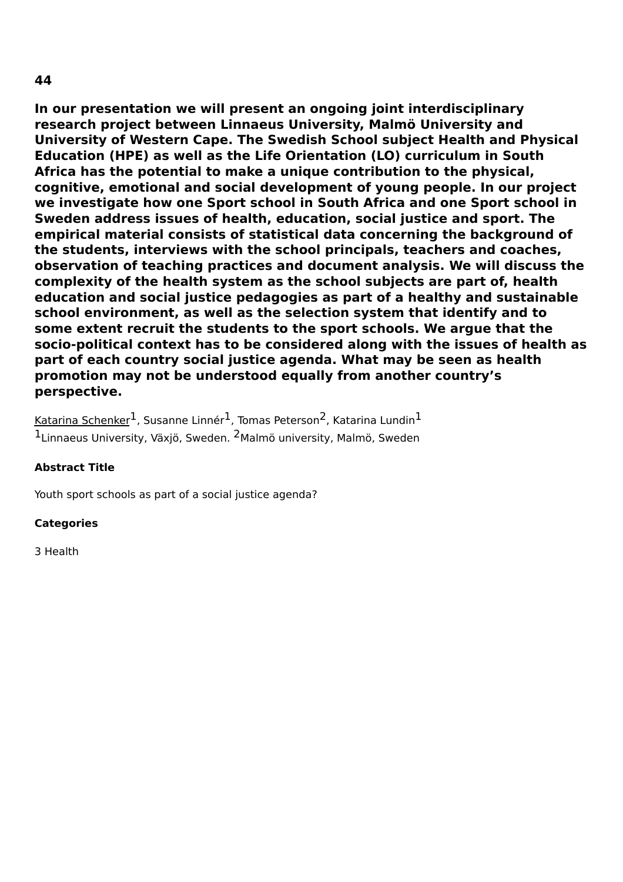**44**

**In our presentation we will present an ongoing joint interdisciplinary research project between Linnaeus University, Malmö University and University of Western Cape. The Swedish School subject Health and Physical Education (HPE) as well as the Life Orientation (LO) curriculum in South Africa has the potential to make a unique contribution to the physical, cognitive, emotional and social development of young people. In our project we investigate how one Sport school in South Africa and one Sport school in Sweden address issues of health, education, social justice and sport. The empirical material consists of statistical data concerning the background of the students, interviews with the school principals, teachers and coaches, observation of teaching practices and document analysis. We will discuss the complexity of the health system as the school subjects are part of, health education and social justice pedagogies as part of a healthy and sustainable school environment, as well as the selection system that identify and to some extent recruit the students to the sport schools. We argue that the socio-political context has to be considered along with the issues of health as part of each country social justice agenda. What may be seen as health promotion may not be understood equally from another country's perspective.**

Katarina Schenker[1], Susanne Linnér[1], Tomas Peterson[2], Katarina Lundin[1]
[1]Linnaeus University, Växjö, Sweden. [2]Malmö university, Malmö, Sweden

**Abstract Title**

Youth sport schools as part of a social justice agenda?

**Categories**

3 Health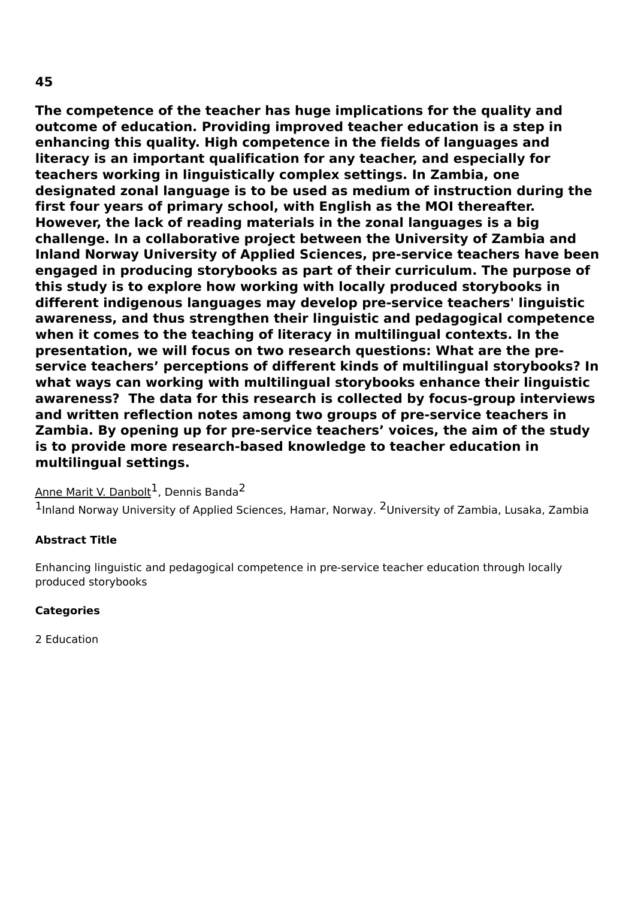**45**

**The competence of the teacher has huge implications for the quality and outcome of education. Providing improved teacher education is a step in enhancing this quality. High competence in the fields of languages and literacy is an important qualification for any teacher, and especially for teachers working in linguistically complex settings. In Zambia, one designated zonal language is to be used as medium of instruction during the first four years of primary school, with English as the MOI thereafter. However, the lack of reading materials in the zonal languages is a big challenge. In a collaborative project between the University of Zambia and Inland Norway University of Applied Sciences, pre-service teachers have been engaged in producing storybooks as part of their curriculum. The purpose of this study is to explore how working with locally produced storybooks in different indigenous languages may develop pre-service teachers' linguistic awareness, and thus strengthen their linguistic and pedagogical competence when it comes to the teaching of literacy in multilingual contexts. In the presentation, we will focus on two research questions: What are the pre-service teachers' perceptions of different kinds of multilingual storybooks? In what ways can working with multilingual storybooks enhance their linguistic awareness? The data for this research is collected by focus-group interviews and written reflection notes among two groups of pre-service teachers in Zambia. By opening up for pre-service teachers' voices, the aim of the study is to provide more research-based knowledge to teacher education in multilingual settings.**

Anne Marit V. Danbolt[1], Dennis Banda[2]

[1]Inland Norway University of Applied Sciences, Hamar, Norway. [2]University of Zambia, Lusaka, Zambia

**Abstract Title**

Enhancing linguistic and pedagogical competence in pre-service teacher education through locally produced storybooks

**Categories**

2 Education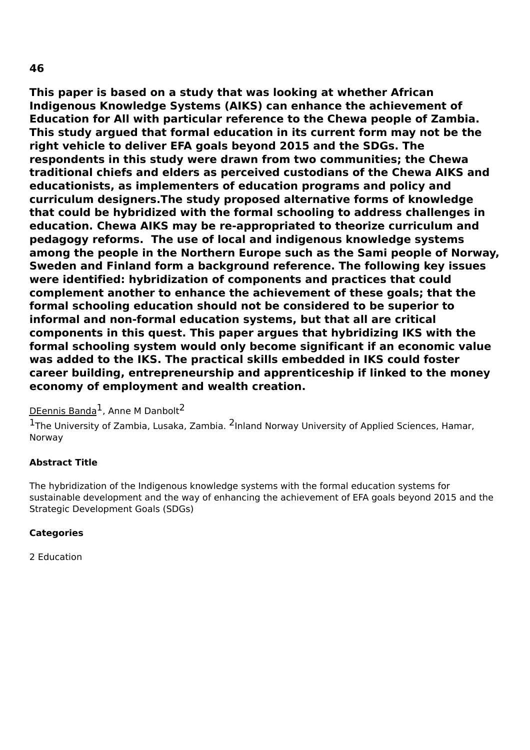**46**

**This paper is based on a study that was looking at whether African Indigenous Knowledge Systems (AIKS) can enhance the achievement of Education for All with particular reference to the Chewa people of Zambia. This study argued that formal education in its current form may not be the right vehicle to deliver EFA goals beyond 2015 and the SDGs. The respondents in this study were drawn from two communities; the Chewa traditional chiefs and elders as perceived custodians of the Chewa AIKS and educationists, as implementers of education programs and policy and curriculum designers.The study proposed alternative forms of knowledge that could be hybridized with the formal schooling to address challenges in education. Chewa AIKS may be re-appropriated to theorize curriculum and pedagogy reforms.  The use of local and indigenous knowledge systems among the people in the Northern Europe such as the Sami people of Norway, Sweden and Finland form a background reference. The following key issues were identified: hybridization of components and practices that could complement another to enhance the achievement of these goals; that the formal schooling education should not be considered to be superior to informal and non-formal education systems, but that all are critical components in this quest. This paper argues that hybridizing IKS with the formal schooling system would only become significant if an economic value was added to the IKS. The practical skills embedded in IKS could foster career building, entrepreneurship and apprenticeship if linked to the money economy of employment and wealth creation.**

DEennis Banda[1], Anne M Danbolt[2]

[1]The University of Zambia, Lusaka, Zambia. [2]Inland Norway University of Applied Sciences, Hamar, Norway

**Abstract Title**

The hybridization of the Indigenous knowledge systems with the formal education systems for sustainable development and the way of enhancing the achievement of EFA goals beyond 2015 and the Strategic Development Goals (SDGs)

**Categories**

2 Education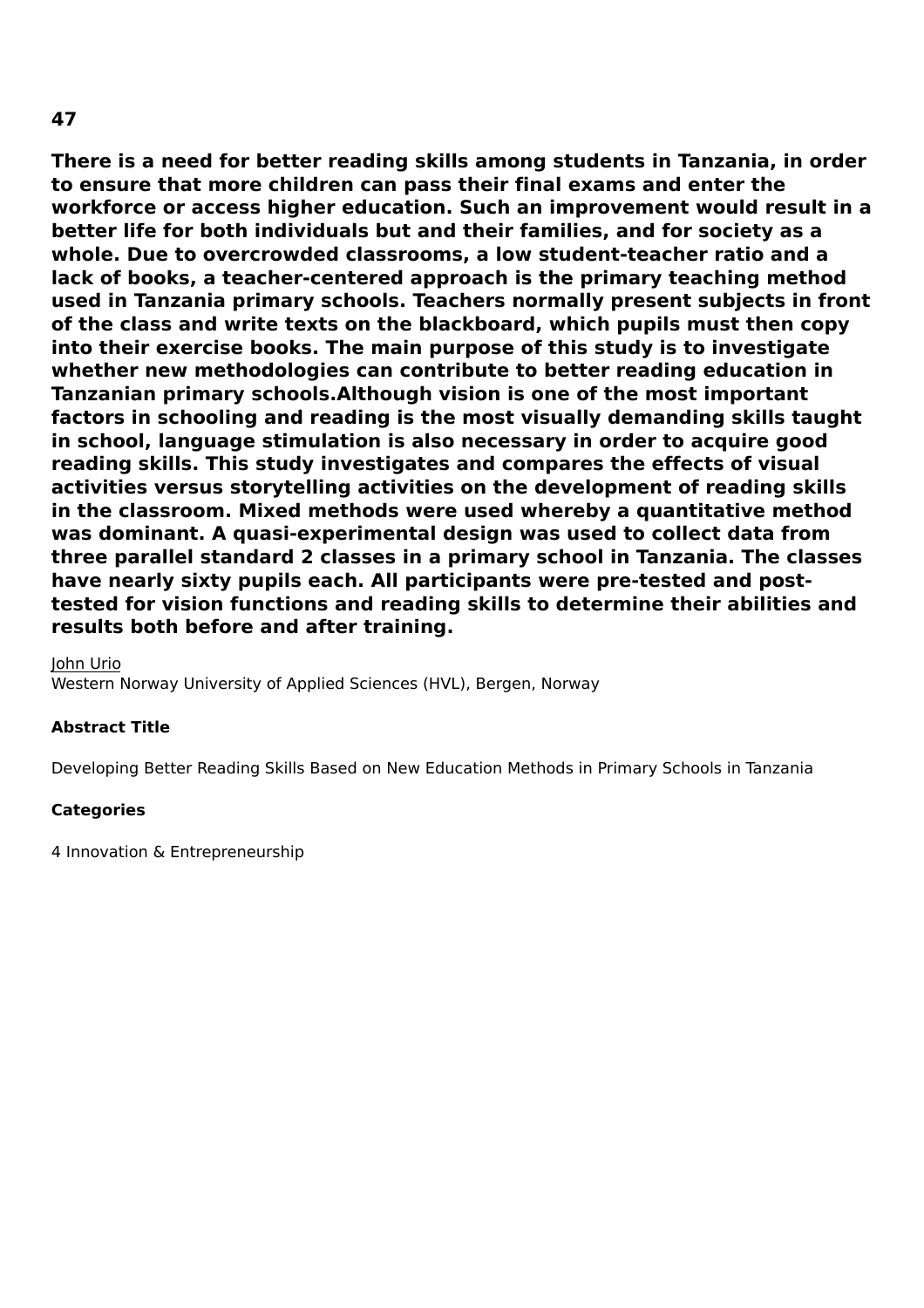**47**

**There is a need for better reading skills among students in Tanzania, in order to ensure that more children can pass their final exams and enter the workforce or access higher education. Such an improvement would result in a better life for both individuals but and their families, and for society as a whole. Due to overcrowded classrooms, a low student-teacher ratio and a lack of books, a teacher-centered approach is the primary teaching method used in Tanzania primary schools. Teachers normally present subjects in front of the class and write texts on the blackboard, which pupils must then copy into their exercise books. The main purpose of this study is to investigate whether new methodologies can contribute to better reading education in Tanzanian primary schools.Although vision is one of the most important factors in schooling and reading is the most visually demanding skills taught in school, language stimulation is also necessary in order to acquire good reading skills. This study investigates and compares the effects of visual activities versus storytelling activities on the development of reading skills in the classroom. Mixed methods were used whereby a quantitative method was dominant. A quasi-experimental design was used to collect data from three parallel standard 2 classes in a primary school in Tanzania. The classes have nearly sixty pupils each. All participants were pre-tested and post-tested for vision functions and reading skills to determine their abilities and results both before and after training.**

<u>John Urio</u>
Western Norway University of Applied Sciences (HVL), Bergen, Norway

**Abstract Title**

Developing Better Reading Skills Based on New Education Methods in Primary Schools in Tanzania

**Categories**

4 Innovation & Entrepreneurship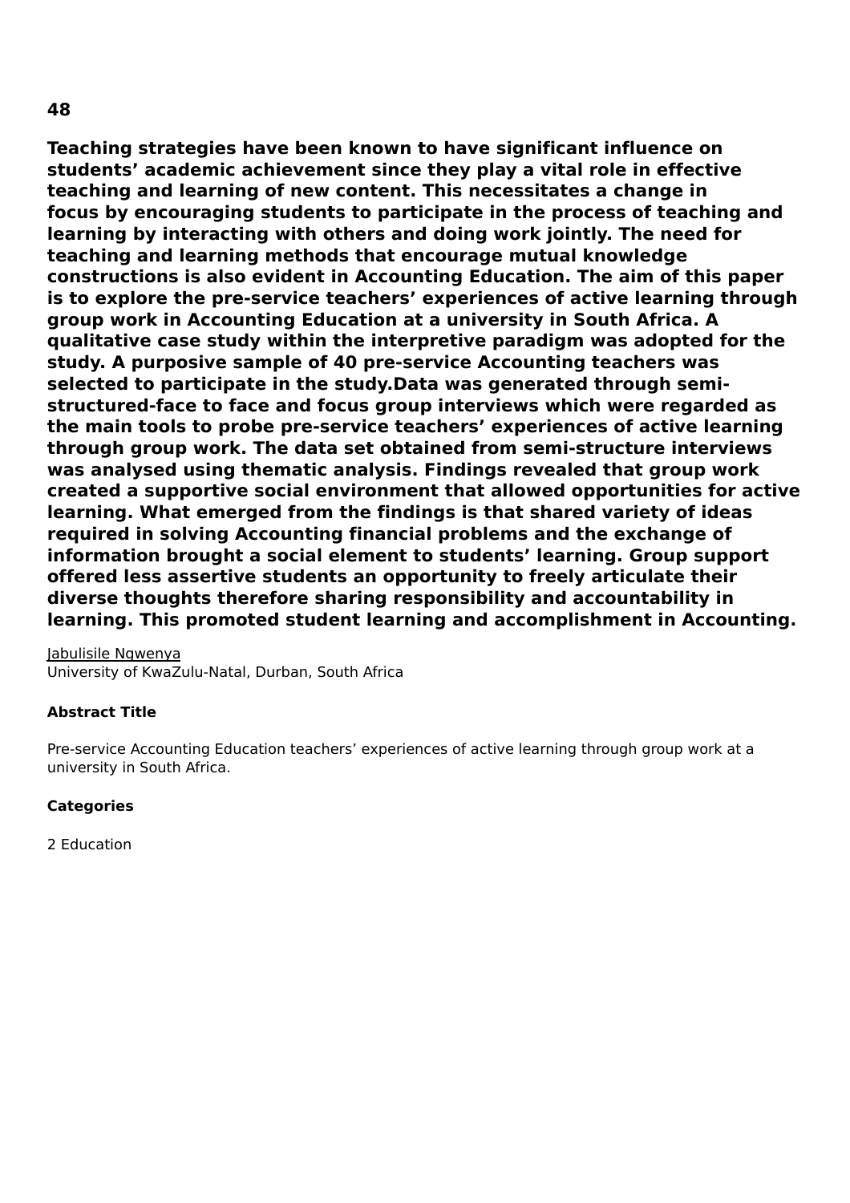**48**

**Teaching strategies have been known to have significant influence on students' academic achievement since they play a vital role in effective teaching and learning of new content. This necessitates a change in focus by encouraging students to participate in the process of teaching and learning by interacting with others and doing work jointly. The need for teaching and learning methods that encourage mutual knowledge constructions is also evident in Accounting Education. The aim of this paper is to explore the pre-service teachers' experiences of active learning through group work in Accounting Education at a university in South Africa. A qualitative case study within the interpretive paradigm was adopted for the study. A purposive sample of 40 pre-service Accounting teachers was selected to participate in the study.Data was generated through semi-structured-face to face and focus group interviews which were regarded as the main tools to probe pre-service teachers' experiences of active learning through group work. The data set obtained from semi-structure interviews was analysed using thematic analysis. Findings revealed that group work created a supportive social environment that allowed opportunities for active learning. What emerged from the findings is that shared variety of ideas required in solving Accounting financial problems and the exchange of information brought a social element to students' learning. Group support offered less assertive students an opportunity to freely articulate their diverse thoughts therefore sharing responsibility and accountability in learning. This promoted student learning and accomplishment in Accounting.**

Jabulisile Ngwenya
University of KwaZulu-Natal, Durban, South Africa

**Abstract Title**

Pre-service Accounting Education teachers' experiences of active learning through group work at a university in South Africa.

**Categories**

2 Education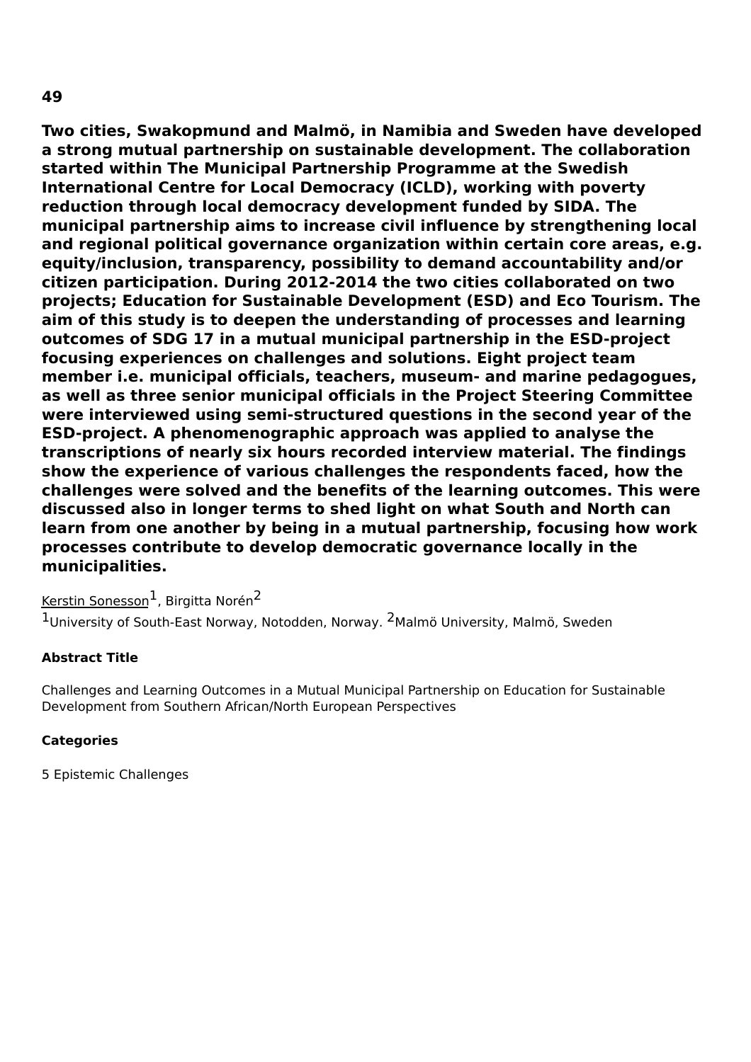**49**

**Two cities, Swakopmund and Malmö, in Namibia and Sweden have developed a strong mutual partnership on sustainable development. The collaboration started within The Municipal Partnership Programme at the Swedish International Centre for Local Democracy (ICLD), working with poverty reduction through local democracy development funded by SIDA. The municipal partnership aims to increase civil influence by strengthening local and regional political governance organization within certain core areas, e.g. equity/inclusion, transparency, possibility to demand accountability and/or citizen participation. During 2012-2014 the two cities collaborated on two projects; Education for Sustainable Development (ESD) and Eco Tourism. The aim of this study is to deepen the understanding of processes and learning outcomes of SDG 17 in a mutual municipal partnership in the ESD-project focusing experiences on challenges and solutions. Eight project team member i.e. municipal officials, teachers, museum- and marine pedagogues, as well as three senior municipal officials in the Project Steering Committee were interviewed using semi-structured questions in the second year of the ESD-project. A phenomenographic approach was applied to analyse the transcriptions of nearly six hours recorded interview material. The findings show the experience of various challenges the respondents faced, how the challenges were solved and the benefits of the learning outcomes. This were discussed also in longer terms to shed light on what South and North can learn from one another by being in a mutual partnership, focusing how work processes contribute to develop democratic governance locally in the municipalities.**

Kerstin Sonesson[1], Birgitta Norén[2]

[1]University of South-East Norway, Notodden, Norway. [2]Malmö University, Malmö, Sweden

**Abstract Title**

Challenges and Learning Outcomes in a Mutual Municipal Partnership on Education for Sustainable Development from Southern African/North European Perspectives

**Categories**

5 Epistemic Challenges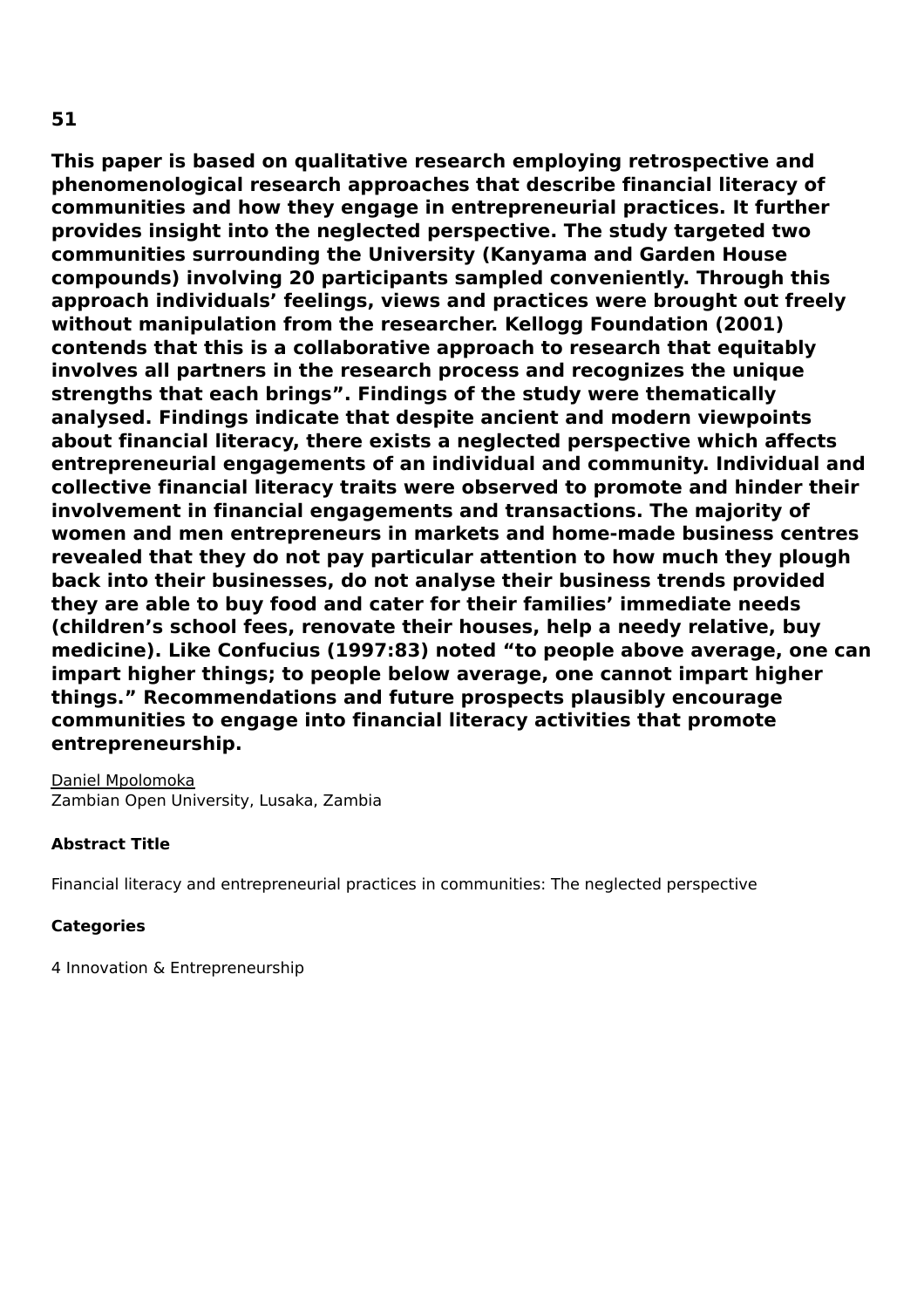**51**

**This paper is based on qualitative research employing retrospective and phenomenological research approaches that describe financial literacy of communities and how they engage in entrepreneurial practices. It further provides insight into the neglected perspective. The study targeted two communities surrounding the University (Kanyama and Garden House compounds) involving 20 participants sampled conveniently. Through this approach individuals' feelings, views and practices were brought out freely without manipulation from the researcher. Kellogg Foundation (2001) contends that this is a collaborative approach to research that equitably involves all partners in the research process and recognizes the unique strengths that each brings". Findings of the study were thematically analysed. Findings indicate that despite ancient and modern viewpoints about financial literacy, there exists a neglected perspective which affects entrepreneurial engagements of an individual and community. Individual and collective financial literacy traits were observed to promote and hinder their involvement in financial engagements and transactions. The majority of women and men entrepreneurs in markets and home-made business centres revealed that they do not pay particular attention to how much they plough back into their businesses, do not analyse their business trends provided they are able to buy food and cater for their families' immediate needs (children's school fees, renovate their houses, help a needy relative, buy medicine). Like Confucius (1997:83) noted "to people above average, one can impart higher things; to people below average, one cannot impart higher things." Recommendations and future prospects plausibly encourage communities to engage into financial literacy activities that promote entrepreneurship.**

Daniel Mpolomoka
Zambian Open University, Lusaka, Zambia

**Abstract Title**

Financial literacy and entrepreneurial practices in communities: The neglected perspective

**Categories**

4 Innovation & Entrepreneurship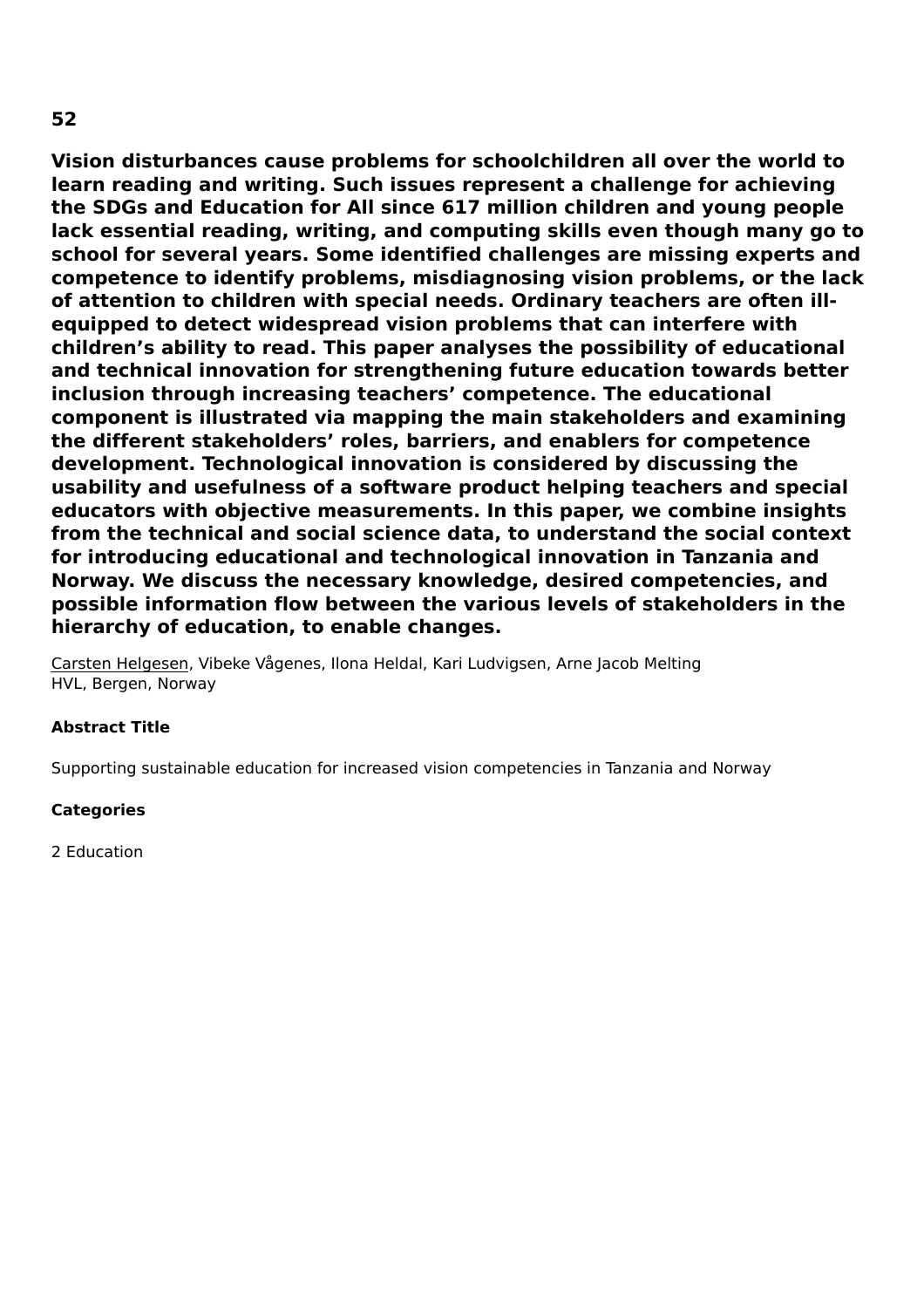**52**

**Vision disturbances cause problems for schoolchildren all over the world to learn reading and writing. Such issues represent a challenge for achieving the SDGs and Education for All since 617 million children and young people lack essential reading, writing, and computing skills even though many go to school for several years. Some identified challenges are missing experts and competence to identify problems, misdiagnosing vision problems, or the lack of attention to children with special needs. Ordinary teachers are often ill-equipped to detect widespread vision problems that can interfere with children's ability to read. This paper analyses the possibility of educational and technical innovation for strengthening future education towards better inclusion through increasing teachers' competence. The educational component is illustrated via mapping the main stakeholders and examining the different stakeholders' roles, barriers, and enablers for competence development. Technological innovation is considered by discussing the usability and usefulness of a software product helping teachers and special educators with objective measurements. In this paper, we combine insights from the technical and social science data, to understand the social context for introducing educational and technological innovation in Tanzania and Norway. We discuss the necessary knowledge, desired competencies, and possible information flow between the various levels of stakeholders in the hierarchy of education, to enable changes.**

<u>Carsten Helgesen</u>, Vibeke Vågenes, Ilona Heldal, Kari Ludvigsen, Arne Jacob Melting
HVL, Bergen, Norway

**Abstract Title**

Supporting sustainable education for increased vision competencies in Tanzania and Norway

**Categories**

2 Education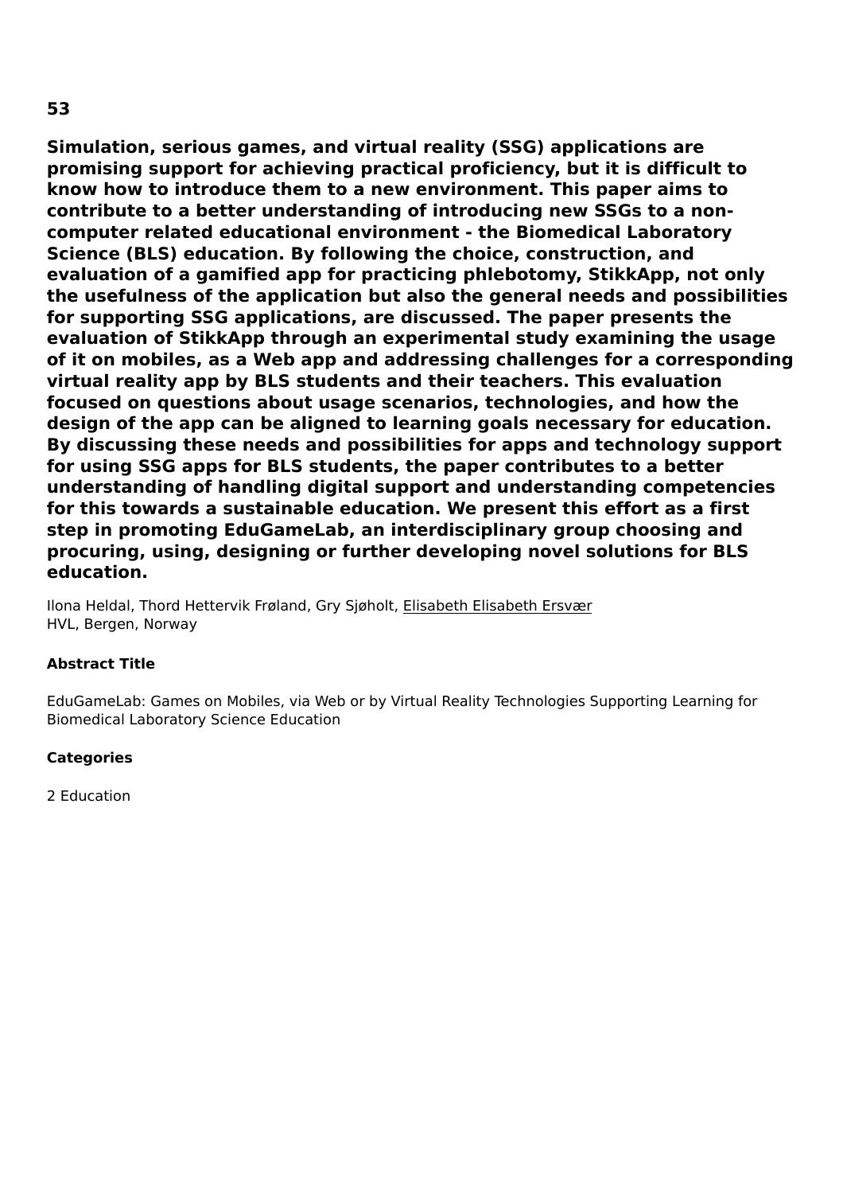**53**

**Simulation, serious games, and virtual reality (SSG) applications are promising support for achieving practical proficiency, but it is difficult to know how to introduce them to a new environment. This paper aims to contribute to a better understanding of introducing new SSGs to a non-computer related educational environment - the Biomedical Laboratory Science (BLS) education. By following the choice, construction, and evaluation of a gamified app for practicing phlebotomy, StikkApp, not only the usefulness of the application but also the general needs and possibilities for supporting SSG applications, are discussed. The paper presents the evaluation of StikkApp through an experimental study examining the usage of it on mobiles, as a Web app and addressing challenges for a corresponding virtual reality app by BLS students and their teachers. This evaluation focused on questions about usage scenarios, technologies, and how the design of the app can be aligned to learning goals necessary for education. By discussing these needs and possibilities for apps and technology support for using SSG apps for BLS students, the paper contributes to a better understanding of handling digital support and understanding competencies for this towards a sustainable education. We present this effort as a first step in promoting EduGameLab, an interdisciplinary group choosing and procuring, using, designing or further developing novel solutions for BLS education.**

Ilona Heldal, Thord Hettervik Frøland, Gry Sjøholt, Elisabeth Elisabeth Ersvær
HVL, Bergen, Norway

**Abstract Title**

EduGameLab: Games on Mobiles, via Web or by Virtual Reality Technologies Supporting Learning for Biomedical Laboratory Science Education

**Categories**

2 Education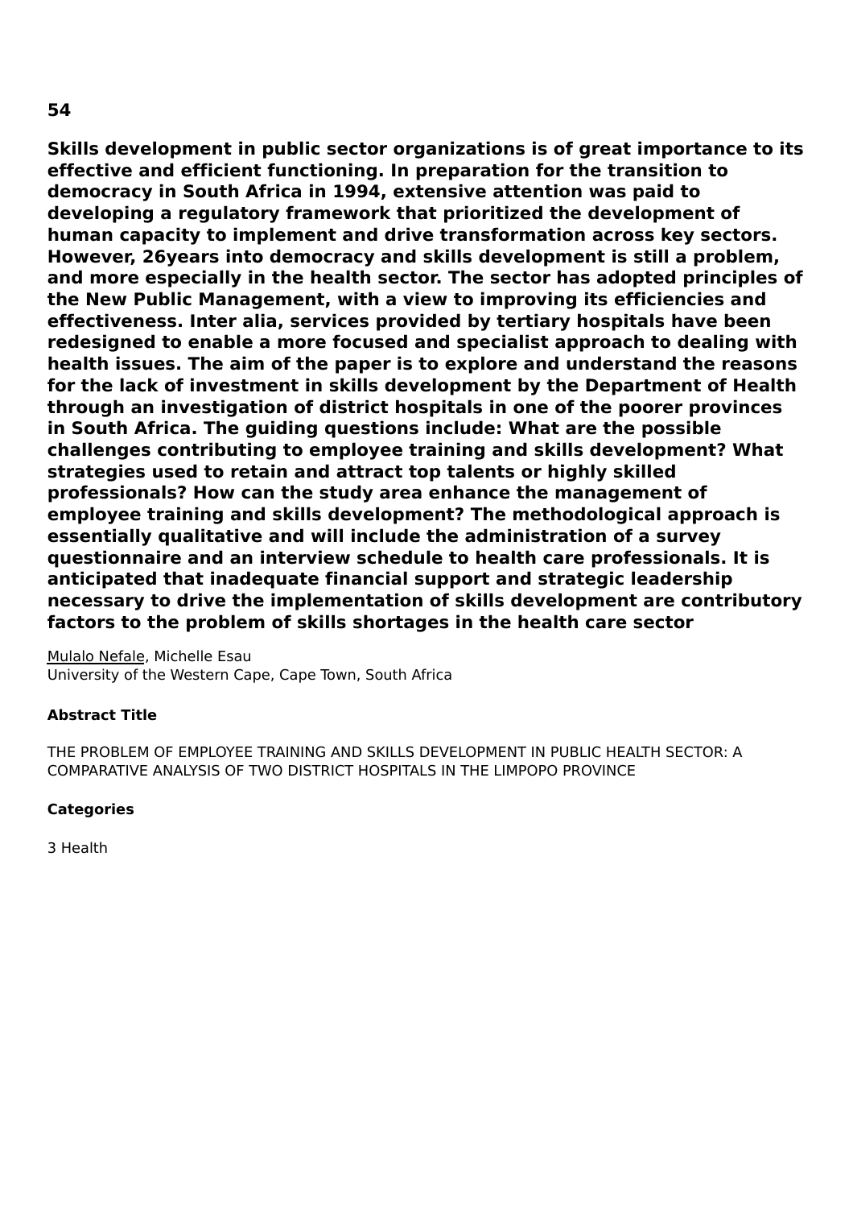## 54

**Skills development in public sector organizations is of great importance to its effective and efficient functioning. In preparation for the transition to democracy in South Africa in 1994, extensive attention was paid to developing a regulatory framework that prioritized the development of human capacity to implement and drive transformation across key sectors. However, 26years into democracy and skills development is still a problem, and more especially in the health sector. The sector has adopted principles of the New Public Management, with a view to improving its efficiencies and effectiveness. Inter alia, services provided by tertiary hospitals have been redesigned to enable a more focused and specialist approach to dealing with health issues. The aim of the paper is to explore and understand the reasons for the lack of investment in skills development by the Department of Health through an investigation of district hospitals in one of the poorer provinces in South Africa. The guiding questions include: What are the possible challenges contributing to employee training and skills development? What strategies used to retain and attract top talents or highly skilled professionals? How can the study area enhance the management of employee training and skills development? The methodological approach is essentially qualitative and will include the administration of a survey questionnaire and an interview schedule to health care professionals. It is anticipated that inadequate financial support and strategic leadership necessary to drive the implementation of skills development are contributory factors to the problem of skills shortages in the health care sector**

<u>Mulalo Nefale</u>, Michelle Esau
University of the Western Cape, Cape Town, South Africa

**Abstract Title**

THE PROBLEM OF EMPLOYEE TRAINING AND SKILLS DEVELOPMENT IN PUBLIC HEALTH SECTOR: A COMPARATIVE ANALYSIS OF TWO DISTRICT HOSPITALS IN THE LIMPOPO PROVINCE

**Categories**

3 Health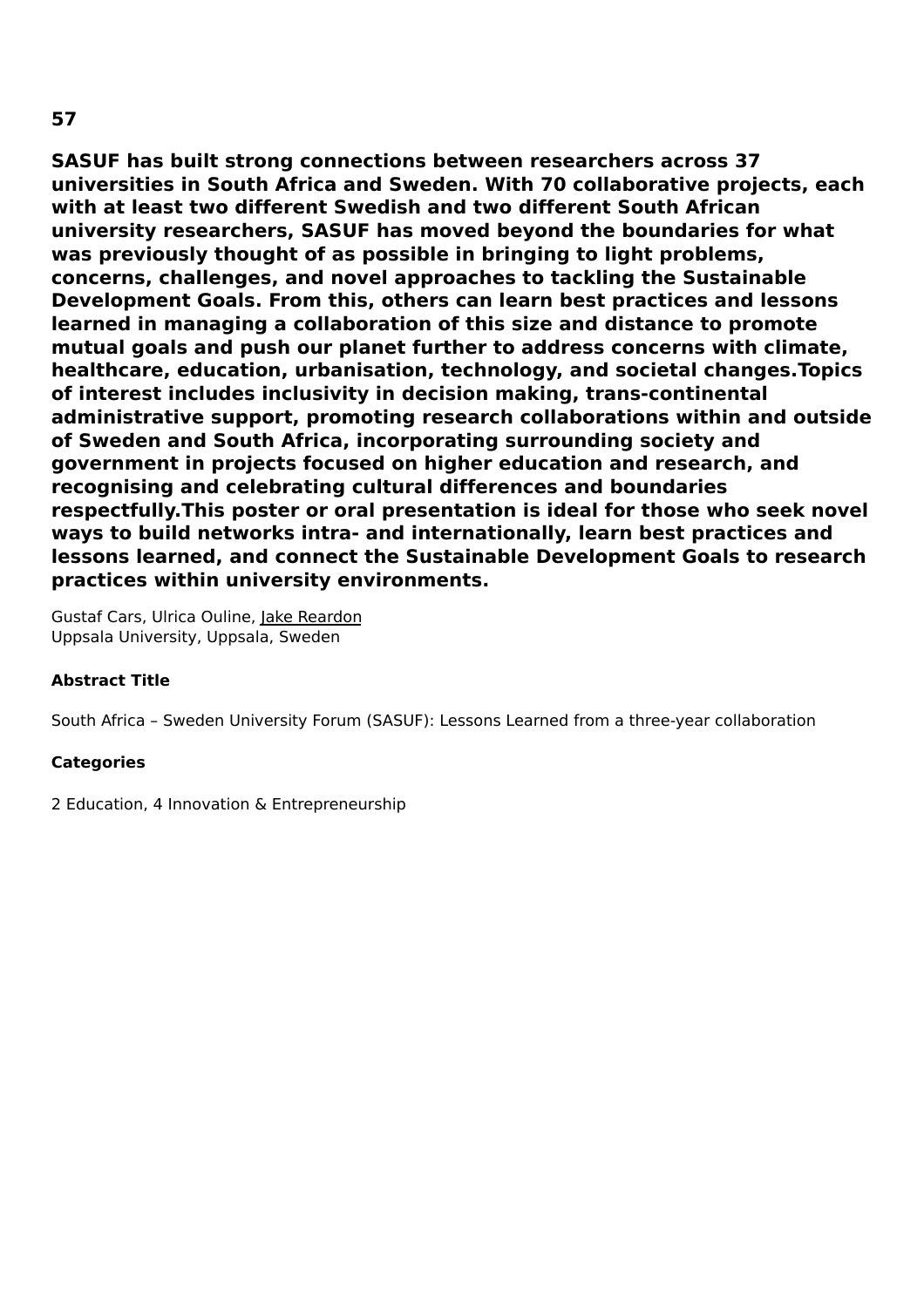**57**

**SASUF has built strong connections between researchers across 37 universities in South Africa and Sweden. With 70 collaborative projects, each with at least two different Swedish and two different South African university researchers, SASUF has moved beyond the boundaries for what was previously thought of as possible in bringing to light problems, concerns, challenges, and novel approaches to tackling the Sustainable Development Goals. From this, others can learn best practices and lessons learned in managing a collaboration of this size and distance to promote mutual goals and push our planet further to address concerns with climate, healthcare, education, urbanisation, technology, and societal changes.Topics of interest includes inclusivity in decision making, trans-continental administrative support, promoting research collaborations within and outside of Sweden and South Africa, incorporating surrounding society and government in projects focused on higher education and research, and recognising and celebrating cultural differences and boundaries respectfully.This poster or oral presentation is ideal for those who seek novel ways to build networks intra- and internationally, learn best practices and lessons learned, and connect the Sustainable Development Goals to research practices within university environments.**

Gustaf Cars, Ulrica Ouline, Jake Reardon
Uppsala University, Uppsala, Sweden

**Abstract Title**

South Africa – Sweden University Forum (SASUF): Lessons Learned from a three-year collaboration

**Categories**

2 Education, 4 Innovation & Entrepreneurship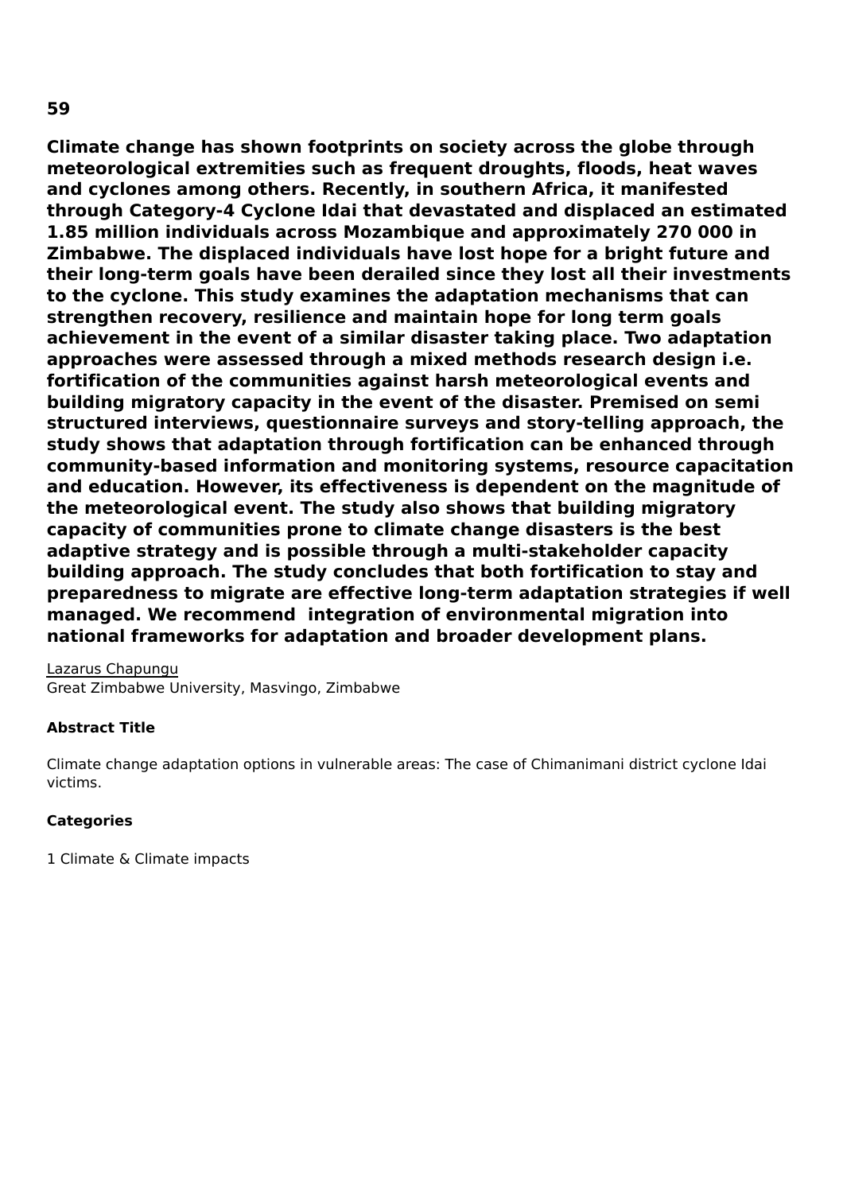**59**

**Climate change has shown footprints on society across the globe through meteorological extremities such as frequent droughts, floods, heat waves and cyclones among others. Recently, in southern Africa, it manifested through Category-4 Cyclone Idai that devastated and displaced an estimated 1.85 million individuals across Mozambique and approximately 270 000 in Zimbabwe. The displaced individuals have lost hope for a bright future and their long-term goals have been derailed since they lost all their investments to the cyclone. This study examines the adaptation mechanisms that can strengthen recovery, resilience and maintain hope for long term goals achievement in the event of a similar disaster taking place. Two adaptation approaches were assessed through a mixed methods research design i.e. fortification of the communities against harsh meteorological events and building migratory capacity in the event of the disaster. Premised on semi structured interviews, questionnaire surveys and story-telling approach, the study shows that adaptation through fortification can be enhanced through community-based information and monitoring systems, resource capacitation and education. However, its effectiveness is dependent on the magnitude of the meteorological event. The study also shows that building migratory capacity of communities prone to climate change disasters is the best adaptive strategy and is possible through a multi-stakeholder capacity building approach. The study concludes that both fortification to stay and preparedness to migrate are effective long-term adaptation strategies if well managed. We recommend integration of environmental migration into national frameworks for adaptation and broader development plans.**

Lazarus Chapungu
Great Zimbabwe University, Masvingo, Zimbabwe

**Abstract Title**

Climate change adaptation options in vulnerable areas: The case of Chimanimani district cyclone Idai victims.

**Categories**

1 Climate & Climate impacts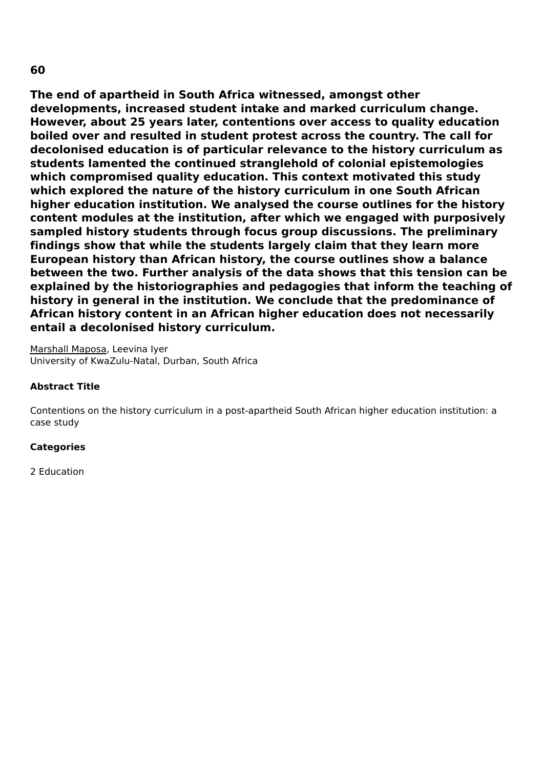## 60

**The end of apartheid in South Africa witnessed, amongst other developments, increased student intake and marked curriculum change. However, about 25 years later, contentions over access to quality education boiled over and resulted in student protest across the country. The call for decolonised education is of particular relevance to the history curriculum as students lamented the continued stranglehold of colonial epistemologies which compromised quality education. This context motivated this study which explored the nature of the history curriculum in one South African higher education institution. We analysed the course outlines for the history content modules at the institution, after which we engaged with purposively sampled history students through focus group discussions. The preliminary findings show that while the students largely claim that they learn more European history than African history, the course outlines show a balance between the two. Further analysis of the data shows that this tension can be explained by the historiographies and pedagogies that inform the teaching of history in general in the institution. We conclude that the predominance of African history content in an African higher education does not necessarily entail a decolonised history curriculum.**

Marshall Maposa, Leevina Iyer
University of KwaZulu-Natal, Durban, South Africa

#### Abstract Title

Contentions on the history curriculum in a post-apartheid South African higher education institution: a case study

#### Categories

2 Education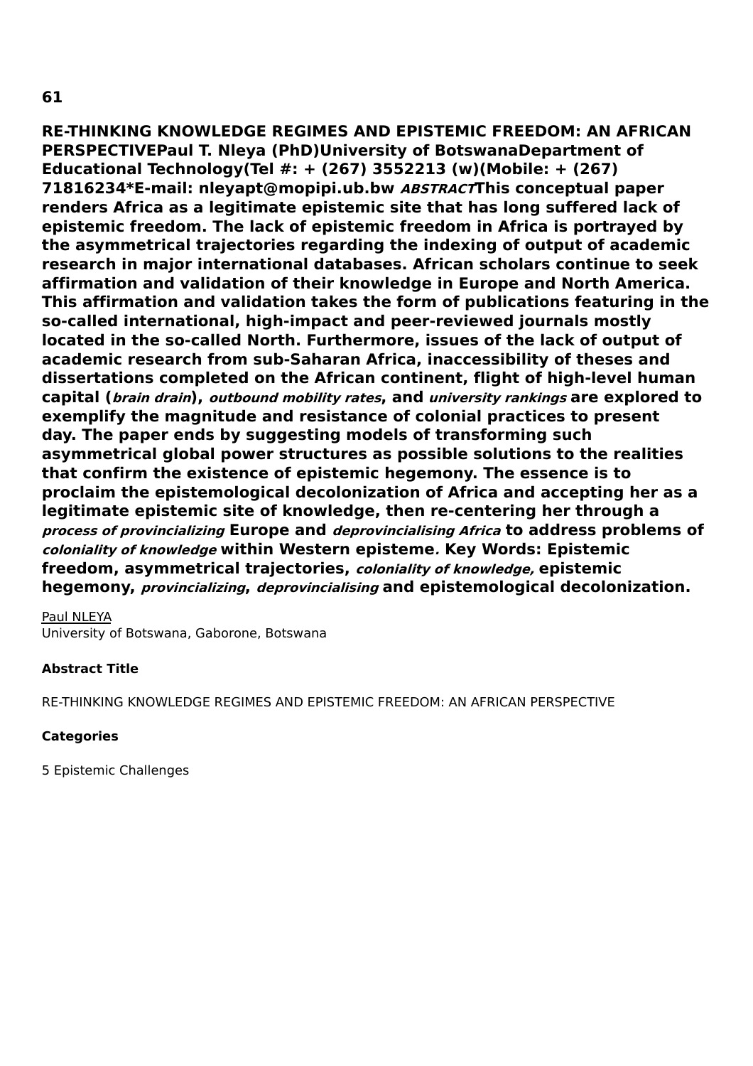# 61

**RE-THINKING KNOWLEDGE REGIMES AND EPISTEMIC FREEDOM: AN AFRICAN PERSPECTIVEPaul T. Nleya (PhD)University of BotswanaDepartment of Educational Technology(Tel #: + (267) 3552213 (w)(Mobile: + (267) 71816234*E-mail: nleyapt@mopipi.ub.bw *ABSTRACT*This conceptual paper renders Africa as a legitimate epistemic site that has long suffered lack of epistemic freedom. The lack of epistemic freedom in Africa is portrayed by the asymmetrical trajectories regarding the indexing of output of academic research in major international databases. African scholars continue to seek affirmation and validation of their knowledge in Europe and North America. This affirmation and validation takes the form of publications featuring in the so-called international, high-impact and peer-reviewed journals mostly located in the so-called North. Furthermore, issues of the lack of output of academic research from sub-Saharan Africa, inaccessibility of theses and dissertations completed on the African continent, flight of high-level human capital (*brain drain*), *outbound mobility rates*, and *university rankings* are explored to exemplify the magnitude and resistance of colonial practices to present day. The paper ends by suggesting models of transforming such asymmetrical global power structures as possible solutions to the realities that confirm the existence of epistemic hegemony. The essence is to proclaim the epistemological decolonization of Africa and accepting her as a legitimate epistemic site of knowledge, then re-centering her through a *process of provincializing* Europe and *deprovincialising Africa* to address problems of *coloniality of knowledge* within Western episteme*.* Key Words: Epistemic freedom, asymmetrical trajectories, *coloniality of knowledge,* epistemic hegemony, *provincializing*, *deprovincialising* and epistemological decolonization.**

Paul NLEYA
University of Botswana, Gaborone, Botswana

**Abstract Title**

RE-THINKING KNOWLEDGE REGIMES AND EPISTEMIC FREEDOM: AN AFRICAN PERSPECTIVE

**Categories**

5 Epistemic Challenges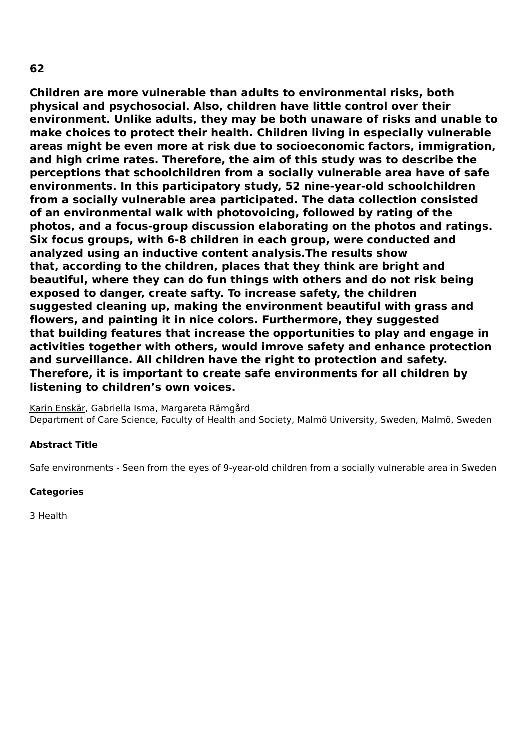**62**

**Children are more vulnerable than adults to environmental risks, both physical and psychosocial. Also, children have little control over their environment. Unlike adults, they may be both unaware of risks and unable to make choices to protect their health. Children living in especially vulnerable areas might be even more at risk due to socioeconomic factors, immigration, and high crime rates. Therefore, the aim of this study was to describe the perceptions that schoolchildren from a socially vulnerable area have of safe environments. In this participatory study, 52 nine-year-old schoolchildren from a socially vulnerable area participated. The data collection consisted of an environmental walk with photovoicing, followed by rating of the photos, and a focus-group discussion elaborating on the photos and ratings. Six focus groups, with 6-8 children in each group, were conducted and analyzed using an inductive content analysis.The results show that, according to the children, places that they think are bright and beautiful, where they can do fun things with others and do not risk being exposed to danger, create safty. To increase safety, the children suggested cleaning up, making the environment beautiful with grass and flowers, and painting it in nice colors. Furthermore, they suggested that building features that increase the opportunities to play and engage in activities together with others, would imrove safety and enhance protection and surveillance. All children have the right to protection and safety. Therefore, it is important to create safe environments for all children by listening to children's own voices.**

<u>Karin Enskär</u>, Gabriella Isma, Margareta Rämgård
Department of Care Science, Faculty of Health and Society, Malmö University, Sweden, Malmö, Sweden

**Abstract Title**

Safe environments - Seen from the eyes of 9-year-old children from a socially vulnerable area in Sweden

**Categories**

3 Health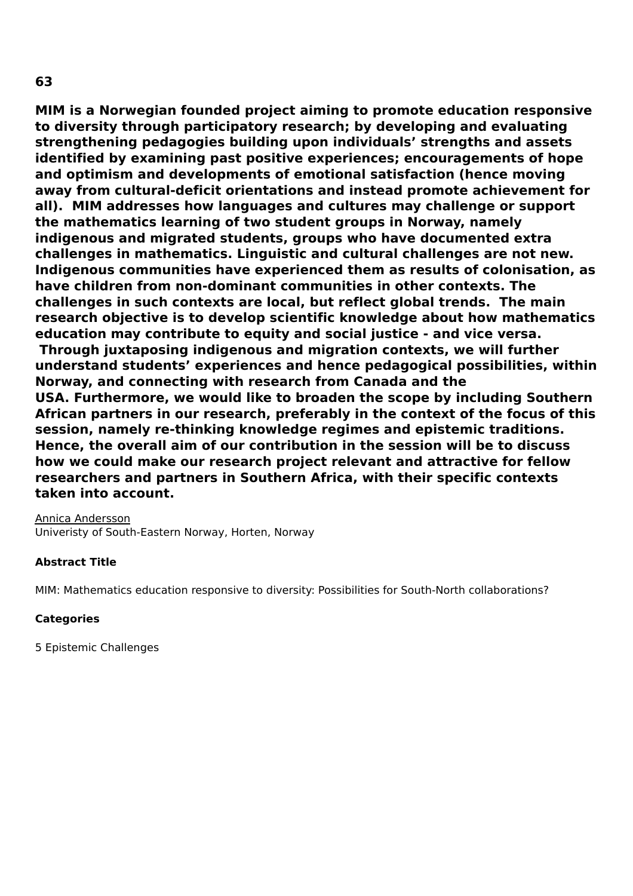**63**

**MIM is a Norwegian founded project aiming to promote education responsive to diversity through participatory research; by developing and evaluating strengthening pedagogies building upon individuals' strengths and assets identified by examining past positive experiences; encouragements of hope and optimism and developments of emotional satisfaction (hence moving away from cultural-deficit orientations and instead promote achievement for all). MIM addresses how languages and cultures may challenge or support the mathematics learning of two student groups in Norway, namely indigenous and migrated students, groups who have documented extra challenges in mathematics. Linguistic and cultural challenges are not new. Indigenous communities have experienced them as results of colonisation, as have children from non-dominant communities in other contexts. The challenges in such contexts are local, but reflect global trends. The main research objective is to develop scientific knowledge about how mathematics education may contribute to equity and social justice - and vice versa. Through juxtaposing indigenous and migration contexts, we will further understand students' experiences and hence pedagogical possibilities, within Norway, and connecting with research from Canada and the USA. Furthermore, we would like to broaden the scope by including Southern African partners in our research, preferably in the context of the focus of this session, namely re-thinking knowledge regimes and epistemic traditions. Hence, the overall aim of our contribution in the session will be to discuss how we could make our research project relevant and attractive for fellow researchers and partners in Southern Africa, with their specific contexts taken into account.**

Annica Andersson
Univeristy of South-Eastern Norway, Horten, Norway

**Abstract Title**

MIM: Mathematics education responsive to diversity: Possibilities for South-North collaborations?

**Categories**

5 Epistemic Challenges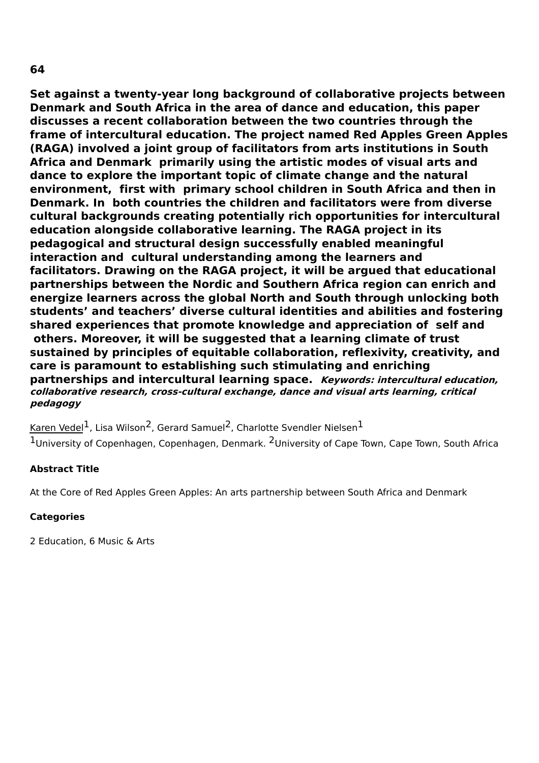**64**

**Set against a twenty-year long background of collaborative projects between Denmark and South Africa in the area of dance and education, this paper discusses a recent collaboration between the two countries through the frame of intercultural education. The project named Red Apples Green Apples (RAGA) involved a joint group of facilitators from arts institutions in South Africa and Denmark primarily using the artistic modes of visual arts and dance to explore the important topic of climate change and the natural environment, first with primary school children in South Africa and then in Denmark. In both countries the children and facilitators were from diverse cultural backgrounds creating potentially rich opportunities for intercultural education alongside collaborative learning. The RAGA project in its pedagogical and structural design successfully enabled meaningful interaction and cultural understanding among the learners and facilitators. Drawing on the RAGA project, it will be argued that educational partnerships between the Nordic and Southern Africa region can enrich and energize learners across the global North and South through unlocking both students' and teachers' diverse cultural identities and abilities and fostering shared experiences that promote knowledge and appreciation of self and others. Moreover, it will be suggested that a learning climate of trust sustained by principles of equitable collaboration, reflexivity, creativity, and care is paramount to establishing such stimulating and enriching partnerships and intercultural learning space.** ***Keywords: intercultural education, collaborative research, cross-cultural exchange, dance and visual arts learning, critical pedagogy***

<u>Karen Vedel</u>[1], Lisa Wilson[2], Gerard Samuel[2], Charlotte Svendler Nielsen[1]

[1]University of Copenhagen, Copenhagen, Denmark. [2]University of Cape Town, Cape Town, South Africa

**Abstract Title**

At the Core of Red Apples Green Apples: An arts partnership between South Africa and Denmark

**Categories**

2 Education, 6 Music & Arts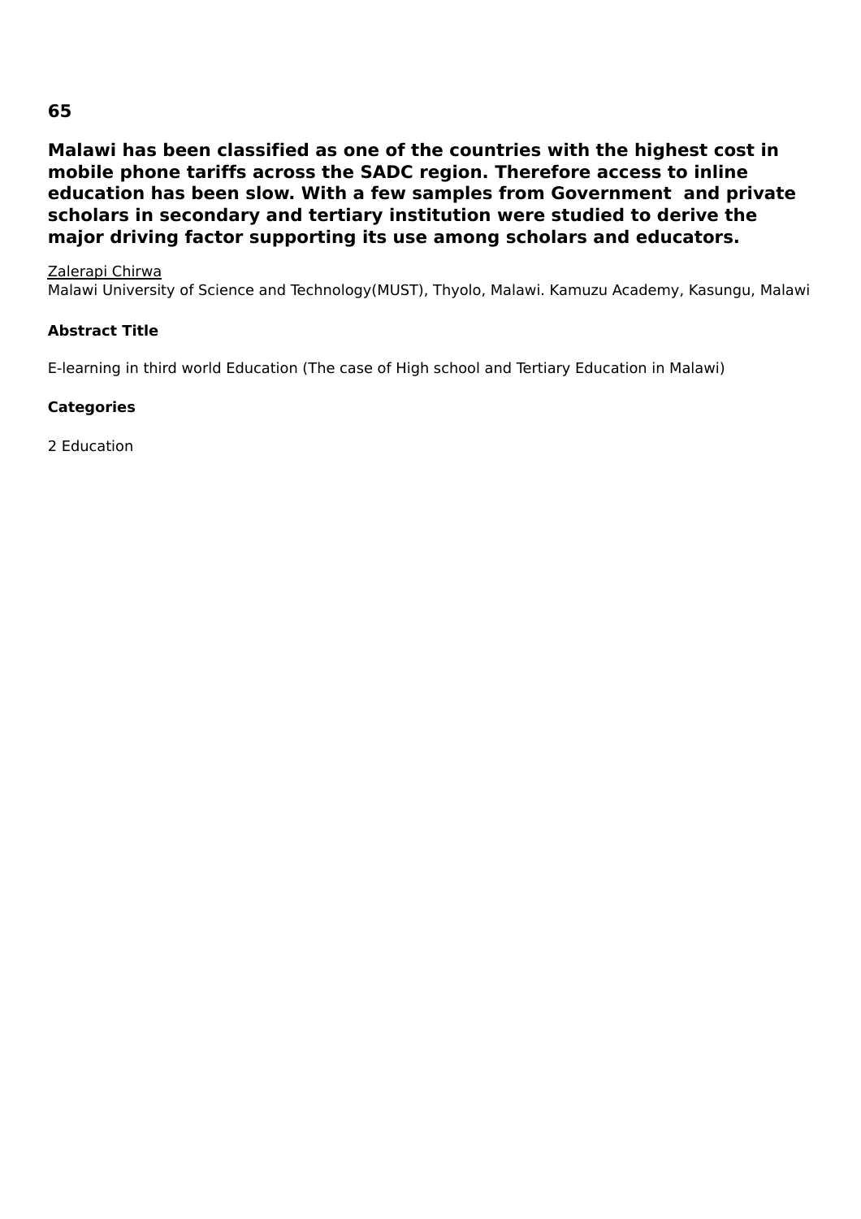**65**

## Malawi has been classified as one of the countries with the highest cost in mobile phone tariffs across the SADC region. Therefore access to inline education has been slow. With a few samples from Government  and private scholars in secondary and tertiary institution were studied to derive the major driving factor supporting its use among scholars and educators.

Zalerapi Chirwa
Malawi University of Science and Technology(MUST), Thyolo, Malawi. Kamuzu Academy, Kasungu, Malawi

**Abstract Title**

E-learning in third world Education (The case of High school and Tertiary Education in Malawi)

**Categories**

2 Education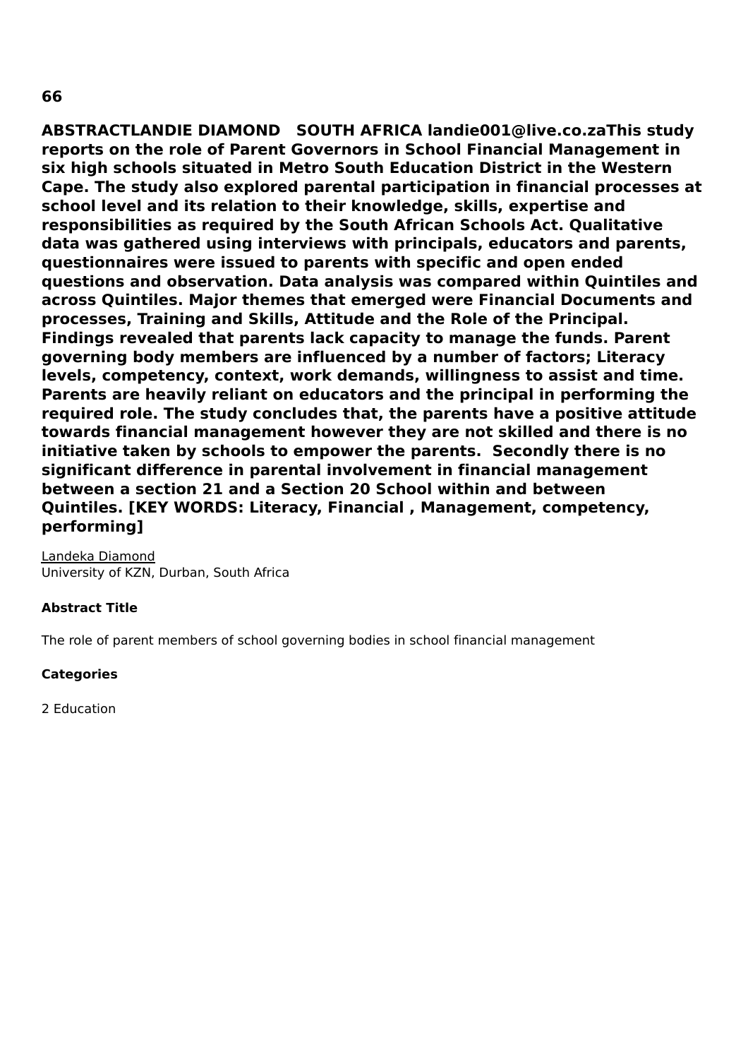## 66

**ABSTRACTLANDIE DIAMOND   SOUTH AFRICA landie001@live.co.zaThis study reports on the role of Parent Governors in School Financial Management in six high schools situated in Metro South Education District in the Western Cape. The study also explored parental participation in financial processes at school level and its relation to their knowledge, skills, expertise and responsibilities as required by the South African Schools Act. Qualitative data was gathered using interviews with principals, educators and parents, questionnaires were issued to parents with specific and open ended questions and observation. Data analysis was compared within Quintiles and across Quintiles. Major themes that emerged were Financial Documents and processes, Training and Skills, Attitude and the Role of the Principal. Findings revealed that parents lack capacity to manage the funds. Parent governing body members are influenced by a number of factors; Literacy levels, competency, context, work demands, willingness to assist and time. Parents are heavily reliant on educators and the principal in performing the required role. The study concludes that, the parents have a positive attitude towards financial management however they are not skilled and there is no initiative taken by schools to empower the parents.  Secondly there is no significant difference in parental involvement in financial management between a section 21 and a Section 20 School within and between Quintiles. [KEY WORDS: Literacy, Financial , Management, competency, performing]**

Landeka Diamond
University of KZN, Durban, South Africa

**Abstract Title**

The role of parent members of school governing bodies in school financial management

**Categories**

2 Education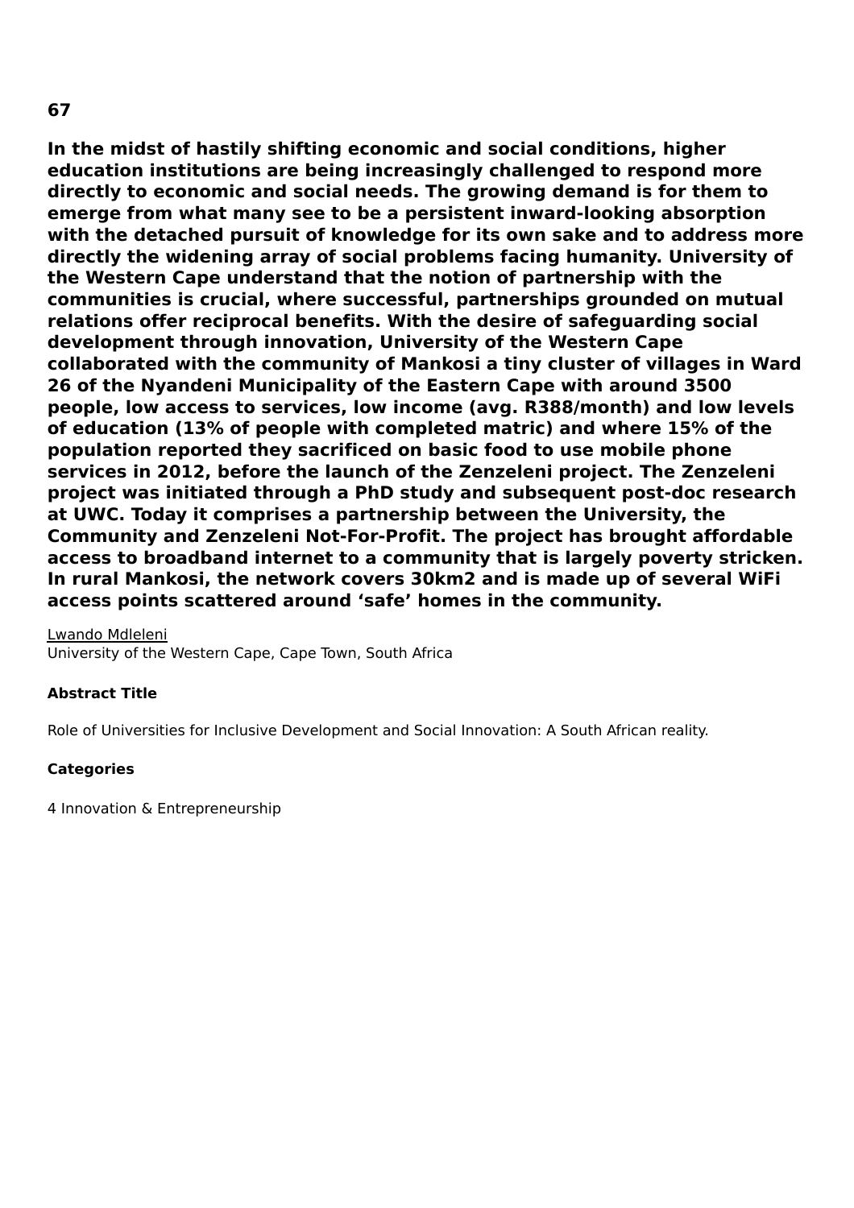**67**

**In the midst of hastily shifting economic and social conditions, higher education institutions are being increasingly challenged to respond more directly to economic and social needs. The growing demand is for them to emerge from what many see to be a persistent inward-looking absorption with the detached pursuit of knowledge for its own sake and to address more directly the widening array of social problems facing humanity. University of the Western Cape understand that the notion of partnership with the communities is crucial, where successful, partnerships grounded on mutual relations offer reciprocal benefits. With the desire of safeguarding social development through innovation, University of the Western Cape collaborated with the community of Mankosi a tiny cluster of villages in Ward 26 of the Nyandeni Municipality of the Eastern Cape with around 3500 people, low access to services, low income (avg. R388/month) and low levels of education (13% of people with completed matric) and where 15% of the population reported they sacrificed on basic food to use mobile phone services in 2012, before the launch of the Zenzeleni project. The Zenzeleni project was initiated through a PhD study and subsequent post-doc research at UWC. Today it comprises a partnership between the University, the Community and Zenzeleni Not-For-Profit. The project has brought affordable access to broadband internet to a community that is largely poverty stricken. In rural Mankosi, the network covers 30km2 and is made up of several WiFi access points scattered around 'safe' homes in the community.**

<u>Lwando Mdleleni</u>
University of the Western Cape, Cape Town, South Africa

**Abstract Title**

Role of Universities for Inclusive Development and Social Innovation: A South African reality.

**Categories**

4 Innovation & Entrepreneurship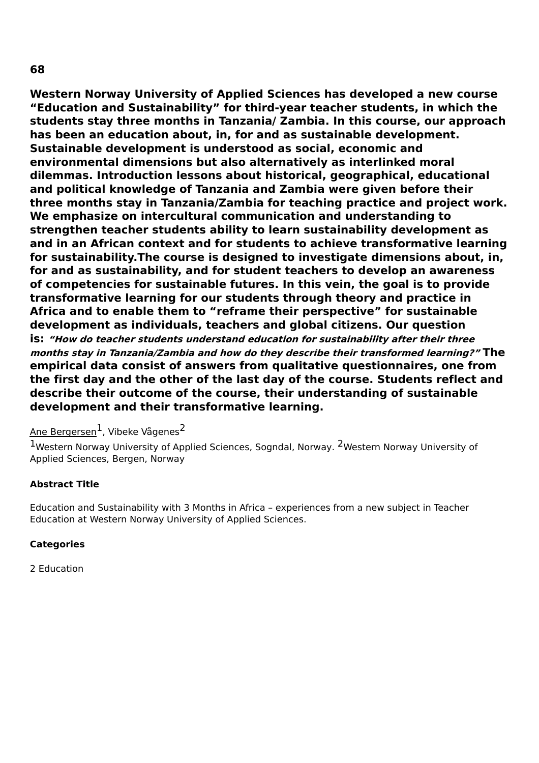## 68

**Western Norway University of Applied Sciences has developed a new course "Education and Sustainability" for third-year teacher students, in which the students stay three months in Tanzania/ Zambia. In this course, our approach has been an education about, in, for and as sustainable development. Sustainable development is understood as social, economic and environmental dimensions but also alternatively as interlinked moral dilemmas. Introduction lessons about historical, geographical, educational and political knowledge of Tanzania and Zambia were given before their three months stay in Tanzania/Zambia for teaching practice and project work. We emphasize on intercultural communication and understanding to strengthen teacher students ability to learn sustainability development as and in an African context and for students to achieve transformative learning for sustainability.The course is designed to investigate dimensions about, in, for and as sustainability, and for student teachers to develop an awareness of competencies for sustainable futures. In this vein, the goal is to provide transformative learning for our students through theory and practice in Africa and to enable them to "reframe their perspective" for sustainable development as individuals, teachers and global citizens. Our question is:** ***"How do teacher students understand education for sustainability after their three months stay in Tanzania/Zambia and how do they describe their transformed learning?"*** **The empirical data consist of answers from qualitative questionnaires, one from the first day and the other of the last day of the course. Students reflect and describe their outcome of the course, their understanding of sustainable development and their transformative learning.**

Ane Bergersen[1], Vibeke Vågenes[2]

[1]Western Norway University of Applied Sciences, Sogndal, Norway. [2]Western Norway University of Applied Sciences, Bergen, Norway

**Abstract Title**

Education and Sustainability with 3 Months in Africa – experiences from a new subject in Teacher Education at Western Norway University of Applied Sciences.

**Categories**

2 Education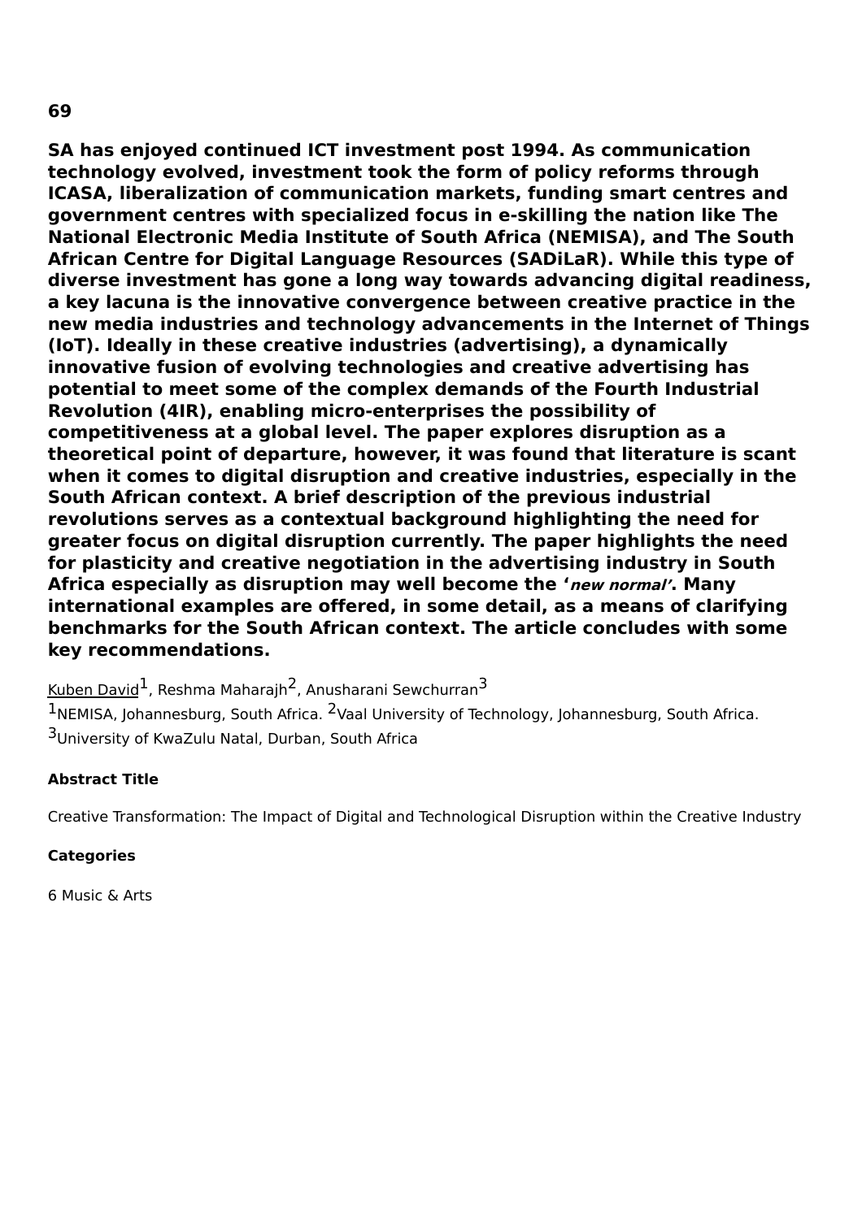**69**

**SA has enjoyed continued ICT investment post 1994. As communication technology evolved, investment took the form of policy reforms through ICASA, liberalization of communication markets, funding smart centres and government centres with specialized focus in e-skilling the nation like The National Electronic Media Institute of South Africa (NEMISA), and The South African Centre for Digital Language Resources (SADiLaR). While this type of diverse investment has gone a long way towards advancing digital readiness, a key lacuna is the innovative convergence between creative practice in the new media industries and technology advancements in the Internet of Things (IoT). Ideally in these creative industries (advertising), a dynamically innovative fusion of evolving technologies and creative advertising has potential to meet some of the complex demands of the Fourth Industrial Revolution (4IR), enabling micro-enterprises the possibility of competitiveness at a global level. The paper explores disruption as a theoretical point of departure, however, it was found that literature is scant when it comes to digital disruption and creative industries, especially in the South African context. A brief description of the previous industrial revolutions serves as a contextual background highlighting the need for greater focus on digital disruption currently. The paper highlights the need for plasticity and creative negotiation in the advertising industry in South Africa especially as disruption may well become the '*new normal*'. Many international examples are offered, in some detail, as a means of clarifying benchmarks for the South African context. The article concludes with some key recommendations.**

Kuben David[1], Reshma Maharajh[2], Anusharani Sewchurran[3]

[1]NEMISA, Johannesburg, South Africa. [2]Vaal University of Technology, Johannesburg, South Africa. [3]University of KwaZulu Natal, Durban, South Africa

**Abstract Title**

Creative Transformation: The Impact of Digital and Technological Disruption within the Creative Industry

**Categories**

6 Music & Arts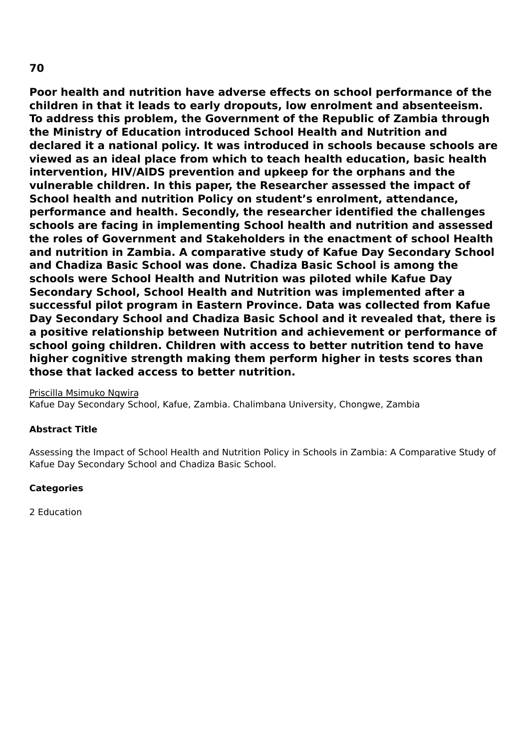**70**

**Poor health and nutrition have adverse effects on school performance of the children in that it leads to early dropouts, low enrolment and absenteeism. To address this problem, the Government of the Republic of Zambia through the Ministry of Education introduced School Health and Nutrition and declared it a national policy. It was introduced in schools because schools are viewed as an ideal place from which to teach health education, basic health intervention, HIV/AIDS prevention and upkeep for the orphans and the vulnerable children. In this paper, the Researcher assessed the impact of School health and nutrition Policy on student's enrolment, attendance, performance and health. Secondly, the researcher identified the challenges schools are facing in implementing School health and nutrition and assessed the roles of Government and Stakeholders in the enactment of school Health and nutrition in Zambia. A comparative study of Kafue Day Secondary School and Chadiza Basic School was done. Chadiza Basic School is among the schools were School Health and Nutrition was piloted while Kafue Day Secondary School, School Health and Nutrition was implemented after a successful pilot program in Eastern Province. Data was collected from Kafue Day Secondary School and Chadiza Basic School and it revealed that, there is a positive relationship between Nutrition and achievement or performance of school going children. Children with access to better nutrition tend to have higher cognitive strength making them perform higher in tests scores than those that lacked access to better nutrition.**

Priscilla Msimuko Ngwira

Kafue Day Secondary School, Kafue, Zambia. Chalimbana University, Chongwe, Zambia

**Abstract Title**

Assessing the Impact of School Health and Nutrition Policy in Schools in Zambia: A Comparative Study of Kafue Day Secondary School and Chadiza Basic School.

**Categories**

2 Education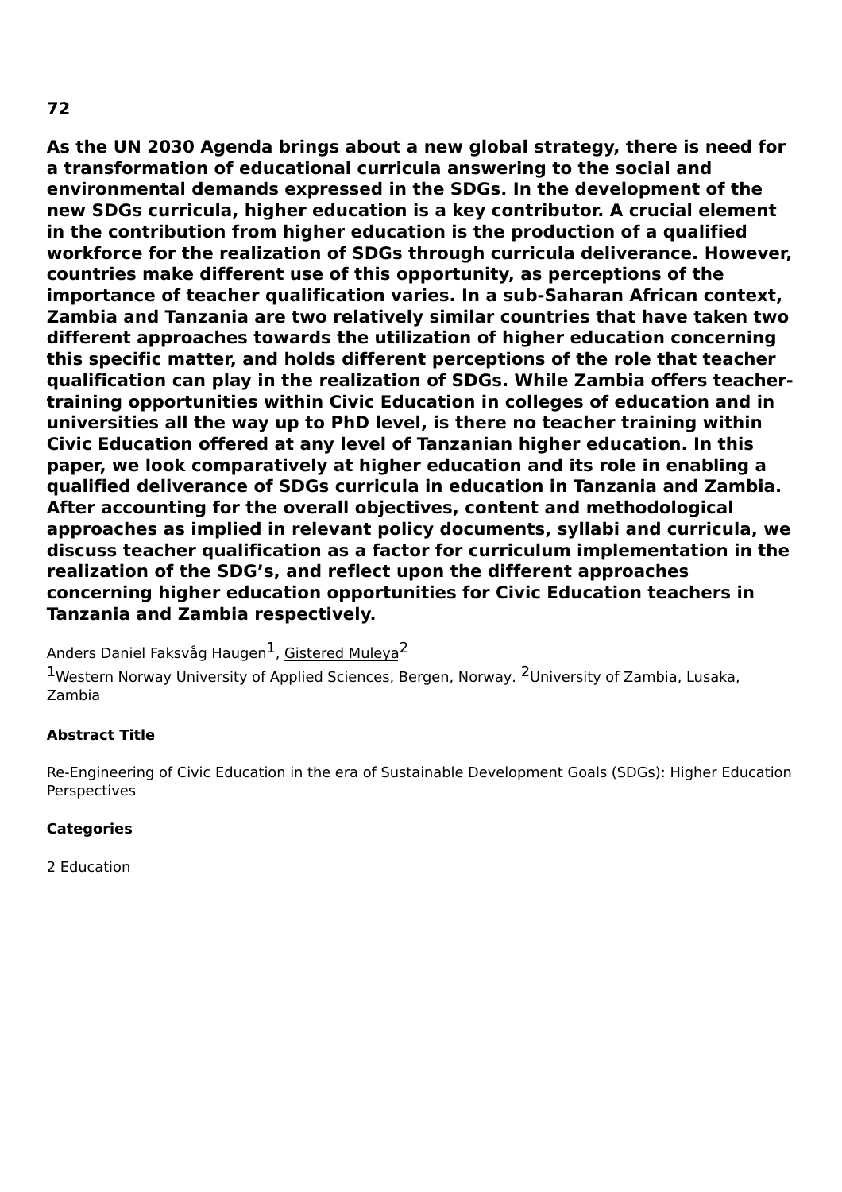**72**

**As the UN 2030 Agenda brings about a new global strategy, there is need for a transformation of educational curricula answering to the social and environmental demands expressed in the SDGs. In the development of the new SDGs curricula, higher education is a key contributor. A crucial element in the contribution from higher education is the production of a qualified workforce for the realization of SDGs through curricula deliverance. However, countries make different use of this opportunity, as perceptions of the importance of teacher qualification varies. In a sub-Saharan African context, Zambia and Tanzania are two relatively similar countries that have taken two different approaches towards the utilization of higher education concerning this specific matter, and holds different perceptions of the role that teacher qualification can play in the realization of SDGs. While Zambia offers teacher-training opportunities within Civic Education in colleges of education and in universities all the way up to PhD level, is there no teacher training within Civic Education offered at any level of Tanzanian higher education. In this paper, we look comparatively at higher education and its role in enabling a qualified deliverance of SDGs curricula in education in Tanzania and Zambia. After accounting for the overall objectives, content and methodological approaches as implied in relevant policy documents, syllabi and curricula, we discuss teacher qualification as a factor for curriculum implementation in the realization of the SDG's, and reflect upon the different approaches concerning higher education opportunities for Civic Education teachers in Tanzania and Zambia respectively.**

Anders Daniel Faksvåg Haugen[1], Gistered Muleya[2]

[1]Western Norway University of Applied Sciences, Bergen, Norway. [2]University of Zambia, Lusaka, Zambia

**Abstract Title**

Re-Engineering of Civic Education in the era of Sustainable Development Goals (SDGs): Higher Education Perspectives

**Categories**

2 Education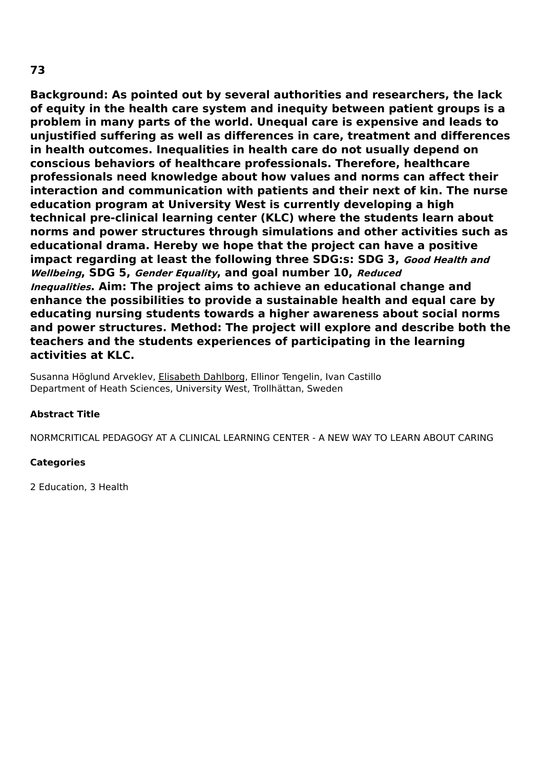**73**

**Background: As pointed out by several authorities and researchers, the lack of equity in the health care system and inequity between patient groups is a problem in many parts of the world. Unequal care is expensive and leads to unjustified suffering as well as differences in care, treatment and differences in health outcomes. Inequalities in health care do not usually depend on conscious behaviors of healthcare professionals. Therefore, healthcare professionals need knowledge about how values and norms can affect their interaction and communication with patients and their next of kin. The nurse education program at University West is currently developing a high technical pre-clinical learning center (KLC) where the students learn about norms and power structures through simulations and other activities such as educational drama. Hereby we hope that the project can have a positive impact regarding at least the following three SDG:s: SDG 3, *Good Health and Wellbeing*, SDG 5, *Gender Equality*, and goal number 10, *Reduced Inequalities*. Aim: The project aims to achieve an educational change and enhance the possibilities to provide a sustainable health and equal care by educating nursing students towards a higher awareness about social norms and power structures. Method: The project will explore and describe both the teachers and the students experiences of participating in the learning activities at KLC.**

Susanna Höglund Arveklev, Elisabeth Dahlborg, Ellinor Tengelin, Ivan Castillo
Department of Heath Sciences, University West, Trollhättan, Sweden

**Abstract Title**

NORMCRITICAL PEDAGOGY AT A CLINICAL LEARNING CENTER - A NEW WAY TO LEARN ABOUT CARING

**Categories**

2 Education, 3 Health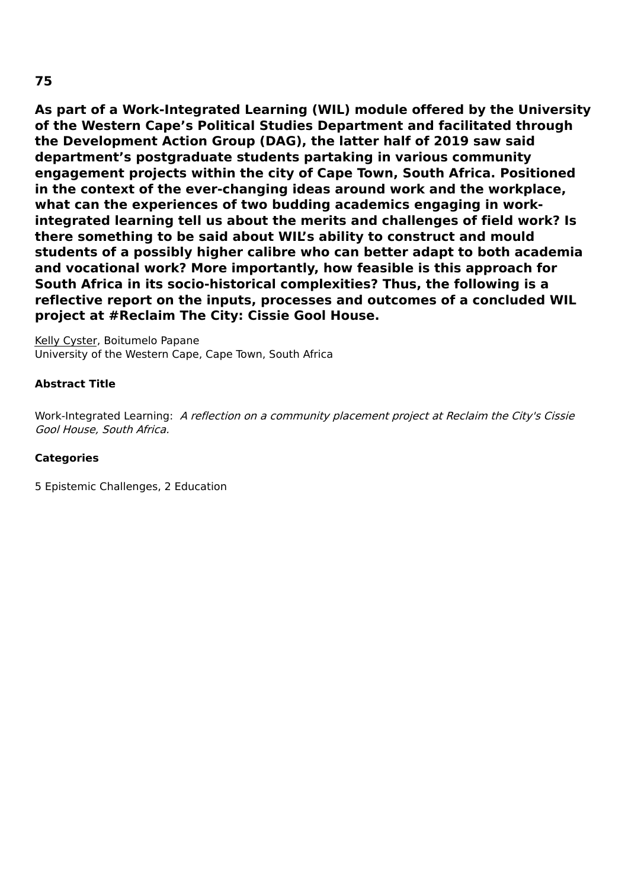# 75

**As part of a Work-Integrated Learning (WIL) module offered by the University of the Western Cape's Political Studies Department and facilitated through the Development Action Group (DAG), the latter half of 2019 saw said department's postgraduate students partaking in various community engagement projects within the city of Cape Town, South Africa. Positioned in the context of the ever-changing ideas around work and the workplace, what can the experiences of two budding academics engaging in work-integrated learning tell us about the merits and challenges of field work? Is there something to be said about WIL's ability to construct and mould students of a possibly higher calibre who can better adapt to both academia and vocational work? More importantly, how feasible is this approach for South Africa in its socio-historical complexities? Thus, the following is a reflective report on the inputs, processes and outcomes of a concluded WIL project at #Reclaim The City: Cissie Gool House.**

Kelly Cyster, Boitumelo Papane
University of the Western Cape, Cape Town, South Africa

**Abstract Title**

Work-Integrated Learning: *A reflection on a community placement project at Reclaim the City's Cissie Gool House, South Africa.*

**Categories**

5 Epistemic Challenges, 2 Education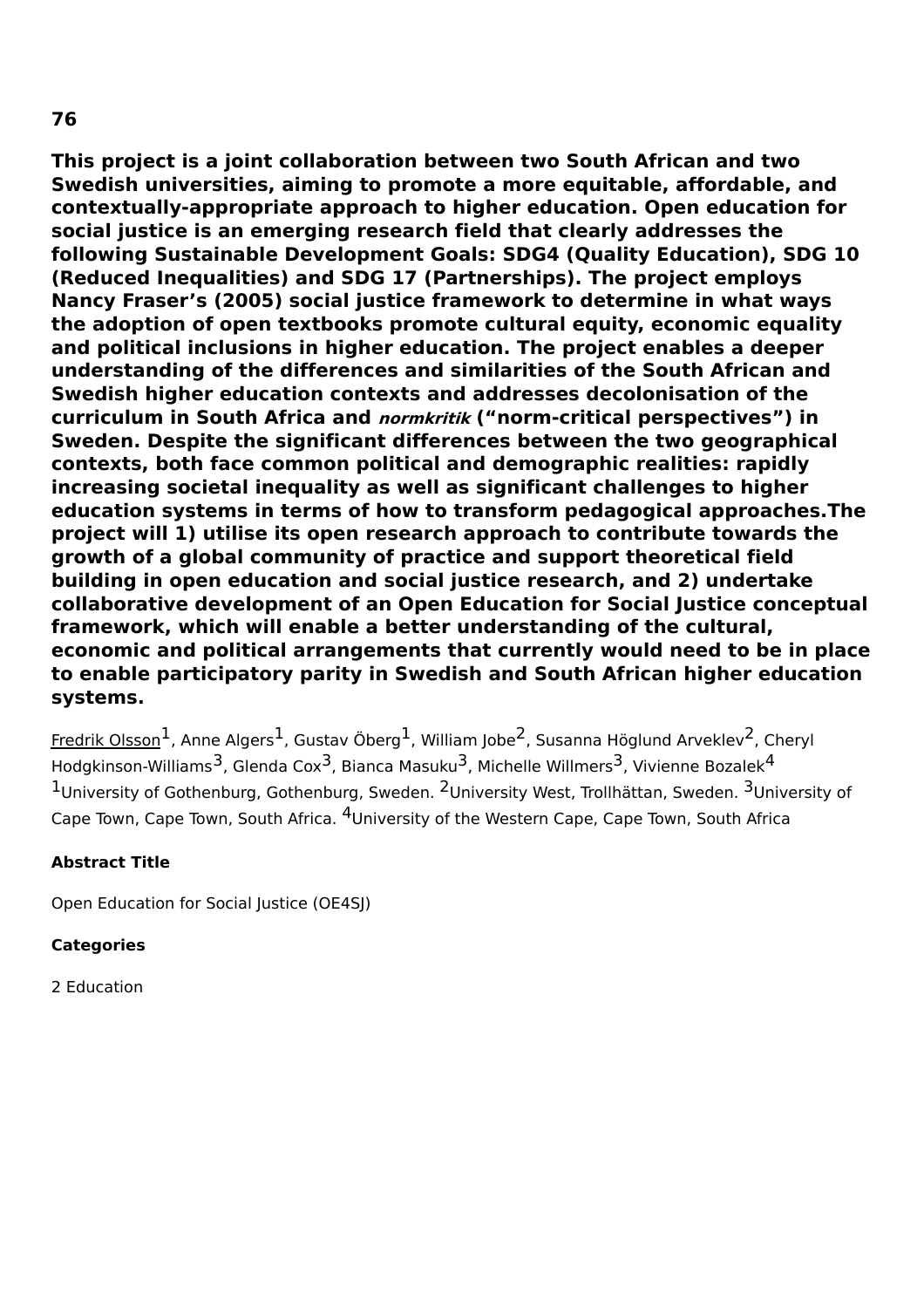**76**

**This project is a joint collaboration between two South African and two Swedish universities, aiming to promote a more equitable, affordable, and contextually-appropriate approach to higher education. Open education for social justice is an emerging research field that clearly addresses the following Sustainable Development Goals: SDG4 (Quality Education), SDG 10 (Reduced Inequalities) and SDG 17 (Partnerships). The project employs Nancy Fraser's (2005) social justice framework to determine in what ways the adoption of open textbooks promote cultural equity, economic equality and political inclusions in higher education. The project enables a deeper understanding of the differences and similarities of the South African and Swedish higher education contexts and addresses decolonisation of the curriculum in South Africa and *normkritik* ("norm-critical perspectives") in Sweden. Despite the significant differences between the two geographical contexts, both face common political and demographic realities: rapidly increasing societal inequality as well as significant challenges to higher education systems in terms of how to transform pedagogical approaches.The project will 1) utilise its open research approach to contribute towards the growth of a global community of practice and support theoretical field building in open education and social justice research, and 2) undertake collaborative development of an Open Education for Social Justice conceptual framework, which will enable a better understanding of the cultural, economic and political arrangements that currently would need to be in place to enable participatory parity in Swedish and South African higher education systems.**

<u>Fredrik Olsson</u>[1], Anne Algers[1], Gustav Öberg[1], William Jobe[2], Susanna Höglund Arveklev[2], Cheryl Hodgkinson-Williams[3], Glenda Cox[3], Bianca Masuku[3], Michelle Willmers[3], Vivienne Bozalek[4]
[1]University of Gothenburg, Gothenburg, Sweden. [2]University West, Trollhättan, Sweden. [3]University of Cape Town, Cape Town, South Africa. [4]University of the Western Cape, Cape Town, South Africa

**Abstract Title**

Open Education for Social Justice (OE4SJ)

**Categories**

2 Education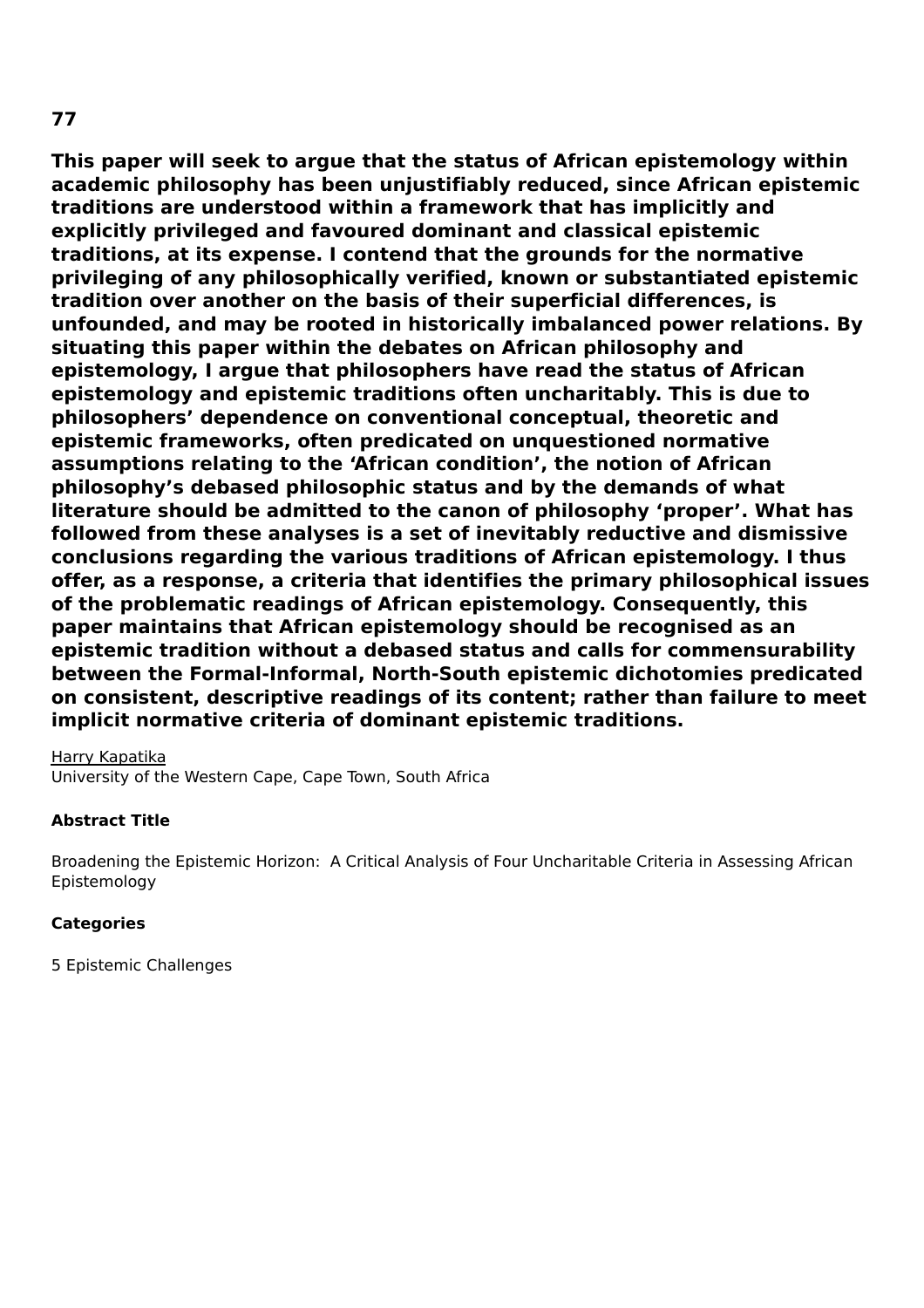**77**

**This paper will seek to argue that the status of African epistemology within academic philosophy has been unjustifiably reduced, since African epistemic traditions are understood within a framework that has implicitly and explicitly privileged and favoured dominant and classical epistemic traditions, at its expense. I contend that the grounds for the normative privileging of any philosophically verified, known or substantiated epistemic tradition over another on the basis of their superficial differences, is unfounded, and may be rooted in historically imbalanced power relations. By situating this paper within the debates on African philosophy and epistemology, I argue that philosophers have read the status of African epistemology and epistemic traditions often uncharitably. This is due to philosophers' dependence on conventional conceptual, theoretic and epistemic frameworks, often predicated on unquestioned normative assumptions relating to the 'African condition', the notion of African philosophy's debased philosophic status and by the demands of what literature should be admitted to the canon of philosophy 'proper'. What has followed from these analyses is a set of inevitably reductive and dismissive conclusions regarding the various traditions of African epistemology. I thus offer, as a response, a criteria that identifies the primary philosophical issues of the problematic readings of African epistemology. Consequently, this paper maintains that African epistemology should be recognised as an epistemic tradition without a debased status and calls for commensurability between the Formal-Informal, North-South epistemic dichotomies predicated on consistent, descriptive readings of its content; rather than failure to meet implicit normative criteria of dominant epistemic traditions.**

Harry Kapatika
University of the Western Cape, Cape Town, South Africa

**Abstract Title**

Broadening the Epistemic Horizon: A Critical Analysis of Four Uncharitable Criteria in Assessing African Epistemology

**Categories**

5 Epistemic Challenges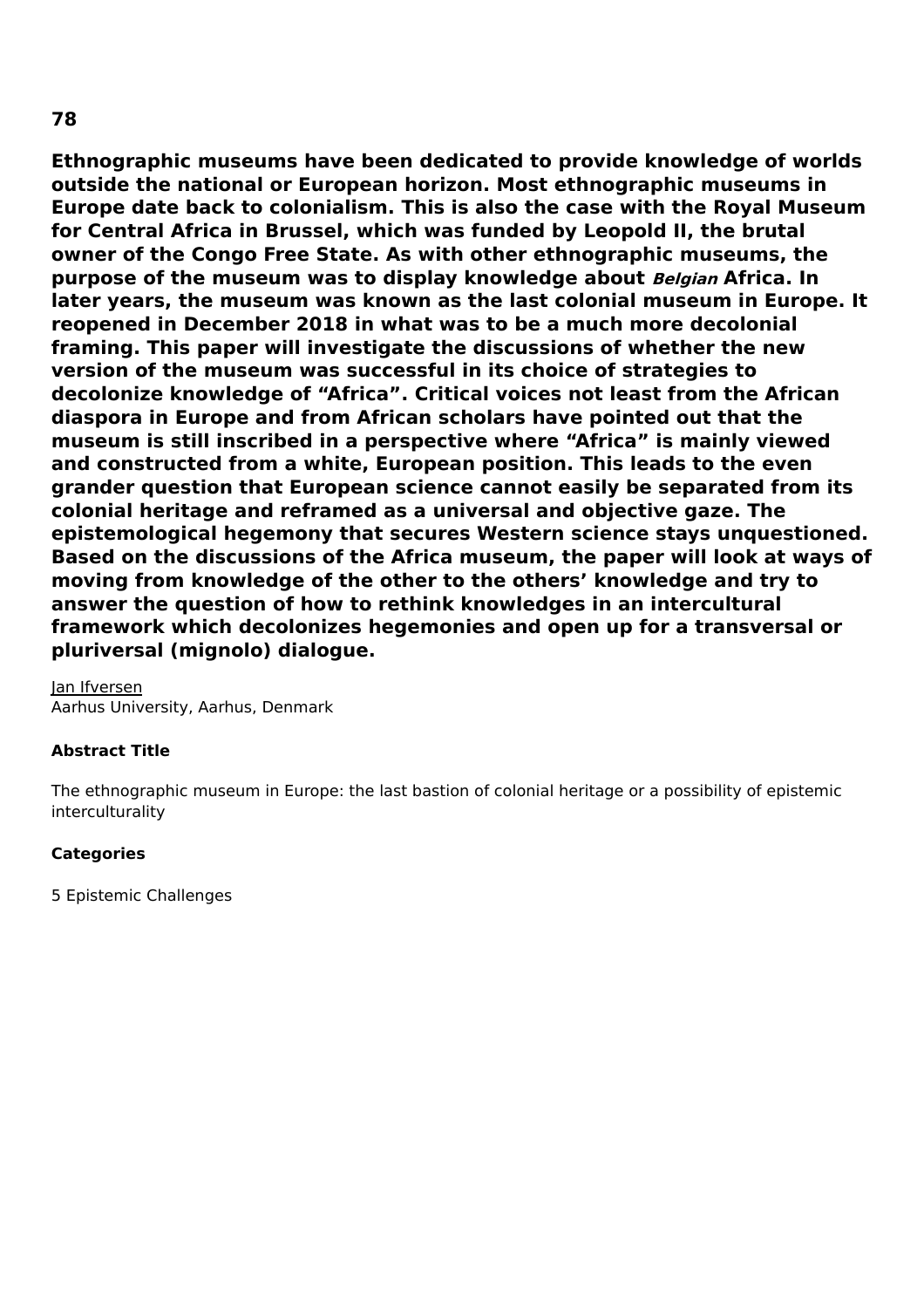**78**

**Ethnographic museums have been dedicated to provide knowledge of worlds outside the national or European horizon. Most ethnographic museums in Europe date back to colonialism. This is also the case with the Royal Museum for Central Africa in Brussel, which was funded by Leopold II, the brutal owner of the Congo Free State. As with other ethnographic museums, the purpose of the museum was to display knowledge about *Belgian* Africa. In later years, the museum was known as the last colonial museum in Europe. It reopened in December 2018 in what was to be a much more decolonial framing. This paper will investigate the discussions of whether the new version of the museum was successful in its choice of strategies to decolonize knowledge of "Africa". Critical voices not least from the African diaspora in Europe and from African scholars have pointed out that the museum is still inscribed in a perspective where "Africa" is mainly viewed and constructed from a white, European position. This leads to the even grander question that European science cannot easily be separated from its colonial heritage and reframed as a universal and objective gaze. The epistemological hegemony that secures Western science stays unquestioned. Based on the discussions of the Africa museum, the paper will look at ways of moving from knowledge of the other to the others' knowledge and try to answer the question of how to rethink knowledges in an intercultural framework which decolonizes hegemonies and open up for a transversal or pluriversal (mignolo) dialogue.**

Jan Ifversen
Aarhus University, Aarhus, Denmark

**Abstract Title**

The ethnographic museum in Europe: the last bastion of colonial heritage or a possibility of epistemic interculturality

**Categories**

5 Epistemic Challenges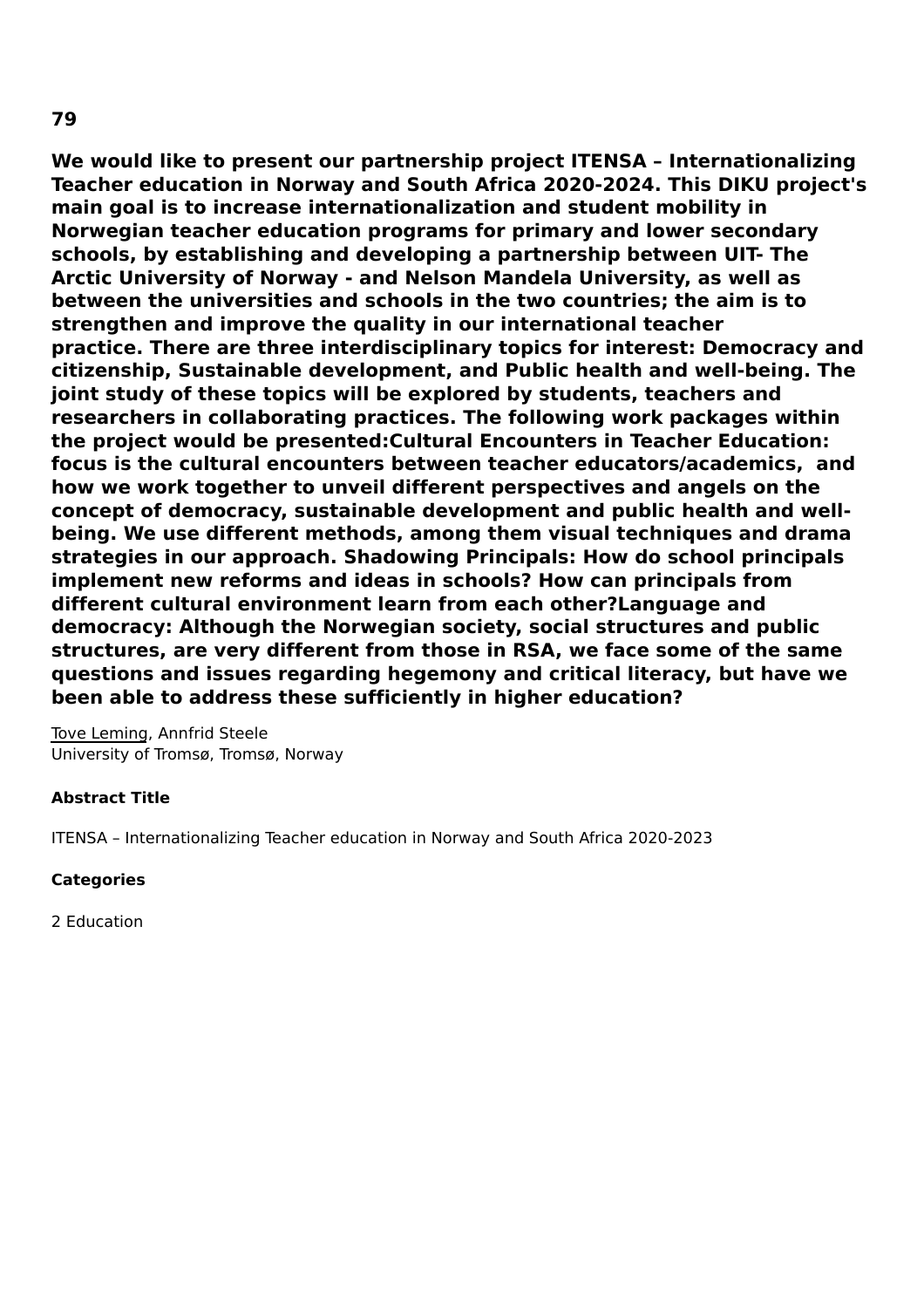**79**

**We would like to present our partnership project ITENSA – Internationalizing Teacher education in Norway and South Africa 2020-2024. This DIKU project's main goal is to increase internationalization and student mobility in Norwegian teacher education programs for primary and lower secondary schools, by establishing and developing a partnership between UIT- The Arctic University of Norway - and Nelson Mandela University, as well as between the universities and schools in the two countries; the aim is to strengthen and improve the quality in our international teacher practice. There are three interdisciplinary topics for interest: Democracy and citizenship, Sustainable development, and Public health and well-being. The joint study of these topics will be explored by students, teachers and researchers in collaborating practices. The following work packages within the project would be presented:Cultural Encounters in Teacher Education: focus is the cultural encounters between teacher educators/academics,  and how we work together to unveil different perspectives and angels on the concept of democracy, sustainable development and public health and well-being. We use different methods, among them visual techniques and drama strategies in our approach. Shadowing Principals: How do school principals implement new reforms and ideas in schools? How can principals from different cultural environment learn from each other?Language and democracy: Although the Norwegian society, social structures and public structures, are very different from those in RSA, we face some of the same questions and issues regarding hegemony and critical literacy, but have we been able to address these sufficiently in higher education?**

Tove Leming, Annfrid Steele
University of Tromsø, Tromsø, Norway

**Abstract Title**

ITENSA – Internationalizing Teacher education in Norway and South Africa 2020-2023

**Categories**

2 Education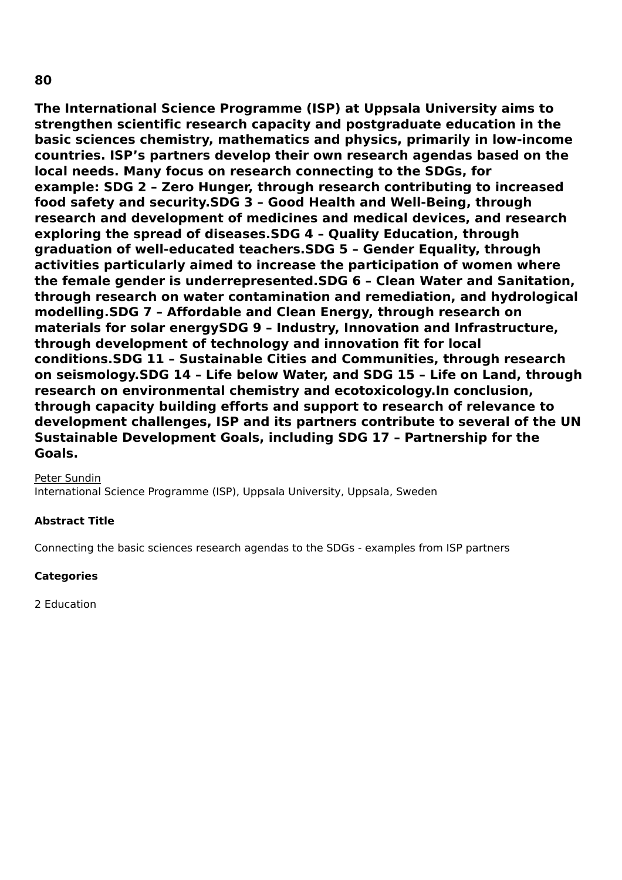**80**

**The International Science Programme (ISP) at Uppsala University aims to strengthen scientific research capacity and postgraduate education in the basic sciences chemistry, mathematics and physics, primarily in low-income countries. ISP's partners develop their own research agendas based on the local needs. Many focus on research connecting to the SDGs, for example: SDG 2 – Zero Hunger, through research contributing to increased food safety and security.SDG 3 – Good Health and Well-Being, through research and development of medicines and medical devices, and research exploring the spread of diseases.SDG 4 – Quality Education, through graduation of well-educated teachers.SDG 5 – Gender Equality, through activities particularly aimed to increase the participation of women where the female gender is underrepresented.SDG 6 – Clean Water and Sanitation, through research on water contamination and remediation, and hydrological modelling.SDG 7 – Affordable and Clean Energy, through research on materials for solar energySDG 9 – Industry, Innovation and Infrastructure, through development of technology and innovation fit for local conditions.SDG 11 – Sustainable Cities and Communities, through research on seismology.SDG 14 – Life below Water, and SDG 15 – Life on Land, through research on environmental chemistry and ecotoxicology.In conclusion, through capacity building efforts and support to research of relevance to development challenges, ISP and its partners contribute to several of the UN Sustainable Development Goals, including SDG 17 – Partnership for the Goals.**

Peter Sundin
International Science Programme (ISP), Uppsala University, Uppsala, Sweden

**Abstract Title**

Connecting the basic sciences research agendas to the SDGs - examples from ISP partners

**Categories**

2 Education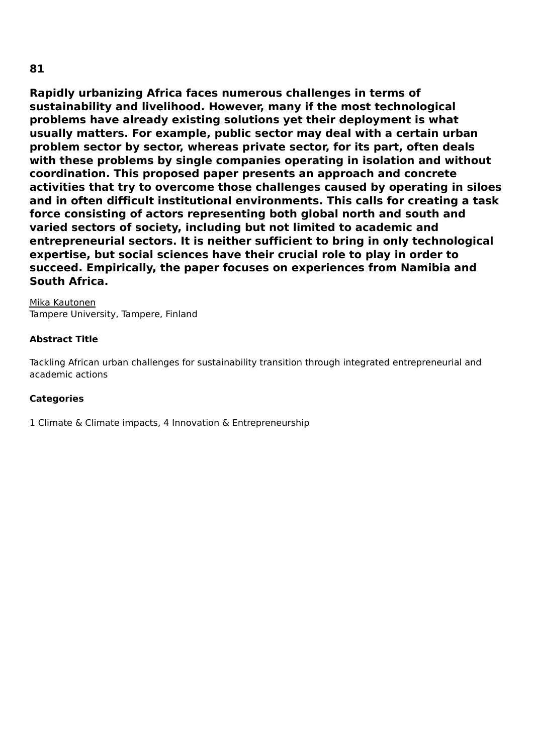**81**

**Rapidly urbanizing Africa faces numerous challenges in terms of sustainability and livelihood. However, many if the most technological problems have already existing solutions yet their deployment is what usually matters. For example, public sector may deal with a certain urban problem sector by sector, whereas private sector, for its part, often deals with these problems by single companies operating in isolation and without coordination. This proposed paper presents an approach and concrete activities that try to overcome those challenges caused by operating in siloes and in often difficult institutional environments. This calls for creating a task force consisting of actors representing both global north and south and varied sectors of society, including but not limited to academic and entrepreneurial sectors. It is neither sufficient to bring in only technological expertise, but social sciences have their crucial role to play in order to succeed. Empirically, the paper focuses on experiences from Namibia and South Africa.**

Mika Kautonen
Tampere University, Tampere, Finland

**Abstract Title**

Tackling African urban challenges for sustainability transition through integrated entrepreneurial and academic actions

**Categories**

1 Climate & Climate impacts, 4 Innovation & Entrepreneurship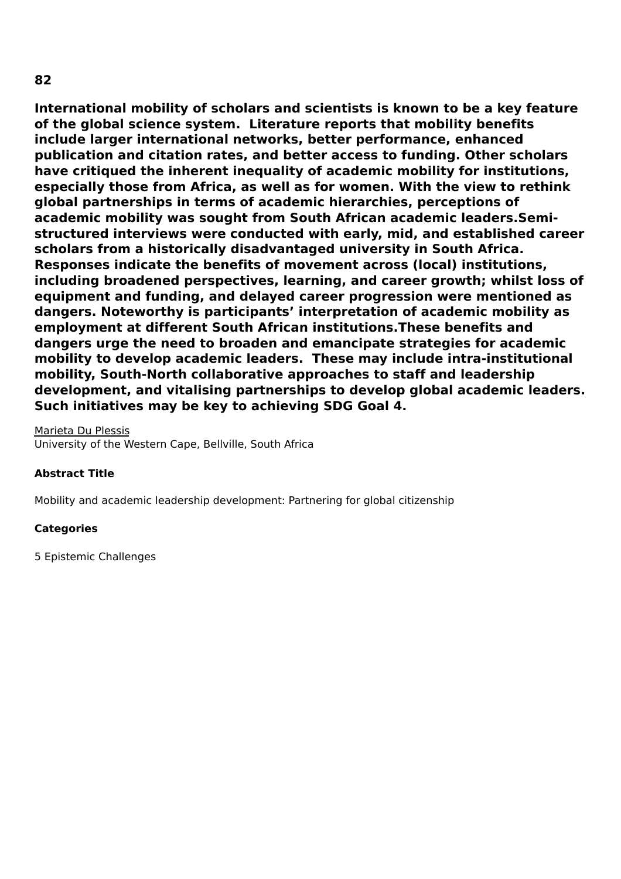**82**

**International mobility of scholars and scientists is known to be a key feature of the global science system.  Literature reports that mobility benefits include larger international networks, better performance, enhanced publication and citation rates, and better access to funding. Other scholars have critiqued the inherent inequality of academic mobility for institutions, especially those from Africa, as well as for women. With the view to rethink global partnerships in terms of academic hierarchies, perceptions of academic mobility was sought from South African academic leaders.Semi-structured interviews were conducted with early, mid, and established career scholars from a historically disadvantaged university in South Africa. Responses indicate the benefits of movement across (local) institutions, including broadened perspectives, learning, and career growth; whilst loss of equipment and funding, and delayed career progression were mentioned as dangers. Noteworthy is participants' interpretation of academic mobility as employment at different South African institutions.These benefits and dangers urge the need to broaden and emancipate strategies for academic mobility to develop academic leaders.  These may include intra-institutional mobility, South-North collaborative approaches to staff and leadership development, and vitalising partnerships to develop global academic leaders. Such initiatives may be key to achieving SDG Goal 4.**

Marieta Du Plessis
University of the Western Cape, Bellville, South Africa

**Abstract Title**

Mobility and academic leadership development: Partnering for global citizenship

**Categories**

5 Epistemic Challenges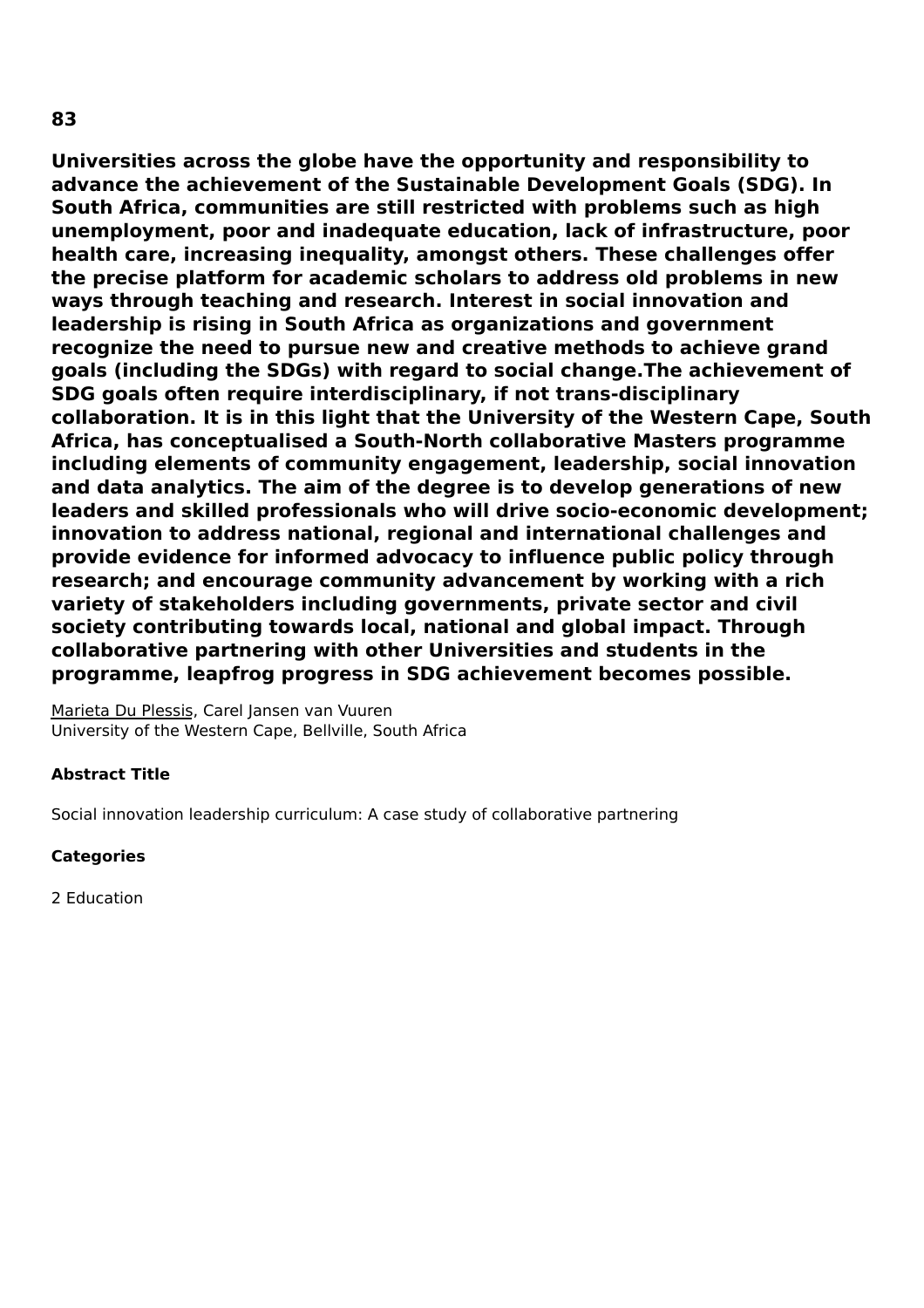**83**

**Universities across the globe have the opportunity and responsibility to advance the achievement of the Sustainable Development Goals (SDG). In South Africa, communities are still restricted with problems such as high unemployment, poor and inadequate education, lack of infrastructure, poor health care, increasing inequality, amongst others. These challenges offer the precise platform for academic scholars to address old problems in new ways through teaching and research. Interest in social innovation and leadership is rising in South Africa as organizations and government recognize the need to pursue new and creative methods to achieve grand goals (including the SDGs) with regard to social change.The achievement of SDG goals often require interdisciplinary, if not trans-disciplinary collaboration. It is in this light that the University of the Western Cape, South Africa, has conceptualised a South-North collaborative Masters programme including elements of community engagement, leadership, social innovation and data analytics. The aim of the degree is to develop generations of new leaders and skilled professionals who will drive socio-economic development; innovation to address national, regional and international challenges and provide evidence for informed advocacy to influence public policy through research; and encourage community advancement by working with a rich variety of stakeholders including governments, private sector and civil society contributing towards local, national and global impact. Through collaborative partnering with other Universities and students in the programme, leapfrog progress in SDG achievement becomes possible.**

Marieta Du Plessis, Carel Jansen van Vuuren
University of the Western Cape, Bellville, South Africa

**Abstract Title**

Social innovation leadership curriculum: A case study of collaborative partnering

**Categories**

2 Education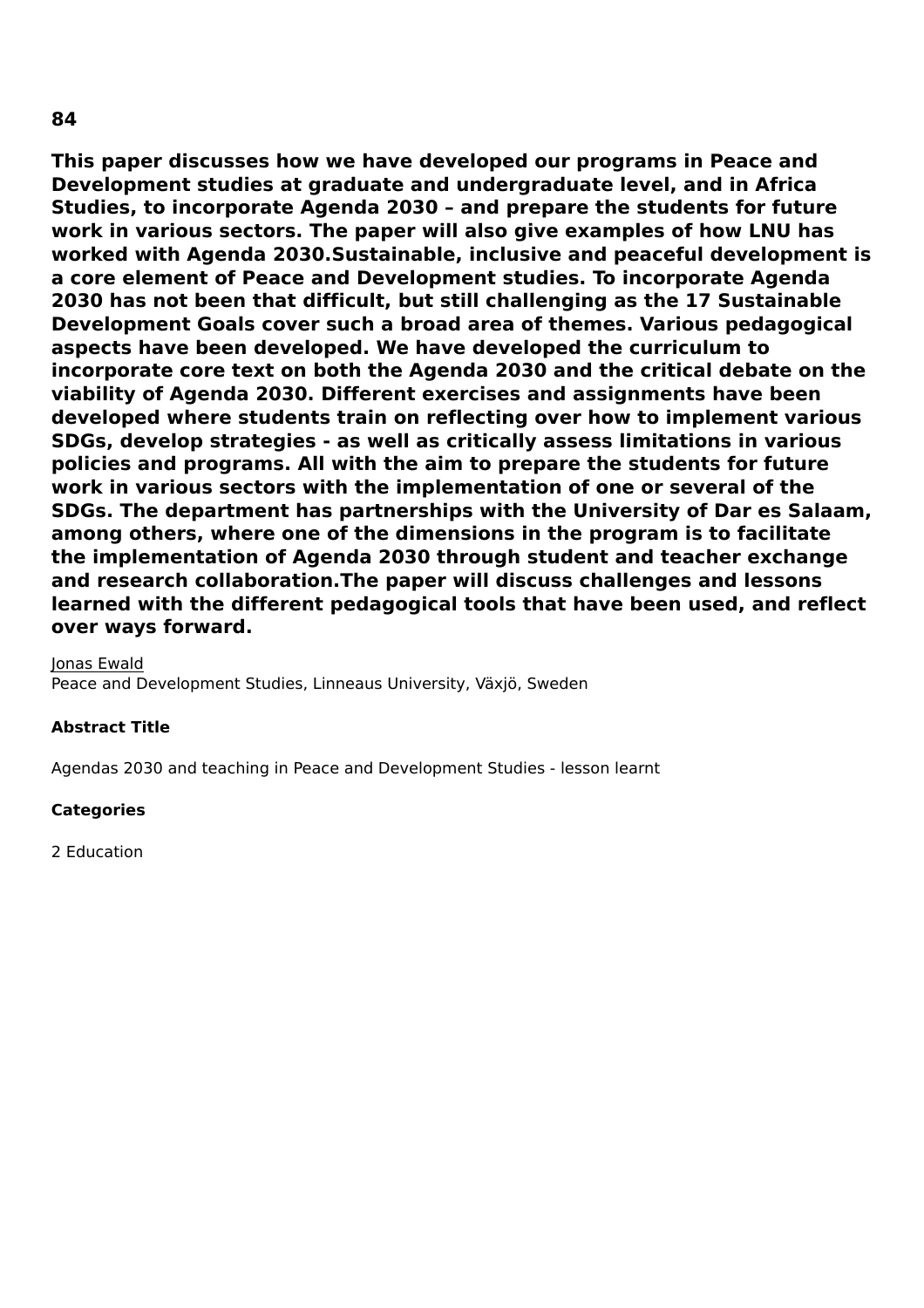**84**

**This paper discusses how we have developed our programs in Peace and Development studies at graduate and undergraduate level, and in Africa Studies, to incorporate Agenda 2030 – and prepare the students for future work in various sectors. The paper will also give examples of how LNU has worked with Agenda 2030.Sustainable, inclusive and peaceful development is a core element of Peace and Development studies. To incorporate Agenda 2030 has not been that difficult, but still challenging as the 17 Sustainable Development Goals cover such a broad area of themes. Various pedagogical aspects have been developed. We have developed the curriculum to incorporate core text on both the Agenda 2030 and the critical debate on the viability of Agenda 2030. Different exercises and assignments have been developed where students train on reflecting over how to implement various SDGs, develop strategies - as well as critically assess limitations in various policies and programs. All with the aim to prepare the students for future work in various sectors with the implementation of one or several of the SDGs. The department has partnerships with the University of Dar es Salaam, among others, where one of the dimensions in the program is to facilitate the implementation of Agenda 2030 through student and teacher exchange and research collaboration.The paper will discuss challenges and lessons learned with the different pedagogical tools that have been used, and reflect over ways forward.**

Jonas Ewald
Peace and Development Studies, Linneaus University, Växjö, Sweden

**Abstract Title**

Agendas 2030 and teaching in Peace and Development Studies - lesson learnt

**Categories**

2 Education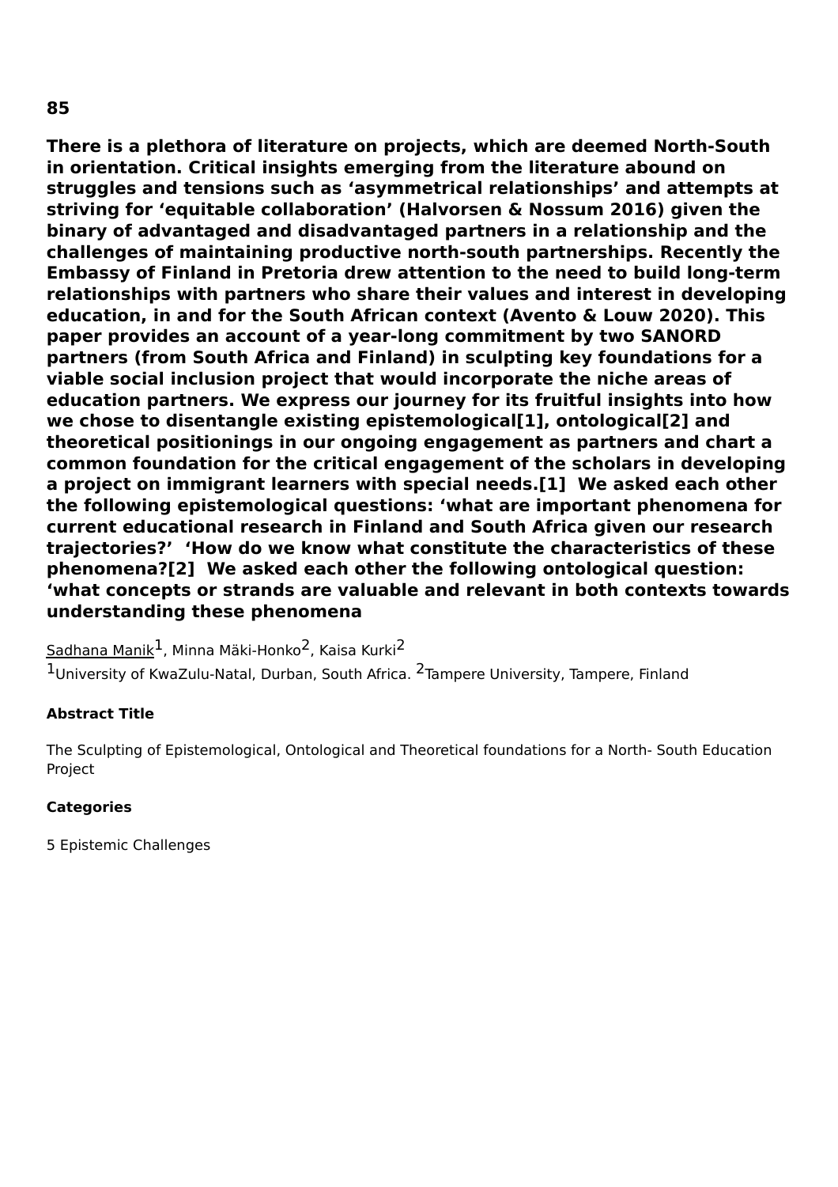**85**

**There is a plethora of literature on projects, which are deemed North-South in orientation. Critical insights emerging from the literature abound on struggles and tensions such as 'asymmetrical relationships' and attempts at striving for 'equitable collaboration' (Halvorsen & Nossum 2016) given the binary of advantaged and disadvantaged partners in a relationship and the challenges of maintaining productive north-south partnerships. Recently the Embassy of Finland in Pretoria drew attention to the need to build long-term relationships with partners who share their values and interest in developing education, in and for the South African context (Avento & Louw 2020). This paper provides an account of a year-long commitment by two SANORD partners (from South Africa and Finland) in sculpting key foundations for a viable social inclusion project that would incorporate the niche areas of education partners. We express our journey for its fruitful insights into how we chose to disentangle existing epistemological[1], ontological[2] and theoretical positionings in our ongoing engagement as partners and chart a common foundation for the critical engagement of the scholars in developing a project on immigrant learners with special needs.[1]  We asked each other the following epistemological questions: 'what are important phenomena for current educational research in Finland and South Africa given our research trajectories?'  'How do we know what constitute the characteristics of these phenomena?[2]  We asked each other the following ontological question: 'what concepts or strands are valuable and relevant in both contexts towards understanding these phenomena**

Sadhana Manik[1], Minna Mäki-Honko[2], Kaisa Kurki[2]

[1]University of KwaZulu-Natal, Durban, South Africa. [2]Tampere University, Tampere, Finland

**Abstract Title**

The Sculpting of Epistemological, Ontological and Theoretical foundations for a North- South Education Project

**Categories**

5 Epistemic Challenges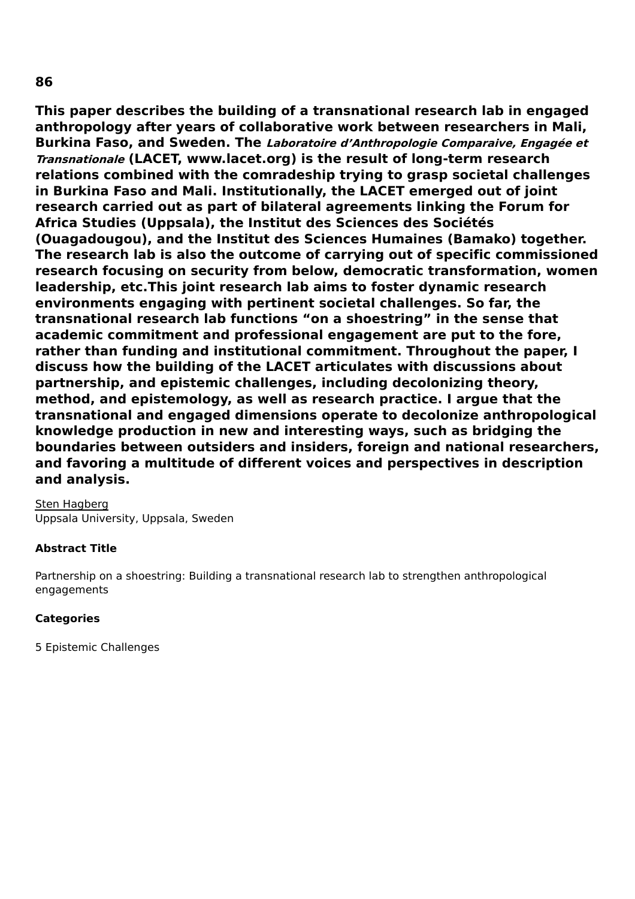**86**

**This paper describes the building of a transnational research lab in engaged anthropology after years of collaborative work between researchers in Mali, Burkina Faso, and Sweden. The *Laboratoire d'Anthropologie Comparaive, Engagée et Transnationale* (LACET, www.lacet.org) is the result of long-term research relations combined with the comradeship trying to grasp societal challenges in Burkina Faso and Mali. Institutionally, the LACET emerged out of joint research carried out as part of bilateral agreements linking the Forum for Africa Studies (Uppsala), the Institut des Sciences des Sociétés (Ouagadougou), and the Institut des Sciences Humaines (Bamako) together. The research lab is also the outcome of carrying out of specific commissioned research focusing on security from below, democratic transformation, women leadership, etc.This joint research lab aims to foster dynamic research environments engaging with pertinent societal challenges. So far, the transnational research lab functions "on a shoestring" in the sense that academic commitment and professional engagement are put to the fore, rather than funding and institutional commitment. Throughout the paper, I discuss how the building of the LACET articulates with discussions about partnership, and epistemic challenges, including decolonizing theory, method, and epistemology, as well as research practice. I argue that the transnational and engaged dimensions operate to decolonize anthropological knowledge production in new and interesting ways, such as bridging the boundaries between outsiders and insiders, foreign and national researchers, and favoring a multitude of different voices and perspectives in description and analysis.**

Sten Hagberg
Uppsala University, Uppsala, Sweden

**Abstract Title**

Partnership on a shoestring: Building a transnational research lab to strengthen anthropological engagements

**Categories**

5 Epistemic Challenges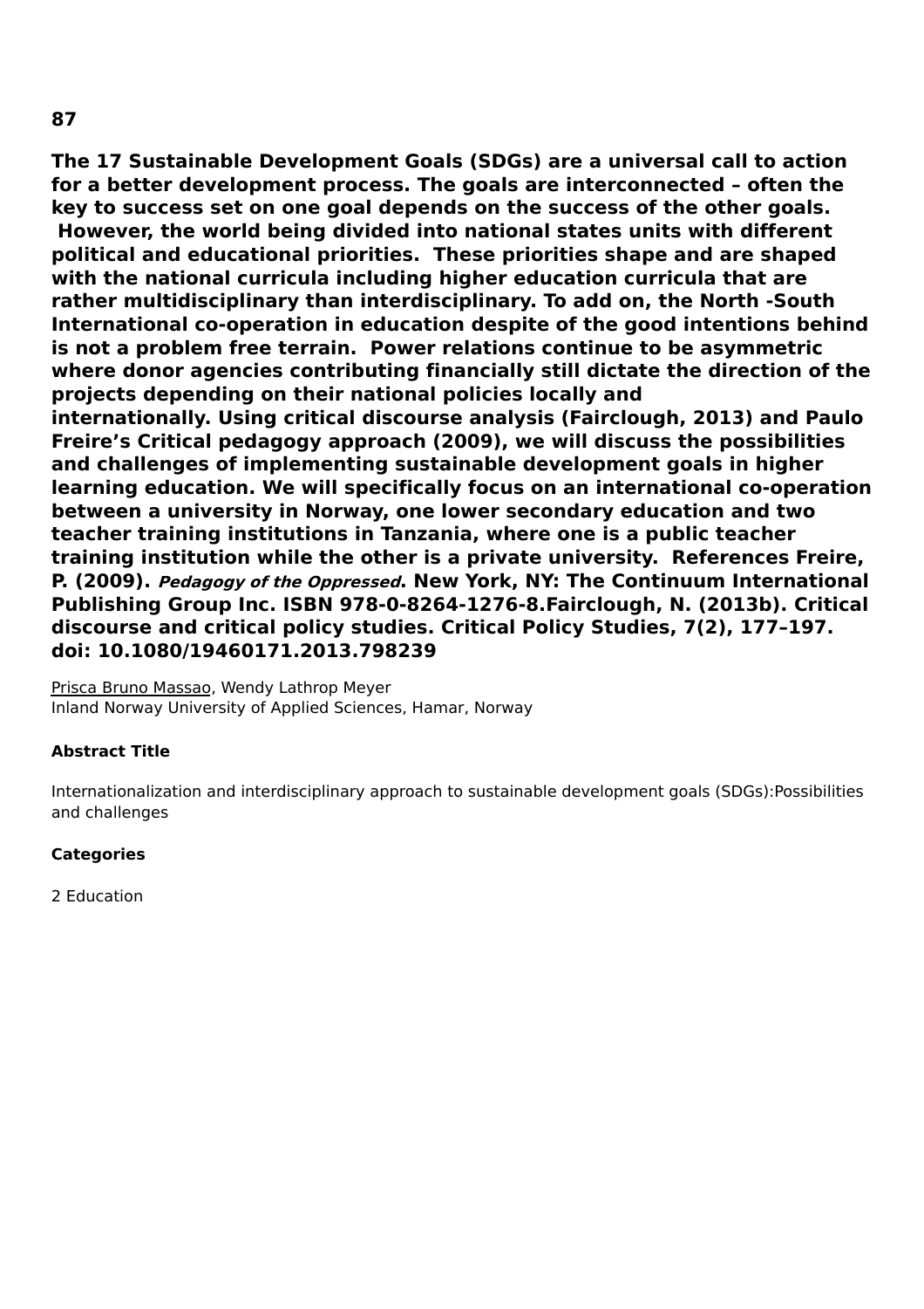**87**

**The 17 Sustainable Development Goals (SDGs) are a universal call to action for a better development process. The goals are interconnected – often the key to success set on one goal depends on the success of the other goals. However, the world being divided into national states units with different political and educational priorities. These priorities shape and are shaped with the national curricula including higher education curricula that are rather multidisciplinary than interdisciplinary. To add on, the North -South International co-operation in education despite of the good intentions behind is not a problem free terrain. Power relations continue to be asymmetric where donor agencies contributing financially still dictate the direction of the projects depending on their national policies locally and internationally. Using critical discourse analysis (Fairclough, 2013) and Paulo Freire's Critical pedagogy approach (2009), we will discuss the possibilities and challenges of implementing sustainable development goals in higher learning education. We will specifically focus on an international co-operation between a university in Norway, one lower secondary education and two teacher training institutions in Tanzania, where one is a public teacher training institution while the other is a private university. References Freire, P. (2009). *Pedagogy of the Oppressed*. New York, NY: The Continuum International Publishing Group Inc. ISBN 978-0-8264-1276-8.Fairclough, N. (2013b). Critical discourse and critical policy studies. Critical Policy Studies, 7(2), 177–197. doi: 10.1080/19460171.2013.798239**

<u>Prisca Bruno Massao</u>, Wendy Lathrop Meyer
Inland Norway University of Applied Sciences, Hamar, Norway

**Abstract Title**

Internationalization and interdisciplinary approach to sustainable development goals (SDGs):Possibilities and challenges

**Categories**

2 Education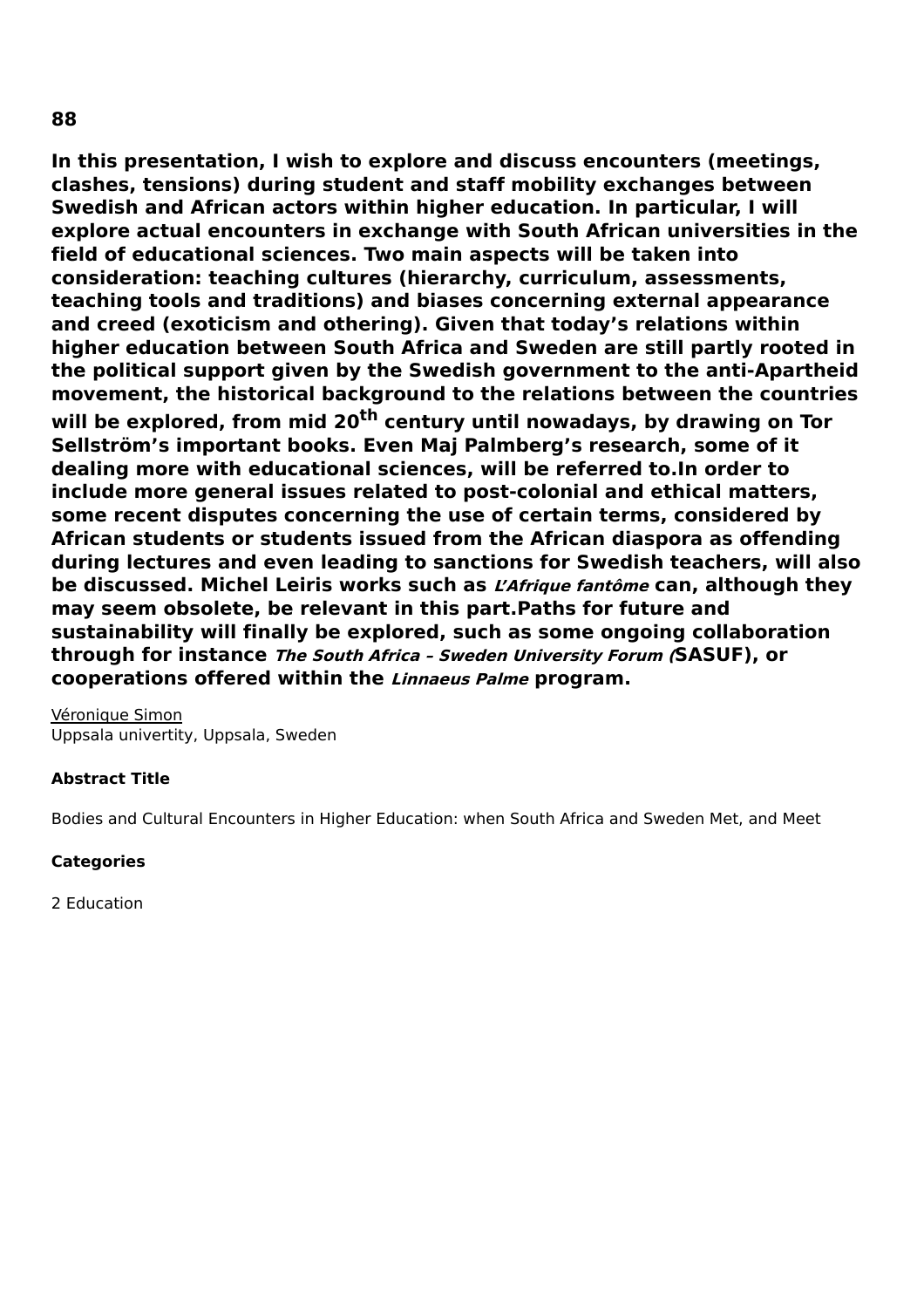**88**

**In this presentation, I wish to explore and discuss encounters (meetings, clashes, tensions) during student and staff mobility exchanges between Swedish and African actors within higher education. In particular, I will explore actual encounters in exchange with South African universities in the field of educational sciences. Two main aspects will be taken into consideration: teaching cultures (hierarchy, curriculum, assessments, teaching tools and traditions) and biases concerning external appearance and creed (exoticism and othering). Given that today's relations within higher education between South Africa and Sweden are still partly rooted in the political support given by the Swedish government to the anti-Apartheid movement, the historical background to the relations between the countries will be explored, from mid 20th century until nowadays, by drawing on Tor Sellström's important books. Even Maj Palmberg's research, some of it dealing more with educational sciences, will be referred to.In order to include more general issues related to post-colonial and ethical matters, some recent disputes concerning the use of certain terms, considered by African students or students issued from the African diaspora as offending during lectures and even leading to sanctions for Swedish teachers, will also be discussed. Michel Leiris works such as *L'Afrique fantôme* can, although they may seem obsolete, be relevant in this part.Paths for future and sustainability will finally be explored, such as some ongoing collaboration through for instance *The South Africa – Sweden University Forum (*SASUF), or cooperations offered within the *Linnaeus Palme* program.**

Véronique Simon
Uppsala univertity, Uppsala, Sweden

**Abstract Title**

Bodies and Cultural Encounters in Higher Education: when South Africa and Sweden Met, and Meet

**Categories**

2 Education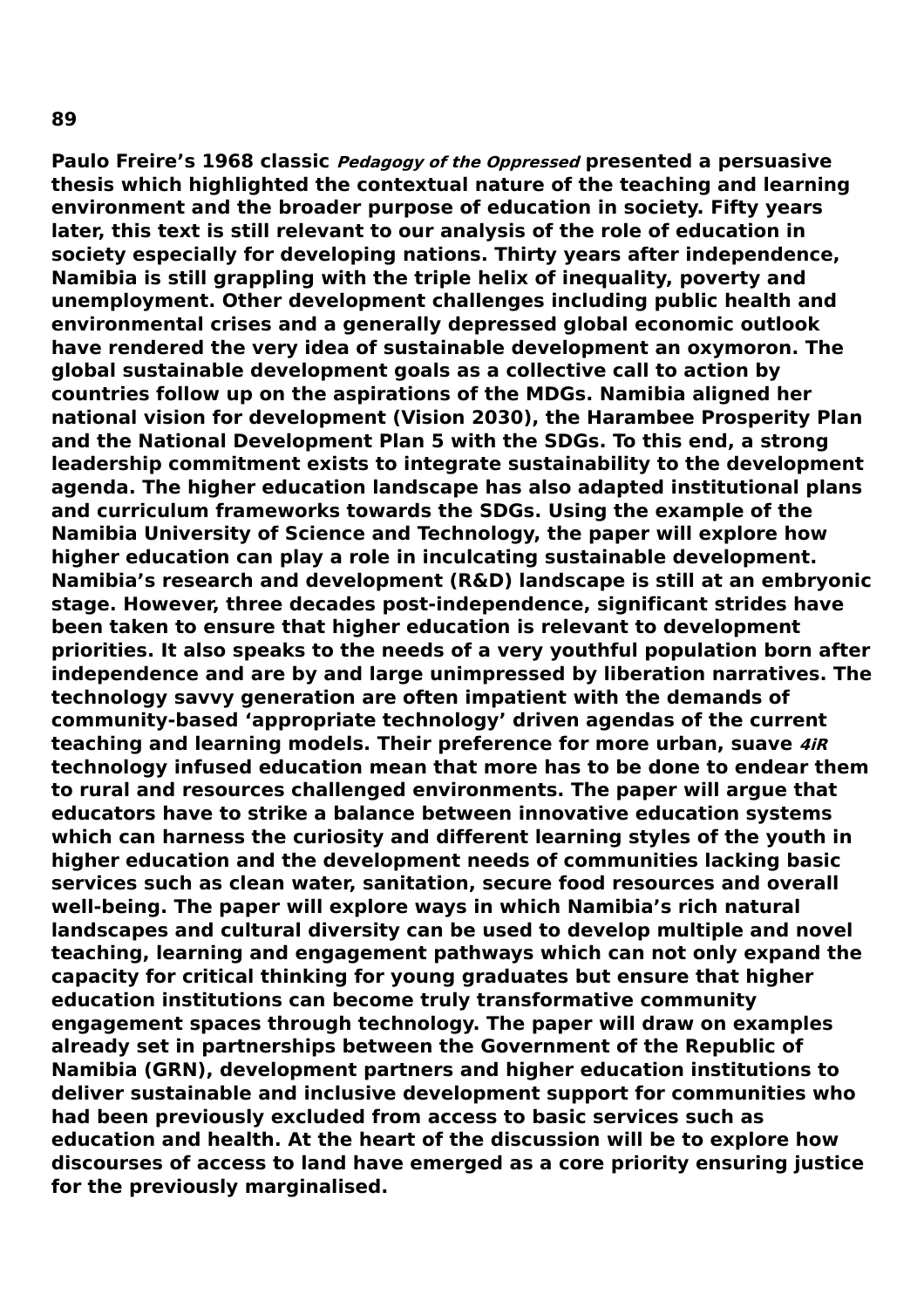**89**

**Paulo Freire's 1968 classic *Pedagogy of the Oppressed* presented a persuasive thesis which highlighted the contextual nature of the teaching and learning environment and the broader purpose of education in society. Fifty years later, this text is still relevant to our analysis of the role of education in society especially for developing nations. Thirty years after independence, Namibia is still grappling with the triple helix of inequality, poverty and unemployment. Other development challenges including public health and environmental crises and a generally depressed global economic outlook have rendered the very idea of sustainable development an oxymoron. The global sustainable development goals as a collective call to action by countries follow up on the aspirations of the MDGs. Namibia aligned her national vision for development (Vision 2030), the Harambee Prosperity Plan and the National Development Plan 5 with the SDGs. To this end, a strong leadership commitment exists to integrate sustainability to the development agenda. The higher education landscape has also adapted institutional plans and curriculum frameworks towards the SDGs. Using the example of the Namibia University of Science and Technology, the paper will explore how higher education can play a role in inculcating sustainable development. Namibia's research and development (R&D) landscape is still at an embryonic stage. However, three decades post-independence, significant strides have been taken to ensure that higher education is relevant to development priorities. It also speaks to the needs of a very youthful population born after independence and are by and large unimpressed by liberation narratives. The technology savvy generation are often impatient with the demands of community-based 'appropriate technology' driven agendas of the current teaching and learning models. Their preference for more urban, suave *4iR* technology infused education mean that more has to be done to endear them to rural and resources challenged environments. The paper will argue that educators have to strike a balance between innovative education systems which can harness the curiosity and different learning styles of the youth in higher education and the development needs of communities lacking basic services such as clean water, sanitation, secure food resources and overall well-being. The paper will explore ways in which Namibia's rich natural landscapes and cultural diversity can be used to develop multiple and novel teaching, learning and engagement pathways which can not only expand the capacity for critical thinking for young graduates but ensure that higher education institutions can become truly transformative community engagement spaces through technology. The paper will draw on examples already set in partnerships between the Government of the Republic of Namibia (GRN), development partners and higher education institutions to deliver sustainable and inclusive development support for communities who had been previously excluded from access to basic services such as education and health. At the heart of the discussion will be to explore how discourses of access to land have emerged as a core priority ensuring justice for the previously marginalised.**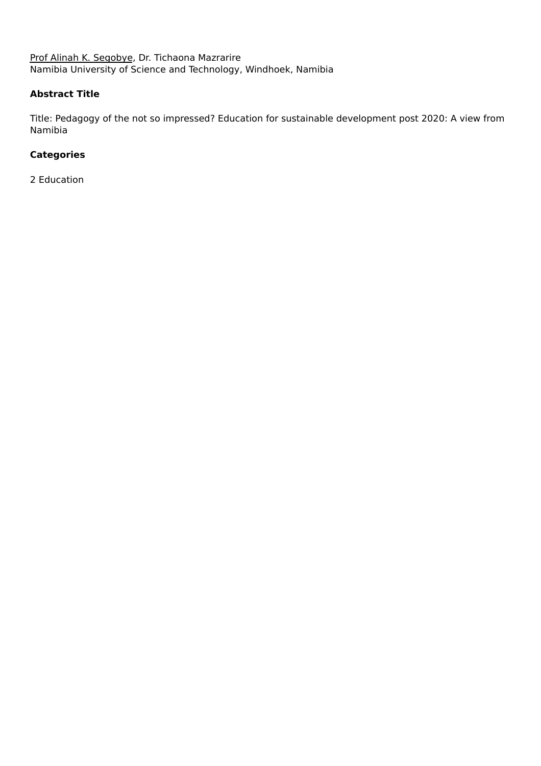Prof Alinah K. Segobye, Dr. Tichaona Mazrarire
Namibia University of Science and Technology, Windhoek, Namibia

### Abstract Title

Title: Pedagogy of the not so impressed? Education for sustainable development post 2020: A view from Namibia

### Categories

2 Education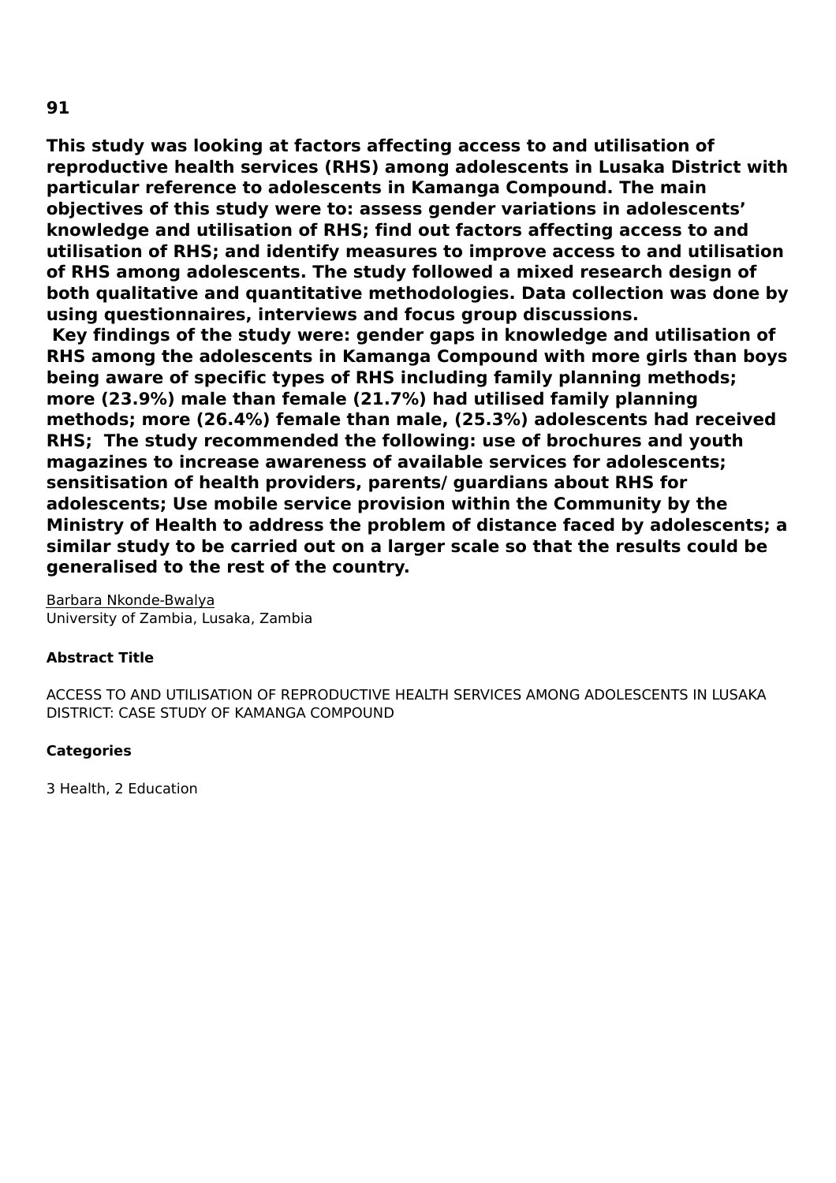**91**

**This study was looking at factors affecting access to and utilisation of reproductive health services (RHS) among adolescents in Lusaka District with particular reference to adolescents in Kamanga Compound. The main objectives of this study were to: assess gender variations in adolescents' knowledge and utilisation of RHS; find out factors affecting access to and utilisation of RHS; and identify measures to improve access to and utilisation of RHS among adolescents. The study followed a mixed research design of both qualitative and quantitative methodologies. Data collection was done by using questionnaires, interviews and focus group discussions.**
**Key findings of the study were: gender gaps in knowledge and utilisation of RHS among the adolescents in Kamanga Compound with more girls than boys being aware of specific types of RHS including family planning methods; more (23.9%) male than female (21.7%) had utilised family planning methods; more (26.4%) female than male, (25.3%) adolescents had received RHS; The study recommended the following: use of brochures and youth magazines to increase awareness of available services for adolescents; sensitisation of health providers, parents/ guardians about RHS for adolescents; Use mobile service provision within the Community by the Ministry of Health to address the problem of distance faced by adolescents; a similar study to be carried out on a larger scale so that the results could be generalised to the rest of the country.**

Barbara Nkonde-Bwalya
University of Zambia, Lusaka, Zambia

**Abstract Title**

ACCESS TO AND UTILISATION OF REPRODUCTIVE HEALTH SERVICES AMONG ADOLESCENTS IN LUSAKA DISTRICT: CASE STUDY OF KAMANGA COMPOUND

**Categories**

3 Health, 2 Education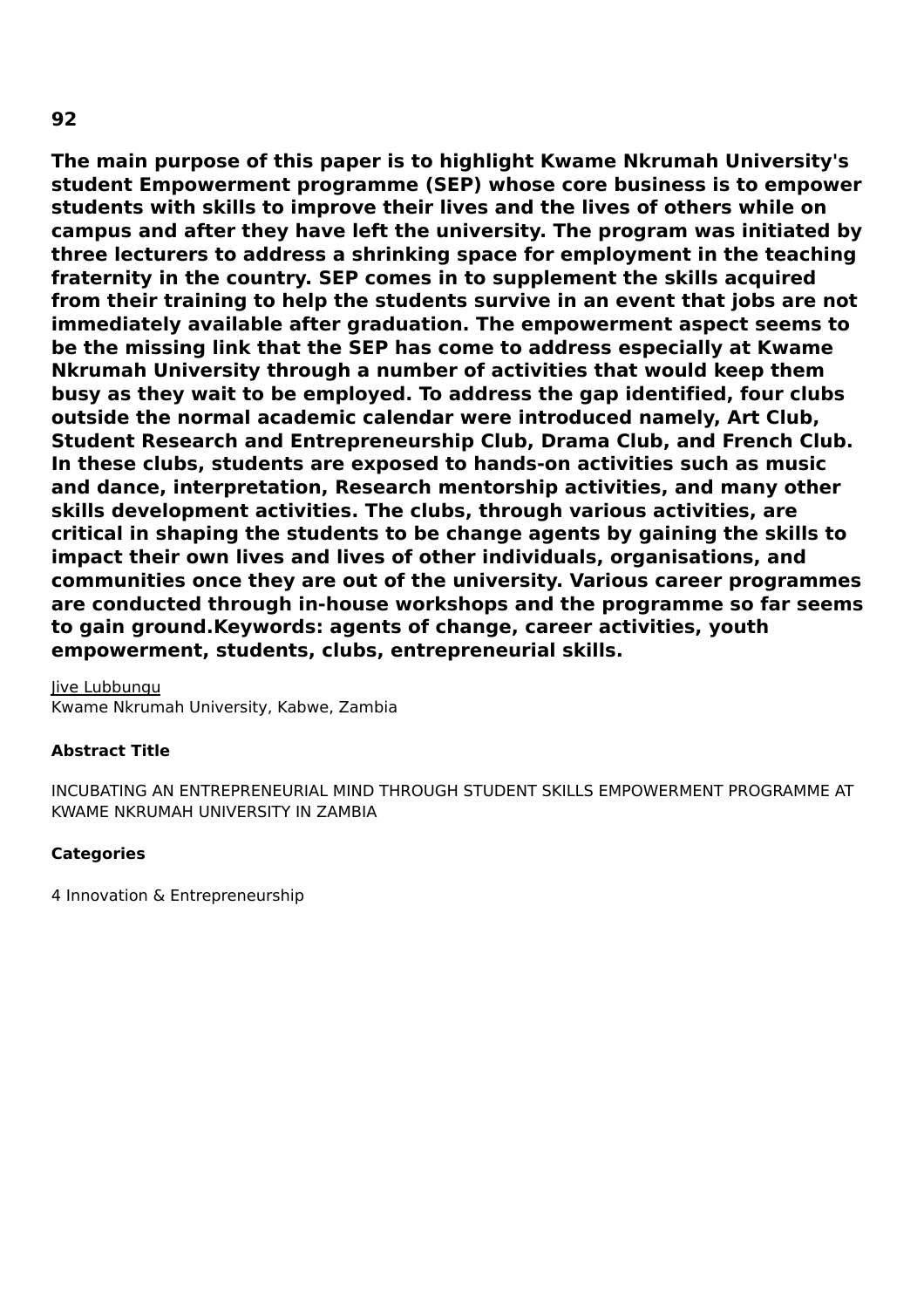**92**

**The main purpose of this paper is to highlight Kwame Nkrumah University's student Empowerment programme (SEP) whose core business is to empower students with skills to improve their lives and the lives of others while on campus and after they have left the university. The program was initiated by three lecturers to address a shrinking space for employment in the teaching fraternity in the country. SEP comes in to supplement the skills acquired from their training to help the students survive in an event that jobs are not immediately available after graduation. The empowerment aspect seems to be the missing link that the SEP has come to address especially at Kwame Nkrumah University through a number of activities that would keep them busy as they wait to be employed. To address the gap identified, four clubs outside the normal academic calendar were introduced namely, Art Club, Student Research and Entrepreneurship Club, Drama Club, and French Club. In these clubs, students are exposed to hands-on activities such as music and dance, interpretation, Research mentorship activities, and many other skills development activities. The clubs, through various activities, are critical in shaping the students to be change agents by gaining the skills to impact their own lives and lives of other individuals, organisations, and communities once they are out of the university. Various career programmes are conducted through in-house workshops and the programme so far seems to gain ground.Keywords: agents of change, career activities, youth empowerment, students, clubs, entrepreneurial skills.**

Jive Lubbungu
Kwame Nkrumah University, Kabwe, Zambia

**Abstract Title**

INCUBATING AN ENTREPRENEURIAL MIND THROUGH STUDENT SKILLS EMPOWERMENT PROGRAMME AT KWAME NKRUMAH UNIVERSITY IN ZAMBIA

**Categories**

4 Innovation & Entrepreneurship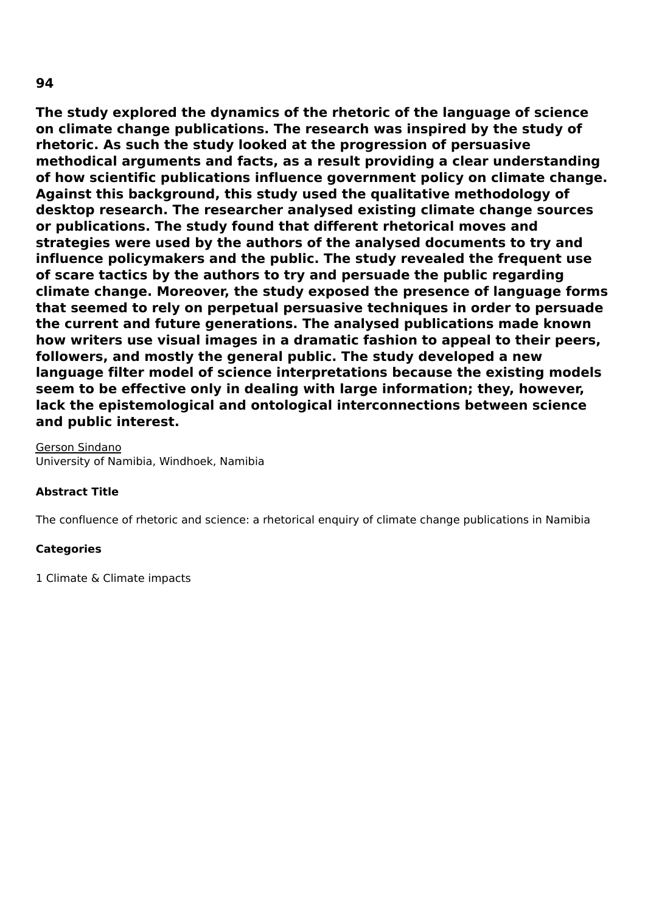**94**

**The study explored the dynamics of the rhetoric of the language of science on climate change publications. The research was inspired by the study of rhetoric. As such the study looked at the progression of persuasive methodical arguments and facts, as a result providing a clear understanding of how scientific publications influence government policy on climate change. Against this background, this study used the qualitative methodology of desktop research. The researcher analysed existing climate change sources or publications. The study found that different rhetorical moves and strategies were used by the authors of the analysed documents to try and influence policymakers and the public. The study revealed the frequent use of scare tactics by the authors to try and persuade the public regarding climate change. Moreover, the study exposed the presence of language forms that seemed to rely on perpetual persuasive techniques in order to persuade the current and future generations. The analysed publications made known how writers use visual images in a dramatic fashion to appeal to their peers, followers, and mostly the general public. The study developed a new language filter model of science interpretations because the existing models seem to be effective only in dealing with large information; they, however, lack the epistemological and ontological interconnections between science and public interest.**

Gerson Sindano
University of Namibia, Windhoek, Namibia

**Abstract Title**

The confluence of rhetoric and science: a rhetorical enquiry of climate change publications in Namibia

**Categories**

1 Climate & Climate impacts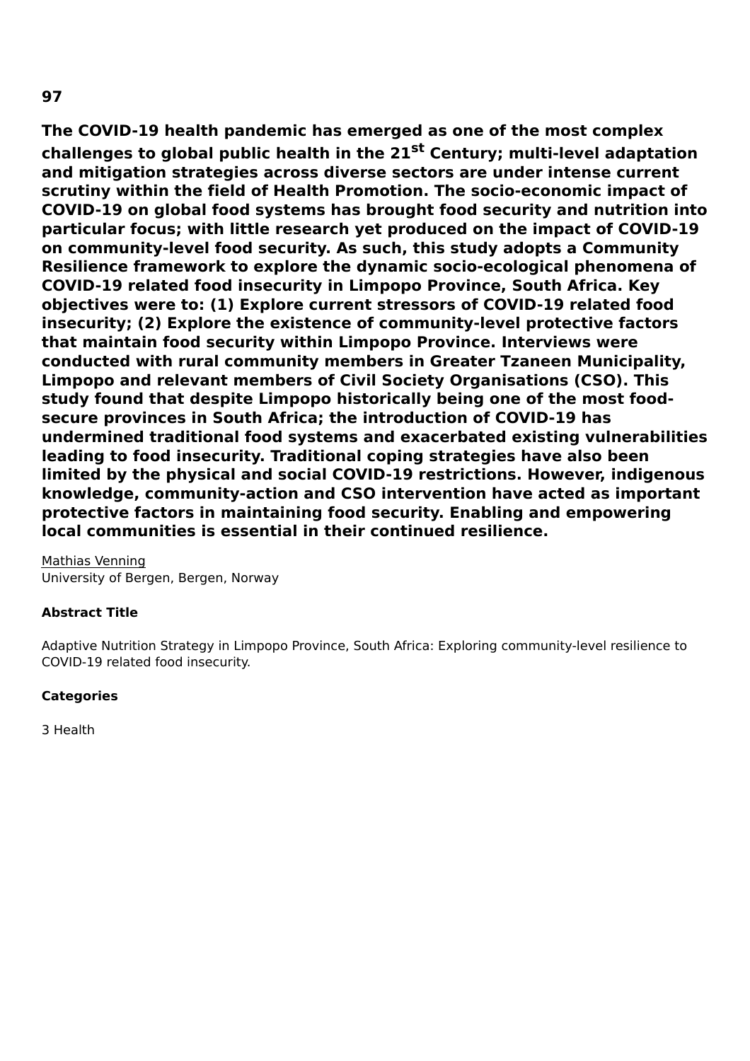**97**

**The COVID-19 health pandemic has emerged as one of the most complex challenges to global public health in the 21st Century; multi-level adaptation and mitigation strategies across diverse sectors are under intense current scrutiny within the field of Health Promotion. The socio-economic impact of COVID-19 on global food systems has brought food security and nutrition into particular focus; with little research yet produced on the impact of COVID-19 on community-level food security. As such, this study adopts a Community Resilience framework to explore the dynamic socio-ecological phenomena of COVID-19 related food insecurity in Limpopo Province, South Africa. Key objectives were to: (1) Explore current stressors of COVID-19 related food insecurity; (2) Explore the existence of community-level protective factors that maintain food security within Limpopo Province. Interviews were conducted with rural community members in Greater Tzaneen Municipality, Limpopo and relevant members of Civil Society Organisations (CSO). This study found that despite Limpopo historically being one of the most food-secure provinces in South Africa; the introduction of COVID-19 has undermined traditional food systems and exacerbated existing vulnerabilities leading to food insecurity. Traditional coping strategies have also been limited by the physical and social COVID-19 restrictions. However, indigenous knowledge, community-action and CSO intervention have acted as important protective factors in maintaining food security. Enabling and empowering local communities is essential in their continued resilience.**

Mathias Venning
University of Bergen, Bergen, Norway

**Abstract Title**

Adaptive Nutrition Strategy in Limpopo Province, South Africa: Exploring community-level resilience to COVID-19 related food insecurity.

**Categories**

3 Health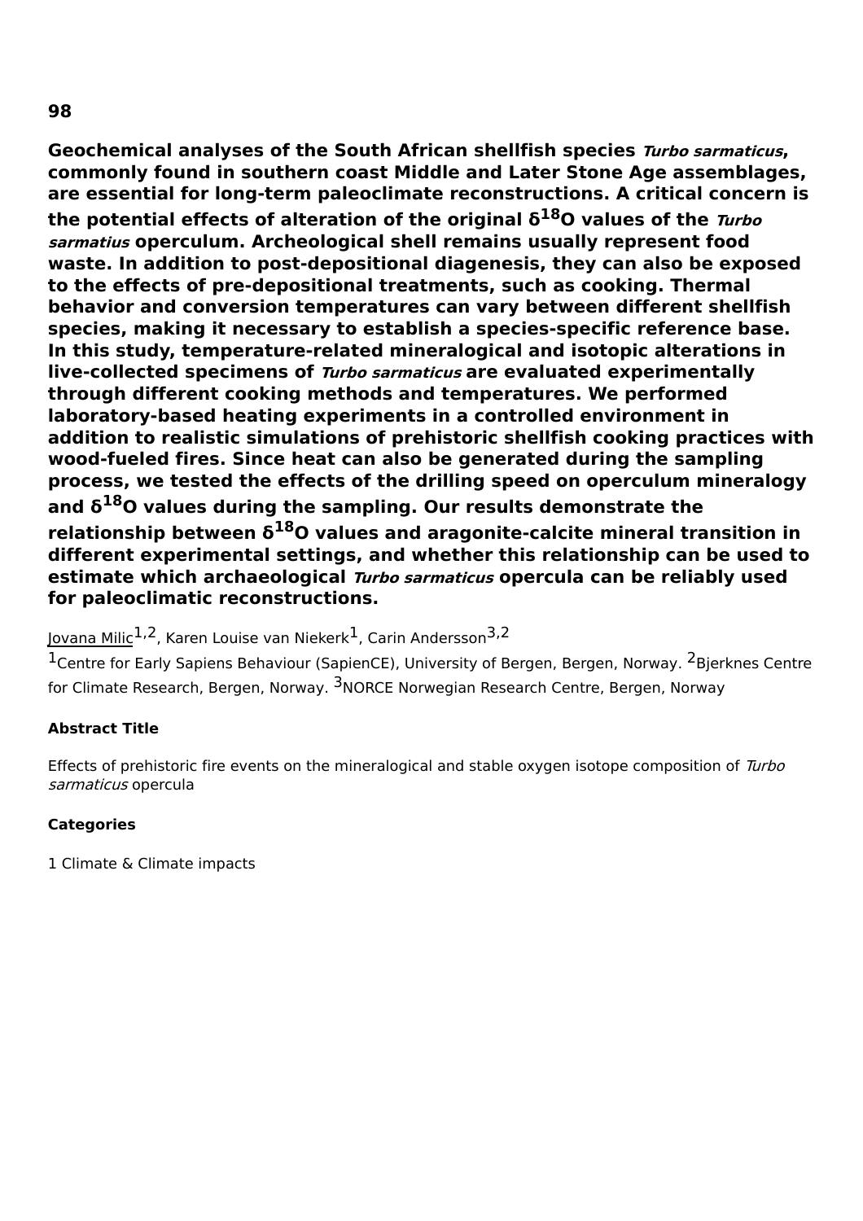**98**

**Geochemical analyses of the South African shellfish species *Turbo sarmaticus*, commonly found in southern coast Middle and Later Stone Age assemblages, are essential for long-term paleoclimate reconstructions. A critical concern is the potential effects of alteration of the original $\delta^{18}O$ values of the *Turbo sarmatius* operculum. Archeological shell remains usually represent food waste. In addition to post-depositional diagenesis, they can also be exposed to the effects of pre-depositional treatments, such as cooking. Thermal behavior and conversion temperatures can vary between different shellfish species, making it necessary to establish a species-specific reference base. In this study, temperature-related mineralogical and isotopic alterations in live-collected specimens of *Turbo sarmaticus* are evaluated experimentally through different cooking methods and temperatures. We performed laboratory-based heating experiments in a controlled environment in addition to realistic simulations of prehistoric shellfish cooking practices with wood-fueled fires. Since heat can also be generated during the sampling process, we tested the effects of the drilling speed on operculum mineralogy and $\delta^{18}O$ values during the sampling. Our results demonstrate the relationship between $\delta^{18}O$ values and aragonite-calcite mineral transition in different experimental settings, and whether this relationship can be used to estimate which archaeological *Turbo sarmaticus* opercula can be reliably used for paleoclimatic reconstructions.**

Jovana Milic[1,2], Karen Louise van Niekerk[1], Carin Andersson[3,2]

[1]Centre for Early Sapiens Behaviour (SapienCE), University of Bergen, Bergen, Norway. [2]Bjerknes Centre for Climate Research, Bergen, Norway. [3]NORCE Norwegian Research Centre, Bergen, Norway

**Abstract Title**

Effects of prehistoric fire events on the mineralogical and stable oxygen isotope composition of *Turbo sarmaticus* opercula

**Categories**

1 Climate & Climate impacts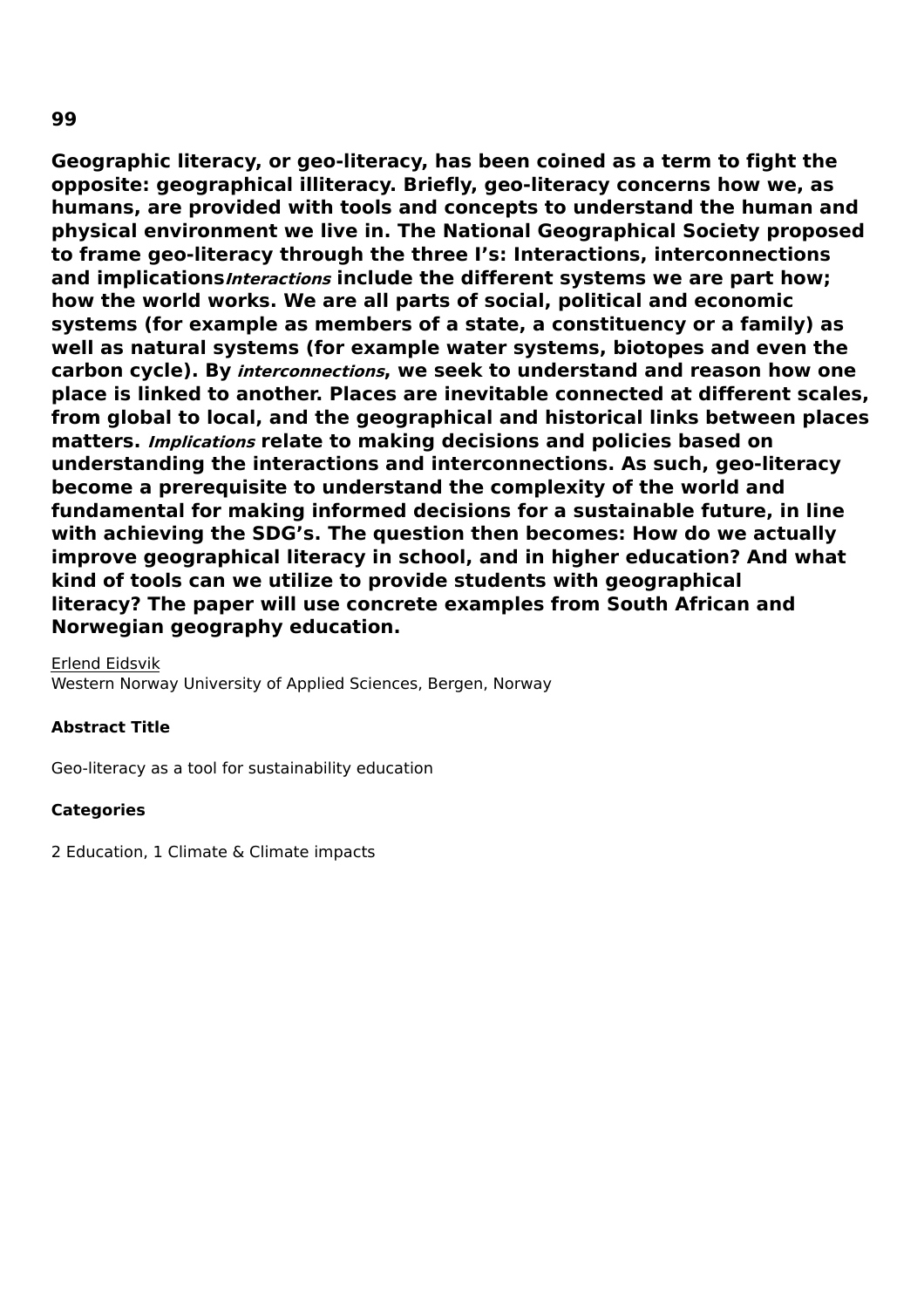**99**

**Geographic literacy, or geo-literacy, has been coined as a term to fight the opposite: geographical illiteracy. Briefly, geo-literacy concerns how we, as humans, are provided with tools and concepts to understand the human and physical environment we live in. The National Geographical Society proposed to frame geo-literacy through the three I's: Interactions, interconnections and implications*Interactions* include the different systems we are part how; how the world works. We are all parts of social, political and economic systems (for example as members of a state, a constituency or a family) as well as natural systems (for example water systems, biotopes and even the carbon cycle). By *interconnections*, we seek to understand and reason how one place is linked to another. Places are inevitable connected at different scales, from global to local, and the geographical and historical links between places matters. *Implications* relate to making decisions and policies based on understanding the interactions and interconnections. As such, geo-literacy become a prerequisite to understand the complexity of the world and fundamental for making informed decisions for a sustainable future, in line with achieving the SDG's. The question then becomes: How do we actually improve geographical literacy in school, and in higher education? And what kind of tools can we utilize to provide students with geographical literacy? The paper will use concrete examples from South African and Norwegian geography education.**

Erlend Eidsvik
Western Norway University of Applied Sciences, Bergen, Norway

**Abstract Title**

Geo-literacy as a tool for sustainability education

**Categories**

2 Education, 1 Climate & Climate impacts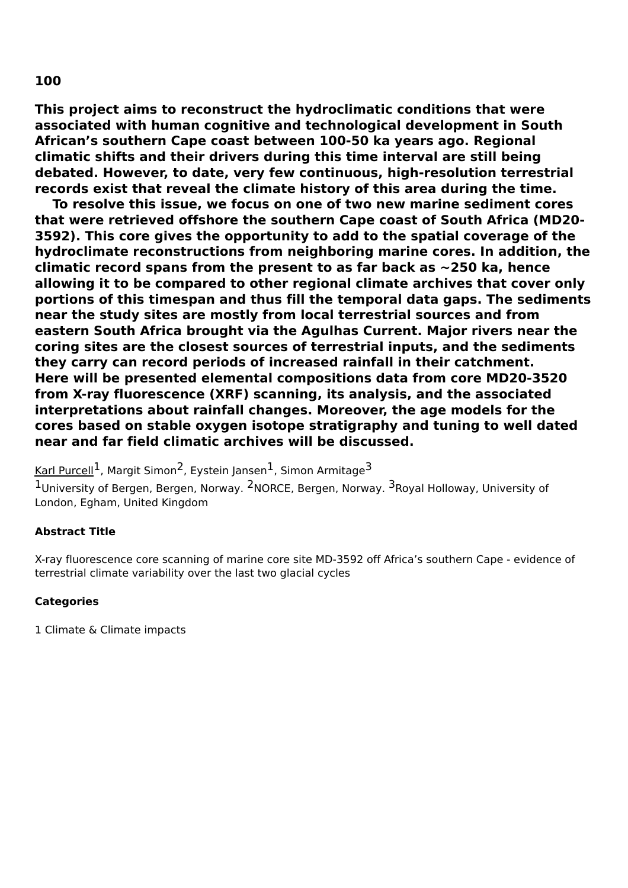**100**

**This project aims to reconstruct the hydroclimatic conditions that were associated with human cognitive and technological development in South African's southern Cape coast between 100-50 ka years ago. Regional climatic shifts and their drivers during this time interval are still being debated. However, to date, very few continuous, high-resolution terrestrial records exist that reveal the climate history of this area during the time.**

**To resolve this issue, we focus on one of two new marine sediment cores that were retrieved offshore the southern Cape coast of South Africa (MD20-3592). This core gives the opportunity to add to the spatial coverage of the hydroclimate reconstructions from neighboring marine cores. In addition, the climatic record spans from the present to as far back as ~250 ka, hence allowing it to be compared to other regional climate archives that cover only portions of this timespan and thus fill the temporal data gaps. The sediments near the study sites are mostly from local terrestrial sources and from eastern South Africa brought via the Agulhas Current. Major rivers near the coring sites are the closest sources of terrestrial inputs, and the sediments they carry can record periods of increased rainfall in their catchment. Here will be presented elemental compositions data from core MD20-3520 from X-ray fluorescence (XRF) scanning, its analysis, and the associated interpretations about rainfall changes. Moreover, the age models for the cores based on stable oxygen isotope stratigraphy and tuning to well dated near and far field climatic archives will be discussed.**

Karl Purcell[1], Margit Simon[2], Eystein Jansen[1], Simon Armitage[3]

[1]University of Bergen, Bergen, Norway. [2]NORCE, Bergen, Norway. [3]Royal Holloway, University of London, Egham, United Kingdom

#### Abstract Title

X-ray fluorescence core scanning of marine core site MD-3592 off Africa's southern Cape - evidence of terrestrial climate variability over the last two glacial cycles

#### Categories

1 Climate & Climate impacts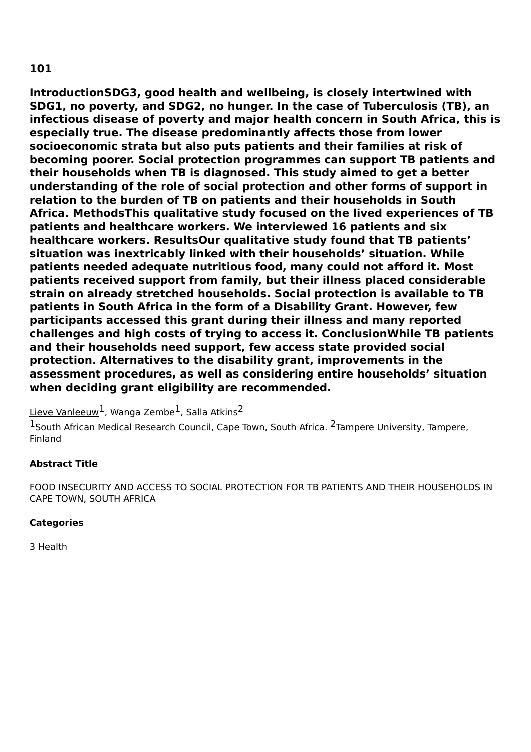**101**

**IntroductionSDG3, good health and wellbeing, is closely intertwined with SDG1, no poverty, and SDG2, no hunger. In the case of Tuberculosis (TB), an infectious disease of poverty and major health concern in South Africa, this is especially true. The disease predominantly affects those from lower socioeconomic strata but also puts patients and their families at risk of becoming poorer. Social protection programmes can support TB patients and their households when TB is diagnosed. This study aimed to get a better understanding of the role of social protection and other forms of support in relation to the burden of TB on patients and their households in South Africa. MethodsThis qualitative study focused on the lived experiences of TB patients and healthcare workers. We interviewed 16 patients and six healthcare workers. ResultsOur qualitative study found that TB patients' situation was inextricably linked with their households' situation. While patients needed adequate nutritious food, many could not afford it. Most patients received support from family, but their illness placed considerable strain on already stretched households. Social protection is available to TB patients in South Africa in the form of a Disability Grant. However, few participants accessed this grant during their illness and many reported challenges and high costs of trying to access it. ConclusionWhile TB patients and their households need support, few access state provided social protection. Alternatives to the disability grant, improvements in the assessment procedures, as well as considering entire households' situation when deciding grant eligibility are recommended.**

Lieve Vanleeuw[1], Wanga Zembe[1], Salla Atkins[2]

[1]South African Medical Research Council, Cape Town, South Africa. [2]Tampere University, Tampere, Finland

**Abstract Title**

FOOD INSECURITY AND ACCESS TO SOCIAL PROTECTION FOR TB PATIENTS AND THEIR HOUSEHOLDS IN CAPE TOWN, SOUTH AFRICA

**Categories**

3 Health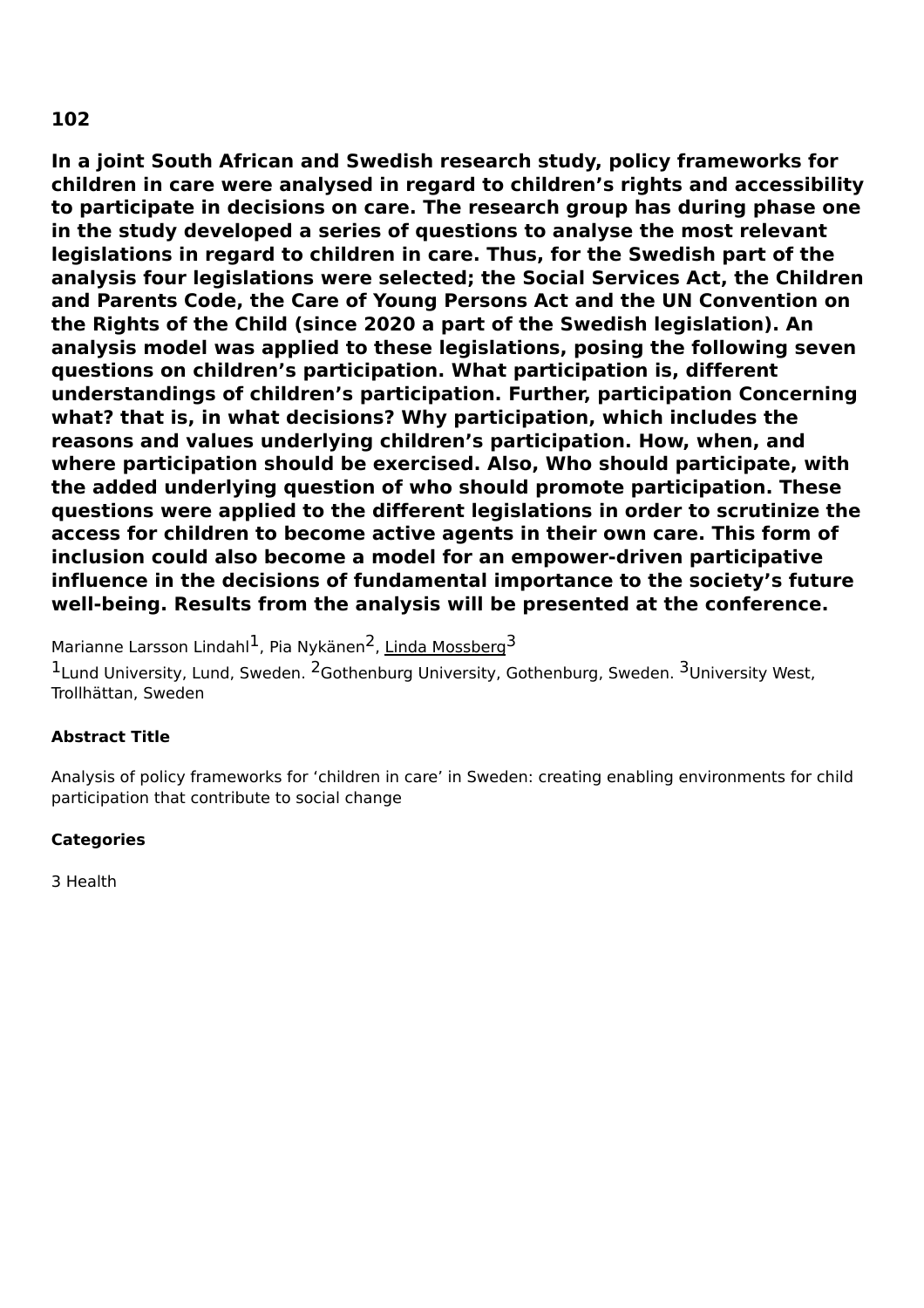**102**

**In a joint South African and Swedish research study, policy frameworks for children in care were analysed in regard to children's rights and accessibility to participate in decisions on care. The research group has during phase one in the study developed a series of questions to analyse the most relevant legislations in regard to children in care. Thus, for the Swedish part of the analysis four legislations were selected; the Social Services Act, the Children and Parents Code, the Care of Young Persons Act and the UN Convention on the Rights of the Child (since 2020 a part of the Swedish legislation). An analysis model was applied to these legislations, posing the following seven questions on children's participation. What participation is, different understandings of children's participation. Further, participation Concerning what? that is, in what decisions? Why participation, which includes the reasons and values underlying children's participation. How, when, and where participation should be exercised. Also, Who should participate, with the added underlying question of who should promote participation. These questions were applied to the different legislations in order to scrutinize the access for children to become active agents in their own care. This form of inclusion could also become a model for an empower-driven participative influence in the decisions of fundamental importance to the society's future well-being. Results from the analysis will be presented at the conference.**

Marianne Larsson Lindahl[1], Pia Nykänen[2], Linda Mossberg[3]

[1]Lund University, Lund, Sweden. [2]Gothenburg University, Gothenburg, Sweden. [3]University West, Trollhättan, Sweden

**Abstract Title**

Analysis of policy frameworks for 'children in care' in Sweden: creating enabling environments for child participation that contribute to social change

**Categories**

3 Health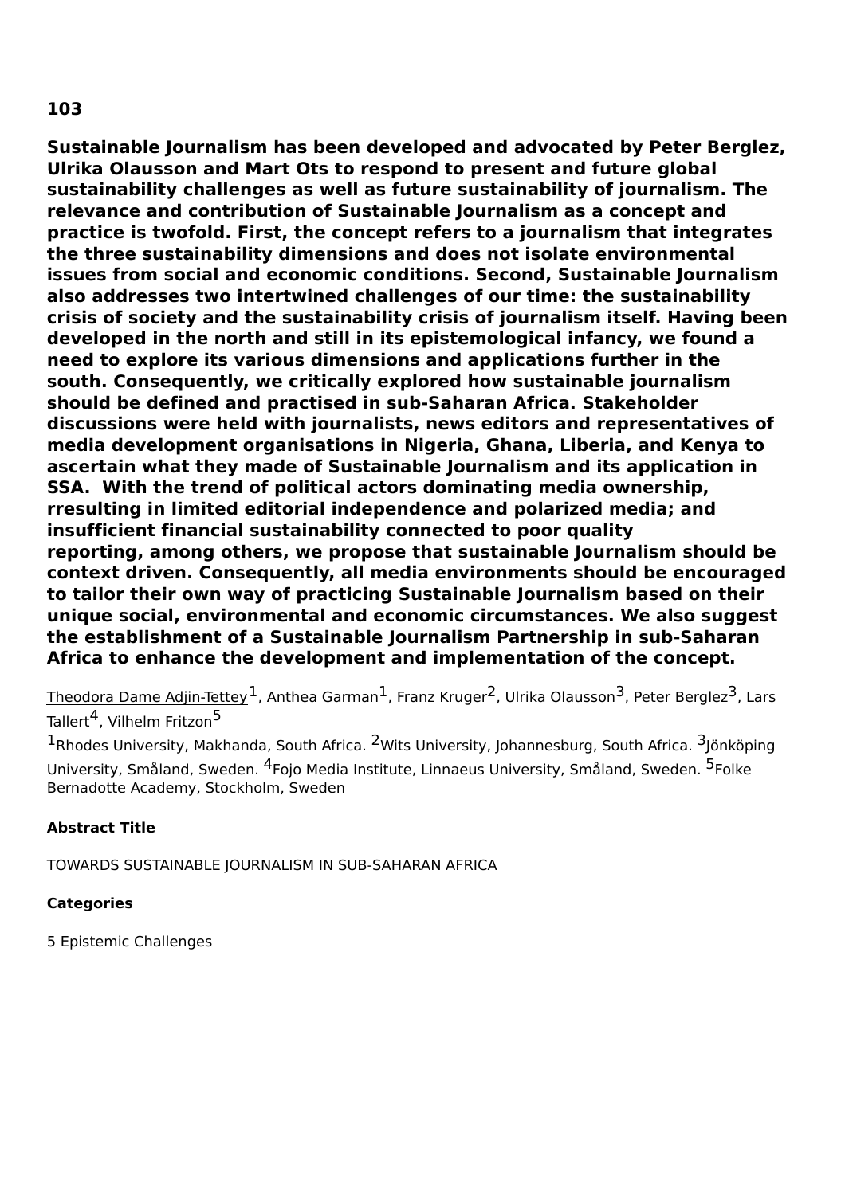**103**

**Sustainable Journalism has been developed and advocated by Peter Berglez, Ulrika Olausson and Mart Ots to respond to present and future global sustainability challenges as well as future sustainability of journalism. The relevance and contribution of Sustainable Journalism as a concept and practice is twofold. First, the concept refers to a journalism that integrates the three sustainability dimensions and does not isolate environmental issues from social and economic conditions. Second, Sustainable Journalism also addresses two intertwined challenges of our time: the sustainability crisis of society and the sustainability crisis of journalism itself. Having been developed in the north and still in its epistemological infancy, we found a need to explore its various dimensions and applications further in the south. Consequently, we critically explored how sustainable journalism should be defined and practised in sub-Saharan Africa. Stakeholder discussions were held with journalists, news editors and representatives of media development organisations in Nigeria, Ghana, Liberia, and Kenya to ascertain what they made of Sustainable Journalism and its application in SSA. With the trend of political actors dominating media ownership, rresulting in limited editorial independence and polarized media; and insufficient financial sustainability connected to poor quality reporting, among others, we propose that sustainable Journalism should be context driven. Consequently, all media environments should be encouraged to tailor their own way of practicing Sustainable Journalism based on their unique social, environmental and economic circumstances. We also suggest the establishment of a Sustainable Journalism Partnership in sub-Saharan Africa to enhance the development and implementation of the concept.**

Theodora Dame Adjin-Tettey[1], Anthea Garman[1], Franz Kruger[2], Ulrika Olausson[3], Peter Berglez[3], Lars Tallert[4], Vilhelm Fritzon[5]

[1]Rhodes University, Makhanda, South Africa. [2]Wits University, Johannesburg, South Africa. [3]Jönköping University, Småland, Sweden. [4]Fojo Media Institute, Linnaeus University, Småland, Sweden. [5]Folke Bernadotte Academy, Stockholm, Sweden

**Abstract Title**

TOWARDS SUSTAINABLE JOURNALISM IN SUB-SAHARAN AFRICA

**Categories**

5 Epistemic Challenges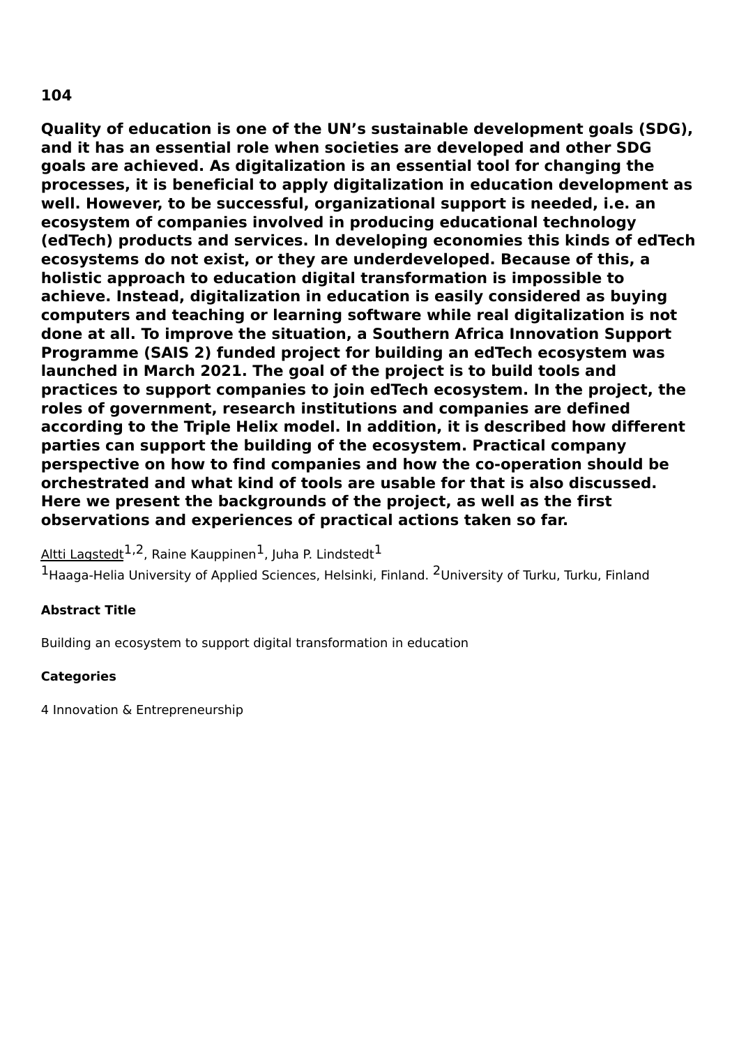**104**

**Quality of education is one of the UN's sustainable development goals (SDG), and it has an essential role when societies are developed and other SDG goals are achieved. As digitalization is an essential tool for changing the processes, it is beneficial to apply digitalization in education development as well. However, to be successful, organizational support is needed, i.e. an ecosystem of companies involved in producing educational technology (edTech) products and services. In developing economies this kinds of edTech ecosystems do not exist, or they are underdeveloped. Because of this, a holistic approach to education digital transformation is impossible to achieve. Instead, digitalization in education is easily considered as buying computers and teaching or learning software while real digitalization is not done at all. To improve the situation, a Southern Africa Innovation Support Programme (SAIS 2) funded project for building an edTech ecosystem was launched in March 2021. The goal of the project is to build tools and practices to support companies to join edTech ecosystem. In the project, the roles of government, research institutions and companies are defined according to the Triple Helix model. In addition, it is described how different parties can support the building of the ecosystem. Practical company perspective on how to find companies and how the co-operation should be orchestrated and what kind of tools are usable for that is also discussed. Here we present the backgrounds of the project, as well as the first observations and experiences of practical actions taken so far.**

Altti Lagstedt[1,2], Raine Kauppinen[1], Juha P. Lindstedt[1]

[1]Haaga-Helia University of Applied Sciences, Helsinki, Finland. [2]University of Turku, Turku, Finland

**Abstract Title**

Building an ecosystem to support digital transformation in education

**Categories**

4 Innovation & Entrepreneurship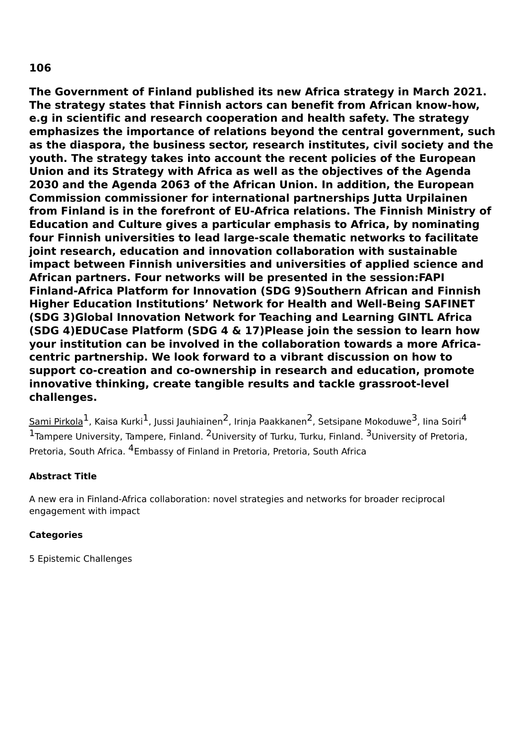**106**

**The Government of Finland published its new Africa strategy in March 2021. The strategy states that Finnish actors can benefit from African know-how, e.g in scientific and research cooperation and health safety. The strategy emphasizes the importance of relations beyond the central government, such as the diaspora, the business sector, research institutes, civil society and the youth. The strategy takes into account the recent policies of the European Union and its Strategy with Africa as well as the objectives of the Agenda 2030 and the Agenda 2063 of the African Union. In addition, the European Commission commissioner for international partnerships Jutta Urpilainen from Finland is in the forefront of EU-Africa relations. The Finnish Ministry of Education and Culture gives a particular emphasis to Africa, by nominating four Finnish universities to lead large-scale thematic networks to facilitate joint research, education and innovation collaboration with sustainable impact between Finnish universities and universities of applied science and African partners. Four networks will be presented in the session:FAPI Finland-Africa Platform for Innovation (SDG 9)Southern African and Finnish Higher Education Institutions' Network for Health and Well-Being SAFINET (SDG 3)Global Innovation Network for Teaching and Learning GINTL Africa (SDG 4)EDUCase Platform (SDG 4 & 17)Please join the session to learn how your institution can be involved in the collaboration towards a more Africa-centric partnership. We look forward to a vibrant discussion on how to support co-creation and co-ownership in research and education, promote innovative thinking, create tangible results and tackle grassroot-level challenges.**

Sami Pirkola[1], Kaisa Kurki[1], Jussi Jauhiainen[2], Irinja Paakkanen[2], Setsipane Mokoduwe[3], Iina Soiri[4]
[1]Tampere University, Tampere, Finland. [2]University of Turku, Turku, Finland. [3]University of Pretoria, Pretoria, South Africa. [4]Embassy of Finland in Pretoria, Pretoria, South Africa

**Abstract Title**

A new era in Finland-Africa collaboration: novel strategies and networks for broader reciprocal engagement with impact

**Categories**

5 Epistemic Challenges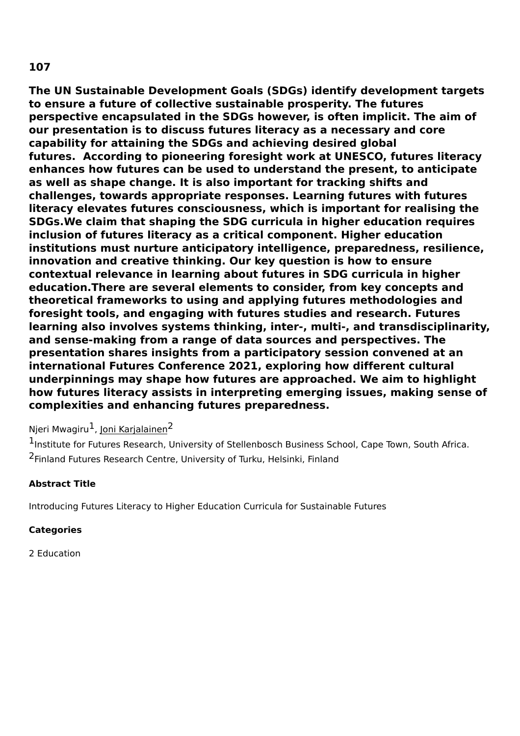**107**

**The UN Sustainable Development Goals (SDGs) identify development targets to ensure a future of collective sustainable prosperity. The futures perspective encapsulated in the SDGs however, is often implicit. The aim of our presentation is to discuss futures literacy as a necessary and core capability for attaining the SDGs and achieving desired global futures.  According to pioneering foresight work at UNESCO, futures literacy enhances how futures can be used to understand the present, to anticipate as well as shape change. It is also important for tracking shifts and challenges, towards appropriate responses. Learning futures with futures literacy elevates futures consciousness, which is important for realising the SDGs.We claim that shaping the SDG curricula in higher education requires inclusion of futures literacy as a critical component. Higher education institutions must nurture anticipatory intelligence, preparedness, resilience, innovation and creative thinking. Our key question is how to ensure contextual relevance in learning about futures in SDG curricula in higher education.There are several elements to consider, from key concepts and theoretical frameworks to using and applying futures methodologies and foresight tools, and engaging with futures studies and research. Futures learning also involves systems thinking, inter-, multi-, and transdisciplinarity, and sense-making from a range of data sources and perspectives. The presentation shares insights from a participatory session convened at an international Futures Conference 2021, exploring how different cultural underpinnings may shape how futures are approached. We aim to highlight how futures literacy assists in interpreting emerging issues, making sense of complexities and enhancing futures preparedness.**

Njeri Mwagiru[1], Joni Karjalainen[2]

[1]Institute for Futures Research, University of Stellenbosch Business School, Cape Town, South Africa.
[2]Finland Futures Research Centre, University of Turku, Helsinki, Finland

**Abstract Title**

Introducing Futures Literacy to Higher Education Curricula for Sustainable Futures

**Categories**

2 Education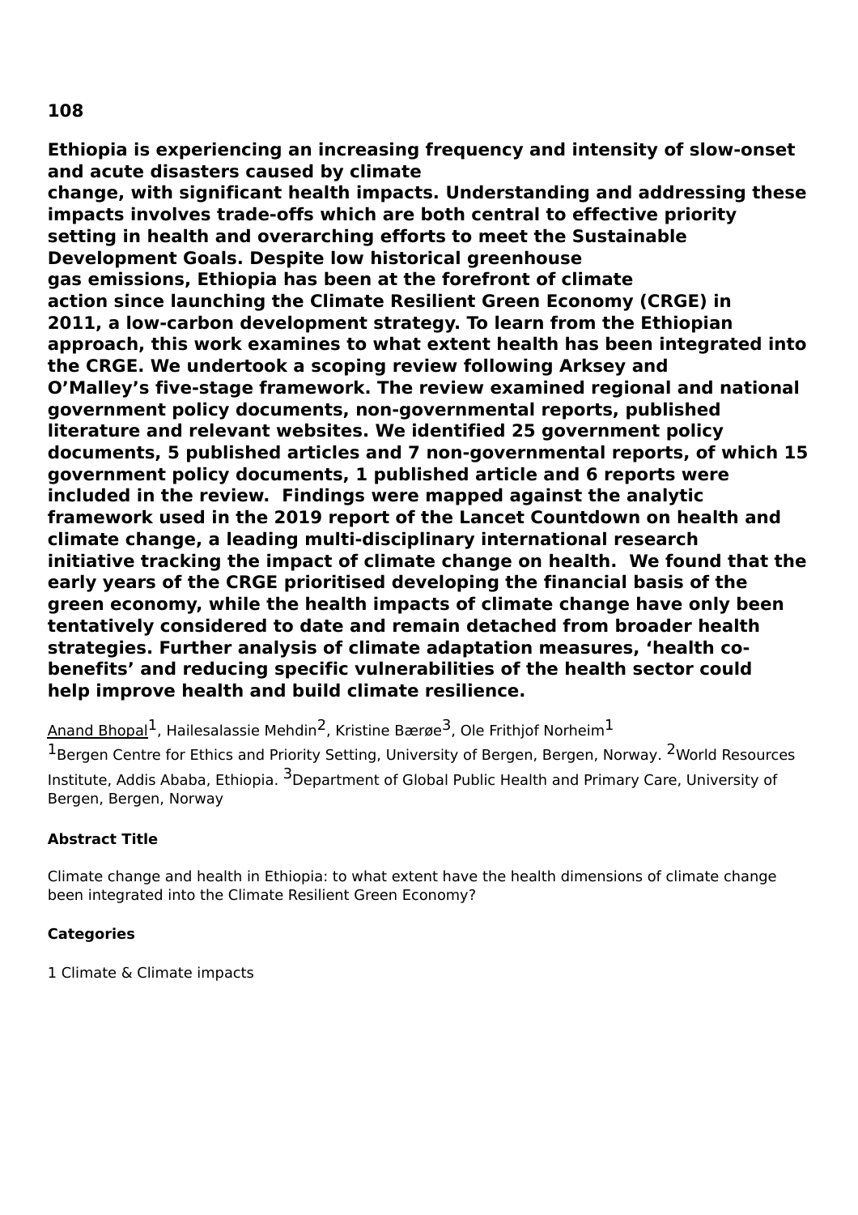**108**

**Ethiopia is experiencing an increasing frequency and intensity of slow-onset and acute disasters caused by climate change, with significant health impacts. Understanding and addressing these impacts involves trade-offs which are both central to effective priority setting in health and overarching efforts to meet the Sustainable Development Goals. Despite low historical greenhouse gas emissions, Ethiopia has been at the forefront of climate action since launching the Climate Resilient Green Economy (CRGE) in 2011, a low-carbon development strategy. To learn from the Ethiopian approach, this work examines to what extent health has been integrated into the CRGE. We undertook a scoping review following Arksey and O'Malley's five-stage framework. The review examined regional and national government policy documents, non-governmental reports, published literature and relevant websites. We identified 25 government policy documents, 5 published articles and 7 non-governmental reports, of which 15 government policy documents, 1 published article and 6 reports were included in the review. Findings were mapped against the analytic framework used in the 2019 report of the Lancet Countdown on health and climate change, a leading multi-disciplinary international research initiative tracking the impact of climate change on health. We found that the early years of the CRGE prioritised developing the financial basis of the green economy, while the health impacts of climate change have only been tentatively considered to date and remain detached from broader health strategies. Further analysis of climate adaptation measures, 'health co-benefits' and reducing specific vulnerabilities of the health sector could help improve health and build climate resilience.**

Anand Bhopal[1], Hailesalassie Mehdin[2], Kristine Bærøe[3], Ole Frithjof Norheim[1]

[1]Bergen Centre for Ethics and Priority Setting, University of Bergen, Bergen, Norway. [2]World Resources Institute, Addis Ababa, Ethiopia. [3]Department of Global Public Health and Primary Care, University of Bergen, Bergen, Norway

**Abstract Title**

Climate change and health in Ethiopia: to what extent have the health dimensions of climate change been integrated into the Climate Resilient Green Economy?

**Categories**

1 Climate & Climate impacts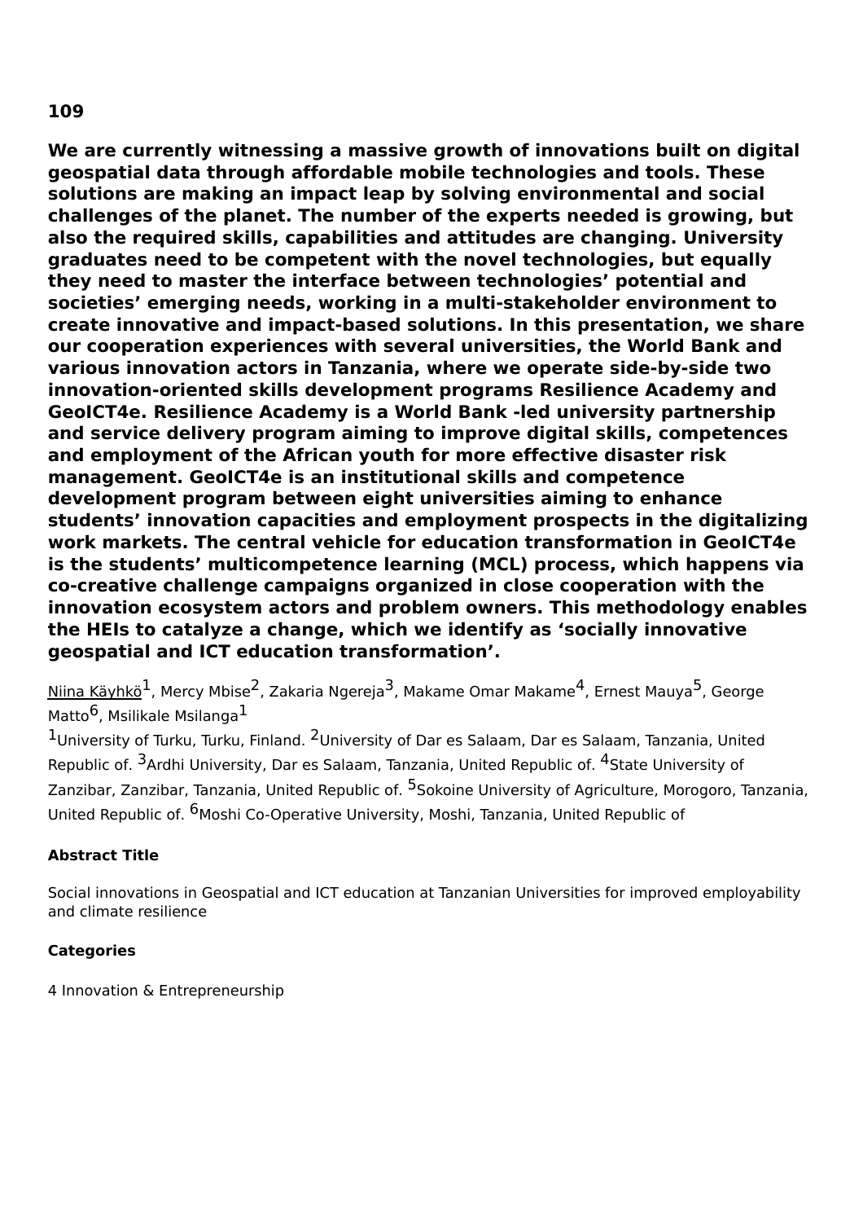**109**

**We are currently witnessing a massive growth of innovations built on digital geospatial data through affordable mobile technologies and tools. These solutions are making an impact leap by solving environmental and social challenges of the planet. The number of the experts needed is growing, but also the required skills, capabilities and attitudes are changing. University graduates need to be competent with the novel technologies, but equally they need to master the interface between technologies' potential and societies' emerging needs, working in a multi-stakeholder environment to create innovative and impact-based solutions. In this presentation, we share our cooperation experiences with several universities, the World Bank and various innovation actors in Tanzania, where we operate side-by-side two innovation-oriented skills development programs Resilience Academy and GeoICT4e. Resilience Academy is a World Bank -led university partnership and service delivery program aiming to improve digital skills, competences and employment of the African youth for more effective disaster risk management. GeoICT4e is an institutional skills and competence development program between eight universities aiming to enhance students' innovation capacities and employment prospects in the digitalizing work markets. The central vehicle for education transformation in GeoICT4e is the students' multicompetence learning (MCL) process, which happens via co-creative challenge campaigns organized in close cooperation with the innovation ecosystem actors and problem owners. This methodology enables the HEIs to catalyze a change, which we identify as 'socially innovative geospatial and ICT education transformation'.**

Niina Käyhkö[1], Mercy Mbise[2], Zakaria Ngereja[3], Makame Omar Makame[4], Ernest Mauya[5], George Matto[6], Msilikale Msilanga[1]

[1]University of Turku, Turku, Finland. [2]University of Dar es Salaam, Dar es Salaam, Tanzania, United Republic of. [3]Ardhi University, Dar es Salaam, Tanzania, United Republic of. [4]State University of Zanzibar, Zanzibar, Tanzania, United Republic of. [5]Sokoine University of Agriculture, Morogoro, Tanzania, United Republic of. [6]Moshi Co-Operative University, Moshi, Tanzania, United Republic of

**Abstract Title**

Social innovations in Geospatial and ICT education at Tanzanian Universities for improved employability and climate resilience

**Categories**

4 Innovation & Entrepreneurship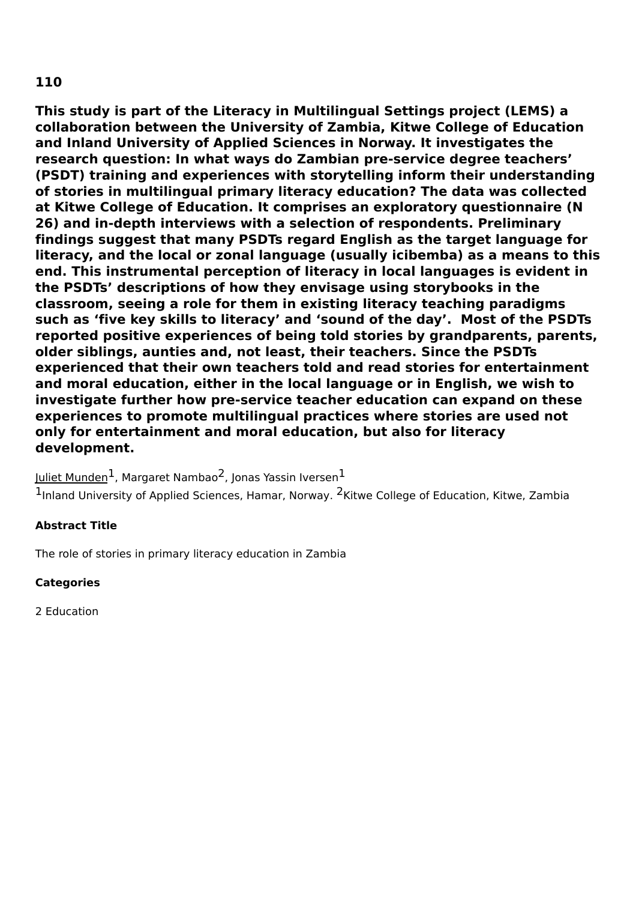**110**

**This study is part of the Literacy in Multilingual Settings project (LEMS) a collaboration between the University of Zambia, Kitwe College of Education and Inland University of Applied Sciences in Norway. It investigates the research question: In what ways do Zambian pre-service degree teachers' (PSDT) training and experiences with storytelling inform their understanding of stories in multilingual primary literacy education? The data was collected at Kitwe College of Education. It comprises an exploratory questionnaire (N 26) and in-depth interviews with a selection of respondents. Preliminary findings suggest that many PSDTs regard English as the target language for literacy, and the local or zonal language (usually icibemba) as a means to this end. This instrumental perception of literacy in local languages is evident in the PSDTs' descriptions of how they envisage using storybooks in the classroom, seeing a role for them in existing literacy teaching paradigms such as 'five key skills to literacy' and 'sound of the day'. Most of the PSDTs reported positive experiences of being told stories by grandparents, parents, older siblings, aunties and, not least, their teachers. Since the PSDTs experienced that their own teachers told and read stories for entertainment and moral education, either in the local language or in English, we wish to investigate further how pre-service teacher education can expand on these experiences to promote multilingual practices where stories are used not only for entertainment and moral education, but also for literacy development.**

Juliet Munden[1], Margaret Nambao[2], Jonas Yassin Iversen[1]

[1]Inland University of Applied Sciences, Hamar, Norway. [2]Kitwe College of Education, Kitwe, Zambia

**Abstract Title**

The role of stories in primary literacy education in Zambia

**Categories**

2 Education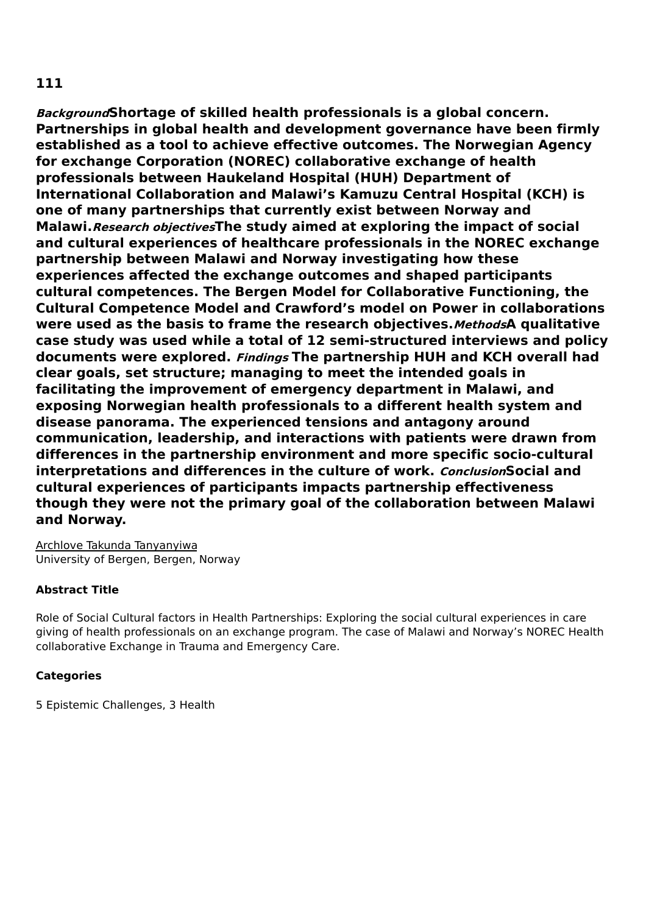**111**

***Background*Shortage of skilled health professionals is a global concern. Partnerships in global health and development governance have been firmly established as a tool to achieve effective outcomes. The Norwegian Agency for exchange Corporation (NOREC) collaborative exchange of health professionals between Haukeland Hospital (HUH) Department of International Collaboration and Malawi's Kamuzu Central Hospital (KCH) is one of many partnerships that currently exist between Norway and Malawi.*Research objectives*The study aimed at exploring the impact of social and cultural experiences of healthcare professionals in the NOREC exchange partnership between Malawi and Norway investigating how these experiences affected the exchange outcomes and shaped participants cultural competences. The Bergen Model for Collaborative Functioning, the Cultural Competence Model and Crawford's model on Power in collaborations were used as the basis to frame the research objectives.*Methods*A qualitative case study was used while a total of 12 semi-structured interviews and policy documents were explored. *Findings* The partnership HUH and KCH overall had clear goals, set structure; managing to meet the intended goals in facilitating the improvement of emergency department in Malawi, and exposing Norwegian health professionals to a different health system and disease panorama. The experienced tensions and antagony around communication, leadership, and interactions with patients were drawn from differences in the partnership environment and more specific socio-cultural interpretations and differences in the culture of work. *Conclusion*Social and cultural experiences of participants impacts partnership effectiveness though they were not the primary goal of the collaboration between Malawi and Norway.**

<u>Archlove Takunda Tanyanyiwa</u>
University of Bergen, Bergen, Norway

**Abstract Title**

Role of Social Cultural factors in Health Partnerships: Exploring the social cultural experiences in care giving of health professionals on an exchange program. The case of Malawi and Norway's NOREC Health collaborative Exchange in Trauma and Emergency Care.

**Categories**

5 Epistemic Challenges, 3 Health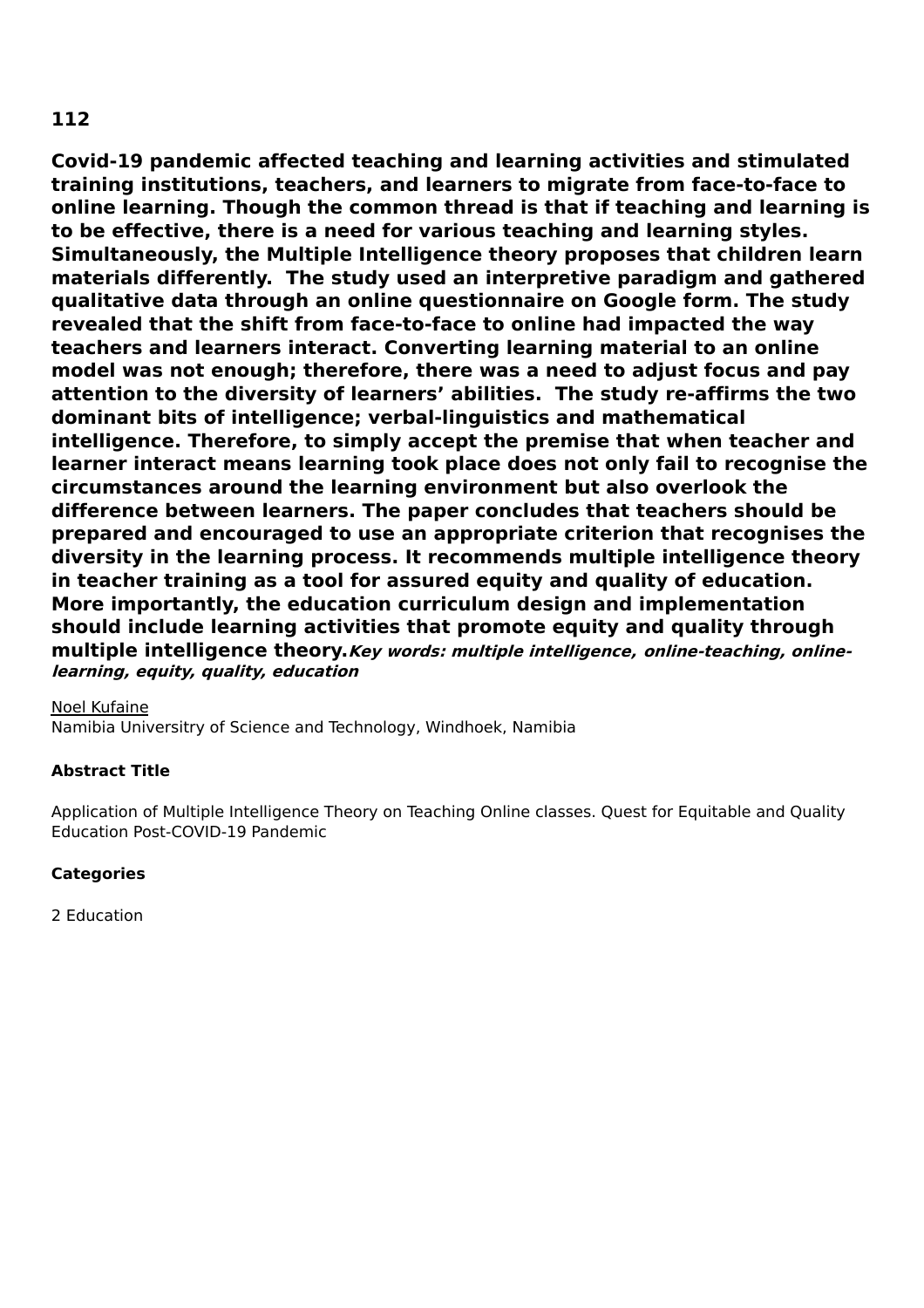**112**

**Covid-19 pandemic affected teaching and learning activities and stimulated training institutions, teachers, and learners to migrate from face-to-face to online learning. Though the common thread is that if teaching and learning is to be effective, there is a need for various teaching and learning styles. Simultaneously, the Multiple Intelligence theory proposes that children learn materials differently. The study used an interpretive paradigm and gathered qualitative data through an online questionnaire on Google form. The study revealed that the shift from face-to-face to online had impacted the way teachers and learners interact. Converting learning material to an online model was not enough; therefore, there was a need to adjust focus and pay attention to the diversity of learners' abilities. The study re-affirms the two dominant bits of intelligence; verbal-linguistics and mathematical intelligence. Therefore, to simply accept the premise that when teacher and learner interact means learning took place does not only fail to recognise the circumstances around the learning environment but also overlook the difference between learners. The paper concludes that teachers should be prepared and encouraged to use an appropriate criterion that recognises the diversity in the learning process. It recommends multiple intelligence theory in teacher training as a tool for assured equity and quality of education. More importantly, the education curriculum design and implementation should include learning activities that promote equity and quality through multiple intelligence theory.*Key words: multiple intelligence, online-teaching, online-learning, equity, quality, education***

Noel Kufaine
Namibia Universitry of Science and Technology, Windhoek, Namibia

**Abstract Title**

Application of Multiple Intelligence Theory on Teaching Online classes. Quest for Equitable and Quality Education Post-COVID-19 Pandemic

**Categories**

2 Education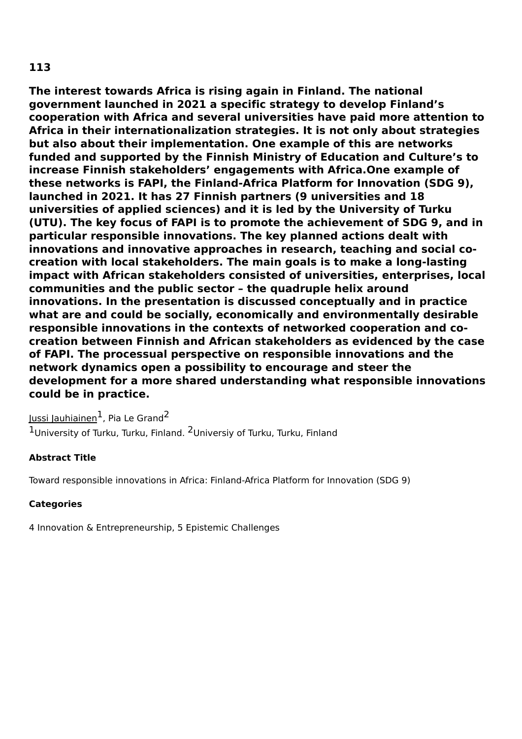**113**

**The interest towards Africa is rising again in Finland. The national government launched in 2021 a specific strategy to develop Finland's cooperation with Africa and several universities have paid more attention to Africa in their internationalization strategies. It is not only about strategies but also about their implementation. One example of this are networks funded and supported by the Finnish Ministry of Education and Culture's to increase Finnish stakeholders' engagements with Africa.One example of these networks is FAPI, the Finland-Africa Platform for Innovation (SDG 9), launched in 2021. It has 27 Finnish partners (9 universities and 18 universities of applied sciences) and it is led by the University of Turku (UTU). The key focus of FAPI is to promote the achievement of SDG 9, and in particular responsible innovations. The key planned actions dealt with innovations and innovative approaches in research, teaching and social co-creation with local stakeholders. The main goals is to make a long-lasting impact with African stakeholders consisted of universities, enterprises, local communities and the public sector – the quadruple helix around innovations. In the presentation is discussed conceptually and in practice what are and could be socially, economically and environmentally desirable responsible innovations in the contexts of networked cooperation and co-creation between Finnish and African stakeholders as evidenced by the case of FAPI. The processual perspective on responsible innovations and the network dynamics open a possibility to encourage and steer the development for a more shared understanding what responsible innovations could be in practice.**

Jussi Jauhiainen[1], Pia Le Grand[2]
[1]University of Turku, Turku, Finland. [2]Universiy of Turku, Turku, Finland

**Abstract Title**

Toward responsible innovations in Africa: Finland-Africa Platform for Innovation (SDG 9)

**Categories**

4 Innovation & Entrepreneurship, 5 Epistemic Challenges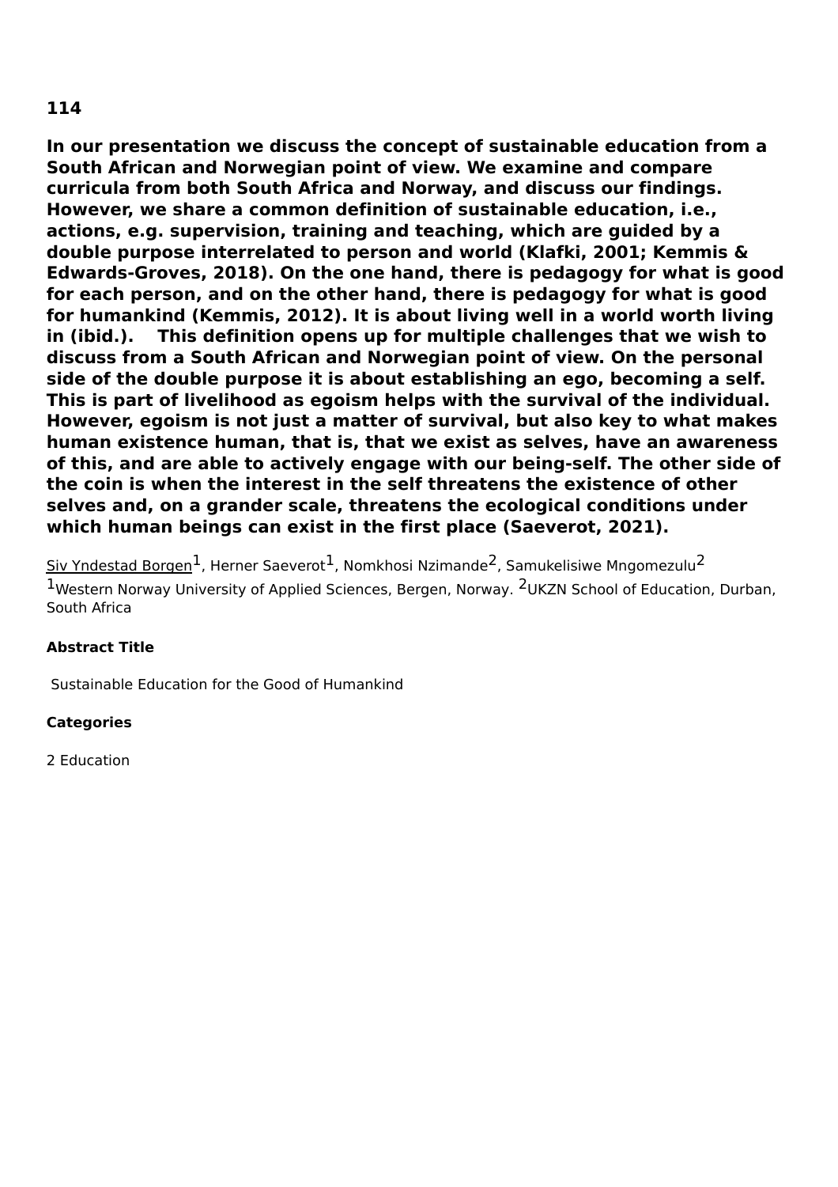**114**

**In our presentation we discuss the concept of sustainable education from a South African and Norwegian point of view. We examine and compare curricula from both South Africa and Norway, and discuss our findings. However, we share a common definition of sustainable education, i.e., actions, e.g. supervision, training and teaching, which are guided by a double purpose interrelated to person and world (Klafki, 2001; Kemmis & Edwards-Groves, 2018). On the one hand, there is pedagogy for what is good for each person, and on the other hand, there is pedagogy for what is good for humankind (Kemmis, 2012). It is about living well in a world worth living in (ibid.). This definition opens up for multiple challenges that we wish to discuss from a South African and Norwegian point of view. On the personal side of the double purpose it is about establishing an ego, becoming a self. This is part of livelihood as egoism helps with the survival of the individual. However, egoism is not just a matter of survival, but also key to what makes human existence human, that is, that we exist as selves, have an awareness of this, and are able to actively engage with our being-self. The other side of the coin is when the interest in the self threatens the existence of other selves and, on a grander scale, threatens the ecological conditions under which human beings can exist in the first place (Saeverot, 2021).**

Siv Yndestad Borgen[1], Herner Saeverot[1], Nomkhosi Nzimande[2], Samukelisiwe Mngomezulu[2]
[1]Western Norway University of Applied Sciences, Bergen, Norway. [2]UKZN School of Education, Durban, South Africa

**Abstract Title**

Sustainable Education for the Good of Humankind

**Categories**

2 Education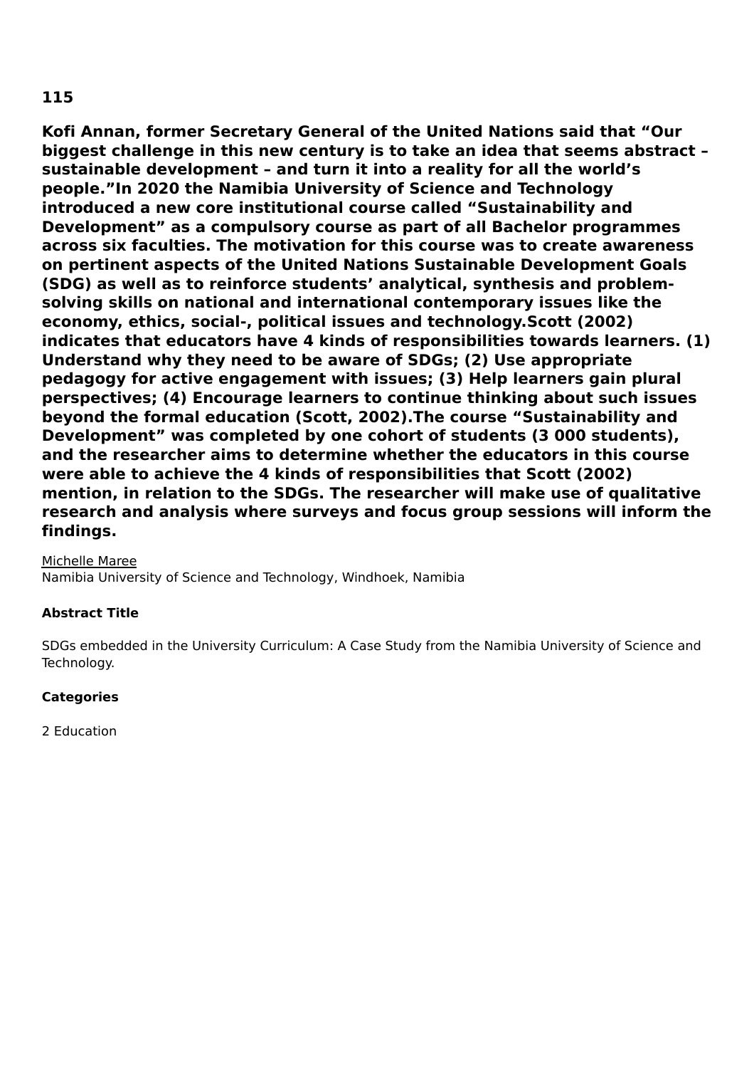## 115

**Kofi Annan, former Secretary General of the United Nations said that "Our biggest challenge in this new century is to take an idea that seems abstract – sustainable development – and turn it into a reality for all the world's people."In 2020 the Namibia University of Science and Technology introduced a new core institutional course called "Sustainability and Development" as a compulsory course as part of all Bachelor programmes across six faculties. The motivation for this course was to create awareness on pertinent aspects of the United Nations Sustainable Development Goals (SDG) as well as to reinforce students' analytical, synthesis and problem-solving skills on national and international contemporary issues like the economy, ethics, social-, political issues and technology.Scott (2002) indicates that educators have 4 kinds of responsibilities towards learners. (1) Understand why they need to be aware of SDGs; (2) Use appropriate pedagogy for active engagement with issues; (3) Help learners gain plural perspectives; (4) Encourage learners to continue thinking about such issues beyond the formal education (Scott, 2002).The course "Sustainability and Development" was completed by one cohort of students (3 000 students), and the researcher aims to determine whether the educators in this course were able to achieve the 4 kinds of responsibilities that Scott (2002) mention, in relation to the SDGs. The researcher will make use of qualitative research and analysis where surveys and focus group sessions will inform the findings.**

<u>Michelle Maree</u>
Namibia University of Science and Technology, Windhoek, Namibia

#### Abstract Title

SDGs embedded in the University Curriculum: A Case Study from the Namibia University of Science and Technology.

#### Categories

2 Education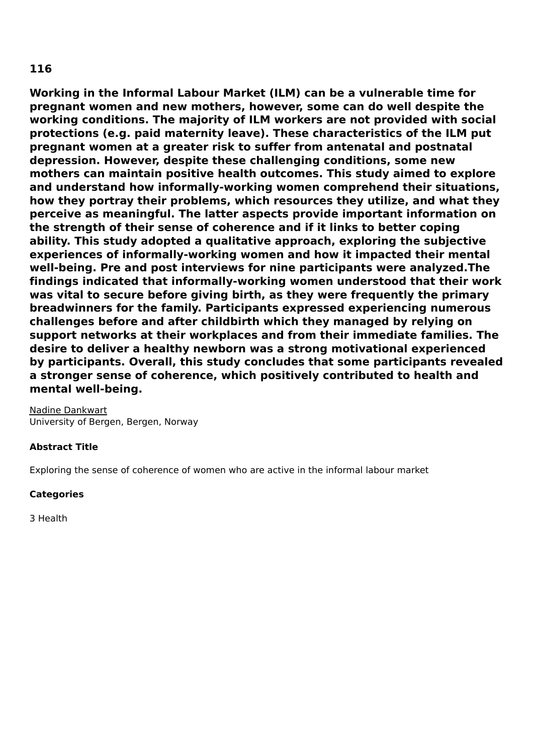**116**

**Working in the Informal Labour Market (ILM) can be a vulnerable time for pregnant women and new mothers, however, some can do well despite the working conditions. The majority of ILM workers are not provided with social protections (e.g. paid maternity leave). These characteristics of the ILM put pregnant women at a greater risk to suffer from antenatal and postnatal depression. However, despite these challenging conditions, some new mothers can maintain positive health outcomes. This study aimed to explore and understand how informally-working women comprehend their situations, how they portray their problems, which resources they utilize, and what they perceive as meaningful. The latter aspects provide important information on the strength of their sense of coherence and if it links to better coping ability. This study adopted a qualitative approach, exploring the subjective experiences of informally-working women and how it impacted their mental well-being. Pre and post interviews for nine participants were analyzed.The findings indicated that informally-working women understood that their work was vital to secure before giving birth, as they were frequently the primary breadwinners for the family. Participants expressed experiencing numerous challenges before and after childbirth which they managed by relying on support networks at their workplaces and from their immediate families. The desire to deliver a healthy newborn was a strong motivational experienced by participants. Overall, this study concludes that some participants revealed a stronger sense of coherence, which positively contributed to health and mental well-being.**

Nadine Dankwart
University of Bergen, Bergen, Norway

**Abstract Title**

Exploring the sense of coherence of women who are active in the informal labour market

**Categories**

3 Health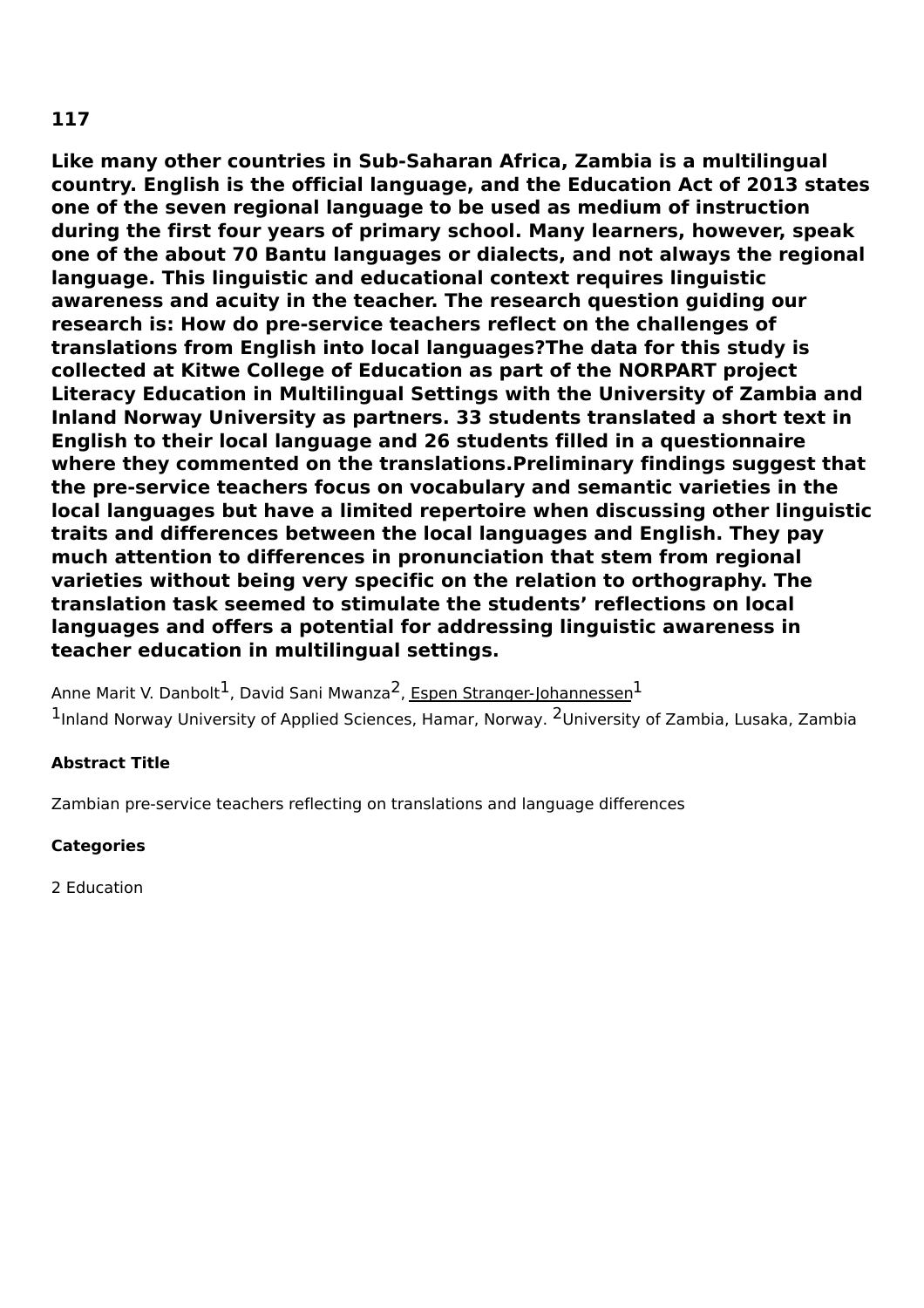**117**

**Like many other countries in Sub-Saharan Africa, Zambia is a multilingual country. English is the official language, and the Education Act of 2013 states one of the seven regional language to be used as medium of instruction during the first four years of primary school. Many learners, however, speak one of the about 70 Bantu languages or dialects, and not always the regional language. This linguistic and educational context requires linguistic awareness and acuity in the teacher. The research question guiding our research is: How do pre-service teachers reflect on the challenges of translations from English into local languages?The data for this study is collected at Kitwe College of Education as part of the NORPART project Literacy Education in Multilingual Settings with the University of Zambia and Inland Norway University as partners. 33 students translated a short text in English to their local language and 26 students filled in a questionnaire where they commented on the translations.Preliminary findings suggest that the pre-service teachers focus on vocabulary and semantic varieties in the local languages but have a limited repertoire when discussing other linguistic traits and differences between the local languages and English. They pay much attention to differences in pronunciation that stem from regional varieties without being very specific on the relation to orthography. The translation task seemed to stimulate the students' reflections on local languages and offers a potential for addressing linguistic awareness in teacher education in multilingual settings.**

Anne Marit V. Danbolt[1], David Sani Mwanza[2], Espen Stranger-Johannessen[1]
[1]Inland Norway University of Applied Sciences, Hamar, Norway. [2]University of Zambia, Lusaka, Zambia

**Abstract Title**

Zambian pre-service teachers reflecting on translations and language differences

**Categories**

2 Education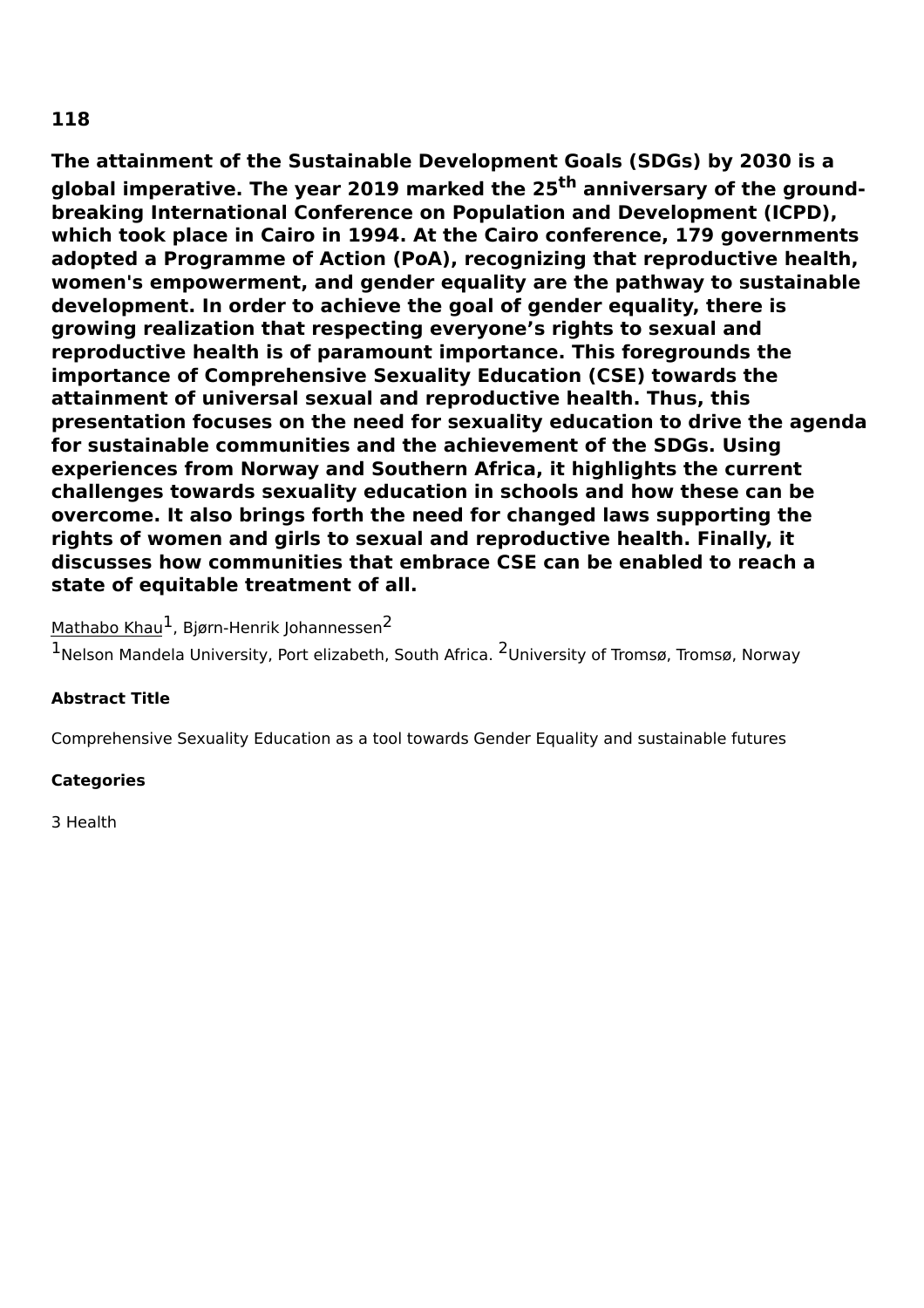## 118

**The attainment of the Sustainable Development Goals (SDGs) by 2030 is a global imperative. The year 2019 marked the 25th anniversary of the ground-breaking International Conference on Population and Development (ICPD), which took place in Cairo in 1994. At the Cairo conference, 179 governments adopted a Programme of Action (PoA), recognizing that reproductive health, women's empowerment, and gender equality are the pathway to sustainable development. In order to achieve the goal of gender equality, there is growing realization that respecting everyone's rights to sexual and reproductive health is of paramount importance. This foregrounds the importance of Comprehensive Sexuality Education (CSE) towards the attainment of universal sexual and reproductive health. Thus, this presentation focuses on the need for sexuality education to drive the agenda for sustainable communities and the achievement of the SDGs. Using experiences from Norway and Southern Africa, it highlights the current challenges towards sexuality education in schools and how these can be overcome. It also brings forth the need for changed laws supporting the rights of women and girls to sexual and reproductive health. Finally, it discusses how communities that embrace CSE can be enabled to reach a state of equitable treatment of all.**

Mathabo Khau[1], Bjørn-Henrik Johannessen[2]

[1]Nelson Mandela University, Port elizabeth, South Africa. [2]University of Tromsø, Tromsø, Norway

**Abstract Title**

Comprehensive Sexuality Education as a tool towards Gender Equality and sustainable futures

**Categories**

3 Health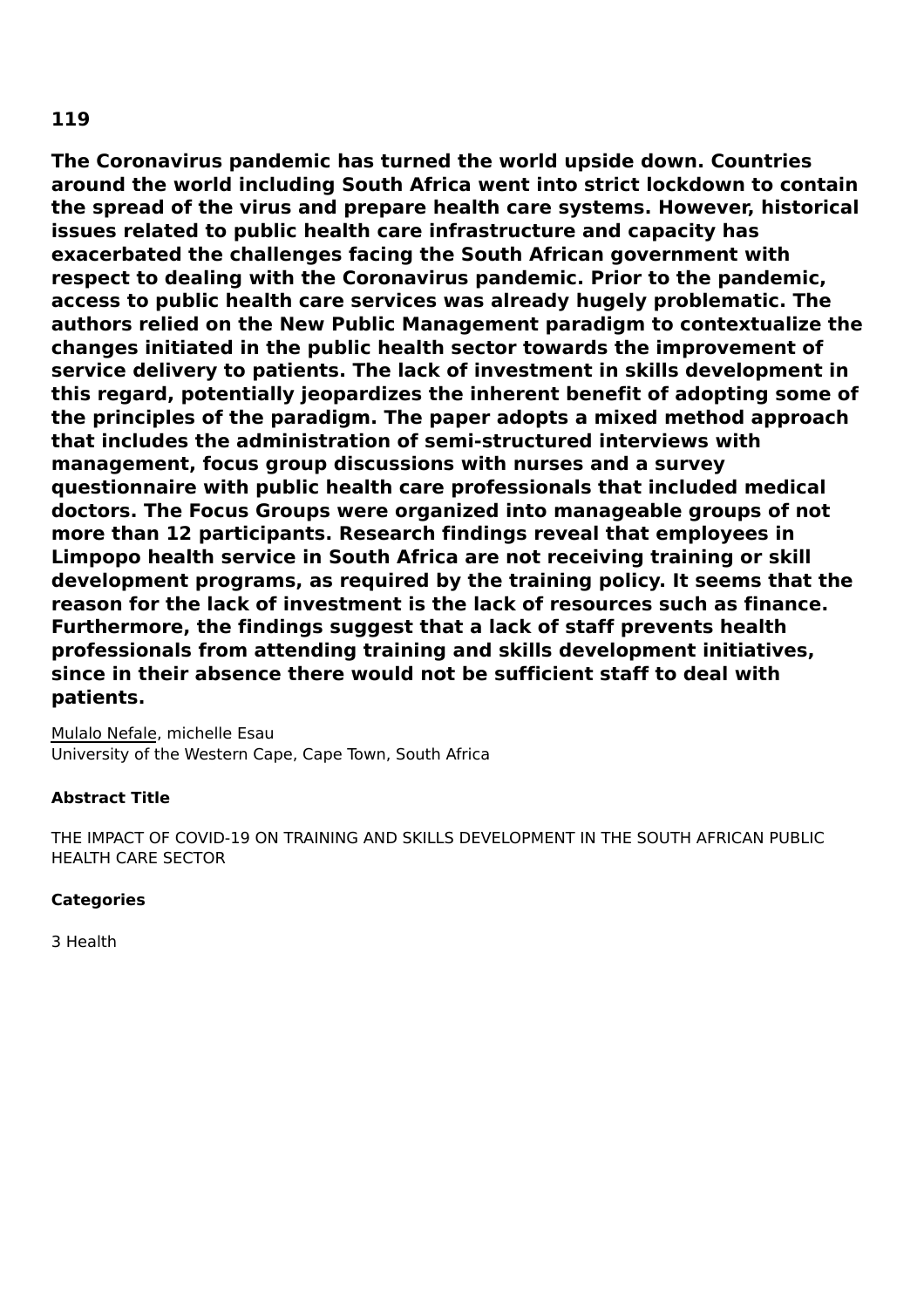**119**

**The Coronavirus pandemic has turned the world upside down. Countries around the world including South Africa went into strict lockdown to contain the spread of the virus and prepare health care systems. However, historical issues related to public health care infrastructure and capacity has exacerbated the challenges facing the South African government with respect to dealing with the Coronavirus pandemic. Prior to the pandemic, access to public health care services was already hugely problematic. The authors relied on the New Public Management paradigm to contextualize the changes initiated in the public health sector towards the improvement of service delivery to patients. The lack of investment in skills development in this regard, potentially jeopardizes the inherent benefit of adopting some of the principles of the paradigm. The paper adopts a mixed method approach that includes the administration of semi-structured interviews with management, focus group discussions with nurses and a survey questionnaire with public health care professionals that included medical doctors. The Focus Groups were organized into manageable groups of not more than 12 participants. Research findings reveal that employees in Limpopo health service in South Africa are not receiving training or skill development programs, as required by the training policy. It seems that the reason for the lack of investment is the lack of resources such as finance. Furthermore, the findings suggest that a lack of staff prevents health professionals from attending training and skills development initiatives, since in their absence there would not be sufficient staff to deal with patients.**

<u>Mulalo Nefale</u>, michelle Esau
University of the Western Cape, Cape Town, South Africa

**Abstract Title**

THE IMPACT OF COVID-19 ON TRAINING AND SKILLS DEVELOPMENT IN THE SOUTH AFRICAN PUBLIC HEALTH CARE SECTOR

**Categories**

3 Health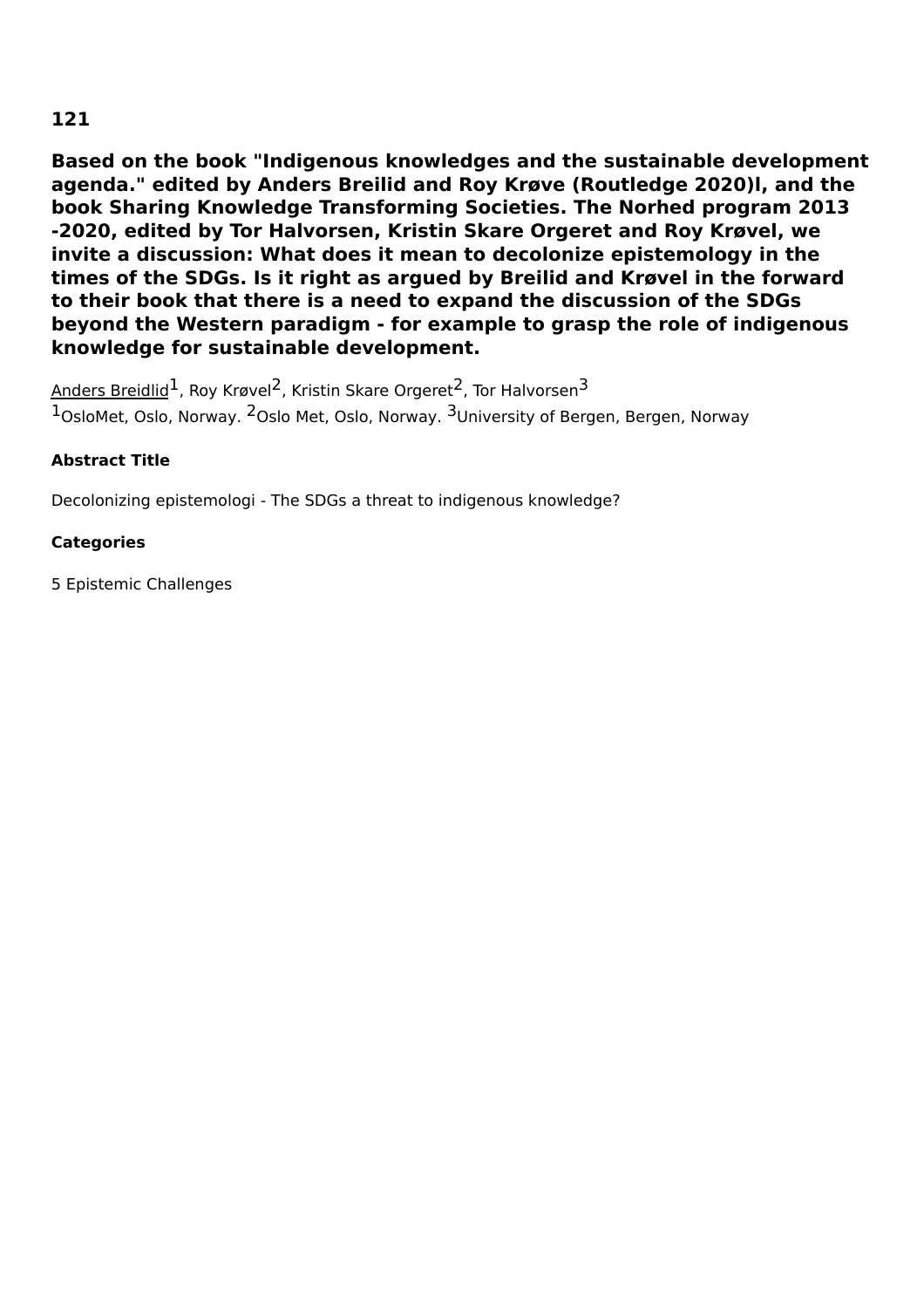**121**

## Based on the book "Indigenous knowledges and the sustainable development agenda." edited by Anders Breilid and Roy Krøve (Routledge 2020)l, and the book Sharing Knowledge Transforming Societies. The Norhed program 2013 -2020, edited by Tor Halvorsen, Kristin Skare Orgeret and Roy Krøvel, we invite a discussion: What does it mean to decolonize epistemology in the times of the SDGs. Is it right as argued by Breilid and Krøvel in the forward to their book that there is a need to expand the discussion of the SDGs beyond the Western paradigm - for example to grasp the role of indigenous knowledge for sustainable development.

Anders Breidlid[1], Roy Krøvel[2], Kristin Skare Orgeret[2], Tor Halvorsen[3]
[1]OsloMet, Oslo, Norway. [2]Oslo Met, Oslo, Norway. [3]University of Bergen, Bergen, Norway

#### Abstract Title

Decolonizing epistemologi - The SDGs a threat to indigenous knowledge?

#### Categories

5 Epistemic Challenges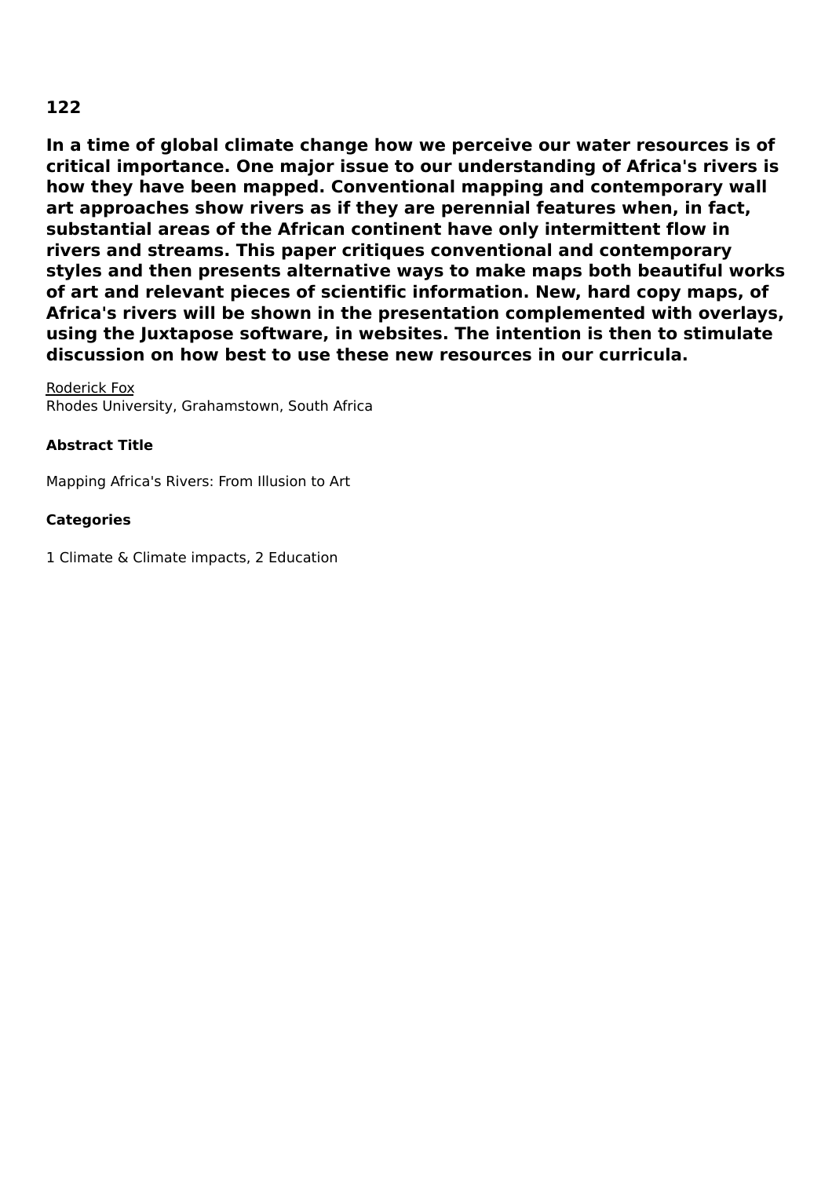**122**

**In a time of global climate change how we perceive our water resources is of critical importance. One major issue to our understanding of Africa's rivers is how they have been mapped. Conventional mapping and contemporary wall art approaches show rivers as if they are perennial features when, in fact, substantial areas of the African continent have only intermittent flow in rivers and streams. This paper critiques conventional and contemporary styles and then presents alternative ways to make maps both beautiful works of art and relevant pieces of scientific information. New, hard copy maps, of Africa's rivers will be shown in the presentation complemented with overlays, using the Juxtapose software, in websites. The intention is then to stimulate discussion on how best to use these new resources in our curricula.**

Roderick Fox
Rhodes University, Grahamstown, South Africa

**Abstract Title**

Mapping Africa's Rivers: From Illusion to Art

**Categories**

1 Climate & Climate impacts, 2 Education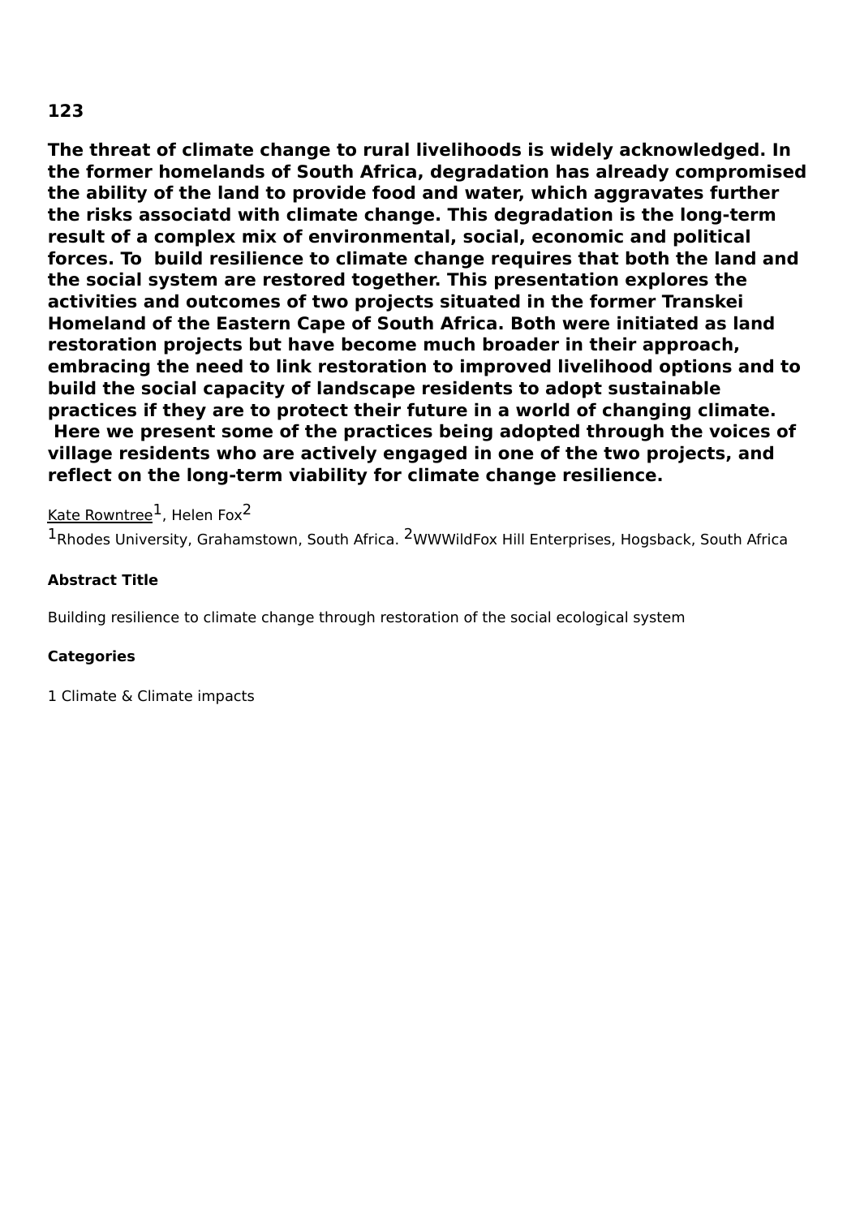**123**

**The threat of climate change to rural livelihoods is widely acknowledged. In the former homelands of South Africa, degradation has already compromised the ability of the land to provide food and water, which aggravates further the risks associatd with climate change. This degradation is the long-term result of a complex mix of environmental, social, economic and political forces. To build resilience to climate change requires that both the land and the social system are restored together. This presentation explores the activities and outcomes of two projects situated in the former Transkei Homeland of the Eastern Cape of South Africa. Both were initiated as land restoration projects but have become much broader in their approach, embracing the need to link restoration to improved livelihood options and to build the social capacity of landscape residents to adopt sustainable practices if they are to protect their future in a world of changing climate. Here we present some of the practices being adopted through the voices of village residents who are actively engaged in one of the two projects, and reflect on the long-term viability for climate change resilience.**

<u>Kate Rowntree</u>[1], Helen Fox[2]

[1]Rhodes University, Grahamstown, South Africa. [2]WWWildFox Hill Enterprises, Hogsback, South Africa

**Abstract Title**

Building resilience to climate change through restoration of the social ecological system

**Categories**

1 Climate & Climate impacts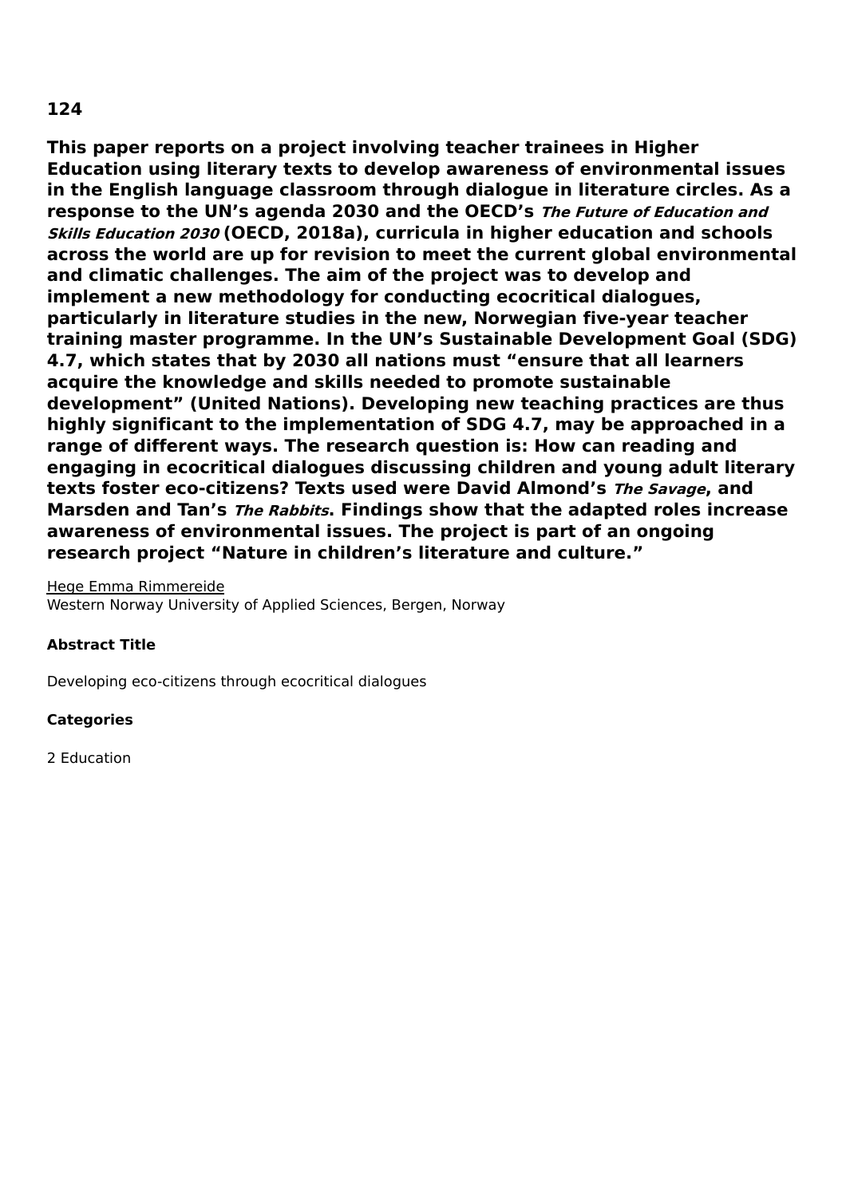**124**

**This paper reports on a project involving teacher trainees in Higher Education using literary texts to develop awareness of environmental issues in the English language classroom through dialogue in literature circles. As a response to the UN's agenda 2030 and the OECD's *The Future of Education and Skills Education 2030* (OECD, 2018a), curricula in higher education and schools across the world are up for revision to meet the current global environmental and climatic challenges. The aim of the project was to develop and implement a new methodology for conducting ecocritical dialogues, particularly in literature studies in the new, Norwegian five-year teacher training master programme. In the UN's Sustainable Development Goal (SDG) 4.7, which states that by 2030 all nations must "ensure that all learners acquire the knowledge and skills needed to promote sustainable development" (United Nations). Developing new teaching practices are thus highly significant to the implementation of SDG 4.7, may be approached in a range of different ways. The research question is: How can reading and engaging in ecocritical dialogues discussing children and young adult literary texts foster eco-citizens? Texts used were David Almond's *The Savage*, and Marsden and Tan's *The Rabbits*. Findings show that the adapted roles increase awareness of environmental issues. The project is part of an ongoing research project "Nature in children's literature and culture."**

Hege Emma Rimmereide
Western Norway University of Applied Sciences, Bergen, Norway

**Abstract Title**

Developing eco-citizens through ecocritical dialogues

**Categories**

2 Education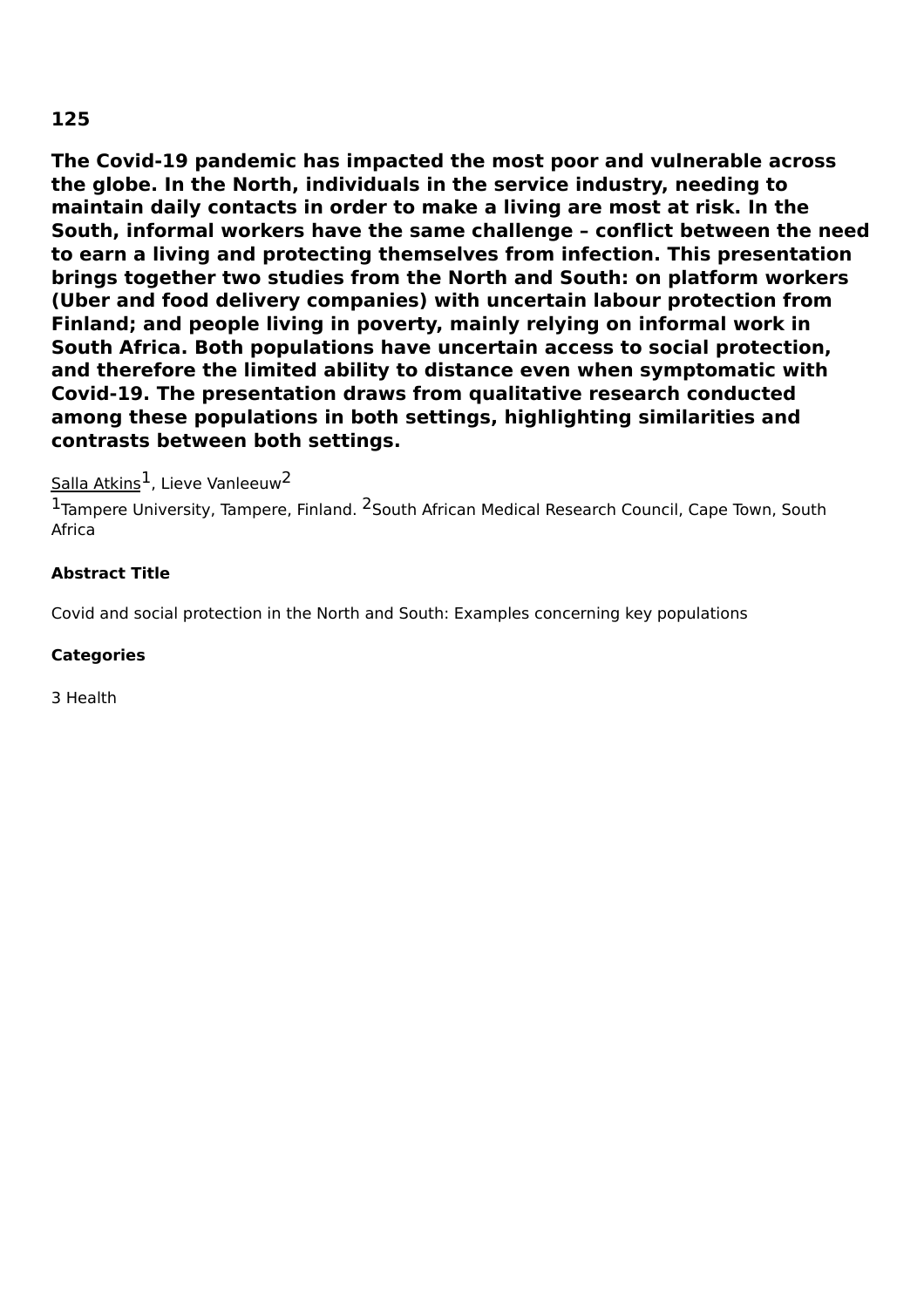**125**

**The Covid-19 pandemic has impacted the most poor and vulnerable across the globe. In the North, individuals in the service industry, needing to maintain daily contacts in order to make a living are most at risk. In the South, informal workers have the same challenge – conflict between the need to earn a living and protecting themselves from infection. This presentation brings together two studies from the North and South: on platform workers (Uber and food delivery companies) with uncertain labour protection from Finland; and people living in poverty, mainly relying on informal work in South Africa. Both populations have uncertain access to social protection, and therefore the limited ability to distance even when symptomatic with Covid-19. The presentation draws from qualitative research conducted among these populations in both settings, highlighting similarities and contrasts between both settings.**

Salla Atkins[1], Lieve Vanleeuw[2]

[1]Tampere University, Tampere, Finland. [2]South African Medical Research Council, Cape Town, South Africa

#### Abstract Title

Covid and social protection in the North and South: Examples concerning key populations

#### Categories

3 Health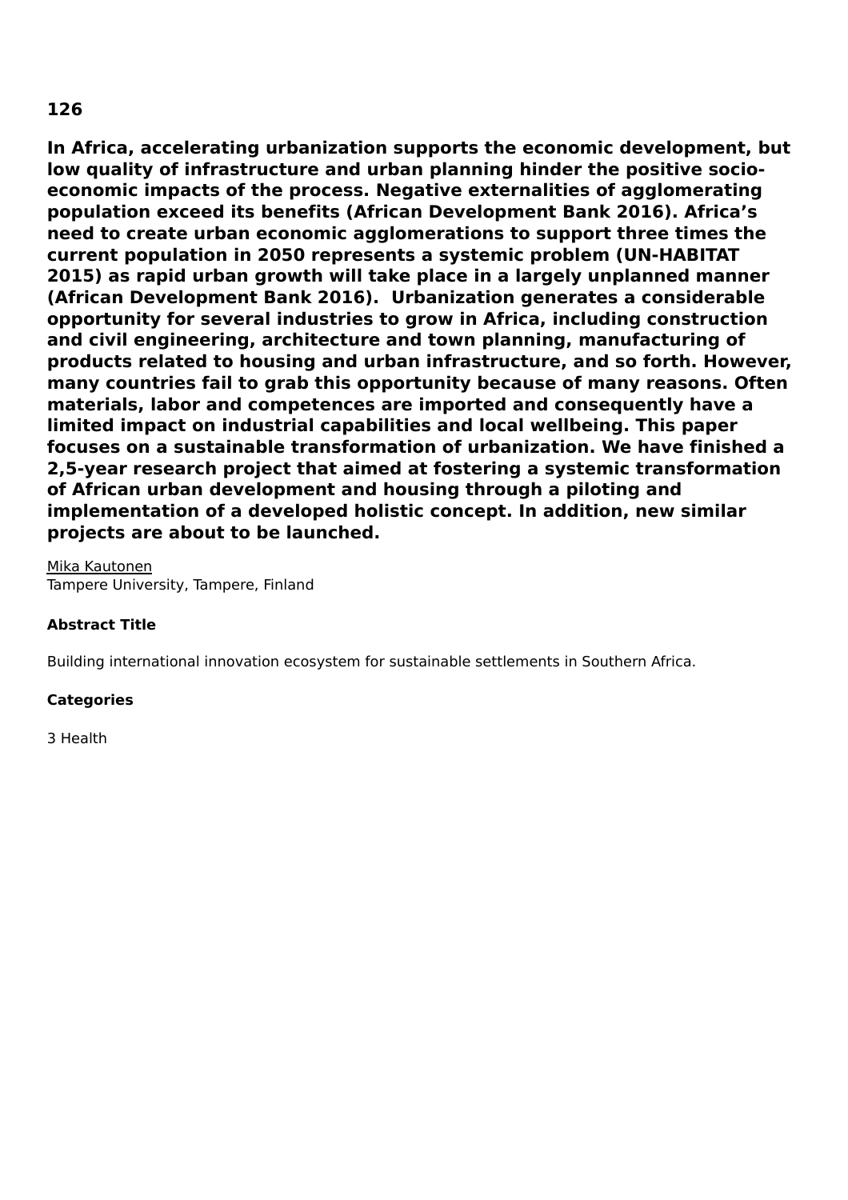**126**

**In Africa, accelerating urbanization supports the economic development, but low quality of infrastructure and urban planning hinder the positive socio-economic impacts of the process. Negative externalities of agglomerating population exceed its benefits (African Development Bank 2016). Africa's need to create urban economic agglomerations to support three times the current population in 2050 represents a systemic problem (UN-HABITAT 2015) as rapid urban growth will take place in a largely unplanned manner (African Development Bank 2016). Urbanization generates a considerable opportunity for several industries to grow in Africa, including construction and civil engineering, architecture and town planning, manufacturing of products related to housing and urban infrastructure, and so forth. However, many countries fail to grab this opportunity because of many reasons. Often materials, labor and competences are imported and consequently have a limited impact on industrial capabilities and local wellbeing. This paper focuses on a sustainable transformation of urbanization. We have finished a 2,5-year research project that aimed at fostering a systemic transformation of African urban development and housing through a piloting and implementation of a developed holistic concept. In addition, new similar projects are about to be launched.**

Mika Kautonen
Tampere University, Tampere, Finland

**Abstract Title**

Building international innovation ecosystem for sustainable settlements in Southern Africa.

**Categories**

3 Health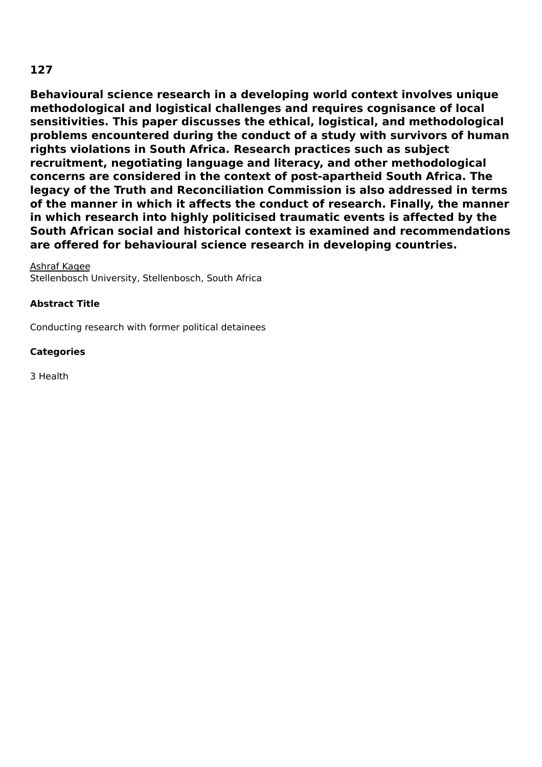**127**

**Behavioural science research in a developing world context involves unique methodological and logistical challenges and requires cognisance of local sensitivities. This paper discusses the ethical, logistical, and methodological problems encountered during the conduct of a study with survivors of human rights violations in South Africa. Research practices such as subject recruitment, negotiating language and literacy, and other methodological concerns are considered in the context of post-apartheid South Africa. The legacy of the Truth and Reconciliation Commission is also addressed in terms of the manner in which it affects the conduct of research. Finally, the manner in which research into highly politicised traumatic events is affected by the South African social and historical context is examined and recommendations are offered for behavioural science research in developing countries.**

Ashraf Kagee
Stellenbosch University, Stellenbosch, South Africa

**Abstract Title**

Conducting research with former political detainees

**Categories**

3 Health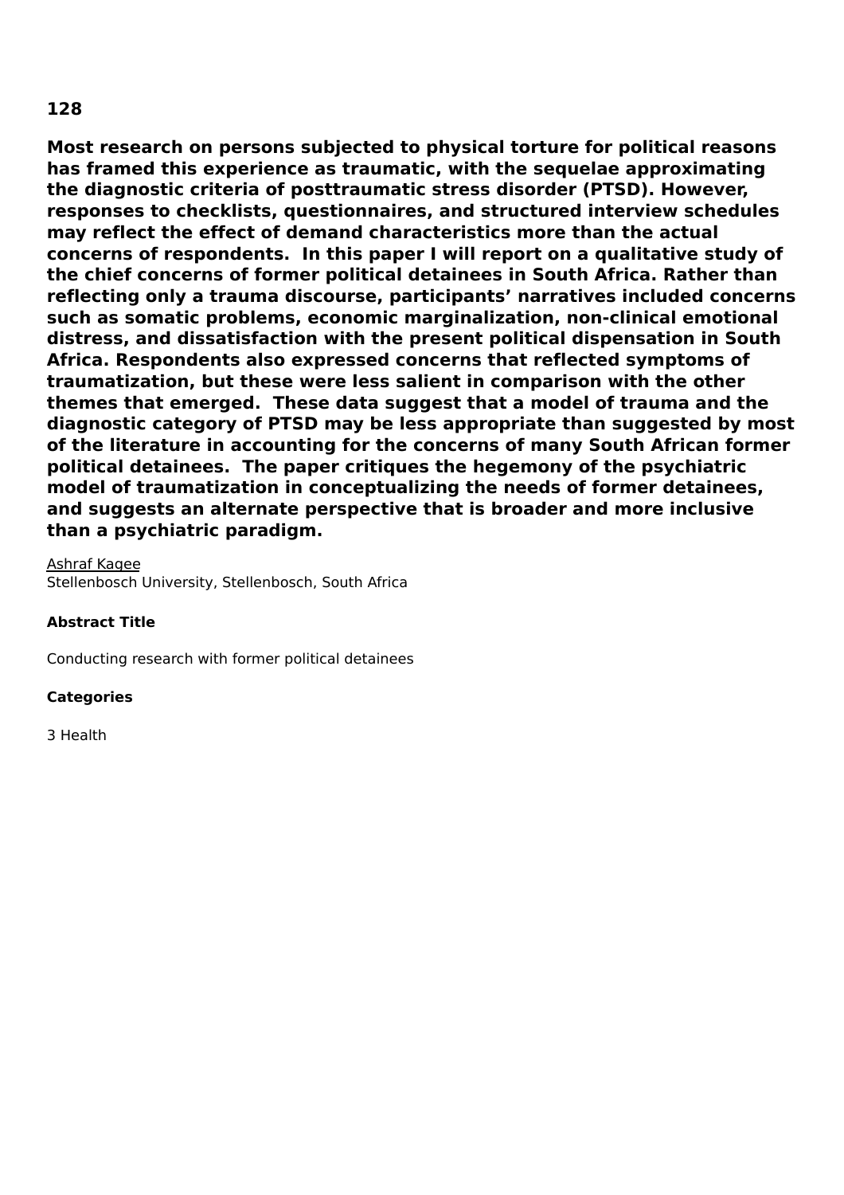**128**

**Most research on persons subjected to physical torture for political reasons has framed this experience as traumatic, with the sequelae approximating the diagnostic criteria of posttraumatic stress disorder (PTSD). However, responses to checklists, questionnaires, and structured interview schedules may reflect the effect of demand characteristics more than the actual concerns of respondents. In this paper I will report on a qualitative study of the chief concerns of former political detainees in South Africa. Rather than reflecting only a trauma discourse, participants' narratives included concerns such as somatic problems, economic marginalization, non-clinical emotional distress, and dissatisfaction with the present political dispensation in South Africa. Respondents also expressed concerns that reflected symptoms of traumatization, but these were less salient in comparison with the other themes that emerged. These data suggest that a model of trauma and the diagnostic category of PTSD may be less appropriate than suggested by most of the literature in accounting for the concerns of many South African former political detainees. The paper critiques the hegemony of the psychiatric model of traumatization in conceptualizing the needs of former detainees, and suggests an alternate perspective that is broader and more inclusive than a psychiatric paradigm.**

Ashraf Kagee
Stellenbosch University, Stellenbosch, South Africa

**Abstract Title**

Conducting research with former political detainees

**Categories**

3 Health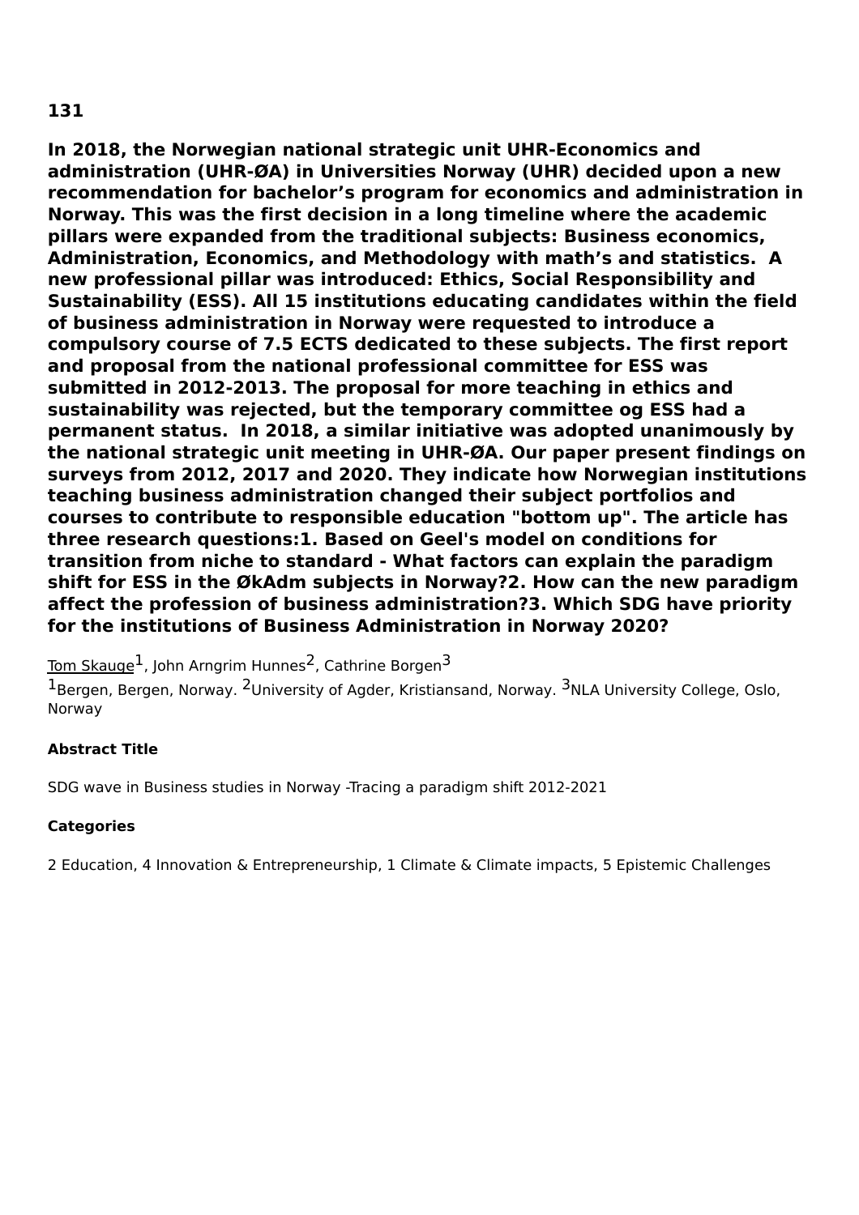**131**

**In 2018, the Norwegian national strategic unit UHR-Economics and administration (UHR-ØA) in Universities Norway (UHR) decided upon a new recommendation for bachelor's program for economics and administration in Norway. This was the first decision in a long timeline where the academic pillars were expanded from the traditional subjects: Business economics, Administration, Economics, and Methodology with math's and statistics. A new professional pillar was introduced: Ethics, Social Responsibility and Sustainability (ESS). All 15 institutions educating candidates within the field of business administration in Norway were requested to introduce a compulsory course of 7.5 ECTS dedicated to these subjects. The first report and proposal from the national professional committee for ESS was submitted in 2012-2013. The proposal for more teaching in ethics and sustainability was rejected, but the temporary committee og ESS had a permanent status. In 2018, a similar initiative was adopted unanimously by the national strategic unit meeting in UHR-ØA. Our paper present findings on surveys from 2012, 2017 and 2020. They indicate how Norwegian institutions teaching business administration changed their subject portfolios and courses to contribute to responsible education "bottom up". The article has three research questions:1. Based on Geel's model on conditions for transition from niche to standard - What factors can explain the paradigm shift for ESS in the ØkAdm subjects in Norway?2. How can the new paradigm affect the profession of business administration?3. Which SDG have priority for the institutions of Business Administration in Norway 2020?**

Tom Skauge[1], John Arngrim Hunnes[2], Cathrine Borgen[3]

[1]Bergen, Bergen, Norway. [2]University of Agder, Kristiansand, Norway. [3]NLA University College, Oslo, Norway

**Abstract Title**

SDG wave in Business studies in Norway -Tracing a paradigm shift 2012-2021

**Categories**

2 Education, 4 Innovation & Entrepreneurship, 1 Climate & Climate impacts, 5 Epistemic Challenges